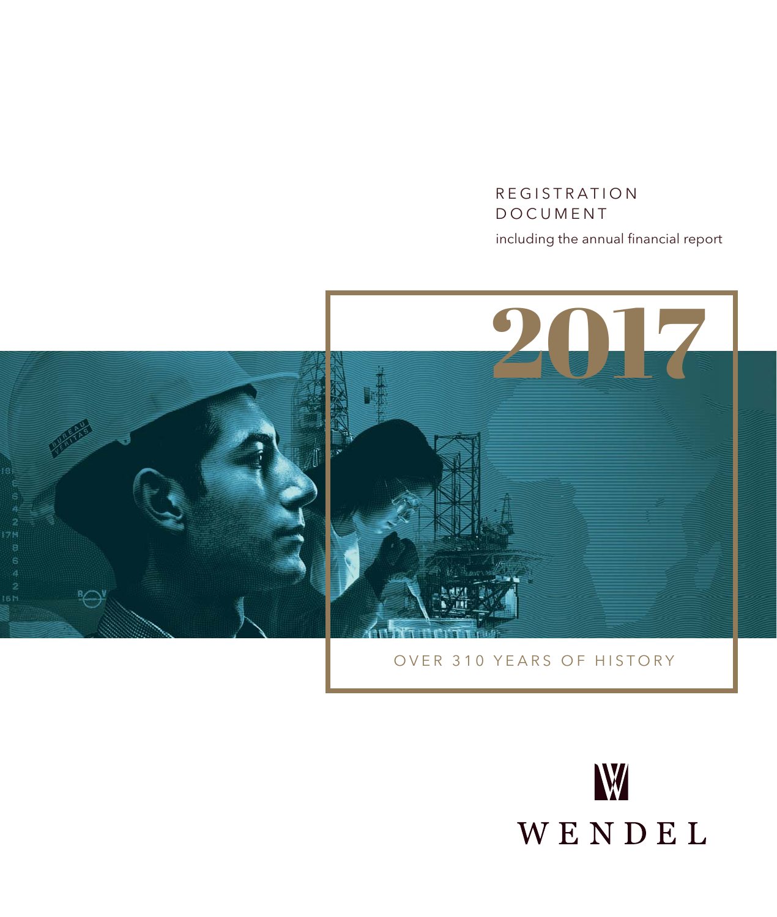# REGISTRATION DOCUMENT

including the annual financial report

# 2017

OVER 310 YEARS OF HISTORY

WENDEL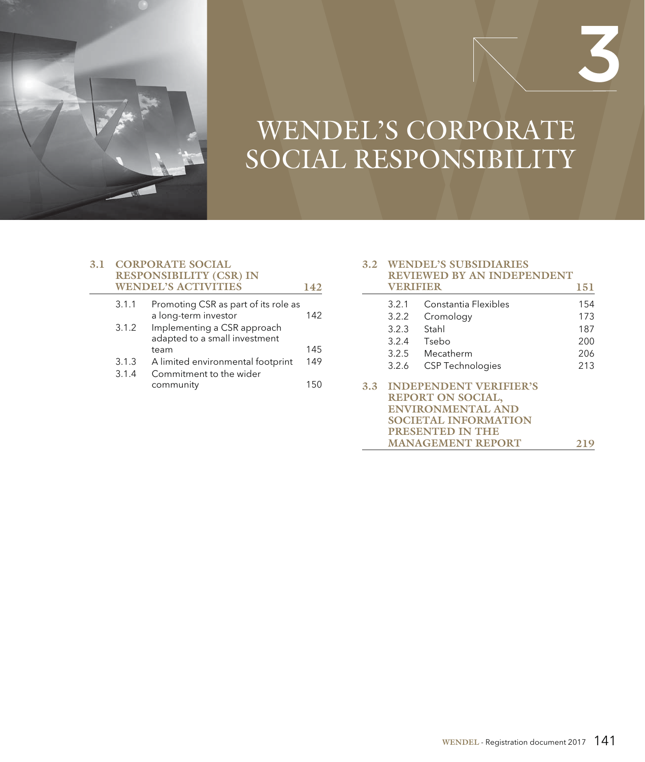# 3

# WENDEL'S CORPORATE SOCIAL RESPONSIBILITY

**3.1 CORPORATE SOCIAL RESPONSIBILITY (CSR) IN WENDEL'S ACTIVITIES** — 142

| | | |
|---|---|---|
| 3.1.1 | Promoting CSR as part of its role as a long-term investor | 142 |
| 3.1.2 | Implementing a CSR approach adapted to a small investment team | 145 |
| 3.1.3 | A limited environmental footprint | 149 |
| 3.1.4 | Commitment to the wider community | 150 |

**3.2 WENDEL'S SUBSIDIARIES REVIEWED BY AN INDEPENDENT VERIFIER** — 151

| | | |
|---|---|---|
| 3.2.1 | Constantia Flexibles | 154 |
| 3.2.2 | Cromology | 173 |
| 3.2.3 | Stahl | 187 |
| 3.2.4 | Tsebo | 200 |
| 3.2.5 | Mecatherm | 206 |
| 3.2.6 | CSP Technologies | 213 |

**3.3 INDEPENDENT VERIFIER'S REPORT ON SOCIAL, ENVIRONMENTAL AND SOCIETAL INFORMATION PRESENTED IN THE MANAGEMENT REPORT** — 219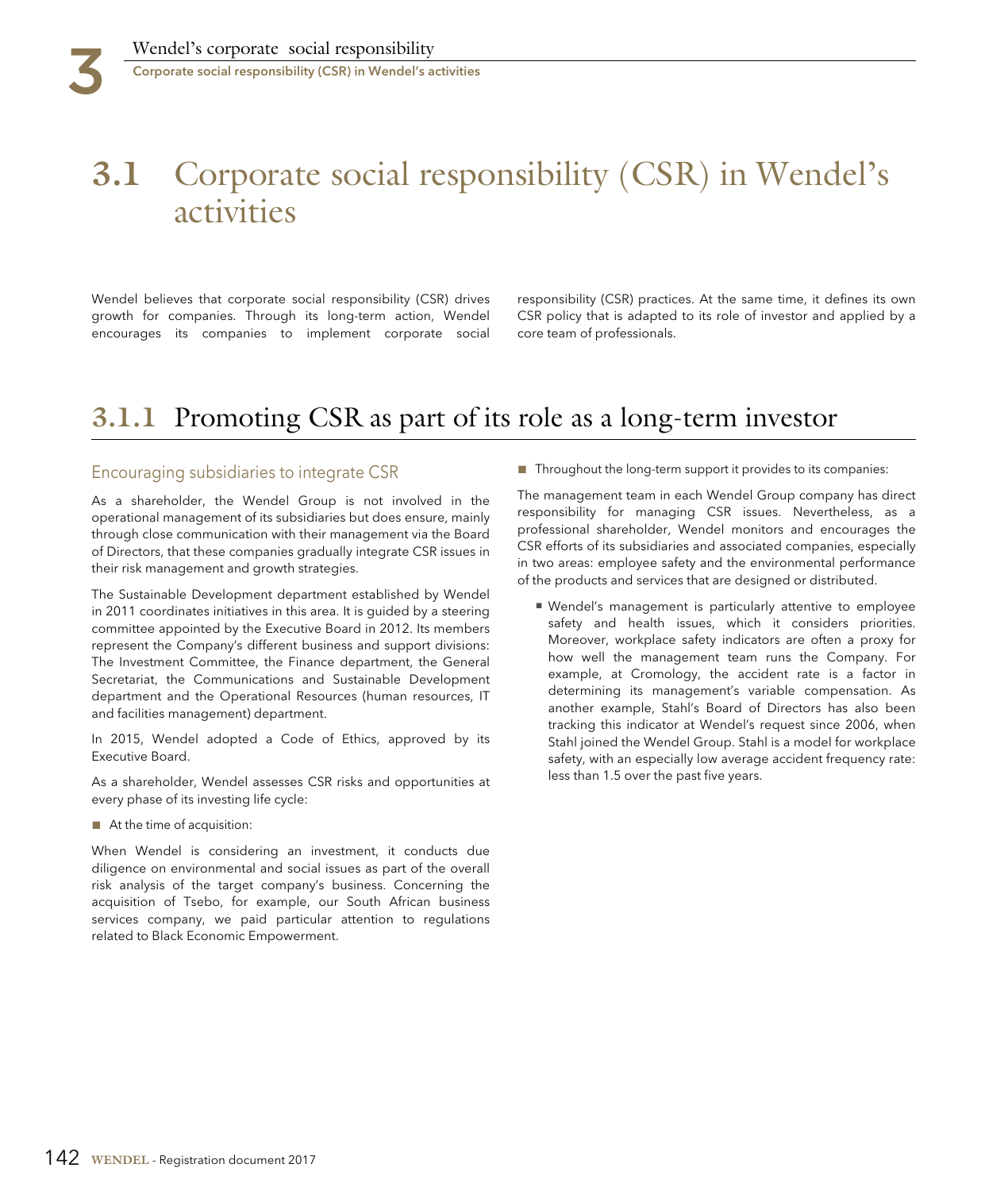# 3.1 Corporate social responsibility (CSR) in Wendel's activities

Wendel believes that corporate social responsibility (CSR) drives growth for companies. Through its long-term action, Wendel encourages its companies to implement corporate social responsibility (CSR) practices. At the same time, it defines its own CSR policy that is adapted to its role of investor and applied by a core team of professionals.

## 3.1.1 Promoting CSR as part of its role as a long-term investor

### Encouraging subsidiaries to integrate CSR

As a shareholder, the Wendel Group is not involved in the operational management of its subsidiaries but does ensure, mainly through close communication with their management via the Board of Directors, that these companies gradually integrate CSR issues in their risk management and growth strategies.

The Sustainable Development department established by Wendel in 2011 coordinates initiatives in this area. It is guided by a steering committee appointed by the Executive Board in 2012. Its members represent the Company's different business and support divisions: The Investment Committee, the Finance department, the General Secretariat, the Communications and Sustainable Development department and the Operational Resources (human resources, IT and facilities management) department.

In 2015, Wendel adopted a Code of Ethics, approved by its Executive Board.

As a shareholder, Wendel assesses CSR risks and opportunities at every phase of its investing life cycle:

- At the time of acquisition:

When Wendel is considering an investment, it conducts due diligence on environmental and social issues as part of the overall risk analysis of the target company's business. Concerning the acquisition of Tsebo, for example, our South African business services company, we paid particular attention to regulations related to Black Economic Empowerment.

- Throughout the long-term support it provides to its companies:

The management team in each Wendel Group company has direct responsibility for managing CSR issues. Nevertheless, as a professional shareholder, Wendel monitors and encourages the CSR efforts of its subsidiaries and associated companies, especially in two areas: employee safety and the environmental performance of the products and services that are designed or distributed.

  - Wendel's management is particularly attentive to employee safety and health issues, which it considers priorities. Moreover, workplace safety indicators are often a proxy for how well the management team runs the Company. For example, at Cromology, the accident rate is a factor in determining its management's variable compensation. As another example, Stahl's Board of Directors has also been tracking this indicator at Wendel's request since 2006, when Stahl joined the Wendel Group. Stahl is a model for workplace safety, with an especially low average accident frequency rate: less than 1.5 over the past five years.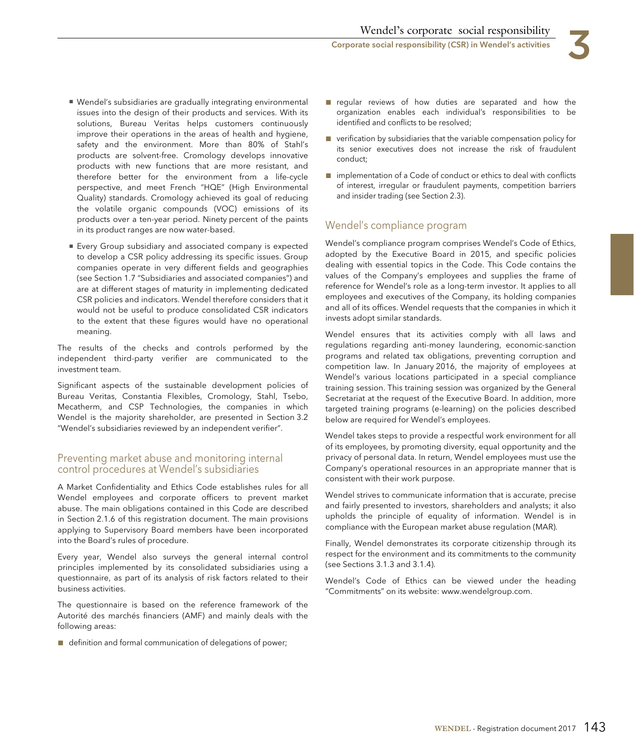- Wendel's subsidiaries are gradually integrating environmental issues into the design of their products and services. With its solutions, Bureau Veritas helps customers continuously improve their operations in the areas of health and hygiene, safety and the environment. More than 80% of Stahl's products are solvent-free. Cromology develops innovative products with new functions that are more resistant, and therefore better for the environment from a life-cycle perspective, and meet French "HQE" (High Environmental Quality) standards. Cromology achieved its goal of reducing the volatile organic compounds (VOC) emissions of its products over a ten-year period. Ninety percent of the paints in its product ranges are now water-based.
- Every Group subsidiary and associated company is expected to develop a CSR policy addressing its specific issues. Group companies operate in very different fields and geographies (see Section 1.7 "Subsidiaries and associated companies") and are at different stages of maturity in implementing dedicated CSR policies and indicators. Wendel therefore considers that it would not be useful to produce consolidated CSR indicators to the extent that these figures would have no operational meaning.

The results of the checks and controls performed by the independent third-party verifier are communicated to the investment team.

Significant aspects of the sustainable development policies of Bureau Veritas, Constantia Flexibles, Cromology, Stahl, Tsebo, Mecatherm, and CSP Technologies, the companies in which Wendel is the majority shareholder, are presented in Section 3.2 "Wendel's subsidiaries reviewed by an independent verifier".

## Preventing market abuse and monitoring internal control procedures at Wendel's subsidiaries

A Market Confidentiality and Ethics Code establishes rules for all Wendel employees and corporate officers to prevent market abuse. The main obligations contained in this Code are described in Section 2.1.6 of this registration document. The main provisions applying to Supervisory Board members have been incorporated into the Board's rules of procedure.

Every year, Wendel also surveys the general internal control principles implemented by its consolidated subsidiaries using a questionnaire, as part of its analysis of risk factors related to their business activities.

The questionnaire is based on the reference framework of the Autorité des marchés financiers (AMF) and mainly deals with the following areas:

- definition and formal communication of delegations of power;
- regular reviews of how duties are separated and how the organization enables each individual's responsibilities to be identified and conflicts to be resolved;
- verification by subsidiaries that the variable compensation policy for its senior executives does not increase the risk of fraudulent conduct;
- implementation of a Code of conduct or ethics to deal with conflicts of interest, irregular or fraudulent payments, competition barriers and insider trading (see Section 2.3).

## Wendel's compliance program

Wendel's compliance program comprises Wendel's Code of Ethics, adopted by the Executive Board in 2015, and specific policies dealing with essential topics in the Code. This Code contains the values of the Company's employees and supplies the frame of reference for Wendel's role as a long-term investor. It applies to all employees and executives of the Company, its holding companies and all of its offices. Wendel requests that the companies in which it invests adopt similar standards.

Wendel ensures that its activities comply with all laws and regulations regarding anti-money laundering, economic-sanction programs and related tax obligations, preventing corruption and competition law. In January 2016, the majority of employees at Wendel's various locations participated in a special compliance training session. This training session was organized by the General Secretariat at the request of the Executive Board. In addition, more targeted training programs (e-learning) on the policies described below are required for Wendel's employees.

Wendel takes steps to provide a respectful work environment for all of its employees, by promoting diversity, equal opportunity and the privacy of personal data. In return, Wendel employees must use the Company's operational resources in an appropriate manner that is consistent with their work purpose.

Wendel strives to communicate information that is accurate, precise and fairly presented to investors, shareholders and analysts; it also upholds the principle of equality of information. Wendel is in compliance with the European market abuse regulation (MAR).

Finally, Wendel demonstrates its corporate citizenship through its respect for the environment and its commitments to the community (see Sections 3.1.3 and 3.1.4).

Wendel's Code of Ethics can be viewed under the heading "Commitments" on its website: www.wendelgroup.com.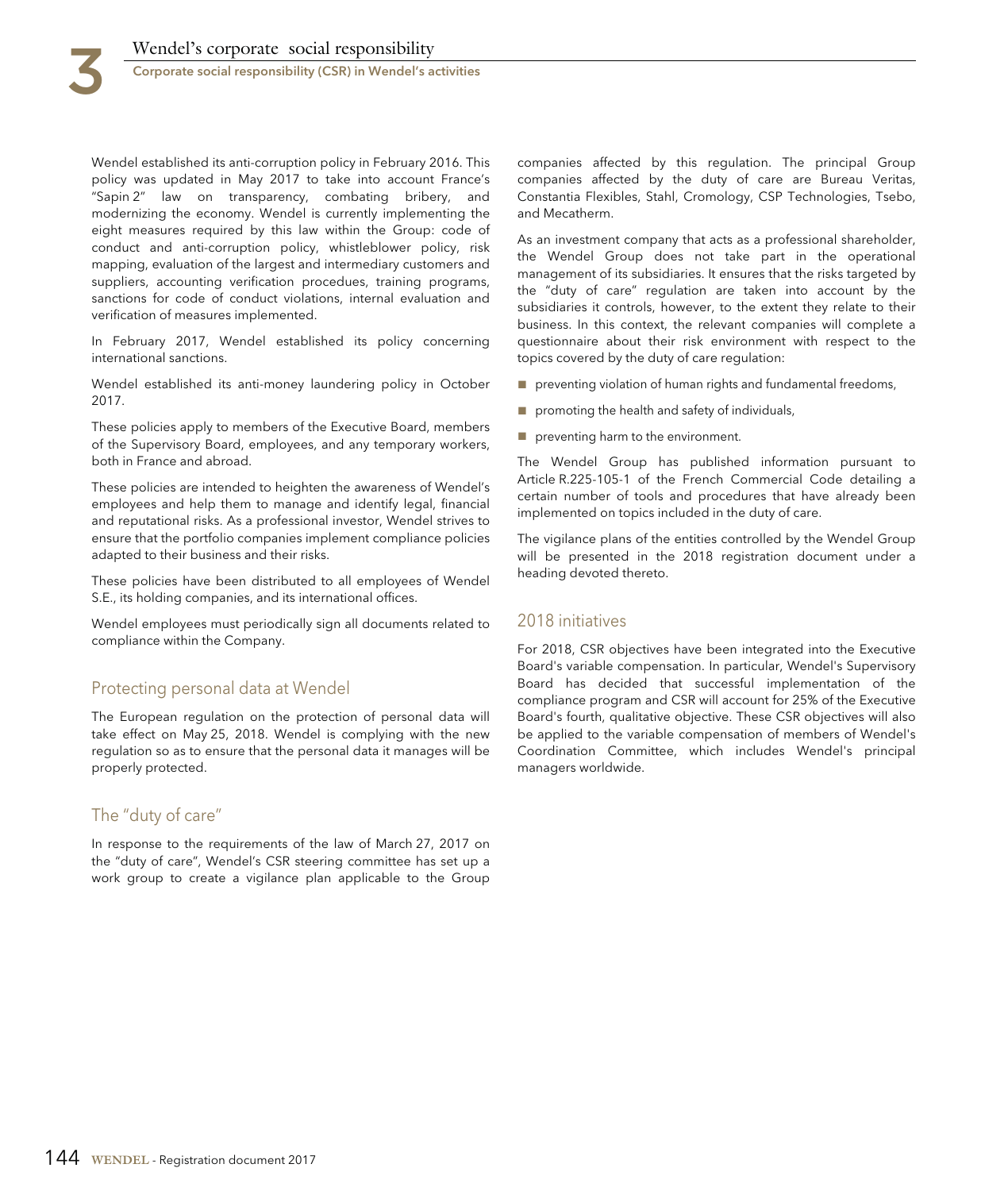Wendel established its anti-corruption policy in February 2016. This policy was updated in May 2017 to take into account France's "Sapin 2" law on transparency, combating bribery, and modernizing the economy. Wendel is currently implementing the eight measures required by this law within the Group: code of conduct and anti-corruption policy, whistleblower policy, risk mapping, evaluation of the largest and intermediary customers and suppliers, accounting verification procedues, training programs, sanctions for code of conduct violations, internal evaluation and verification of measures implemented.

In February 2017, Wendel established its policy concerning international sanctions.

Wendel established its anti-money laundering policy in October 2017.

These policies apply to members of the Executive Board, members of the Supervisory Board, employees, and any temporary workers, both in France and abroad.

These policies are intended to heighten the awareness of Wendel's employees and help them to manage and identify legal, financial and reputational risks. As a professional investor, Wendel strives to ensure that the portfolio companies implement compliance policies adapted to their business and their risks.

These policies have been distributed to all employees of Wendel S.E., its holding companies, and its international offices.

Wendel employees must periodically sign all documents related to compliance within the Company.

## Protecting personal data at Wendel

The European regulation on the protection of personal data will take effect on May 25, 2018. Wendel is complying with the new regulation so as to ensure that the personal data it manages will be properly protected.

## The "duty of care"

In response to the requirements of the law of March 27, 2017 on the "duty of care", Wendel's CSR steering committee has set up a work group to create a vigilance plan applicable to the Group companies affected by this regulation. The principal Group companies affected by the duty of care are Bureau Veritas, Constantia Flexibles, Stahl, Cromology, CSP Technologies, Tsebo, and Mecatherm.

As an investment company that acts as a professional shareholder, the Wendel Group does not take part in the operational management of its subsidiaries. It ensures that the risks targeted by the "duty of care" regulation are taken into account by the subsidiaries it controls, however, to the extent they relate to their business. In this context, the relevant companies will complete a questionnaire about their risk environment with respect to the topics covered by the duty of care regulation:

- preventing violation of human rights and fundamental freedoms,
- promoting the health and safety of individuals,
- preventing harm to the environment.

The Wendel Group has published information pursuant to Article R.225-105-1 of the French Commercial Code detailing a certain number of tools and procedures that have already been implemented on topics included in the duty of care.

The vigilance plans of the entities controlled by the Wendel Group will be presented in the 2018 registration document under a heading devoted thereto.

## 2018 initiatives

For 2018, CSR objectives have been integrated into the Executive Board's variable compensation. In particular, Wendel's Supervisory Board has decided that successful implementation of the compliance program and CSR will account for 25% of the Executive Board's fourth, qualitative objective. These CSR objectives will also be applied to the variable compensation of members of Wendel's Coordination Committee, which includes Wendel's principal managers worldwide.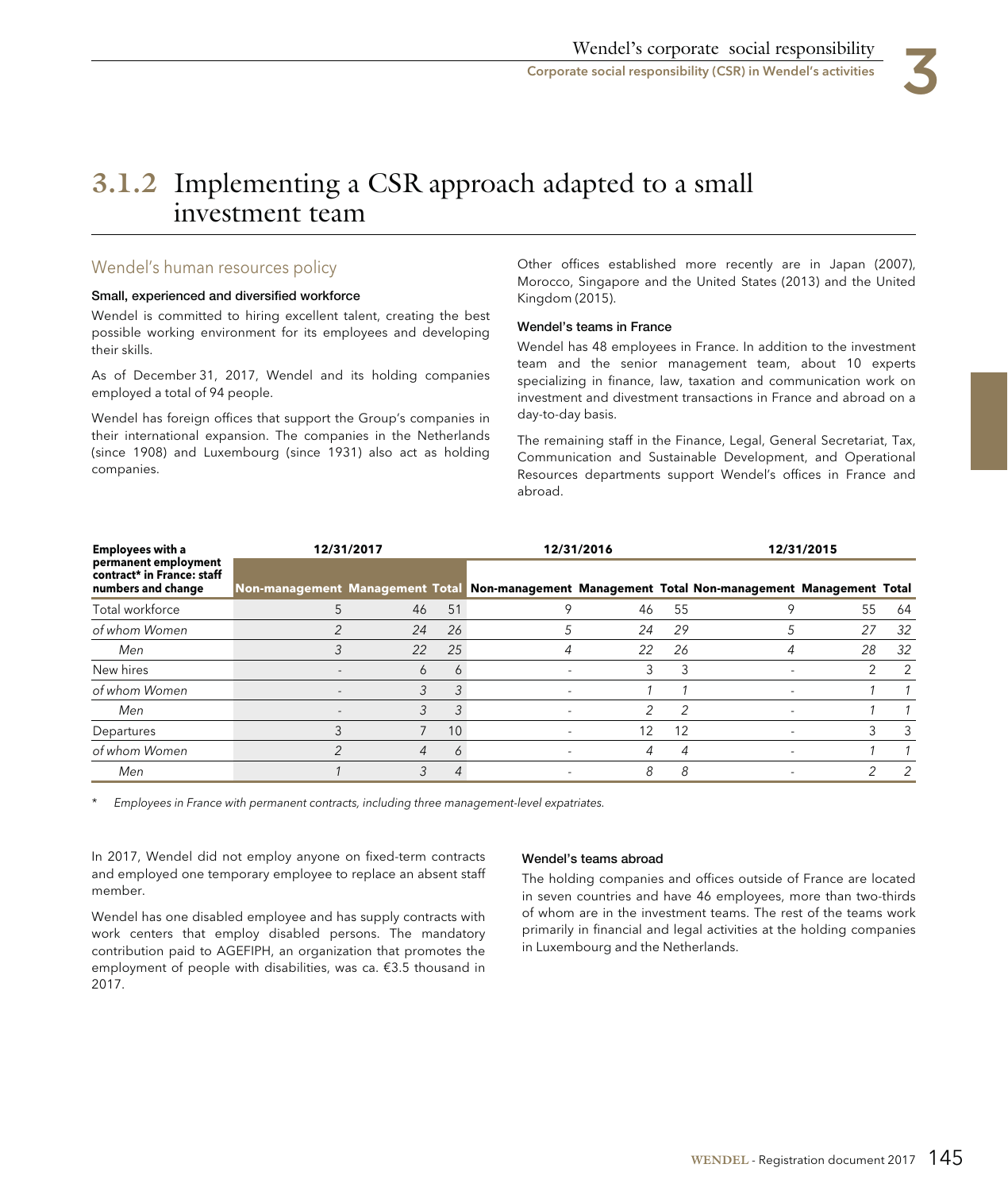# 3.1.2 Implementing a CSR approach adapted to a small investment team

## Wendel's human resources policy

### Small, experienced and diversified workforce

Wendel is committed to hiring excellent talent, creating the best possible working environment for its employees and developing their skills.

As of December 31, 2017, Wendel and its holding companies employed a total of 94 people.

Wendel has foreign offices that support the Group's companies in their international expansion. The companies in the Netherlands (since 1908) and Luxembourg (since 1931) also act as holding companies.

Other offices established more recently are in Japan (2007), Morocco, Singapore and the United States (2013) and the United Kingdom (2015).

### Wendel's teams in France

Wendel has 48 employees in France. In addition to the investment team and the senior management team, about 10 experts specializing in finance, law, taxation and communication work on investment and divestment transactions in France and abroad on a day-to-day basis.

The remaining staff in the Finance, Legal, General Secretariat, Tax, Communication and Sustainable Development, and Operational Resources departments support Wendel's offices in France and abroad.

| Employees with a permanent employment contract* in France: staff numbers and change | 12/31/2017 | | | 12/31/2016 | | | 12/31/2015 | | |
|---|---|---|---|---|---|---|---|---|---|
| | Non-management | Management | Total | Non-management | Management | Total | Non-management | Management | Total |
| Total workforce | 5 | 46 | 51 | 9 | 46 | 55 | 9 | 55 | 64 |
| *of whom Women* | *2* | *24* | *26* | *5* | *24* | *29* | *5* | *27* | *32* |
| *Men* | *3* | *22* | *25* | *4* | *22* | *26* | *4* | *28* | *32* |
| New hires | - | 6 | 6 | - | 3 | 3 | - | 2 | 2 |
| *of whom Women* | - | *3* | *3* | - | *1* | *1* | - | *1* | *1* |
| *Men* | - | *3* | *3* | - | *2* | *2* | - | *1* | *1* |
| Departures | 3 | 7 | 10 | - | 12 | 12 | - | 3 | 3 |
| *of whom Women* | *2* | *4* | *6* | - | *4* | *4* | - | *1* | *1* |
| *Men* | *1* | *3* | *4* | - | *8* | *8* | - | *2* | *2* |

\* *Employees in France with permanent contracts, including three management-level expatriates.*

In 2017, Wendel did not employ anyone on fixed-term contracts and employed one temporary employee to replace an absent staff member.

Wendel has one disabled employee and has supply contracts with work centers that employ disabled persons. The mandatory contribution paid to AGEFIPH, an organization that promotes the employment of people with disabilities, was ca. €3.5 thousand in 2017.

### Wendel's teams abroad

The holding companies and offices outside of France are located in seven countries and have 46 employees, more than two-thirds of whom are in the investment teams. The rest of the teams work primarily in financial and legal activities at the holding companies in Luxembourg and the Netherlands.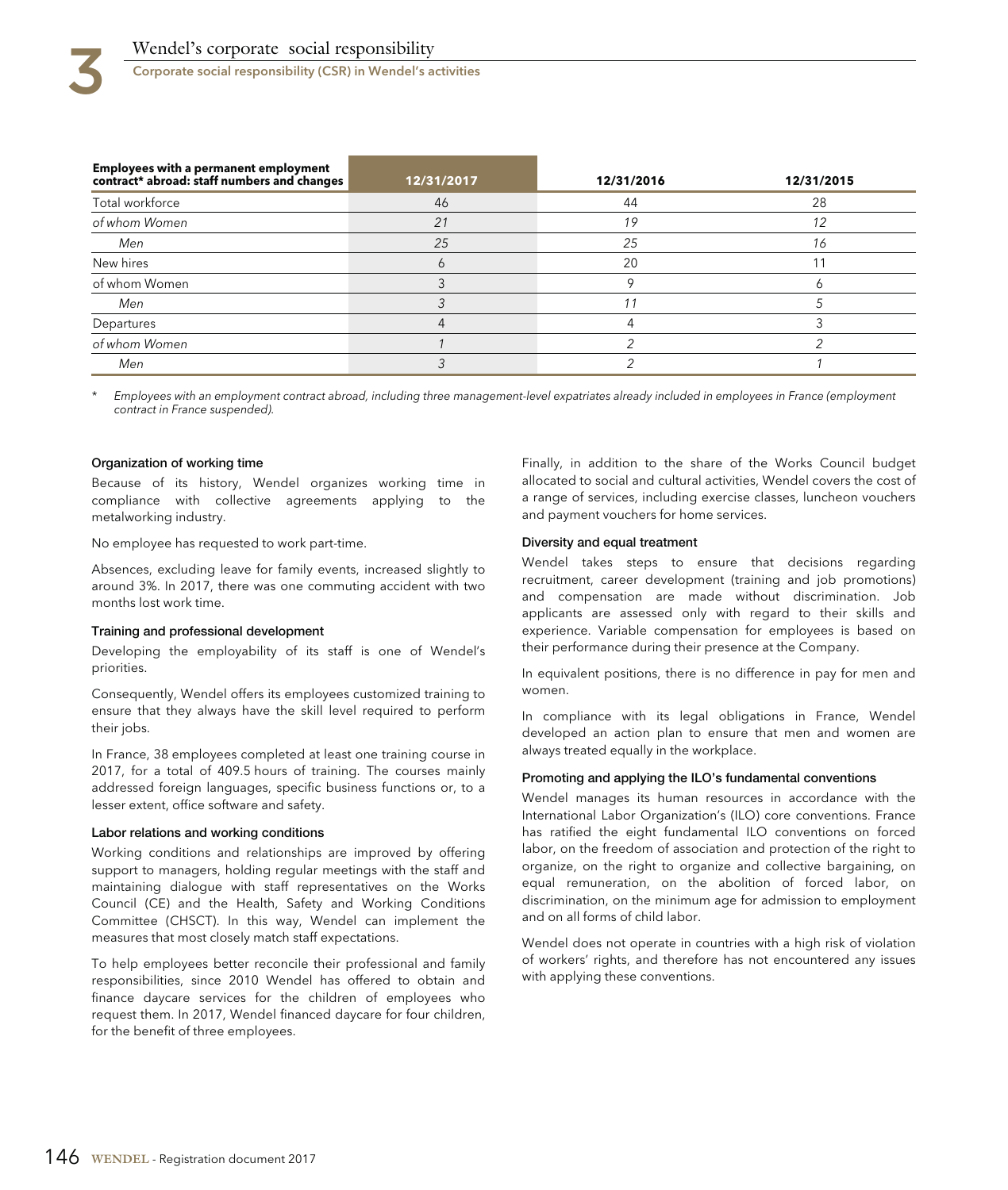| Employees with a permanent employment contract* abroad: staff numbers and changes | 12/31/2017 | 12/31/2016 | 12/31/2015 |
|---|---|---|---|
| Total workforce | 46 | 44 | 28 |
| *of whom Women* | *21* | *19* | *12* |
| *Men* | *25* | *25* | *16* |
| New hires | 6 | 20 | 11 |
| of whom Women | 3 | 9 | 6 |
| *Men* | *3* | *11* | *5* |
| Departures | 4 | 4 | 3 |
| *of whom Women* | *1* | *2* | *2* |
| *Men* | *3* | *2* | *1* |

\* *Employees with an employment contract abroad, including three management-level expatriates already included in employees in France (employment contract in France suspended).*

#### Organization of working time

Because of its history, Wendel organizes working time in compliance with collective agreements applying to the metalworking industry.

No employee has requested to work part-time.

Absences, excluding leave for family events, increased slightly to around 3%. In 2017, there was one commuting accident with two months lost work time.

#### Training and professional development

Developing the employability of its staff is one of Wendel's priorities.

Consequently, Wendel offers its employees customized training to ensure that they always have the skill level required to perform their jobs.

In France, 38 employees completed at least one training course in 2017, for a total of 409.5 hours of training. The courses mainly addressed foreign languages, specific business functions or, to a lesser extent, office software and safety.

#### Labor relations and working conditions

Working conditions and relationships are improved by offering support to managers, holding regular meetings with the staff and maintaining dialogue with staff representatives on the Works Council (CE) and the Health, Safety and Working Conditions Committee (CHSCT). In this way, Wendel can implement the measures that most closely match staff expectations.

To help employees better reconcile their professional and family responsibilities, since 2010 Wendel has offered to obtain and finance daycare services for the children of employees who request them. In 2017, Wendel financed daycare for four children, for the benefit of three employees.

Finally, in addition to the share of the Works Council budget allocated to social and cultural activities, Wendel covers the cost of a range of services, including exercise classes, luncheon vouchers and payment vouchers for home services.

#### Diversity and equal treatment

Wendel takes steps to ensure that decisions regarding recruitment, career development (training and job promotions) and compensation are made without discrimination. Job applicants are assessed only with regard to their skills and experience. Variable compensation for employees is based on their performance during their presence at the Company.

In equivalent positions, there is no difference in pay for men and women.

In compliance with its legal obligations in France, Wendel developed an action plan to ensure that men and women are always treated equally in the workplace.

#### Promoting and applying the ILO's fundamental conventions

Wendel manages its human resources in accordance with the International Labor Organization's (ILO) core conventions. France has ratified the eight fundamental ILO conventions on forced labor, on the freedom of association and protection of the right to organize, on the right to organize and collective bargaining, on equal remuneration, on the abolition of forced labor, on discrimination, on the minimum age for admission to employment and on all forms of child labor.

Wendel does not operate in countries with a high risk of violation of workers' rights, and therefore has not encountered any issues with applying these conventions.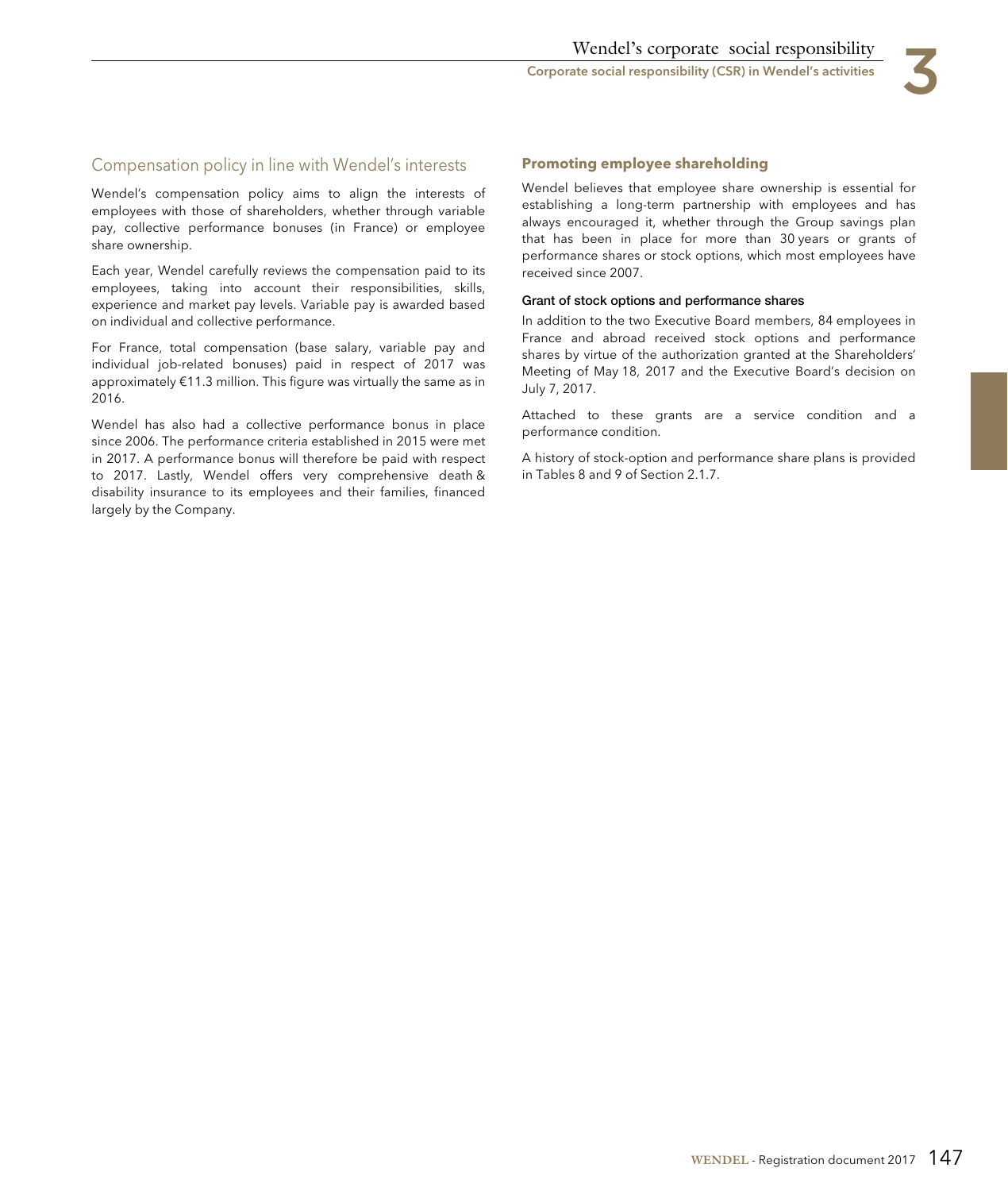## Compensation policy in line with Wendel's interests

Wendel's compensation policy aims to align the interests of employees with those of shareholders, whether through variable pay, collective performance bonuses (in France) or employee share ownership.

Each year, Wendel carefully reviews the compensation paid to its employees, taking into account their responsibilities, skills, experience and market pay levels. Variable pay is awarded based on individual and collective performance.

For France, total compensation (base salary, variable pay and individual job-related bonuses) paid in respect of 2017 was approximately €11.3 million. This figure was virtually the same as in 2016.

Wendel has also had a collective performance bonus in place since 2006. The performance criteria established in 2015 were met in 2017. A performance bonus will therefore be paid with respect to 2017. Lastly, Wendel offers very comprehensive death & disability insurance to its employees and their families, financed largely by the Company.

### Promoting employee shareholding

Wendel believes that employee share ownership is essential for establishing a long-term partnership with employees and has always encouraged it, whether through the Group savings plan that has been in place for more than 30 years or grants of performance shares or stock options, which most employees have received since 2007.

#### Grant of stock options and performance shares

In addition to the two Executive Board members, 84 employees in France and abroad received stock options and performance shares by virtue of the authorization granted at the Shareholders' Meeting of May 18, 2017 and the Executive Board's decision on July 7, 2017.

Attached to these grants are a service condition and a performance condition.

A history of stock-option and performance share plans is provided in Tables 8 and 9 of Section 2.1.7.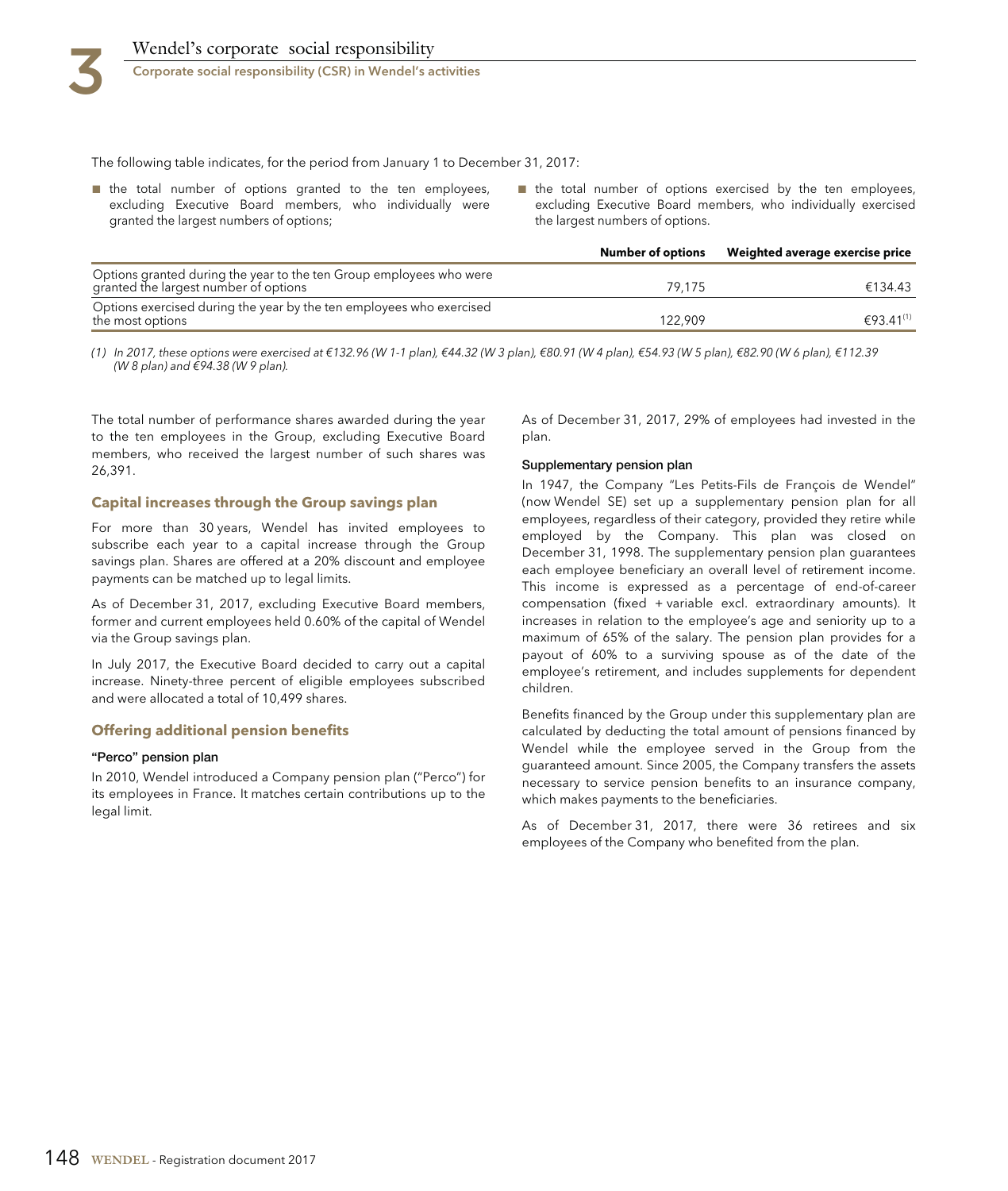The following table indicates, for the period from January 1 to December 31, 2017:

- the total number of options granted to the ten employees, excluding Executive Board members, who individually were granted the largest numbers of options;
- the total number of options exercised by the ten employees, excluding Executive Board members, who individually exercised the largest numbers of options.

| | Number of options | Weighted average exercise price |
|---|---|---|
| Options granted during the year to the ten Group employees who were granted the largest number of options | 79,175 | €134.43 |
| Options exercised during the year by the ten employees who exercised the most options | 122,909 | €93.41(1) |

*(1) In 2017, these options were exercised at €132.96 (W 1-1 plan), €44.32 (W 3 plan), €80.91 (W 4 plan), €54.93 (W 5 plan), €82.90 (W 6 plan), €112.39 (W 8 plan) and €94.38 (W 9 plan).*

The total number of performance shares awarded during the year to the ten employees in the Group, excluding Executive Board members, who received the largest number of such shares was 26,391.

### Capital increases through the Group savings plan

For more than 30 years, Wendel has invited employees to subscribe each year to a capital increase through the Group savings plan. Shares are offered at a 20% discount and employee payments can be matched up to legal limits.

As of December 31, 2017, excluding Executive Board members, former and current employees held 0.60% of the capital of Wendel via the Group savings plan.

In July 2017, the Executive Board decided to carry out a capital increase. Ninety-three percent of eligible employees subscribed and were allocated a total of 10,499 shares.

### Offering additional pension benefits

#### "Perco" pension plan

In 2010, Wendel introduced a Company pension plan ("Perco") for its employees in France. It matches certain contributions up to the legal limit.

As of December 31, 2017, 29% of employees had invested in the plan.

#### Supplementary pension plan

In 1947, the Company "Les Petits-Fils de François de Wendel" (now Wendel SE) set up a supplementary pension plan for all employees, regardless of their category, provided they retire while employed by the Company. This plan was closed on December 31, 1998. The supplementary pension plan guarantees each employee beneficiary an overall level of retirement income. This income is expressed as a percentage of end-of-career compensation (fixed + variable excl. extraordinary amounts). It increases in relation to the employee's age and seniority up to a maximum of 65% of the salary. The pension plan provides for a payout of 60% to a surviving spouse as of the date of the employee's retirement, and includes supplements for dependent children.

Benefits financed by the Group under this supplementary plan are calculated by deducting the total amount of pensions financed by Wendel while the employee served in the Group from the guaranteed amount. Since 2005, the Company transfers the assets necessary to service pension benefits to an insurance company, which makes payments to the beneficiaries.

As of December 31, 2017, there were 36 retirees and six employees of the Company who benefited from the plan.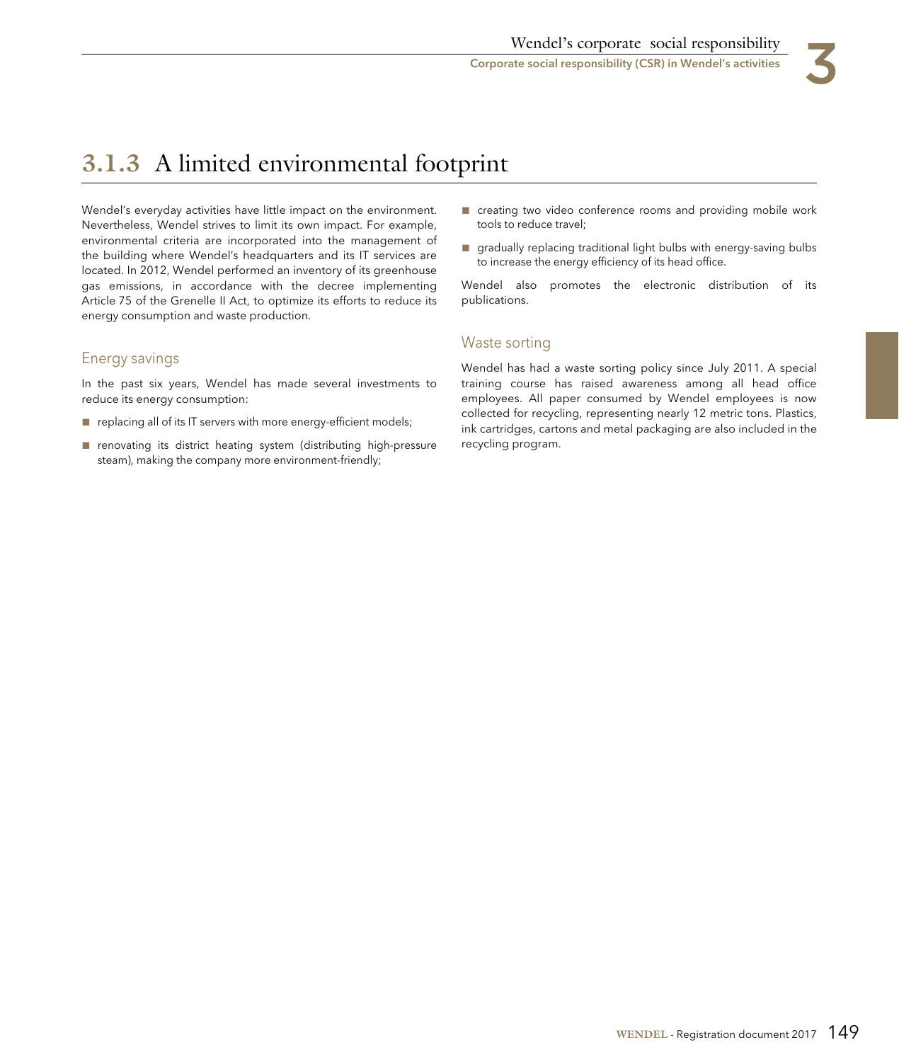## 3.1.3 A limited environmental footprint

Wendel's everyday activities have little impact on the environment. Nevertheless, Wendel strives to limit its own impact. For example, environmental criteria are incorporated into the management of the building where Wendel's headquarters and its IT services are located. In 2012, Wendel performed an inventory of its greenhouse gas emissions, in accordance with the decree implementing Article 75 of the Grenelle II Act, to optimize its efforts to reduce its energy consumption and waste production.

### Energy savings

In the past six years, Wendel has made several investments to reduce its energy consumption:

- replacing all of its IT servers with more energy-efficient models;
- renovating its district heating system (distributing high-pressure steam), making the company more environment-friendly;
- creating two video conference rooms and providing mobile work tools to reduce travel;
- gradually replacing traditional light bulbs with energy-saving bulbs to increase the energy efficiency of its head office.

Wendel also promotes the electronic distribution of its publications.

### Waste sorting

Wendel has had a waste sorting policy since July 2011. A special training course has raised awareness among all head office employees. All paper consumed by Wendel employees is now collected for recycling, representing nearly 12 metric tons. Plastics, ink cartridges, cartons and metal packaging are also included in the recycling program.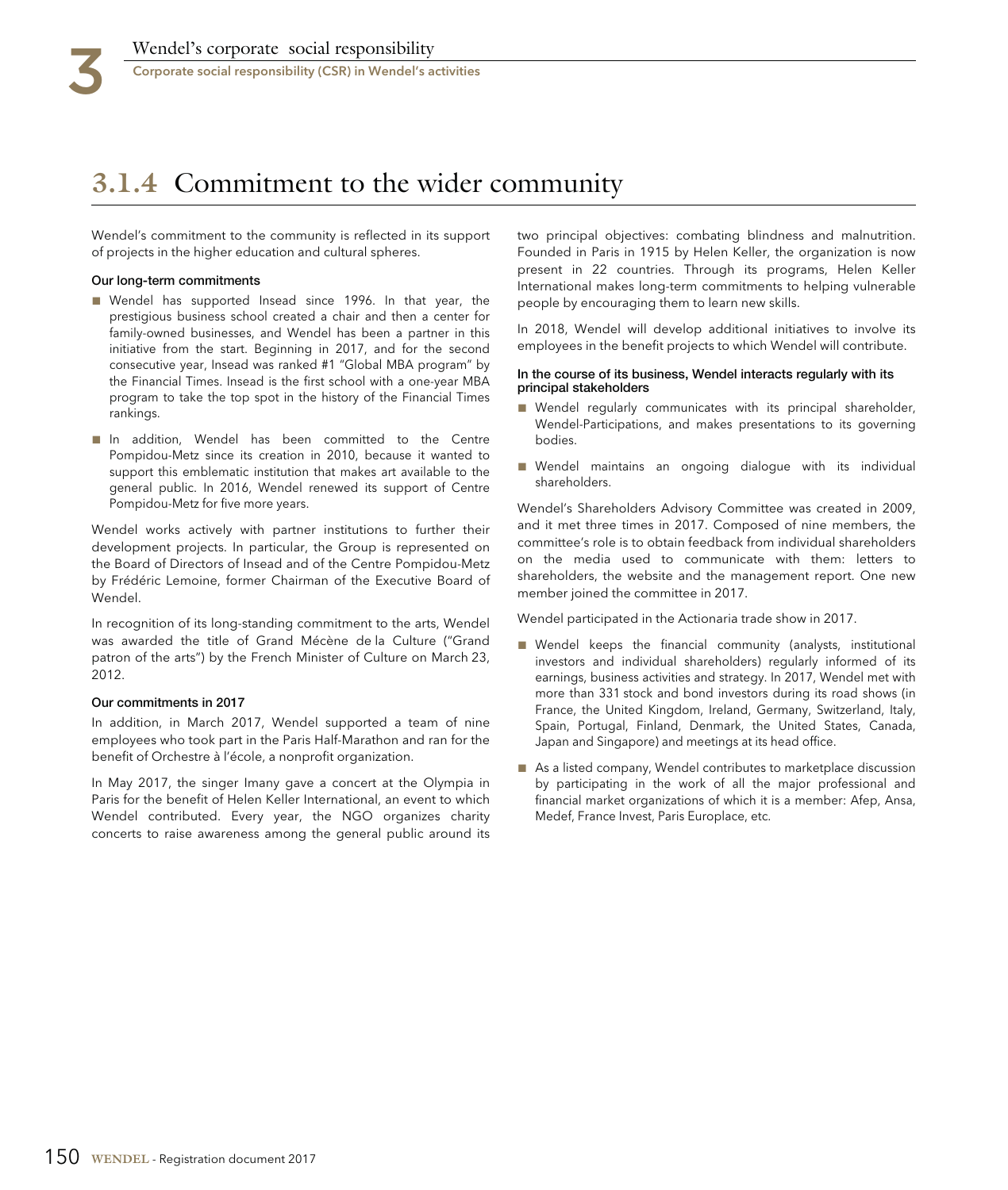## 3.1.4 Commitment to the wider community

Wendel's commitment to the community is reflected in its support of projects in the higher education and cultural spheres.

**Our long-term commitments**

- Wendel has supported Insead since 1996. In that year, the prestigious business school created a chair and then a center for family-owned businesses, and Wendel has been a partner in this initiative from the start. Beginning in 2017, and for the second consecutive year, Insead was ranked #1 "Global MBA program" by the Financial Times. Insead is the first school with a one-year MBA program to take the top spot in the history of the Financial Times rankings.
- In addition, Wendel has been committed to the Centre Pompidou-Metz since its creation in 2010, because it wanted to support this emblematic institution that makes art available to the general public. In 2016, Wendel renewed its support of Centre Pompidou-Metz for five more years.

Wendel works actively with partner institutions to further their development projects. In particular, the Group is represented on the Board of Directors of Insead and of the Centre Pompidou-Metz by Frédéric Lemoine, former Chairman of the Executive Board of Wendel.

In recognition of its long-standing commitment to the arts, Wendel was awarded the title of Grand Mécène de la Culture ("Grand patron of the arts") by the French Minister of Culture on March 23, 2012.

**Our commitments in 2017**

In addition, in March 2017, Wendel supported a team of nine employees who took part in the Paris Half-Marathon and ran for the benefit of Orchestre à l'école, a nonprofit organization.

In May 2017, the singer Imany gave a concert at the Olympia in Paris for the benefit of Helen Keller International, an event to which Wendel contributed. Every year, the NGO organizes charity concerts to raise awareness among the general public around its two principal objectives: combating blindness and malnutrition. Founded in Paris in 1915 by Helen Keller, the organization is now present in 22 countries. Through its programs, Helen Keller International makes long-term commitments to helping vulnerable people by encouraging them to learn new skills.

In 2018, Wendel will develop additional initiatives to involve its employees in the benefit projects to which Wendel will contribute.

**In the course of its business, Wendel interacts regularly with its principal stakeholders**

- Wendel regularly communicates with its principal shareholder, Wendel-Participations, and makes presentations to its governing bodies.
- Wendel maintains an ongoing dialogue with its individual shareholders.

Wendel's Shareholders Advisory Committee was created in 2009, and it met three times in 2017. Composed of nine members, the committee's role is to obtain feedback from individual shareholders on the media used to communicate with them: letters to shareholders, the website and the management report. One new member joined the committee in 2017.

Wendel participated in the Actionaria trade show in 2017.

- Wendel keeps the financial community (analysts, institutional investors and individual shareholders) regularly informed of its earnings, business activities and strategy. In 2017, Wendel met with more than 331 stock and bond investors during its road shows (in France, the United Kingdom, Ireland, Germany, Switzerland, Italy, Spain, Portugal, Finland, Denmark, the United States, Canada, Japan and Singapore) and meetings at its head office.
- As a listed company, Wendel contributes to marketplace discussion by participating in the work of all the major professional and financial market organizations of which it is a member: Afep, Ansa, Medef, France Invest, Paris Europlace, etc.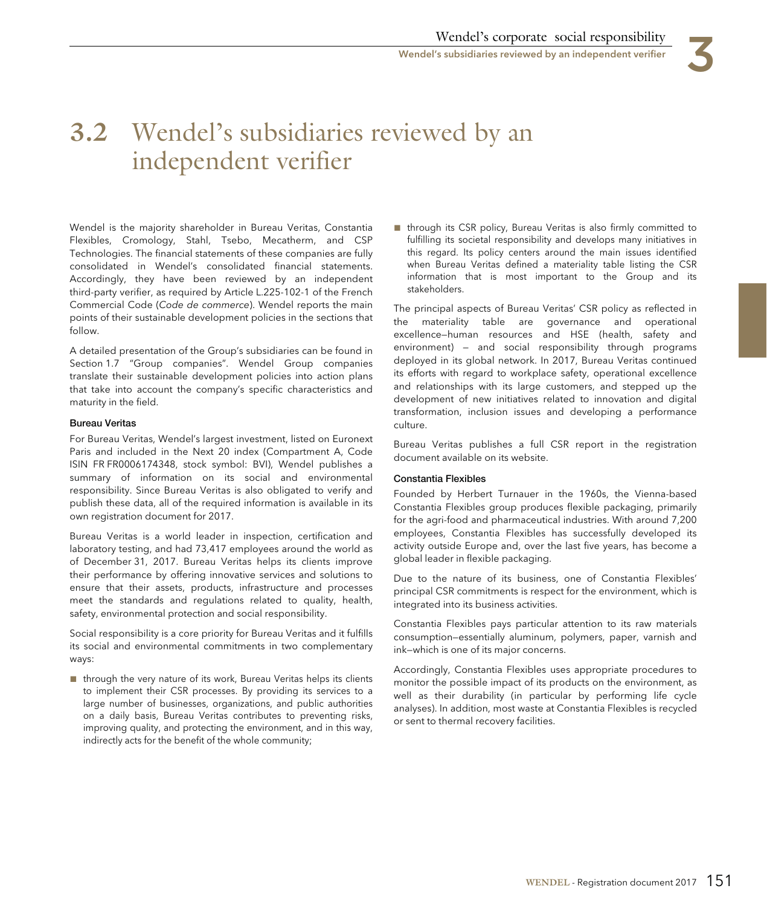# 3.2 Wendel's subsidiaries reviewed by an independent verifier

Wendel is the majority shareholder in Bureau Veritas, Constantia Flexibles, Cromology, Stahl, Tsebo, Mecatherm, and CSP Technologies. The financial statements of these companies are fully consolidated in Wendel's consolidated financial statements. Accordingly, they have been reviewed by an independent third-party verifier, as required by Article L.225-102-1 of the French Commercial Code (*Code de commerce*). Wendel reports the main points of their sustainable development policies in the sections that follow.

A detailed presentation of the Group's subsidiaries can be found in Section 1.7 "Group companies". Wendel Group companies translate their sustainable development policies into action plans that take into account the company's specific characteristics and maturity in the field.

**Bureau Veritas**

For Bureau Veritas, Wendel's largest investment, listed on Euronext Paris and included in the Next 20 index (Compartment A, Code ISIN FR FR0006174348, stock symbol: BVI), Wendel publishes a summary of information on its social and environmental responsibility. Since Bureau Veritas is also obligated to verify and publish these data, all of the required information is available in its own registration document for 2017.

Bureau Veritas is a world leader in inspection, certification and laboratory testing, and had 73,417 employees around the world as of December 31, 2017. Bureau Veritas helps its clients improve their performance by offering innovative services and solutions to ensure that their assets, products, infrastructure and processes meet the standards and regulations related to quality, health, safety, environmental protection and social responsibility.

Social responsibility is a core priority for Bureau Veritas and it fulfills its social and environmental commitments in two complementary ways:

- through the very nature of its work, Bureau Veritas helps its clients to implement their CSR processes. By providing its services to a large number of businesses, organizations, and public authorities on a daily basis, Bureau Veritas contributes to preventing risks, improving quality, and protecting the environment, and in this way, indirectly acts for the benefit of the whole community;
- through its CSR policy, Bureau Veritas is also firmly committed to fulfilling its societal responsibility and develops many initiatives in this regard. Its policy centers around the main issues identified when Bureau Veritas defined a materiality table listing the CSR information that is most important to the Group and its stakeholders.

The principal aspects of Bureau Veritas' CSR policy as reflected in the materiality table are governance and operational excellence—human resources and HSE (health, safety and environment) — and social responsibility through programs deployed in its global network. In 2017, Bureau Veritas continued its efforts with regard to workplace safety, operational excellence and relationships with its large customers, and stepped up the development of new initiatives related to innovation and digital transformation, inclusion issues and developing a performance culture.

Bureau Veritas publishes a full CSR report in the registration document available on its website.

**Constantia Flexibles**

Founded by Herbert Turnauer in the 1960s, the Vienna-based Constantia Flexibles group produces flexible packaging, primarily for the agri-food and pharmaceutical industries. With around 7,200 employees, Constantia Flexibles has successfully developed its activity outside Europe and, over the last five years, has become a global leader in flexible packaging.

Due to the nature of its business, one of Constantia Flexibles' principal CSR commitments is respect for the environment, which is integrated into its business activities.

Constantia Flexibles pays particular attention to its raw materials consumption—essentially aluminum, polymers, paper, varnish and ink—which is one of its major concerns.

Accordingly, Constantia Flexibles uses appropriate procedures to monitor the possible impact of its products on the environment, as well as their durability (in particular by performing life cycle analyses). In addition, most waste at Constantia Flexibles is recycled or sent to thermal recovery facilities.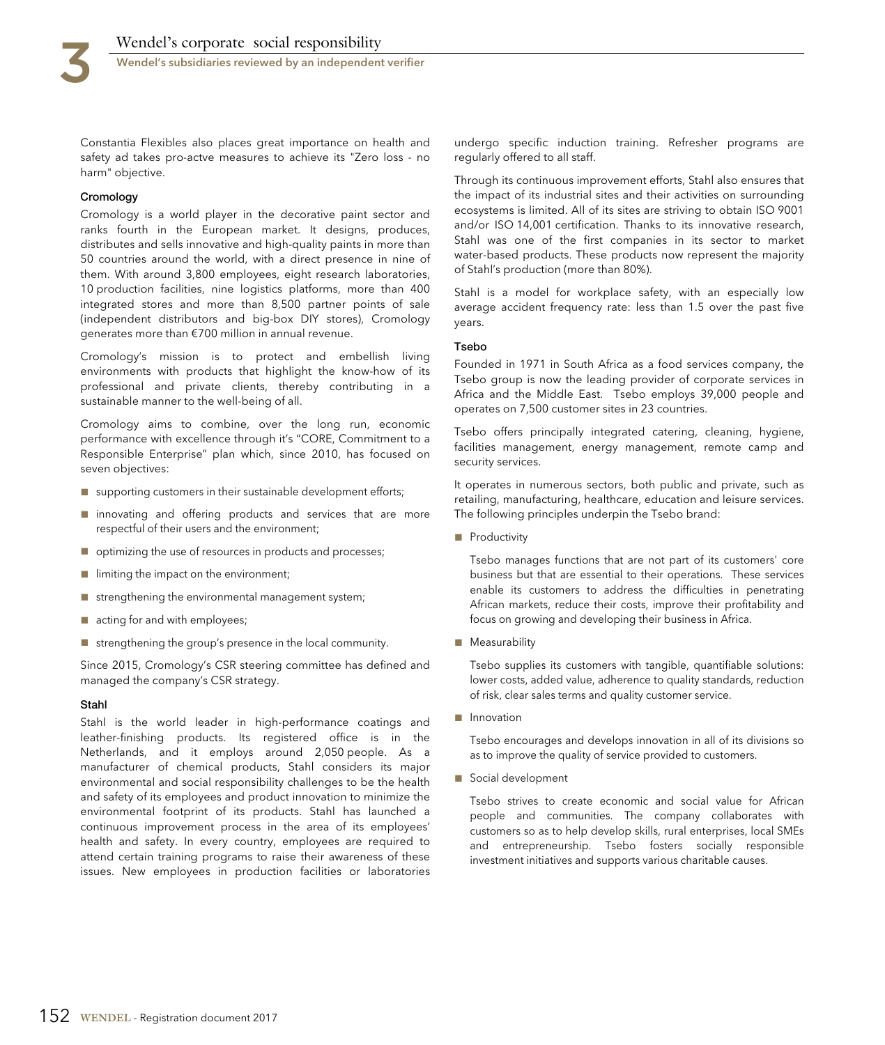Constantia Flexibles also places great importance on health and safety ad takes pro-actve measures to achieve its "Zero loss - no harm" objective.

### Cromology

Cromology is a world player in the decorative paint sector and ranks fourth in the European market. It designs, produces, distributes and sells innovative and high-quality paints in more than 50 countries around the world, with a direct presence in nine of them. With around 3,800 employees, eight research laboratories, 10 production facilities, nine logistics platforms, more than 400 integrated stores and more than 8,500 partner points of sale (independent distributors and big-box DIY stores), Cromology generates more than €700 million in annual revenue.

Cromology's mission is to protect and embellish living environments with products that highlight the know-how of its professional and private clients, thereby contributing in a sustainable manner to the well-being of all.

Cromology aims to combine, over the long run, economic performance with excellence through it's "CORE, Commitment to a Responsible Enterprise" plan which, since 2010, has focused on seven objectives:

- supporting customers in their sustainable development efforts;
- innovating and offering products and services that are more respectful of their users and the environment;
- optimizing the use of resources in products and processes;
- limiting the impact on the environment;
- strengthening the environmental management system;
- acting for and with employees;
- strengthening the group's presence in the local community.

Since 2015, Cromology's CSR steering committee has defined and managed the company's CSR strategy.

### Stahl

Stahl is the world leader in high-performance coatings and leather-finishing products. Its registered office is in the Netherlands, and it employs around 2,050 people. As a manufacturer of chemical products, Stahl considers its major environmental and social responsibility challenges to be the health and safety of its employees and product innovation to minimize the environmental footprint of its products. Stahl has launched a continuous improvement process in the area of its employees' health and safety. In every country, employees are required to attend certain training programs to raise their awareness of these issues. New employees in production facilities or laboratories undergo specific induction training. Refresher programs are regularly offered to all staff.

Through its continuous improvement efforts, Stahl also ensures that the impact of its industrial sites and their activities on surrounding ecosystems is limited. All of its sites are striving to obtain ISO 9001 and/or ISO 14,001 certification. Thanks to its innovative research, Stahl was one of the first companies in its sector to market water-based products. These products now represent the majority of Stahl's production (more than 80%).

Stahl is a model for workplace safety, with an especially low average accident frequency rate: less than 1.5 over the past five years.

### Tsebo

Founded in 1971 in South Africa as a food services company, the Tsebo group is now the leading provider of corporate services in Africa and the Middle East. Tsebo employs 39,000 people and operates on 7,500 customer sites in 23 countries.

Tsebo offers principally integrated catering, cleaning, hygiene, facilities management, energy management, remote camp and security services.

It operates in numerous sectors, both public and private, such as retailing, manufacturing, healthcare, education and leisure services. The following principles underpin the Tsebo brand:

- Productivity

  Tsebo manages functions that are not part of its customers' core business but that are essential to their operations. These services enable its customers to address the difficulties in penetrating African markets, reduce their costs, improve their profitability and focus on growing and developing their business in Africa.

- Measurability

  Tsebo supplies its customers with tangible, quantifiable solutions: lower costs, added value, adherence to quality standards, reduction of risk, clear sales terms and quality customer service.

- Innovation

  Tsebo encourages and develops innovation in all of its divisions so as to improve the quality of service provided to customers.

- Social development

  Tsebo strives to create economic and social value for African people and communities. The company collaborates with customers so as to help develop skills, rural enterprises, local SMEs and entrepreneurship. Tsebo fosters socially responsible investment initiatives and supports various charitable causes.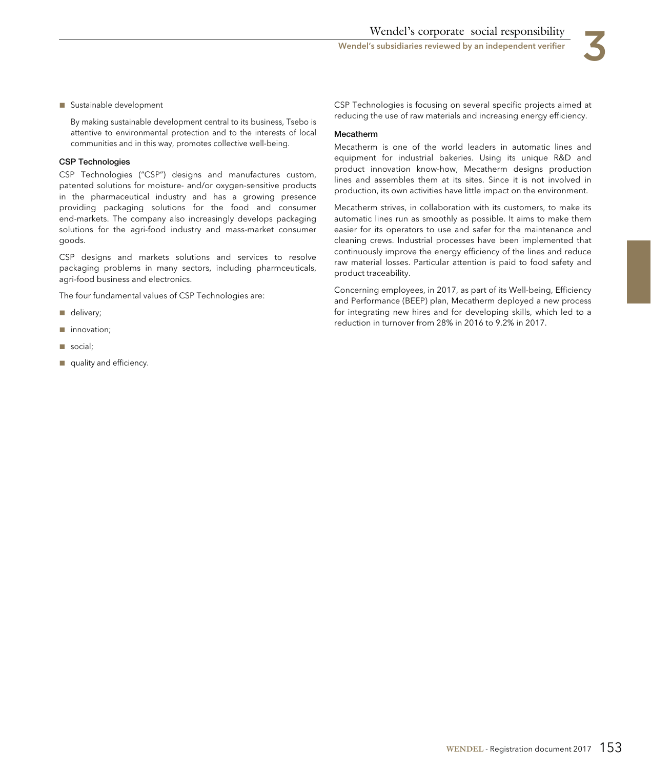- Sustainable development

  By making sustainable development central to its business, Tsebo is attentive to environmental protection and to the interests of local communities and in this way, promotes collective well-being.

### CSP Technologies

CSP Technologies ("CSP") designs and manufactures custom, patented solutions for moisture- and/or oxygen-sensitive products in the pharmaceutical industry and has a growing presence providing packaging solutions for the food and consumer end-markets. The company also increasingly develops packaging solutions for the agri-food industry and mass-market consumer goods.

CSP designs and markets solutions and services to resolve packaging problems in many sectors, including pharmceuticals, agri-food business and electronics.

The four fundamental values of CSP Technologies are:

- delivery;
- innovation;
- social;
- quality and efficiency.

CSP Technologies is focusing on several specific projects aimed at reducing the use of raw materials and increasing energy efficiency.

### Mecatherm

Mecatherm is one of the world leaders in automatic lines and equipment for industrial bakeries. Using its unique R&D and product innovation know-how, Mecatherm designs production lines and assembles them at its sites. Since it is not involved in production, its own activities have little impact on the environment.

Mecatherm strives, in collaboration with its customers, to make its automatic lines run as smoothly as possible. It aims to make them easier for its operators to use and safer for the maintenance and cleaning crews. Industrial processes have been implemented that continuously improve the energy efficiency of the lines and reduce raw material losses. Particular attention is paid to food safety and product traceability.

Concerning employees, in 2017, as part of its Well-being, Efficiency and Performance (BEEP) plan, Mecatherm deployed a new process for integrating new hires and for developing skills, which led to a reduction in turnover from 28% in 2016 to 9.2% in 2017.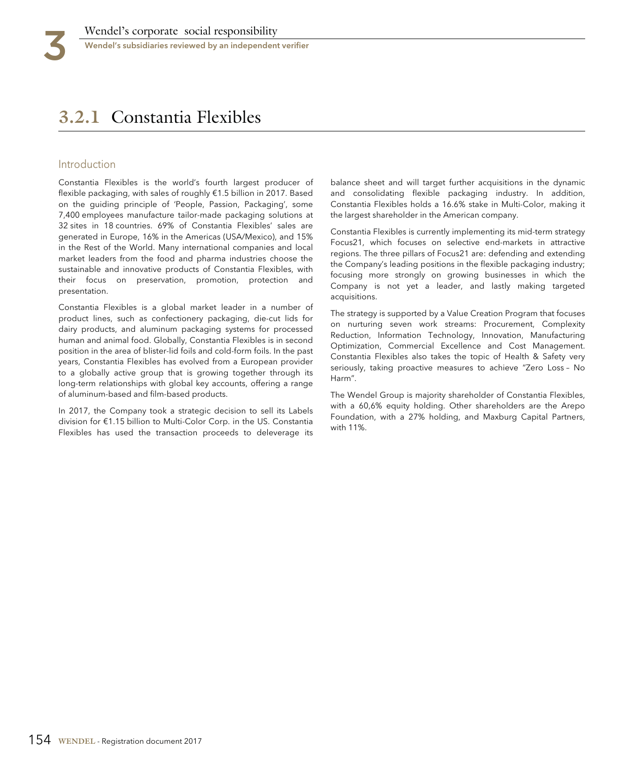## 3.2.1 Constantia Flexibles

### Introduction

Constantia Flexibles is the world's fourth largest producer of flexible packaging, with sales of roughly €1.5 billion in 2017. Based on the guiding principle of 'People, Passion, Packaging', some 7,400 employees manufacture tailor-made packaging solutions at 32 sites in 18 countries. 69% of Constantia Flexibles' sales are generated in Europe, 16% in the Americas (USA/Mexico), and 15% in the Rest of the World. Many international companies and local market leaders from the food and pharma industries choose the sustainable and innovative products of Constantia Flexibles, with their focus on preservation, promotion, protection and presentation.

Constantia Flexibles is a global market leader in a number of product lines, such as confectionery packaging, die-cut lids for dairy products, and aluminum packaging systems for processed human and animal food. Globally, Constantia Flexibles is in second position in the area of blister-lid foils and cold-form foils. In the past years, Constantia Flexibles has evolved from a European provider to a globally active group that is growing together through its long-term relationships with global key accounts, offering a range of aluminum-based and film-based products.

In 2017, the Company took a strategic decision to sell its Labels division for €1.15 billion to Multi-Color Corp. in the US. Constantia Flexibles has used the transaction proceeds to deleverage its balance sheet and will target further acquisitions in the dynamic and consolidating flexible packaging industry. In addition, Constantia Flexibles holds a 16.6% stake in Multi-Color, making it the largest shareholder in the American company.

Constantia Flexibles is currently implementing its mid-term strategy Focus21, which focuses on selective end-markets in attractive regions. The three pillars of Focus21 are: defending and extending the Company's leading positions in the flexible packaging industry; focusing more strongly on growing businesses in which the Company is not yet a leader, and lastly making targeted acquisitions.

The strategy is supported by a Value Creation Program that focuses on nurturing seven work streams: Procurement, Complexity Reduction, Information Technology, Innovation, Manufacturing Optimization, Commercial Excellence and Cost Management. Constantia Flexibles also takes the topic of Health & Safety very seriously, taking proactive measures to achieve "Zero Loss – No Harm".

The Wendel Group is majority shareholder of Constantia Flexibles, with a 60,6% equity holding. Other shareholders are the Arepo Foundation, with a 27% holding, and Maxburg Capital Partners, with 11%.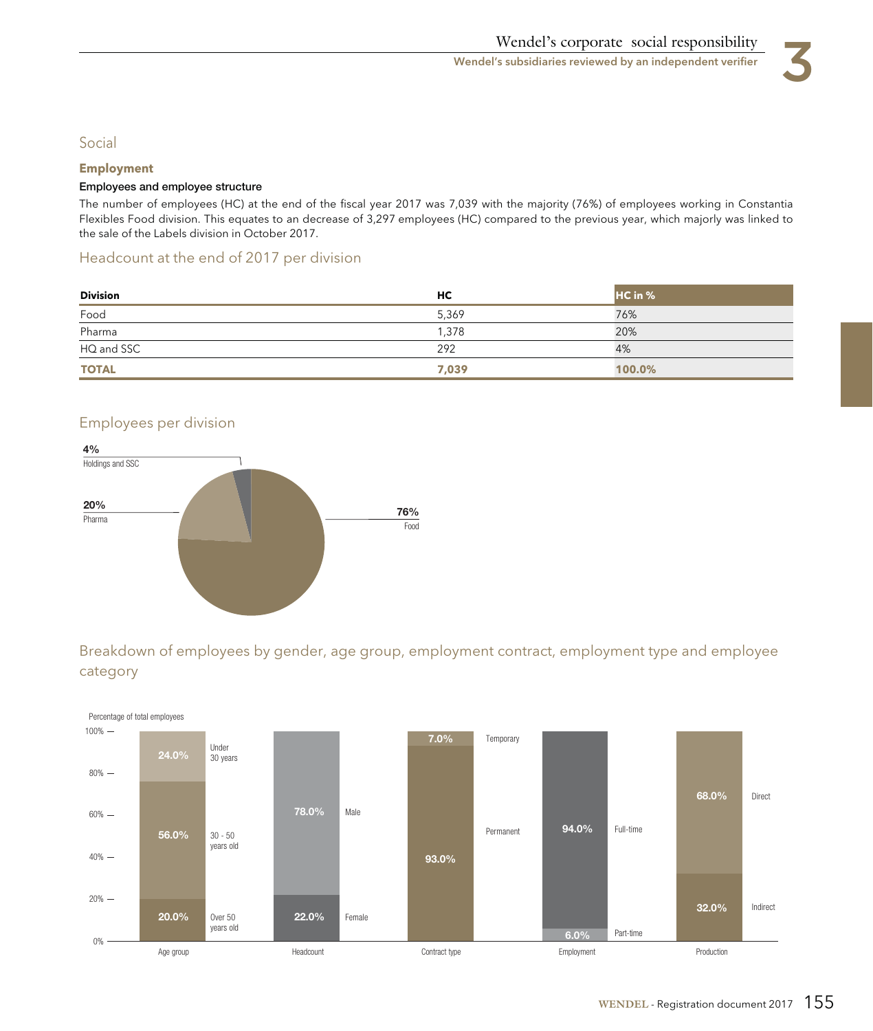## Social

### Employment

#### Employees and employee structure

The number of employees (HC) at the end of the fiscal year 2017 was 7,039 with the majority (76%) of employees working in Constantia Flexibles Food division. This equates to an decrease of 3,297 employees (HC) compared to the previous year, which majorly was linked to the sale of the Labels division in October 2017.

### Headcount at the end of 2017 per division

| Division | HC | HC in % |
|---|---|---|
| Food | 5,369 | 76% |
| Pharma | 1,378 | 20% |
| HQ and SSC | 292 | 4% |
| **TOTAL** | **7,039** | **100.0%** |

### Employees per division

4% Holdings and SSC

20% Pharma

76% Food

### Breakdown of employees by gender, age group, employment contract, employment type and employee category

Percentage of total employees

| Category | Breakdown |
|---|---|
| Age group | Under 30 years: 24.0%; 30 - 50 years old: 56.0%; Over 50 years old: 20.0% |
| Headcount | Male: 78.0%; Female: 22.0% |
| Contract type | Temporary: 7.0%; Permanent: 93.0% |
| Employment | Full-time: 94.0%; Part-time: 6.0% |
| Production | Direct: 68.0%; Indirect: 32.0% |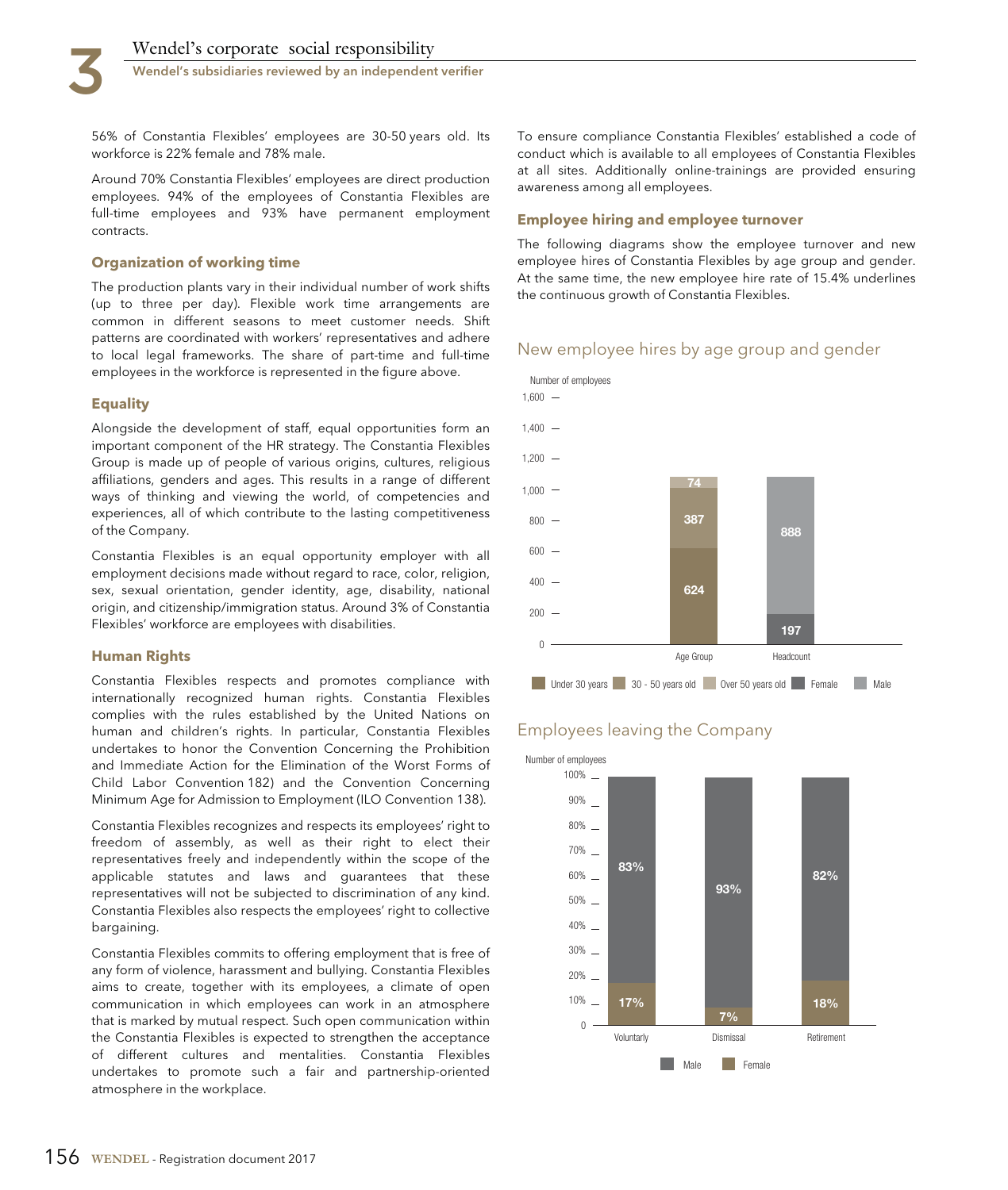56% of Constantia Flexibles' employees are 30-50 years old. Its workforce is 22% female and 78% male.

Around 70% Constantia Flexibles' employees are direct production employees. 94% of the employees of Constantia Flexibles are full-time employees and 93% have permanent employment contracts.

### Organization of working time

The production plants vary in their individual number of work shifts (up to three per day). Flexible work time arrangements are common in different seasons to meet customer needs. Shift patterns are coordinated with workers' representatives and adhere to local legal frameworks. The share of part-time and full-time employees in the workforce is represented in the figure above.

### Equality

Alongside the development of staff, equal opportunities form an important component of the HR strategy. The Constantia Flexibles Group is made up of people of various origins, cultures, religious affiliations, genders and ages. This results in a range of different ways of thinking and viewing the world, of competencies and experiences, all of which contribute to the lasting competitiveness of the Company.

Constantia Flexibles is an equal opportunity employer with all employment decisions made without regard to race, color, religion, sex, sexual orientation, gender identity, age, disability, national origin, and citizenship/immigration status. Around 3% of Constantia Flexibles' workforce are employees with disabilities.

### Human Rights

Constantia Flexibles respects and promotes compliance with internationally recognized human rights. Constantia Flexibles complies with the rules established by the United Nations on human and children's rights. In particular, Constantia Flexibles undertakes to honor the Convention Concerning the Prohibition and Immediate Action for the Elimination of the Worst Forms of Child Labor Convention 182) and the Convention Concerning Minimum Age for Admission to Employment (ILO Convention 138).

Constantia Flexibles recognizes and respects its employees' right to freedom of assembly, as well as their right to elect their representatives freely and independently within the scope of the applicable statutes and laws and guarantees that these representatives will not be subjected to discrimination of any kind. Constantia Flexibles also respects the employees' right to collective bargaining.

Constantia Flexibles commits to offering employment that is free of any form of violence, harassment and bullying. Constantia Flexibles aims to create, together with its employees, a climate of open communication in which employees can work in an atmosphere that is marked by mutual respect. Such open communication within the Constantia Flexibles is expected to strengthen the acceptance of different cultures and mentalities. Constantia Flexibles undertakes to promote such a fair and partnership-oriented atmosphere in the workplace.

To ensure compliance Constantia Flexibles' established a code of conduct which is available to all employees of Constantia Flexibles at all sites. Additionally online-trainings are provided ensuring awareness among all employees.

### Employee hiring and employee turnover

The following diagrams show the employee turnover and new employee hires of Constantia Flexibles by age group and gender. At the same time, the new employee hire rate of 15.4% underlines the continuous growth of Constantia Flexibles.

#### New employee hires by age group and gender

Number of employees

| | Under 30 years | 30 - 50 years old | Over 50 years old | Female | Male |
|---|---|---|---|---|---|
| Age Group | 624 | 387 | 74 | | |
| Headcount | | | | 197 | 888 |

#### Employees leaving the Company

Number of employees

| | Male | Female |
|---|---|---|
| Voluntarily | 83% | 17% |
| Dismissal | 93% | 7% |
| Retirement | 82% | 18% |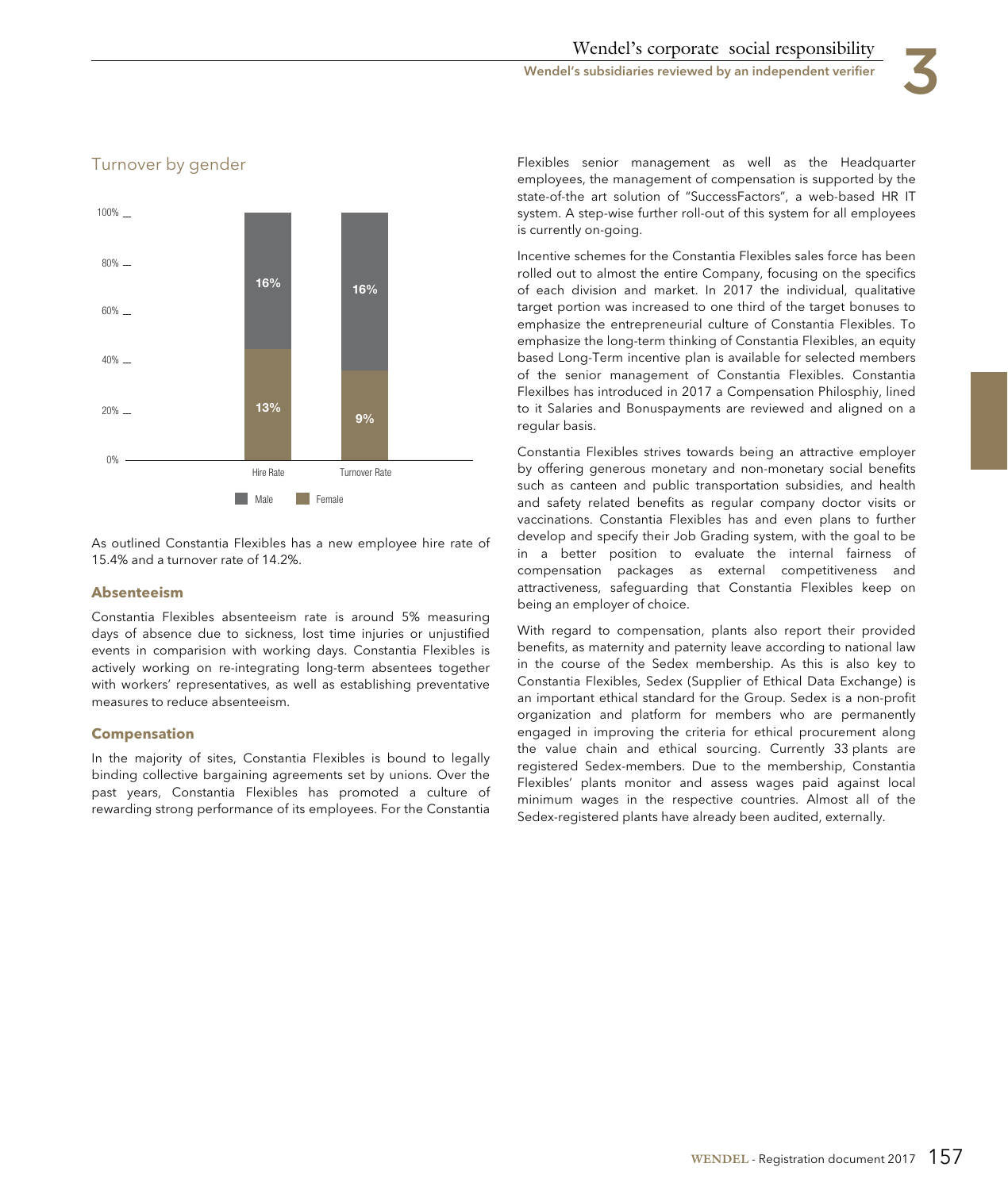## Turnover by gender

| | Hire Rate | Turnover Rate |
|---|---|---|
| Male | 16% | 16% |
| Female | 13% | 9% |

As outlined Constantia Flexibles has a new employee hire rate of 15.4% and a turnover rate of 14.2%.

### Absenteeism

Constantia Flexibles absenteeism rate is around 5% measuring days of absence due to sickness, lost time injuries or unjustified events in comparision with working days. Constantia Flexibles is actively working on re-integrating long-term absentees together with workers' representatives, as well as establishing preventative measures to reduce absenteeism.

### Compensation

In the majority of sites, Constantia Flexibles is bound to legally binding collective bargaining agreements set by unions. Over the past years, Constantia Flexibles has promoted a culture of rewarding strong performance of its employees. For the Constantia Flexibles senior management as well as the Headquarter employees, the management of compensation is supported by the state-of-the art solution of "SuccessFactors", a web-based HR IT system. A step-wise further roll-out of this system for all employees is currently on-going.

Incentive schemes for the Constantia Flexibles sales force has been rolled out to almost the entire Company, focusing on the specifics of each division and market. In 2017 the individual, qualitative target portion was increased to one third of the target bonuses to emphasize the entrepreneurial culture of Constantia Flexibles. To emphasize the long-term thinking of Constantia Flexibles, an equity based Long-Term incentive plan is available for selected members of the senior management of Constantia Flexibles. Constantia Flexilbes has introduced in 2017 a Compensation Philosphiy, lined to it Salaries and Bonuspayments are reviewed and aligned on a regular basis.

Constantia Flexibles strives towards being an attractive employer by offering generous monetary and non-monetary social benefits such as canteen and public transportation subsidies, and health and safety related benefits as regular company doctor visits or vaccinations. Constantia Flexibles has and even plans to further develop and specify their Job Grading system, with the goal to be in a better position to evaluate the internal fairness of compensation packages as external competitiveness and attractiveness, safeguarding that Constantia Flexibles keep on being an employer of choice.

With regard to compensation, plants also report their provided benefits, as maternity and paternity leave according to national law in the course of the Sedex membership. As this is also key to Constantia Flexibles, Sedex (Supplier of Ethical Data Exchange) is an important ethical standard for the Group. Sedex is a non-profit organization and platform for members who are permanently engaged in improving the criteria for ethical procurement along the value chain and ethical sourcing. Currently 33 plants are registered Sedex-members. Due to the membership, Constantia Flexibles' plants monitor and assess wages paid against local minimum wages in the respective countries. Almost all of the Sedex-registered plants have already been audited, externally.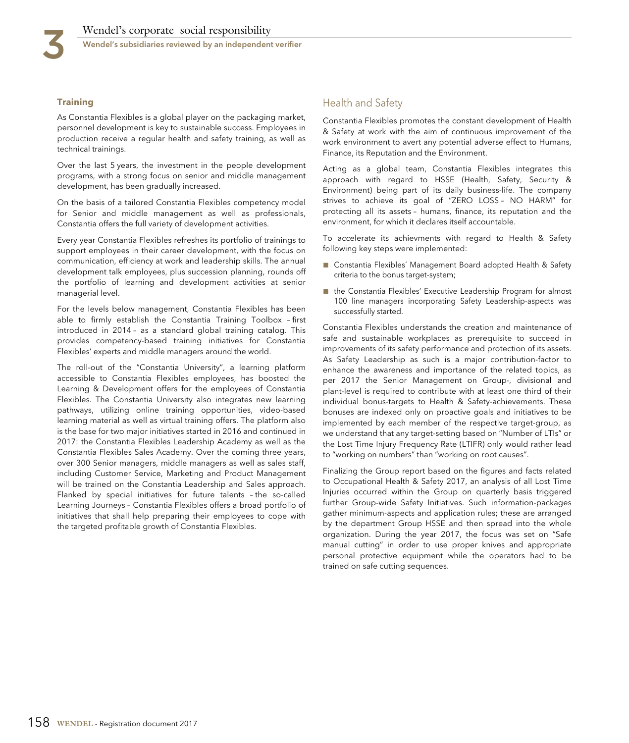#### Training

As Constantia Flexibles is a global player on the packaging market, personnel development is key to sustainable success. Employees in production receive a regular health and safety training, as well as technical trainings.

Over the last 5 years, the investment in the people development programs, with a strong focus on senior and middle management development, has been gradually increased.

On the basis of a tailored Constantia Flexibles competency model for Senior and middle management as well as professionals, Constantia offers the full variety of development activities.

Every year Constantia Flexibles refreshes its portfolio of trainings to support employees in their career development, with the focus on communication, efficiency at work and leadership skills. The annual development talk employees, plus succession planning, rounds off the portfolio of learning and development activities at senior managerial level.

For the levels below management, Constantia Flexibles has been able to firmly establish the Constantia Training Toolbox – first introduced in 2014 – as a standard global training catalog. This provides competency-based training initiatives for Constantia Flexibles' experts and middle managers around the world.

The roll-out of the "Constantia University", a learning platform accessible to Constantia Flexibles employees, has boosted the Learning & Development offers for the employees of Constantia Flexibles. The Constantia University also integrates new learning pathways, utilizing online training opportunities, video-based learning material as well as virtual training offers. The platform also is the base for two major initiatives started in 2016 and continued in 2017: the Constantia Flexibles Leadership Academy as well as the Constantia Flexibles Sales Academy. Over the coming three years, over 300 Senior managers, middle managers as well as sales staff, including Customer Service, Marketing and Product Management will be trained on the Constantia Leadership and Sales approach. Flanked by special initiatives for future talents – the so-called Learning Journeys – Constantia Flexibles offers a broad portfolio of initiatives that shall help preparing their employees to cope with the targeted profitable growth of Constantia Flexibles.

### Health and Safety

Constantia Flexibles promotes the constant development of Health & Safety at work with the aim of continuous improvement of the work environment to avert any potential adverse effect to Humans, Finance, its Reputation and the Environment.

Acting as a global team, Constantia Flexibles integrates this approach with regard to HSSE (Health, Safety, Security & Environment) being part of its daily business-life. The company strives to achieve its goal of "ZERO LOSS – NO HARM" for protecting all its assets – humans, finance, its reputation and the environment, for which it declares itself accountable.

To accelerate its achievments with regard to Health & Safety following key steps were implemented:

- Constantia Flexibles´ Management Board adopted Health & Safety criteria to the bonus target-system;
- the Constantia Flexibles' Executive Leadership Program for almost 100 line managers incorporating Safety Leadership-aspects was successfully started.

Constantia Flexibles understands the creation and maintenance of safe and sustainable workplaces as prerequisite to succeed in improvements of its safety performance and protection of its assets. As Safety Leadership as such is a major contribution-factor to enhance the awareness and importance of the related topics, as per 2017 the Senior Management on Group-, divisional and plant-level is required to contribute with at least one third of their individual bonus-targets to Health & Safety-achievements. These bonuses are indexed only on proactive goals and initiatives to be implemented by each member of the respective target-group, as we understand that any target-setting based on "Number of LTIs" or the Lost Time Injury Frequency Rate (LTIFR) only would rather lead to "working on numbers" than "working on root causes".

Finalizing the Group report based on the figures and facts related to Occupational Health & Safety 2017, an analysis of all Lost Time Injuries occurred within the Group on quarterly basis triggered further Group-wide Safety Initiatives. Such information-packages gather minimum-aspects and application rules; these are arranged by the department Group HSSE and then spread into the whole organization. During the year 2017, the focus was set on "Safe manual cutting" in order to use proper knives and appropriate personal protective equipment while the operators had to be trained on safe cutting sequences.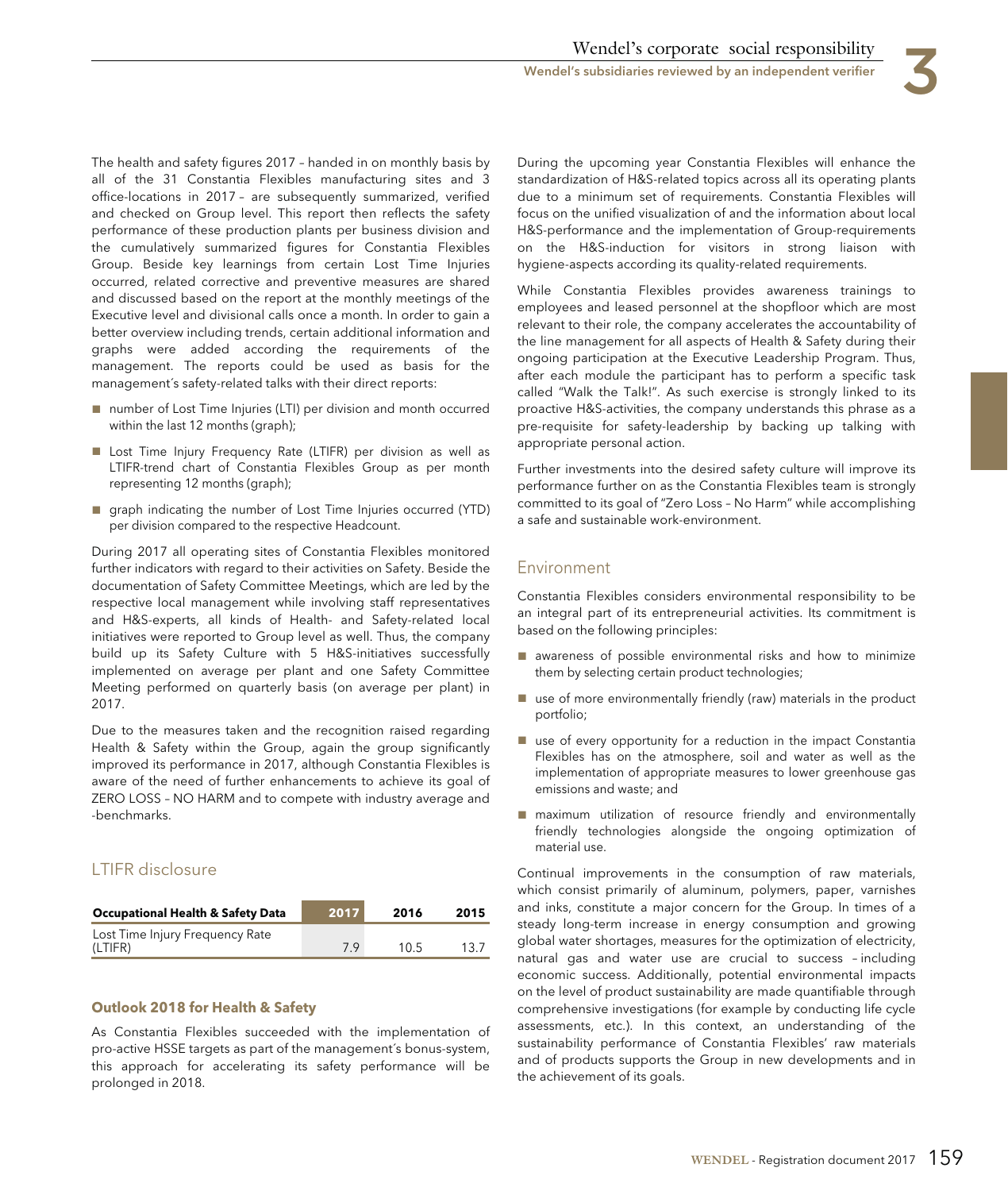The health and safety figures 2017 – handed in on monthly basis by all of the 31 Constantia Flexibles manufacturing sites and 3 office-locations in 2017 – are subsequently summarized, verified and checked on Group level. This report then reflects the safety performance of these production plants per business division and the cumulatively summarized figures for Constantia Flexibles Group. Beside key learnings from certain Lost Time Injuries occurred, related corrective and preventive measures are shared and discussed based on the report at the monthly meetings of the Executive level and divisional calls once a month. In order to gain a better overview including trends, certain additional information and graphs were added according the requirements of the management. The reports could be used as basis for the management´s safety-related talks with their direct reports:

- number of Lost Time Injuries (LTI) per division and month occurred within the last 12 months (graph);
- Lost Time Injury Frequency Rate (LTIFR) per division as well as LTIFR-trend chart of Constantia Flexibles Group as per month representing 12 months (graph);
- graph indicating the number of Lost Time Injuries occurred (YTD) per division compared to the respective Headcount.

During 2017 all operating sites of Constantia Flexibles monitored further indicators with regard to their activities on Safety. Beside the documentation of Safety Committee Meetings, which are led by the respective local management while involving staff representatives and H&S-experts, all kinds of Health- and Safety-related local initiatives were reported to Group level as well. Thus, the company build up its Safety Culture with 5 H&S-initiatives successfully implemented on average per plant and one Safety Committee Meeting performed on quarterly basis (on average per plant) in 2017.

Due to the measures taken and the recognition raised regarding Health & Safety within the Group, again the group significantly improved its performance in 2017, although Constantia Flexibles is aware of the need of further enhancements to achieve its goal of ZERO LOSS – NO HARM and to compete with industry average and -benchmarks.

## LTIFR disclosure

| Occupational Health & Safety Data | 2017 | 2016 | 2015 |
|---|---|---|---|
| Lost Time Injury Frequency Rate (LTIFR) | 7.9 | 10.5 | 13.7 |

**Outlook 2018 for Health & Safety**

As Constantia Flexibles succeeded with the implementation of pro-active HSSE targets as part of the management´s bonus-system, this approach for accelerating its safety performance will be prolonged in 2018.

During the upcoming year Constantia Flexibles will enhance the standardization of H&S-related topics across all its operating plants due to a minimum set of requirements. Constantia Flexibles will focus on the unified visualization of and the information about local H&S-performance and the implementation of Group-requirements on the H&S-induction for visitors in strong liaison with hygiene-aspects according its quality-related requirements.

While Constantia Flexibles provides awareness trainings to employees and leased personnel at the shopfloor which are most relevant to their role, the company accelerates the accountability of the line management for all aspects of Health & Safety during their ongoing participation at the Executive Leadership Program. Thus, after each module the participant has to perform a specific task called "Walk the Talk!". As such exercise is strongly linked to its proactive H&S-activities, the company understands this phrase as a pre-requisite for safety-leadership by backing up talking with appropriate personal action.

Further investments into the desired safety culture will improve its performance further on as the Constantia Flexibles team is strongly committed to its goal of "Zero Loss – No Harm" while accomplishing a safe and sustainable work-environment.

## Environment

Constantia Flexibles considers environmental responsibility to be an integral part of its entrepreneurial activities. Its commitment is based on the following principles:

- awareness of possible environmental risks and how to minimize them by selecting certain product technologies;
- use of more environmentally friendly (raw) materials in the product portfolio;
- use of every opportunity for a reduction in the impact Constantia Flexibles has on the atmosphere, soil and water as well as the implementation of appropriate measures to lower greenhouse gas emissions and waste; and
- maximum utilization of resource friendly and environmentally friendly technologies alongside the ongoing optimization of material use.

Continual improvements in the consumption of raw materials, which consist primarily of aluminum, polymers, paper, varnishes and inks, constitute a major concern for the Group. In times of a steady long-term increase in energy consumption and growing global water shortages, measures for the optimization of electricity, natural gas and water use are crucial to success – including economic success. Additionally, potential environmental impacts on the level of product sustainability are made quantifiable through comprehensive investigations (for example by conducting life cycle assessments, etc.). In this context, an understanding of the sustainability performance of Constantia Flexibles' raw materials and of products supports the Group in new developments and in the achievement of its goals.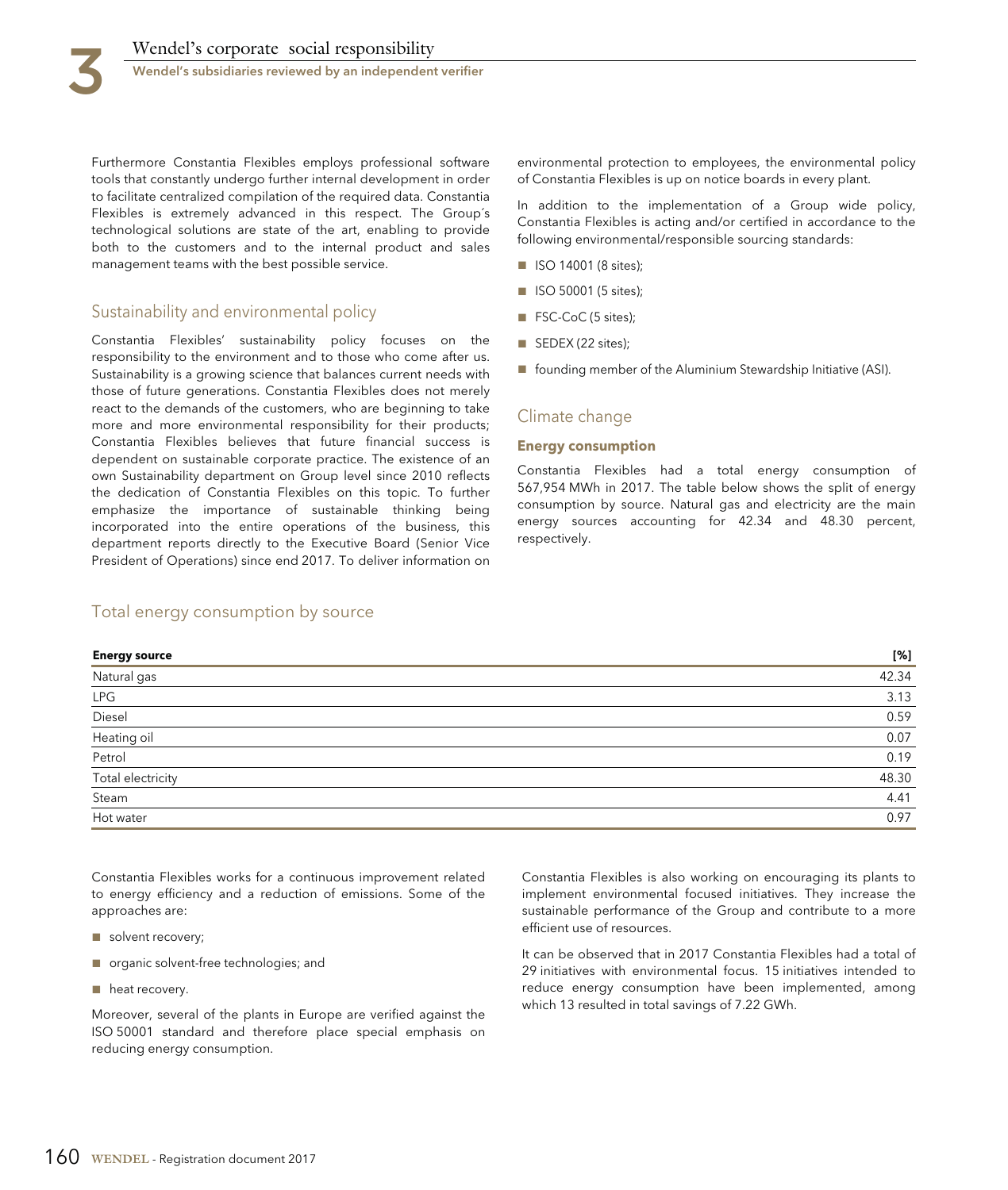Furthermore Constantia Flexibles employs professional software tools that constantly undergo further internal development in order to facilitate centralized compilation of the required data. Constantia Flexibles is extremely advanced in this respect. The Group´s technological solutions are state of the art, enabling to provide both to the customers and to the internal product and sales management teams with the best possible service.

## Sustainability and environmental policy

Constantia Flexibles' sustainability policy focuses on the responsibility to the environment and to those who come after us. Sustainability is a growing science that balances current needs with those of future generations. Constantia Flexibles does not merely react to the demands of the customers, who are beginning to take more and more environmental responsibility for their products; Constantia Flexibles believes that future financial success is dependent on sustainable corporate practice. The existence of an own Sustainability department on Group level since 2010 reflects the dedication of Constantia Flexibles on this topic. To further emphasize the importance of sustainable thinking being incorporated into the entire operations of the business, this department reports directly to the Executive Board (Senior Vice President of Operations) since end 2017. To deliver information on environmental protection to employees, the environmental policy of Constantia Flexibles is up on notice boards in every plant.

In addition to the implementation of a Group wide policy, Constantia Flexibles is acting and/or certified in accordance to the following environmental/responsible sourcing standards:

- ISO 14001 (8 sites);
- ISO 50001 (5 sites);
- FSC-CoC (5 sites);
- SEDEX (22 sites);
- founding member of the Aluminium Stewardship Initiative (ASI).

## Climate change

### Energy consumption

Constantia Flexibles had a total energy consumption of 567,954 MWh in 2017. The table below shows the split of energy consumption by source. Natural gas and electricity are the main energy sources accounting for 42.34 and 48.30 percent, respectively.

## Total energy consumption by source

| Energy source | [%] |
|---|---|
| Natural gas | 42.34 |
| LPG | 3.13 |
| Diesel | 0.59 |
| Heating oil | 0.07 |
| Petrol | 0.19 |
| Total electricity | 48.30 |
| Steam | 4.41 |
| Hot water | 0.97 |

Constantia Flexibles works for a continuous improvement related to energy efficiency and a reduction of emissions. Some of the approaches are:

- solvent recovery;
- organic solvent-free technologies; and
- heat recovery.

Moreover, several of the plants in Europe are verified against the ISO 50001 standard and therefore place special emphasis on reducing energy consumption.

Constantia Flexibles is also working on encouraging its plants to implement environmental focused initiatives. They increase the sustainable performance of the Group and contribute to a more efficient use of resources.

It can be observed that in 2017 Constantia Flexibles had a total of 29 initiatives with environmental focus. 15 initiatives intended to reduce energy consumption have been implemented, among which 13 resulted in total savings of 7.22 GWh.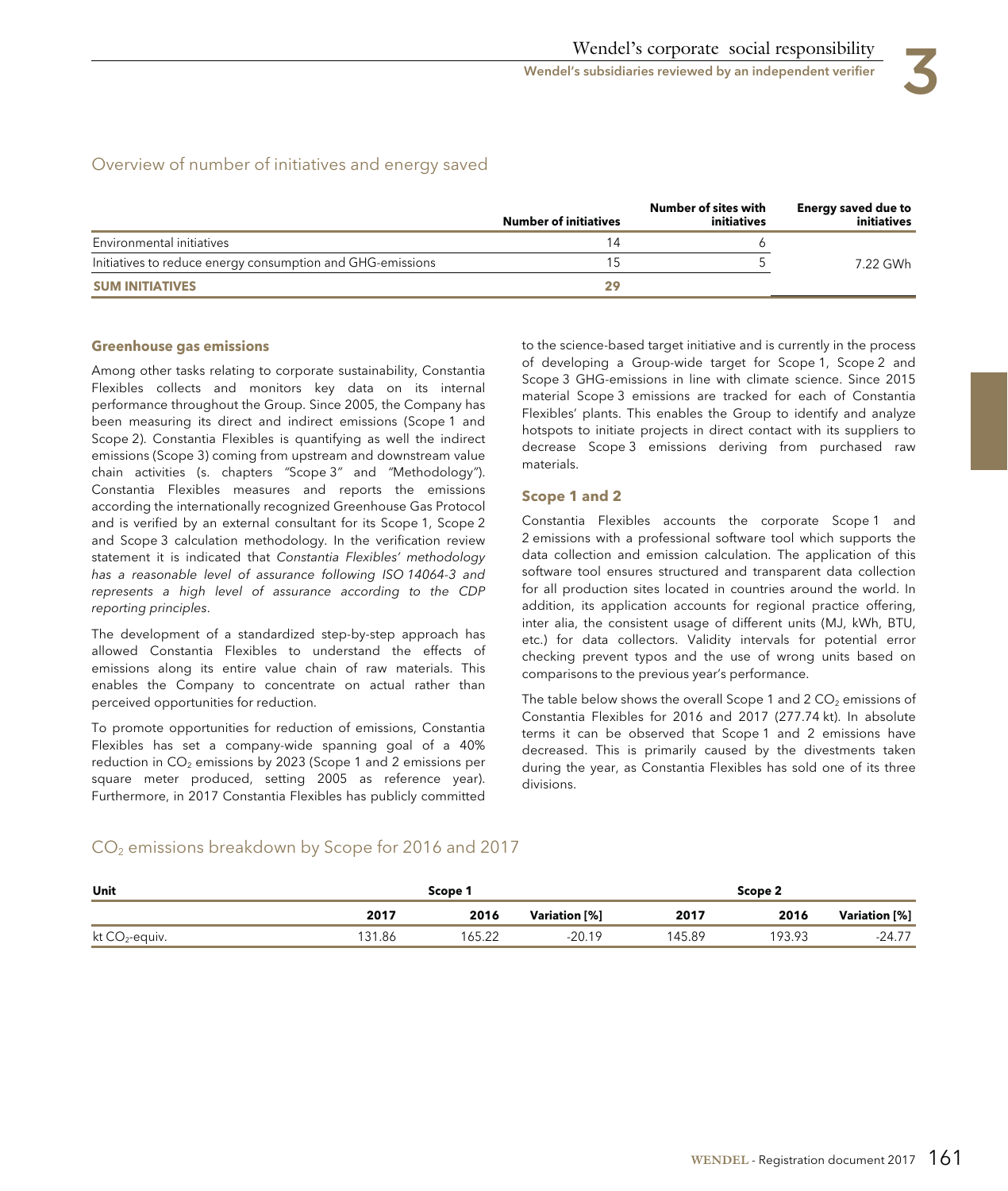## Overview of number of initiatives and energy saved

| | Number of initiatives | Number of sites with initiatives | Energy saved due to initiatives |
|---|---|---|---|
| Environmental initiatives | 14 | 6 | 7.22 GWh |
| Initiatives to reduce energy consumption and GHG-emissions | 15 | 5 | |
| **SUM INITIATIVES** | **29** | | |

### Greenhouse gas emissions

Among other tasks relating to corporate sustainability, Constantia Flexibles collects and monitors key data on its internal performance throughout the Group. Since 2005, the Company has been measuring its direct and indirect emissions (Scope 1 and Scope 2). Constantia Flexibles is quantifying as well the indirect emissions (Scope 3) coming from upstream and downstream value chain activities (s. chapters "Scope 3" and "Methodology"). Constantia Flexibles measures and reports the emissions according the internationally recognized Greenhouse Gas Protocol and is verified by an external consultant for its Scope 1, Scope 2 and Scope 3 calculation methodology. In the verification review statement it is indicated that *Constantia Flexibles' methodology has a reasonable level of assurance following ISO 14064-3 and represents a high level of assurance according to the CDP reporting principles*.

The development of a standardized step-by-step approach has allowed Constantia Flexibles to understand the effects of emissions along its entire value chain of raw materials. This enables the Company to concentrate on actual rather than perceived opportunities for reduction.

To promote opportunities for reduction of emissions, Constantia Flexibles has set a company-wide spanning goal of a 40% reduction in $CO_2$ emissions by 2023 (Scope 1 and 2 emissions per square meter produced, setting 2005 as reference year). Furthermore, in 2017 Constantia Flexibles has publicly committed to the science-based target initiative and is currently in the process of developing a Group-wide target for Scope 1, Scope 2 and Scope 3 GHG-emissions in line with climate science. Since 2015 material Scope 3 emissions are tracked for each of Constantia Flexibles' plants. This enables the Group to identify and analyze hotspots to initiate projects in direct contact with its suppliers to decrease Scope 3 emissions deriving from purchased raw materials.

### Scope 1 and 2

Constantia Flexibles accounts the corporate Scope 1 and 2 emissions with a professional software tool which supports the data collection and emission calculation. The application of this software tool ensures structured and transparent data collection for all production sites located in countries around the world. In addition, its application accounts for regional practice offering, inter alia, the consistent usage of different units (MJ, kWh, BTU, etc.) for data collectors. Validity intervals for potential error checking prevent typos and the use of wrong units based on comparisons to the previous year's performance.

The table below shows the overall Scope 1 and 2 $CO_2$ emissions of Constantia Flexibles for 2016 and 2017 (277.74 kt). In absolute terms it can be observed that Scope 1 and 2 emissions have decreased. This is primarily caused by the divestments taken during the year, as Constantia Flexibles has sold one of its three divisions.

## $CO_2$ emissions breakdown by Scope for 2016 and 2017

| Unit | Scope 1 | | | Scope 2 | | |
|---|---|---|---|---|---|---|
| | 2017 | 2016 | Variation [%] | 2017 | 2016 | Variation [%] |
| kt $CO_2$-equiv. | 131.86 | 165.22 | -20.19 | 145.89 | 193.93 | -24.77 |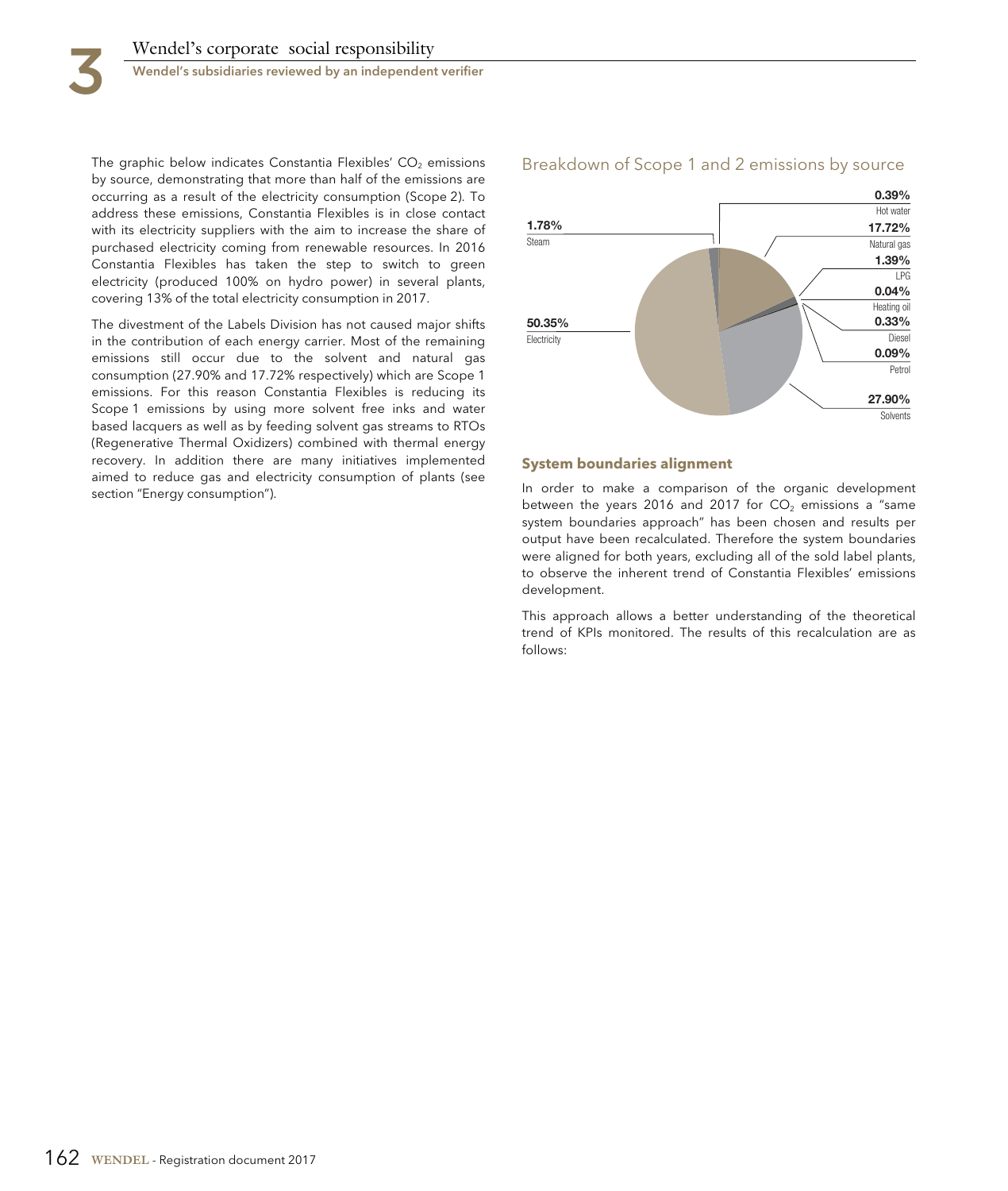The graphic below indicates Constantia Flexibles' $CO_2$ emissions by source, demonstrating that more than half of the emissions are occurring as a result of the electricity consumption (Scope 2). To address these emissions, Constantia Flexibles is in close contact with its electricity suppliers with the aim to increase the share of purchased electricity coming from renewable resources. In 2016 Constantia Flexibles has taken the step to switch to green electricity (produced 100% on hydro power) in several plants, covering 13% of the total electricity consumption in 2017.

The divestment of the Labels Division has not caused major shifts in the contribution of each energy carrier. Most of the remaining emissions still occur due to the solvent and natural gas consumption (27.90% and 17.72% respectively) which are Scope 1 emissions. For this reason Constantia Flexibles is reducing its Scope 1 emissions by using more solvent free inks and water based lacquers as well as by feeding solvent gas streams to RTOs (Regenerative Thermal Oxidizers) combined with thermal energy recovery. In addition there are many initiatives implemented aimed to reduce gas and electricity consumption of plants (see section "Energy consumption").

## Breakdown of Scope 1 and 2 emissions by source

| Source | Share |
|---|---|
| Hot water | 0.39% |
| Natural gas | 17.72% |
| LPG | 1.39% |
| Heating oil | 0.04% |
| Diesel | 0.33% |
| Petrol | 0.09% |
| Solvents | 27.90% |
| Electricity | 50.35% |
| Steam | 1.78% |

### System boundaries alignment

In order to make a comparison of the organic development between the years 2016 and 2017 for $CO_2$ emissions a "same system boundaries approach" has been chosen and results per output have been recalculated. Therefore the system boundaries were aligned for both years, excluding all of the sold label plants, to observe the inherent trend of Constantia Flexibles' emissions development.

This approach allows a better understanding of the theoretical trend of KPIs monitored. The results of this recalculation are as follows: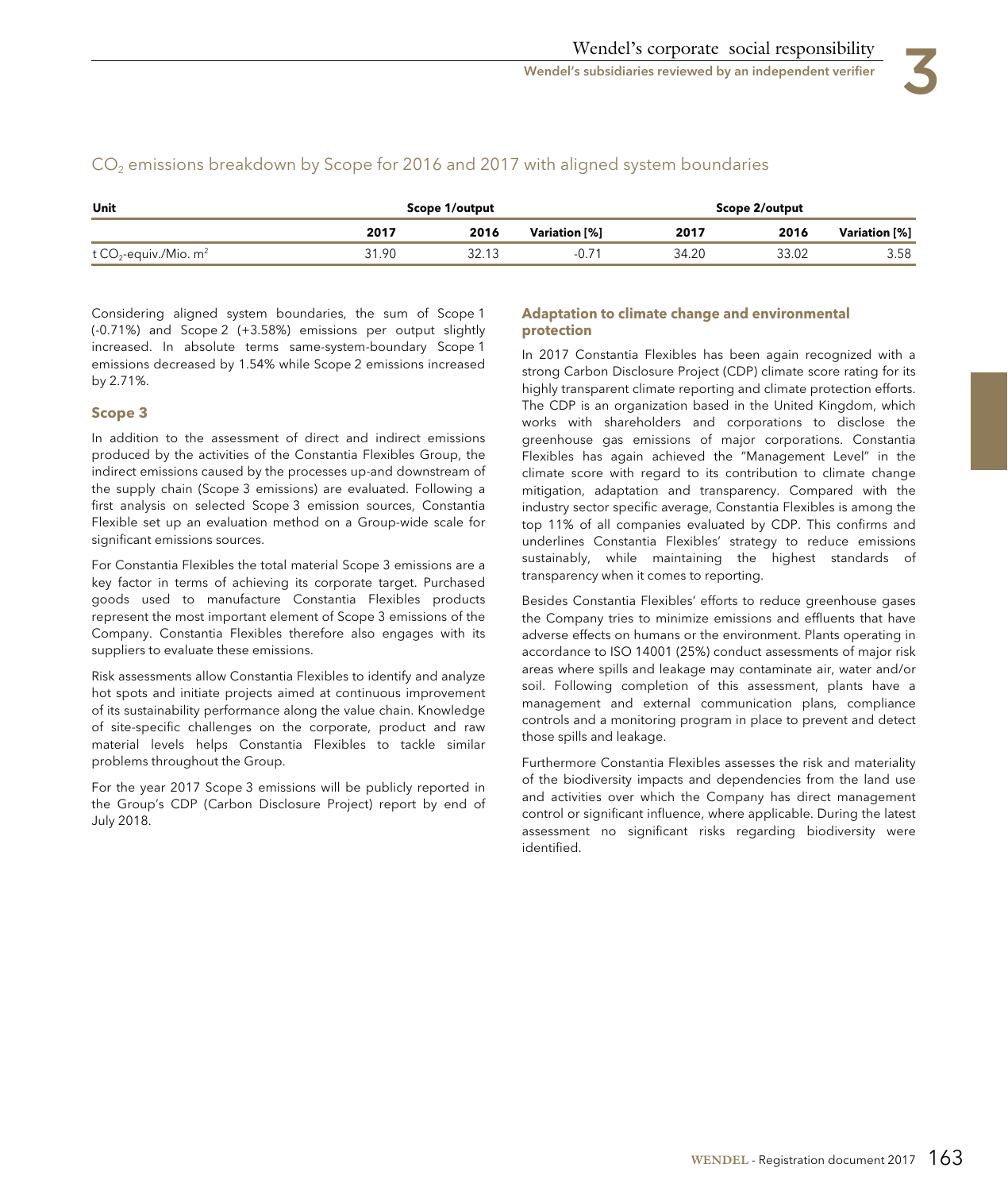## $CO_2$ emissions breakdown by Scope for 2016 and 2017 with aligned system boundaries

| Unit | Scope 1/output | | | Scope 2/output | | |
|---|---|---|---|---|---|---|
| | 2017 | 2016 | Variation [%] | 2017 | 2016 | Variation [%] |
| t $CO_2$-equiv./Mio. $m^2$ | 31.90 | 32.13 | -0.71 | 34.20 | 33.02 | 3.58 |

Considering aligned system boundaries, the sum of Scope 1 (-0.71%) and Scope 2 (+3.58%) emissions per output slightly increased. In absolute terms same-system-boundary Scope 1 emissions decreased by 1.54% while Scope 2 emissions increased by 2.71%.

### Scope 3

In addition to the assessment of direct and indirect emissions produced by the activities of the Constantia Flexibles Group, the indirect emissions caused by the processes up-and downstream of the supply chain (Scope 3 emissions) are evaluated. Following a first analysis on selected Scope 3 emission sources, Constantia Flexible set up an evaluation method on a Group-wide scale for significant emissions sources.

For Constantia Flexibles the total material Scope 3 emissions are a key factor in terms of achieving its corporate target. Purchased goods used to manufacture Constantia Flexibles products represent the most important element of Scope 3 emissions of the Company. Constantia Flexibles therefore also engages with its suppliers to evaluate these emissions.

Risk assessments allow Constantia Flexibles to identify and analyze hot spots and initiate projects aimed at continuous improvement of its sustainability performance along the value chain. Knowledge of site-specific challenges on the corporate, product and raw material levels helps Constantia Flexibles to tackle similar problems throughout the Group.

For the year 2017 Scope 3 emissions will be publicly reported in the Group's CDP (Carbon Disclosure Project) report by end of July 2018.

### Adaptation to climate change and environmental protection

In 2017 Constantia Flexibles has been again recognized with a strong Carbon Disclosure Project (CDP) climate score rating for its highly transparent climate reporting and climate protection efforts. The CDP is an organization based in the United Kingdom, which works with shareholders and corporations to disclose the greenhouse gas emissions of major corporations. Constantia Flexibles has again achieved the "Management Level" in the climate score with regard to its contribution to climate change mitigation, adaptation and transparency. Compared with the industry sector specific average, Constantia Flexibles is among the top 11% of all companies evaluated by CDP. This confirms and underlines Constantia Flexibles' strategy to reduce emissions sustainably, while maintaining the highest standards of transparency when it comes to reporting.

Besides Constantia Flexibles' efforts to reduce greenhouse gases the Company tries to minimize emissions and effluents that have adverse effects on humans or the environment. Plants operating in accordance to ISO 14001 (25%) conduct assessments of major risk areas where spills and leakage may contaminate air, water and/or soil. Following completion of this assessment, plants have a management and external communication plans, compliance controls and a monitoring program in place to prevent and detect those spills and leakage.

Furthermore Constantia Flexibles assesses the risk and materiality of the biodiversity impacts and dependencies from the land use and activities over which the Company has direct management control or significant influence, where applicable. During the latest assessment no significant risks regarding biodiversity were identified.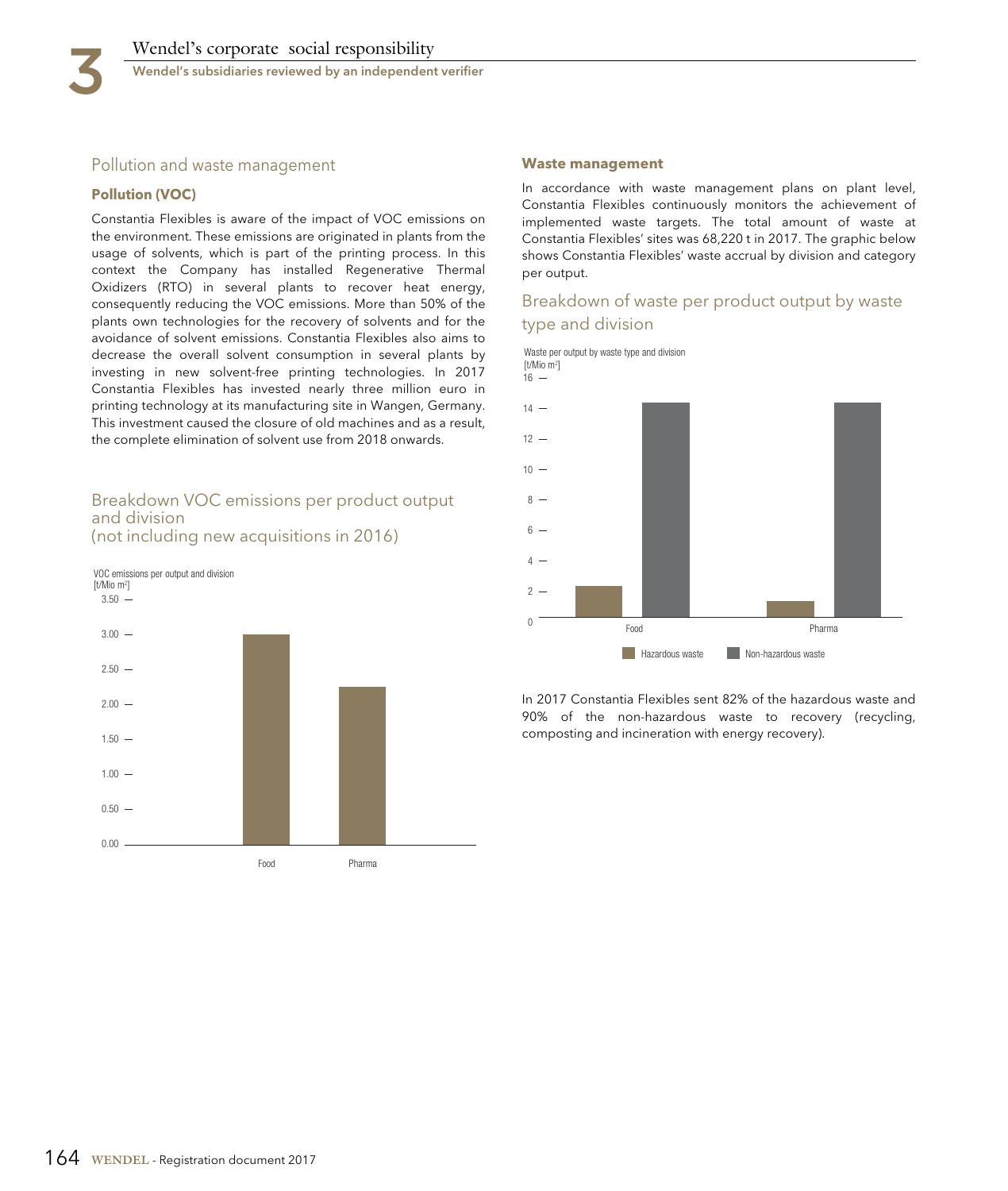## Pollution and waste management

### Pollution (VOC)

Constantia Flexibles is aware of the impact of VOC emissions on the environment. These emissions are originated in plants from the usage of solvents, which is part of the printing process. In this context the Company has installed Regenerative Thermal Oxidizers (RTO) in several plants to recover heat energy, consequently reducing the VOC emissions. More than 50% of the plants own technologies for the recovery of solvents and for the avoidance of solvent emissions. Constantia Flexibles also aims to decrease the overall solvent consumption in several plants by investing in new solvent-free printing technologies. In 2017 Constantia Flexibles has invested nearly three million euro in printing technology at its manufacturing site in Wangen, Germany. This investment caused the closure of old machines and as a result, the complete elimination of solvent use from 2018 onwards.

### Breakdown VOC emissions per product output and division (not including new acquisitions in 2016)

VOC emissions per output and division [t/Mio m²]

| Division | VOC emissions [t/Mio m²] |
|---|---|
| Food | 3.00 |
| Pharma | 2.25 |

### Waste management

In accordance with waste management plans on plant level, Constantia Flexibles continuously monitors the achievement of implemented waste targets. The total amount of waste at Constantia Flexibles' sites was 68,220 t in 2017. The graphic below shows Constantia Flexibles' waste accrual by division and category per output.

### Breakdown of waste per product output by waste type and division

Waste per output by waste type and division [t/Mio m²]

| Division | Hazardous waste | Non-hazardous waste |
|---|---|---|
| Food | 2.1 | 14.2 |
| Pharma | 1.1 | 14.2 |

In 2017 Constantia Flexibles sent 82% of the hazardous waste and 90% of the non-hazardous waste to recovery (recycling, composting and incineration with energy recovery).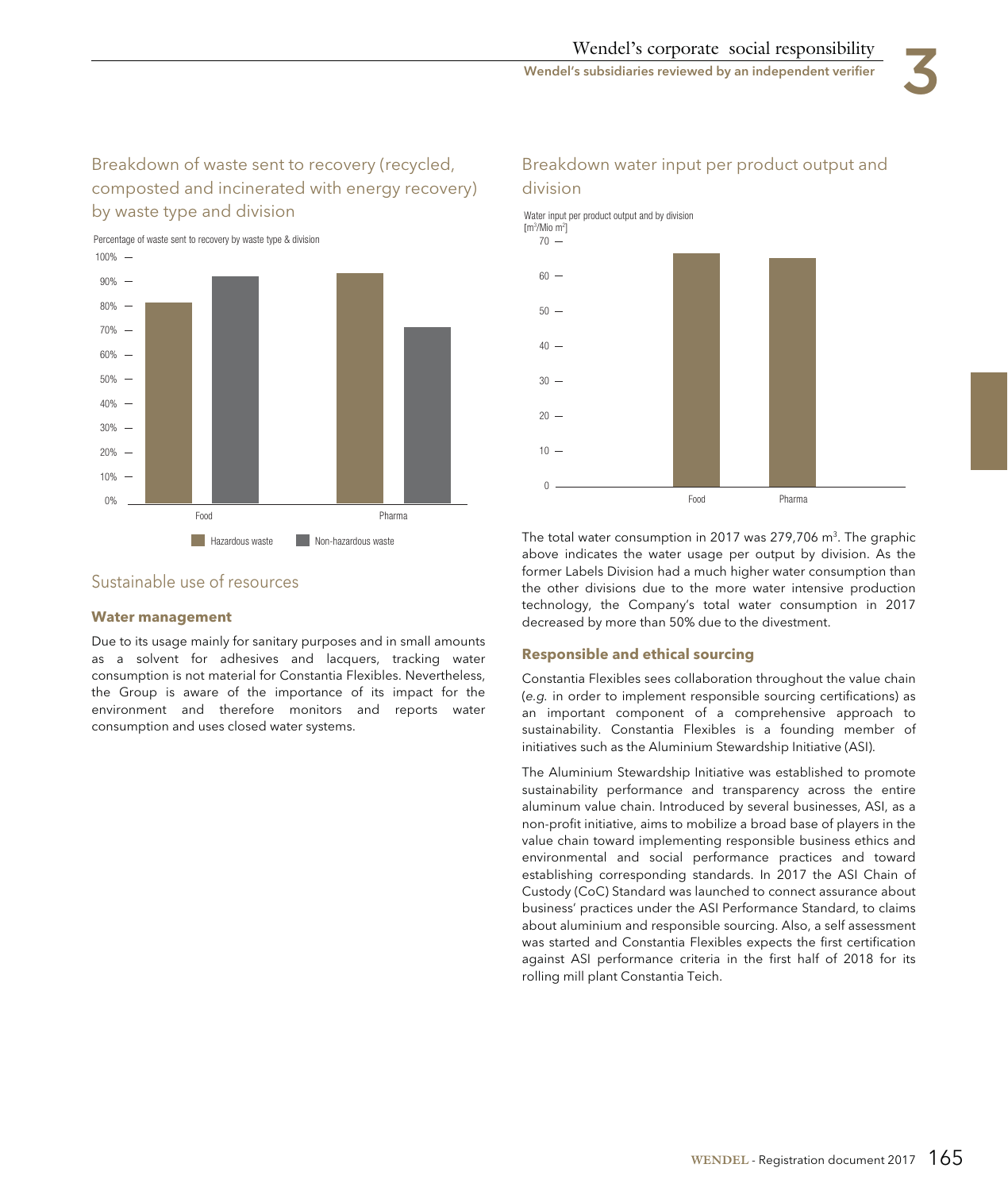## Breakdown of waste sent to recovery (recycled, composted and incinerated with energy recovery) by waste type and division

Percentage of waste sent to recovery by waste type & division

Food, Pharma — Hazardous waste, Non-hazardous waste

## Sustainable use of resources

### Water management

Due to its usage mainly for sanitary purposes and in small amounts as a solvent for adhesives and lacquers, tracking water consumption is not material for Constantia Flexibles. Nevertheless, the Group is aware of the importance of its impact for the environment and therefore monitors and reports water consumption and uses closed water systems.

## Breakdown water input per product output and division

Water input per product output and by division [$m^3$/Mio $m^2$]

Food, Pharma

The total water consumption in 2017 was 279,706 $m^3$. The graphic above indicates the water usage per output by division. As the former Labels Division had a much higher water consumption than the other divisions due to the more water intensive production technology, the Company's total water consumption in 2017 decreased by more than 50% due to the divestment.

### Responsible and ethical sourcing

Constantia Flexibles sees collaboration throughout the value chain (*e.g.* in order to implement responsible sourcing certifications) as an important component of a comprehensive approach to sustainability. Constantia Flexibles is a founding member of initiatives such as the Aluminium Stewardship Initiative (ASI).

The Aluminium Stewardship Initiative was established to promote sustainability performance and transparency across the entire aluminum value chain. Introduced by several businesses, ASI, as a non-profit initiative, aims to mobilize a broad base of players in the value chain toward implementing responsible business ethics and environmental and social performance practices and toward establishing corresponding standards. In 2017 the ASI Chain of Custody (CoC) Standard was launched to connect assurance about business' practices under the ASI Performance Standard, to claims about aluminium and responsible sourcing. Also, a self assessment was started and Constantia Flexibles expects the first certification against ASI performance criteria in the first half of 2018 for its rolling mill plant Constantia Teich.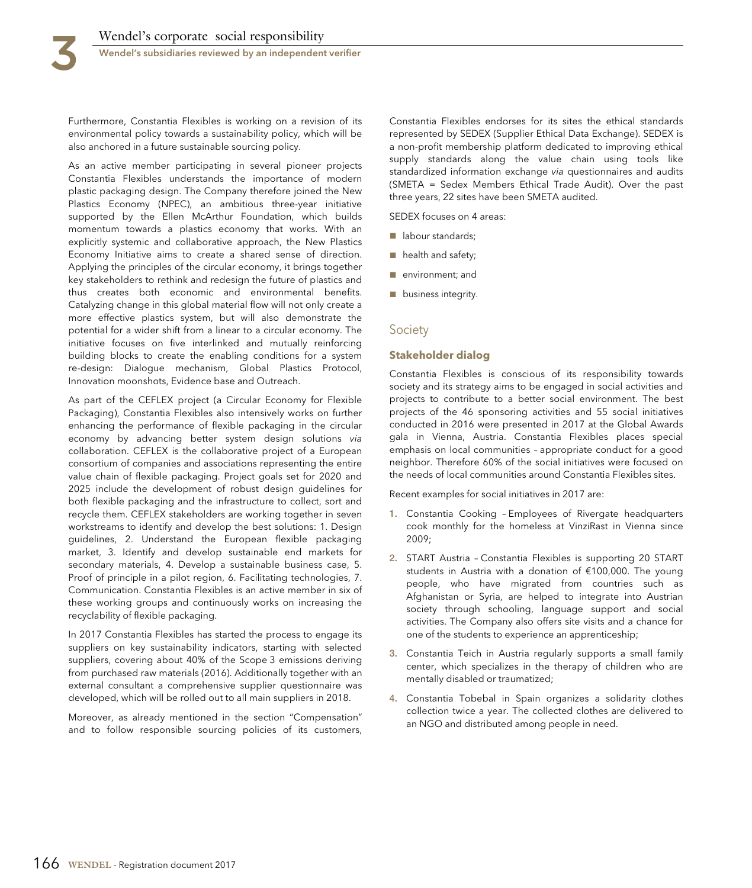Furthermore, Constantia Flexibles is working on a revision of its environmental policy towards a sustainability policy, which will be also anchored in a future sustainable sourcing policy.

As an active member participating in several pioneer projects Constantia Flexibles understands the importance of modern plastic packaging design. The Company therefore joined the New Plastics Economy (NPEC), an ambitious three-year initiative supported by the Ellen McArthur Foundation, which builds momentum towards a plastics economy that works. With an explicitly systemic and collaborative approach, the New Plastics Economy Initiative aims to create a shared sense of direction. Applying the principles of the circular economy, it brings together key stakeholders to rethink and redesign the future of plastics and thus creates both economic and environmental benefits. Catalyzing change in this global material flow will not only create a more effective plastics system, but will also demonstrate the potential for a wider shift from a linear to a circular economy. The initiative focuses on five interlinked and mutually reinforcing building blocks to create the enabling conditions for a system re-design: Dialogue mechanism, Global Plastics Protocol, Innovation moonshots, Evidence base and Outreach.

As part of the CEFLEX project (a Circular Economy for Flexible Packaging), Constantia Flexibles also intensively works on further enhancing the performance of flexible packaging in the circular economy by advancing better system design solutions *via* collaboration. CEFLEX is the collaborative project of a European consortium of companies and associations representing the entire value chain of flexible packaging. Project goals set for 2020 and 2025 include the development of robust design guidelines for both flexible packaging and the infrastructure to collect, sort and recycle them. CEFLEX stakeholders are working together in seven workstreams to identify and develop the best solutions: 1. Design guidelines, 2. Understand the European flexible packaging market, 3. Identify and develop sustainable end markets for secondary materials, 4. Develop a sustainable business case, 5. Proof of principle in a pilot region, 6. Facilitating technologies, 7. Communication. Constantia Flexibles is an active member in six of these working groups and continuously works on increasing the recyclability of flexible packaging.

In 2017 Constantia Flexibles has started the process to engage its suppliers on key sustainability indicators, starting with selected suppliers, covering about 40% of the Scope 3 emissions deriving from purchased raw materials (2016). Additionally together with an external consultant a comprehensive supplier questionnaire was developed, which will be rolled out to all main suppliers in 2018.

Moreover, as already mentioned in the section "Compensation" and to follow responsible sourcing policies of its customers, Constantia Flexibles endorses for its sites the ethical standards represented by SEDEX (Supplier Ethical Data Exchange). SEDEX is a non-profit membership platform dedicated to improving ethical supply standards along the value chain using tools like standardized information exchange *via* questionnaires and audits (SMETA = Sedex Members Ethical Trade Audit). Over the past three years, 22 sites have been SMETA audited.

SEDEX focuses on 4 areas:

- labour standards;
- health and safety;
- environment; and
- business integrity.

## Society

### Stakeholder dialog

Constantia Flexibles is conscious of its responsibility towards society and its strategy aims to be engaged in social activities and projects to contribute to a better social environment. The best projects of the 46 sponsoring activities and 55 social initiatives conducted in 2016 were presented in 2017 at the Global Awards gala in Vienna, Austria. Constantia Flexibles places special emphasis on local communities – appropriate conduct for a good neighbor. Therefore 60% of the social initiatives were focused on the needs of local communities around Constantia Flexibles sites.

Recent examples for social initiatives in 2017 are:

1. Constantia Cooking – Employees of Rivergate headquarters cook monthly for the homeless at VinziRast in Vienna since 2009;
2. START Austria – Constantia Flexibles is supporting 20 START students in Austria with a donation of €100,000. The young people, who have migrated from countries such as Afghanistan or Syria, are helped to integrate into Austrian society through schooling, language support and social activities. The Company also offers site visits and a chance for one of the students to experience an apprenticeship;
3. Constantia Teich in Austria regularly supports a small family center, which specializes in the therapy of children who are mentally disabled or traumatized;
4. Constantia Tobebal in Spain organizes a solidarity clothes collection twice a year. The collected clothes are delivered to an NGO and distributed among people in need.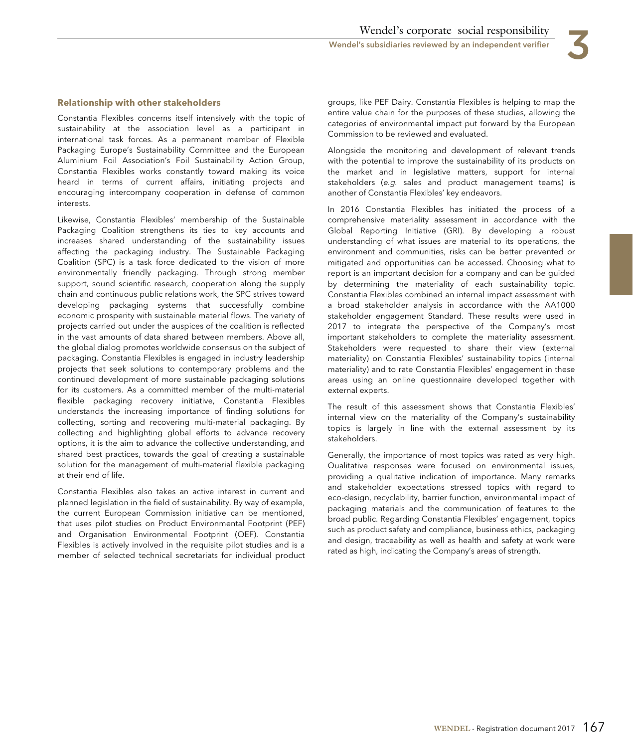### Relationship with other stakeholders

Constantia Flexibles concerns itself intensively with the topic of sustainability at the association level as a participant in international task forces. As a permanent member of Flexible Packaging Europe's Sustainability Committee and the European Aluminium Foil Association's Foil Sustainability Action Group, Constantia Flexibles works constantly toward making its voice heard in terms of current affairs, initiating projects and encouraging intercompany cooperation in defense of common interests.

Likewise, Constantia Flexibles' membership of the Sustainable Packaging Coalition strengthens its ties to key accounts and increases shared understanding of the sustainability issues affecting the packaging industry. The Sustainable Packaging Coalition (SPC) is a task force dedicated to the vision of more environmentally friendly packaging. Through strong member support, sound scientific research, cooperation along the supply chain and continuous public relations work, the SPC strives toward developing packaging systems that successfully combine economic prosperity with sustainable material flows. The variety of projects carried out under the auspices of the coalition is reflected in the vast amounts of data shared between members. Above all, the global dialog promotes worldwide consensus on the subject of packaging. Constantia Flexibles is engaged in industry leadership projects that seek solutions to contemporary problems and the continued development of more sustainable packaging solutions for its customers. As a committed member of the multi-material flexible packaging recovery initiative, Constantia Flexibles understands the increasing importance of finding solutions for collecting, sorting and recovering multi-material packaging. By collecting and highlighting global efforts to advance recovery options, it is the aim to advance the collective understanding, and shared best practices, towards the goal of creating a sustainable solution for the management of multi-material flexible packaging at their end of life.

Constantia Flexibles also takes an active interest in current and planned legislation in the field of sustainability. By way of example, the current European Commission initiative can be mentioned, that uses pilot studies on Product Environmental Footprint (PEF) and Organisation Environmental Footprint (OEF). Constantia Flexibles is actively involved in the requisite pilot studies and is a member of selected technical secretariats for individual product groups, like PEF Dairy. Constantia Flexibles is helping to map the entire value chain for the purposes of these studies, allowing the categories of environmental impact put forward by the European Commission to be reviewed and evaluated.

Alongside the monitoring and development of relevant trends with the potential to improve the sustainability of its products on the market and in legislative matters, support for internal stakeholders (*e.g.* sales and product management teams) is another of Constantia Flexibles' key endeavors.

In 2016 Constantia Flexibles has initiated the process of a comprehensive materiality assessment in accordance with the Global Reporting Initiative (GRI). By developing a robust understanding of what issues are material to its operations, the environment and communities, risks can be better prevented or mitigated and opportunities can be accessed. Choosing what to report is an important decision for a company and can be guided by determining the materiality of each sustainability topic. Constantia Flexibles combined an internal impact assessment with a broad stakeholder analysis in accordance with the AA1000 stakeholder engagement Standard. These results were used in 2017 to integrate the perspective of the Company's most important stakeholders to complete the materiality assessment. Stakeholders were requested to share their view (external materiality) on Constantia Flexibles' sustainability topics (internal materiality) and to rate Constantia Flexibles' engagement in these areas using an online questionnaire developed together with external experts.

The result of this assessment shows that Constantia Flexibles' internal view on the materiality of the Company's sustainability topics is largely in line with the external assessment by its stakeholders.

Generally, the importance of most topics was rated as very high. Qualitative responses were focused on environmental issues, providing a qualitative indication of importance. Many remarks and stakeholder expectations stressed topics with regard to eco-design, recyclability, barrier function, environmental impact of packaging materials and the communication of features to the broad public. Regarding Constantia Flexibles' engagement, topics such as product safety and compliance, business ethics, packaging and design, traceability as well as health and safety at work were rated as high, indicating the Company's areas of strength.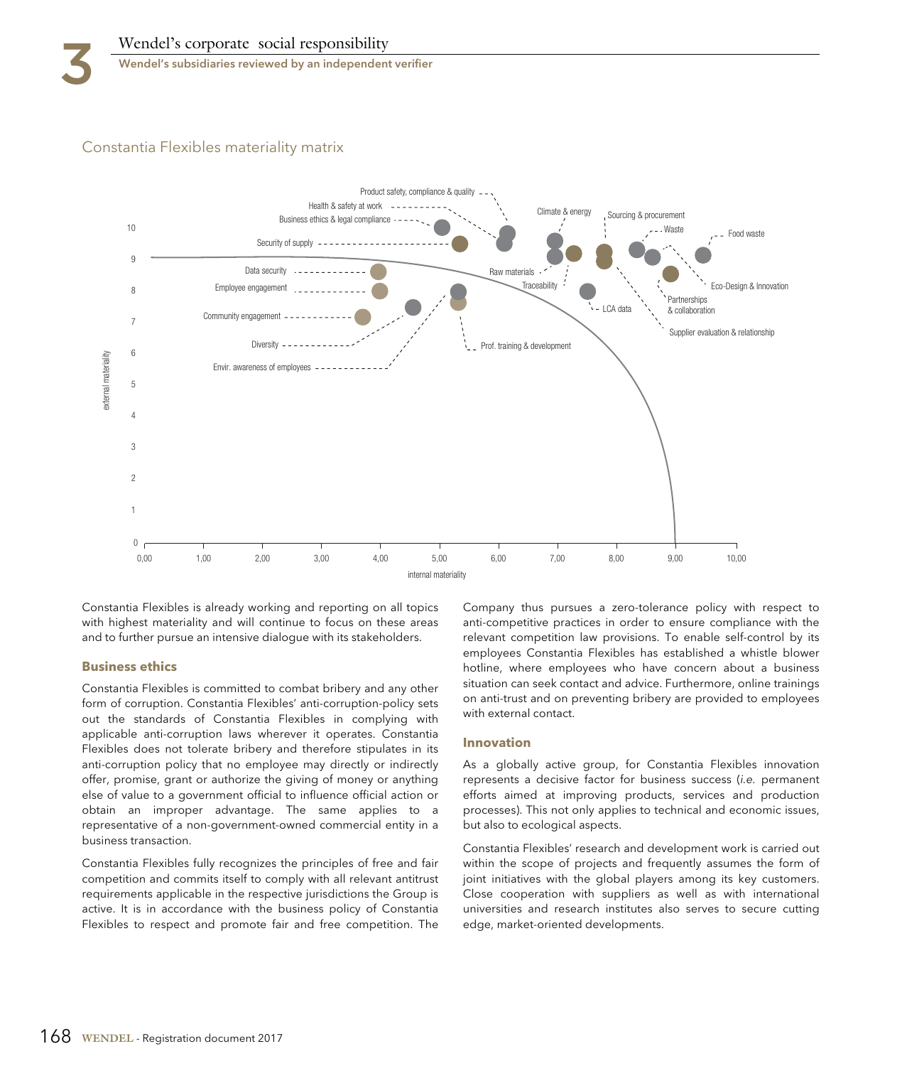## Constantia Flexibles materiality matrix

Product safety, compliance & quality
Health & safety at work
Business ethics & legal compliance
Security of supply
Data security
Employee engagement
Community engagement
Diversity
Envir. awareness of employees
Prof. training & development
Raw materials
Traceability
Climate & energy
LCA data
Sourcing & procurement
Supplier evaluation & relationship
Waste
Partnerships & collaboration
Food waste
Eco-Design & Innovation

external materiality

internal materiality

Constantia Flexibles is already working and reporting on all topics with highest materiality and will continue to focus on these areas and to further pursue an intensive dialogue with its stakeholders.

### Business ethics

Constantia Flexibles is committed to combat bribery and any other form of corruption. Constantia Flexibles' anti-corruption-policy sets out the standards of Constantia Flexibles in complying with applicable anti-corruption laws wherever it operates. Constantia Flexibles does not tolerate bribery and therefore stipulates in its anti-corruption policy that no employee may directly or indirectly offer, promise, grant or authorize the giving of money or anything else of value to a government official to influence official action or obtain an improper advantage. The same applies to a representative of a non-government-owned commercial entity in a business transaction.

Constantia Flexibles fully recognizes the principles of free and fair competition and commits itself to comply with all relevant antitrust requirements applicable in the respective jurisdictions the Group is active. It is in accordance with the business policy of Constantia Flexibles to respect and promote fair and free competition. The Company thus pursues a zero-tolerance policy with respect to anti-competitive practices in order to ensure compliance with the relevant competition law provisions. To enable self-control by its employees Constantia Flexibles has established a whistle blower hotline, where employees who have concern about a business situation can seek contact and advice. Furthermore, online trainings on anti-trust and on preventing bribery are provided to employees with external contact.

### Innovation

As a globally active group, for Constantia Flexibles innovation represents a decisive factor for business success (*i.e.* permanent efforts aimed at improving products, services and production processes). This not only applies to technical and economic issues, but also to ecological aspects.

Constantia Flexibles' research and development work is carried out within the scope of projects and frequently assumes the form of joint initiatives with the global players among its key customers. Close cooperation with suppliers as well as with international universities and research institutes also serves to secure cutting edge, market-oriented developments.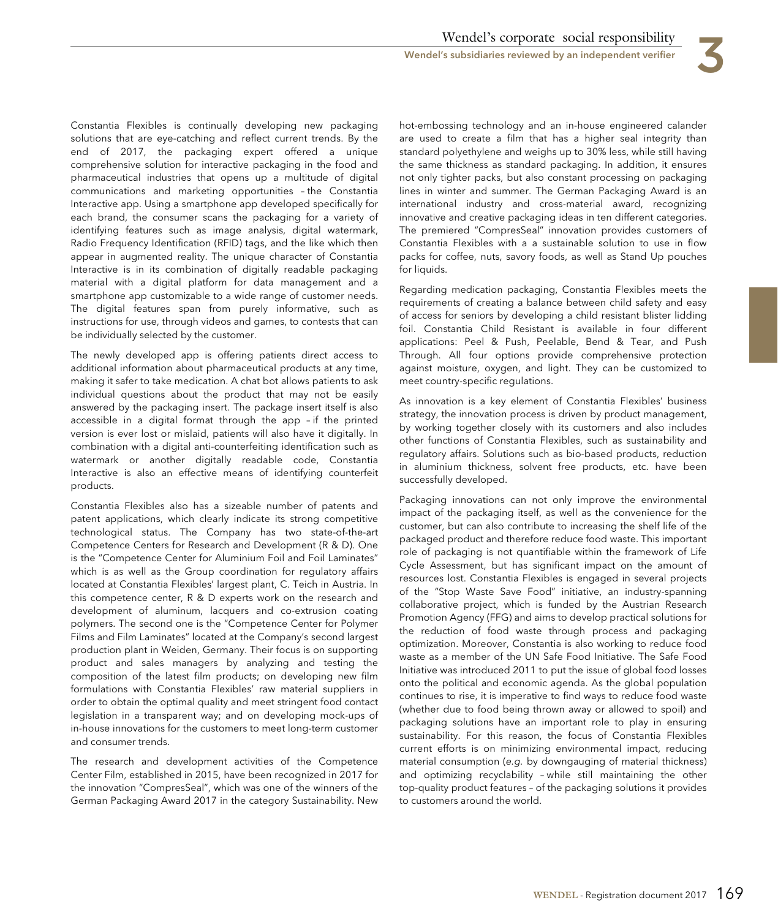Constantia Flexibles is continually developing new packaging solutions that are eye-catching and reflect current trends. By the end of 2017, the packaging expert offered a unique comprehensive solution for interactive packaging in the food and pharmaceutical industries that opens up a multitude of digital communications and marketing opportunities – the Constantia Interactive app. Using a smartphone app developed specifically for each brand, the consumer scans the packaging for a variety of identifying features such as image analysis, digital watermark, Radio Frequency Identification (RFID) tags, and the like which then appear in augmented reality. The unique character of Constantia Interactive is in its combination of digitally readable packaging material with a digital platform for data management and a smartphone app customizable to a wide range of customer needs. The digital features span from purely informative, such as instructions for use, through videos and games, to contests that can be individually selected by the customer.

The newly developed app is offering patients direct access to additional information about pharmaceutical products at any time, making it safer to take medication. A chat bot allows patients to ask individual questions about the product that may not be easily answered by the packaging insert. The package insert itself is also accessible in a digital format through the app – if the printed version is ever lost or mislaid, patients will also have it digitally. In combination with a digital anti-counterfeiting identification such as watermark or another digitally readable code, Constantia Interactive is also an effective means of identifying counterfeit products.

Constantia Flexibles also has a sizeable number of patents and patent applications, which clearly indicate its strong competitive technological status. The Company has two state-of-the-art Competence Centers for Research and Development (R & D). One is the "Competence Center for Aluminium Foil and Foil Laminates" which is as well as the Group coordination for regulatory affairs located at Constantia Flexibles' largest plant, C. Teich in Austria. In this competence center, R & D experts work on the research and development of aluminum, lacquers and co-extrusion coating polymers. The second one is the "Competence Center for Polymer Films and Film Laminates" located at the Company's second largest production plant in Weiden, Germany. Their focus is on supporting product and sales managers by analyzing and testing the composition of the latest film products; on developing new film formulations with Constantia Flexibles' raw material suppliers in order to obtain the optimal quality and meet stringent food contact legislation in a transparent way; and on developing mock-ups of in-house innovations for the customers to meet long-term customer and consumer trends.

The research and development activities of the Competence Center Film, established in 2015, have been recognized in 2017 for the innovation "CompresSeal", which was one of the winners of the German Packaging Award 2017 in the category Sustainability. New hot-embossing technology and an in-house engineered calander are used to create a film that has a higher seal integrity than standard polyethylene and weighs up to 30% less, while still having the same thickness as standard packaging. In addition, it ensures not only tighter packs, but also constant processing on packaging lines in winter and summer. The German Packaging Award is an international industry and cross-material award, recognizing innovative and creative packaging ideas in ten different categories. The premiered "CompresSeal" innovation provides customers of Constantia Flexibles with a a sustainable solution to use in flow packs for coffee, nuts, savory foods, as well as Stand Up pouches for liquids.

Regarding medication packaging, Constantia Flexibles meets the requirements of creating a balance between child safety and easy of access for seniors by developing a child resistant blister lidding foil. Constantia Child Resistant is available in four different applications: Peel & Push, Peelable, Bend & Tear, and Push Through. All four options provide comprehensive protection against moisture, oxygen, and light. They can be customized to meet country-specific regulations.

As innovation is a key element of Constantia Flexibles' business strategy, the innovation process is driven by product management, by working together closely with its customers and also includes other functions of Constantia Flexibles, such as sustainability and regulatory affairs. Solutions such as bio-based products, reduction in aluminium thickness, solvent free products, etc. have been successfully developed.

Packaging innovations can not only improve the environmental impact of the packaging itself, as well as the convenience for the customer, but can also contribute to increasing the shelf life of the packaged product and therefore reduce food waste. This important role of packaging is not quantifiable within the framework of Life Cycle Assessment, but has significant impact on the amount of resources lost. Constantia Flexibles is engaged in several projects of the "Stop Waste Save Food" initiative, an industry-spanning collaborative project, which is funded by the Austrian Research Promotion Agency (FFG) and aims to develop practical solutions for the reduction of food waste through process and packaging optimization. Moreover, Constantia is also working to reduce food waste as a member of the UN Safe Food Initiative. The Safe Food Initiative was introduced 2011 to put the issue of global food losses onto the political and economic agenda. As the global population continues to rise, it is imperative to find ways to reduce food waste (whether due to food being thrown away or allowed to spoil) and packaging solutions have an important role to play in ensuring sustainability. For this reason, the focus of Constantia Flexibles current efforts is on minimizing environmental impact, reducing material consumption (*e.g.* by downgauging of material thickness) and optimizing recyclability – while still maintaining the other top-quality product features – of the packaging solutions it provides to customers around the world.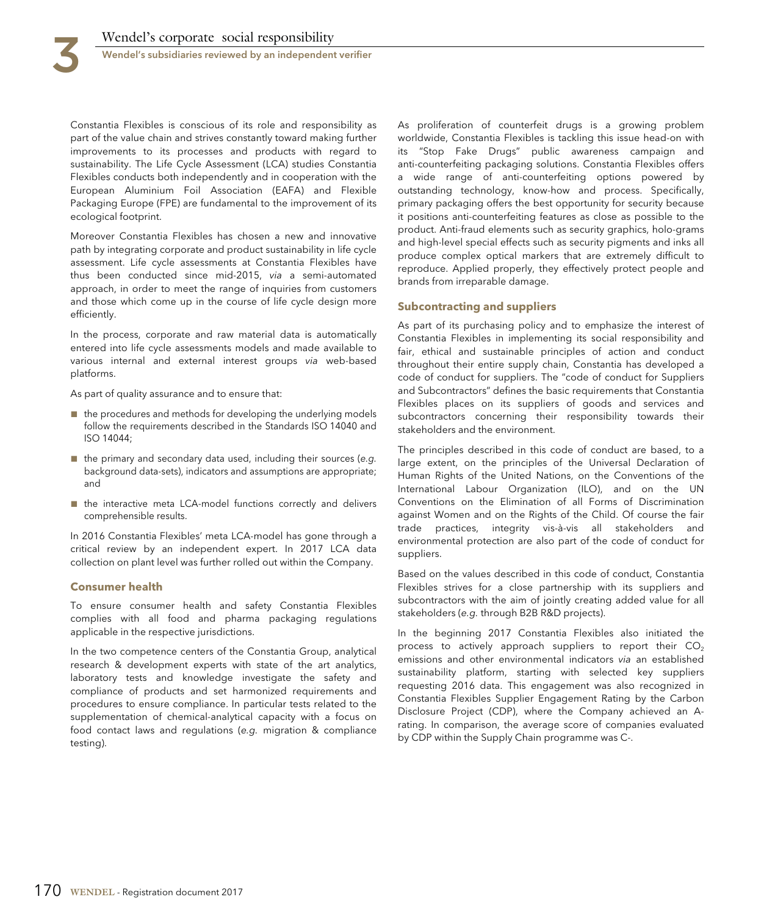Constantia Flexibles is conscious of its role and responsibility as part of the value chain and strives constantly toward making further improvements to its processes and products with regard to sustainability. The Life Cycle Assessment (LCA) studies Constantia Flexibles conducts both independently and in cooperation with the European Aluminium Foil Association (EAFA) and Flexible Packaging Europe (FPE) are fundamental to the improvement of its ecological footprint.

Moreover Constantia Flexibles has chosen a new and innovative path by integrating corporate and product sustainability in life cycle assessment. Life cycle assessments at Constantia Flexibles have thus been conducted since mid-2015, *via* a semi-automated approach, in order to meet the range of inquiries from customers and those which come up in the course of life cycle design more efficiently.

In the process, corporate and raw material data is automatically entered into life cycle assessments models and made available to various internal and external interest groups *via* web-based platforms.

As part of quality assurance and to ensure that:

- the procedures and methods for developing the underlying models follow the requirements described in the Standards ISO 14040 and ISO 14044;
- the primary and secondary data used, including their sources (*e.g.* background data-sets), indicators and assumptions are appropriate; and
- the interactive meta LCA-model functions correctly and delivers comprehensible results.

In 2016 Constantia Flexibles' meta LCA-model has gone through a critical review by an independent expert. In 2017 LCA data collection on plant level was further rolled out within the Company.

### Consumer health

To ensure consumer health and safety Constantia Flexibles complies with all food and pharma packaging regulations applicable in the respective jurisdictions.

In the two competence centers of the Constantia Group, analytical research & development experts with state of the art analytics, laboratory tests and knowledge investigate the safety and compliance of products and set harmonized requirements and procedures to ensure compliance. In particular tests related to the supplementation of chemical-analytical capacity with a focus on food contact laws and regulations (*e.g.* migration & compliance testing).

As proliferation of counterfeit drugs is a growing problem worldwide, Constantia Flexibles is tackling this issue head-on with its "Stop Fake Drugs" public awareness campaign and anti-counterfeiting packaging solutions. Constantia Flexibles offers a wide range of anti-counterfeiting options powered by outstanding technology, know-how and process. Specifically, primary packaging offers the best opportunity for security because it positions anti-counterfeiting features as close as possible to the product. Anti-fraud elements such as security graphics, holo-grams and high-level special effects such as security pigments and inks all produce complex optical markers that are extremely difficult to reproduce. Applied properly, they effectively protect people and brands from irreparable damage.

### Subcontracting and suppliers

As part of its purchasing policy and to emphasize the interest of Constantia Flexibles in implementing its social responsibility and fair, ethical and sustainable principles of action and conduct throughout their entire supply chain, Constantia has developed a code of conduct for suppliers. The "code of conduct for Suppliers and Subcontractors" defines the basic requirements that Constantia Flexibles places on its suppliers of goods and services and subcontractors concerning their responsibility towards their stakeholders and the environment.

The principles described in this code of conduct are based, to a large extent, on the principles of the Universal Declaration of Human Rights of the United Nations, on the Conventions of the International Labour Organization (ILO), and on the UN Conventions on the Elimination of all Forms of Discrimination against Women and on the Rights of the Child. Of course the fair trade practices, integrity vis-à-vis all stakeholders and environmental protection are also part of the code of conduct for suppliers.

Based on the values described in this code of conduct, Constantia Flexibles strives for a close partnership with its suppliers and subcontractors with the aim of jointly creating added value for all stakeholders (*e.g.* through B2B R&D projects).

In the beginning 2017 Constantia Flexibles also initiated the process to actively approach suppliers to report their $CO_2$ emissions and other environmental indicators *via* an established sustainability platform, starting with selected key suppliers requesting 2016 data. This engagement was also recognized in Constantia Flexibles Supplier Engagement Rating by the Carbon Disclosure Project (CDP), where the Company achieved an A-rating. In comparison, the average score of companies evaluated by CDP within the Supply Chain programme was C-.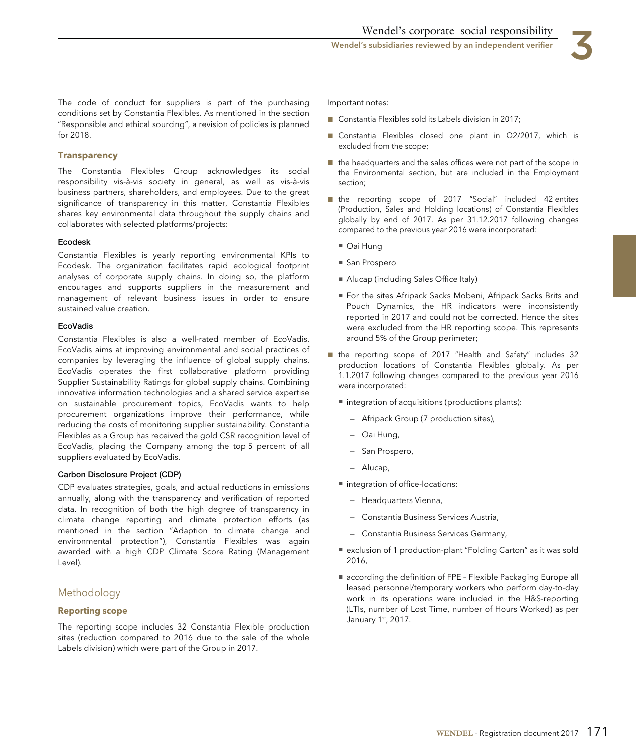The code of conduct for suppliers is part of the purchasing conditions set by Constantia Flexibles. As mentioned in the section "Responsible and ethical sourcing", a revision of policies is planned for 2018.

### Transparency

The Constantia Flexibles Group acknowledges its social responsibility vis-à-vis society in general, as well as vis-à-vis business partners, shareholders, and employees. Due to the great significance of transparency in this matter, Constantia Flexibles shares key environmental data throughout the supply chains and collaborates with selected platforms/projects:

#### Ecodesk

Constantia Flexibles is yearly reporting environmental KPIs to Ecodesk. The organization facilitates rapid ecological footprint analyses of corporate supply chains. In doing so, the platform encourages and supports suppliers in the measurement and management of relevant business issues in order to ensure sustained value creation.

#### EcoVadis

Constantia Flexibles is also a well-rated member of EcoVadis. EcoVadis aims at improving environmental and social practices of companies by leveraging the influence of global supply chains. EcoVadis operates the first collaborative platform providing Supplier Sustainability Ratings for global supply chains. Combining innovative information technologies and a shared service expertise on sustainable procurement topics, EcoVadis wants to help procurement organizations improve their performance, while reducing the costs of monitoring supplier sustainability. Constantia Flexibles as a Group has received the gold CSR recognition level of EcoVadis, placing the Company among the top 5 percent of all suppliers evaluated by EcoVadis.

#### Carbon Disclosure Project (CDP)

CDP evaluates strategies, goals, and actual reductions in emissions annually, along with the transparency and verification of reported data. In recognition of both the high degree of transparency in climate change reporting and climate protection efforts (as mentioned in the section "Adaption to climate change and environmental protection"), Constantia Flexibles was again awarded with a high CDP Climate Score Rating (Management Level).

## Methodology

### Reporting scope

The reporting scope includes 32 Constantia Flexible production sites (reduction compared to 2016 due to the sale of the whole Labels division) which were part of the Group in 2017.

Important notes:

- Constantia Flexibles sold its Labels division in 2017;
- Constantia Flexibles closed one plant in Q2/2017, which is excluded from the scope;
- the headquarters and the sales offices were not part of the scope in the Environmental section, but are included in the Employment section;
- the reporting scope of 2017 "Social" included 42 entites (Production, Sales and Holding locations) of Constantia Flexibles globally by end of 2017. As per 31.12.2017 following changes compared to the previous year 2016 were incorporated:
  - Oai Hung
  - San Prospero
  - Alucap (including Sales Office Italy)
  - For the sites Afripack Sacks Mobeni, Afripack Sacks Brits and Pouch Dynamics, the HR indicators were inconsistently reported in 2017 and could not be corrected. Hence the sites were excluded from the HR reporting scope. This represents around 5% of the Group perimeter;
- the reporting scope of 2017 "Health and Safety" includes 32 production locations of Constantia Flexibles globally. As per 1.1.2017 following changes compared to the previous year 2016 were incorporated:
  - integration of acquisitions (productions plants):
    - Afripack Group (7 production sites),
    - Oai Hung,
    - San Prospero,
    - Alucap,
  - integration of office-locations:
    - Headquarters Vienna,
    - Constantia Business Services Austria,
    - Constantia Business Services Germany,
  - exclusion of 1 production-plant "Folding Carton" as it was sold 2016,
  - according the definition of FPE – Flexible Packaging Europe all leased personnel/temporary workers who perform day-to-day work in its operations were included in the H&S-reporting (LTIs, number of Lost Time, number of Hours Worked) as per January 1st, 2017.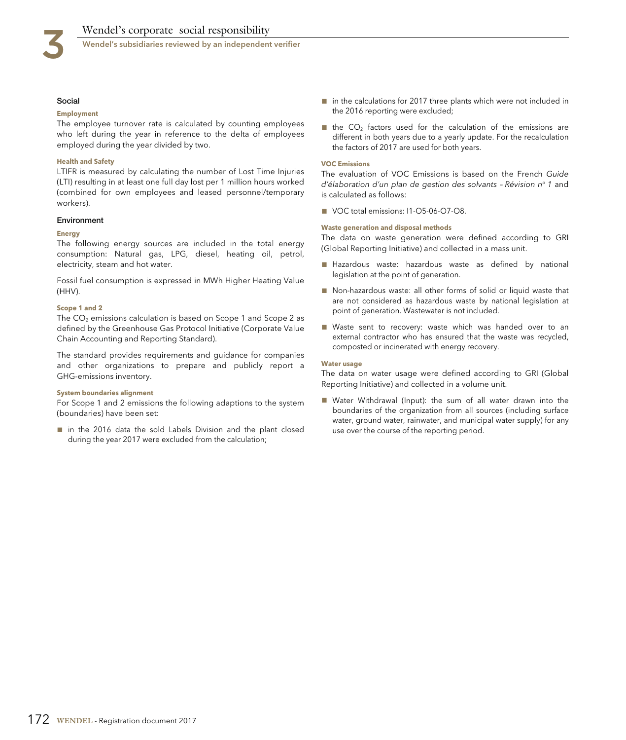### Social

#### Employment

The employee turnover rate is calculated by counting employees who left during the year in reference to the delta of employees employed during the year divided by two.

#### Health and Safety

LTIFR is measured by calculating the number of Lost Time Injuries (LTI) resulting in at least one full day lost per 1 million hours worked (combined for own employees and leased personnel/temporary workers).

### Environment

#### Energy

The following energy sources are included in the total energy consumption: Natural gas, LPG, diesel, heating oil, petrol, electricity, steam and hot water.

Fossil fuel consumption is expressed in MWh Higher Heating Value (HHV).

#### Scope 1 and 2

The $CO_2$ emissions calculation is based on Scope 1 and Scope 2 as defined by the Greenhouse Gas Protocol Initiative (Corporate Value Chain Accounting and Reporting Standard).

The standard provides requirements and guidance for companies and other organizations to prepare and publicly report a GHG-emissions inventory.

#### System boundaries alignment

For Scope 1 and 2 emissions the following adaptions to the system (boundaries) have been set:

- in the 2016 data the sold Labels Division and the plant closed during the year 2017 were excluded from the calculation;
- in the calculations for 2017 three plants which were not included in the 2016 reporting were excluded;
- the $CO_2$ factors used for the calculation of the emissions are different in both years due to a yearly update. For the recalculation the factors of 2017 are used for both years.

#### VOC Emissions

The evaluation of VOC Emissions is based on the French *Guide d'élaboration d'un plan de gestion des solvants – Révision n° 1* and is calculated as follows:

- VOC total emissions: I1-O5-06-O7-O8.

#### Waste generation and disposal methods

The data on waste generation were defined according to GRI (Global Reporting Initiative) and collected in a mass unit.

- Hazardous waste: hazardous waste as defined by national legislation at the point of generation.
- Non-hazardous waste: all other forms of solid or liquid waste that are not considered as hazardous waste by national legislation at point of generation. Wastewater is not included.
- Waste sent to recovery: waste which was handed over to an external contractor who has ensured that the waste was recycled, composted or incinerated with energy recovery.

#### Water usage

The data on water usage were defined according to GRI (Global Reporting Initiative) and collected in a volume unit.

- Water Withdrawal (Input): the sum of all water drawn into the boundaries of the organization from all sources (including surface water, ground water, rainwater, and municipal water supply) for any use over the course of the reporting period.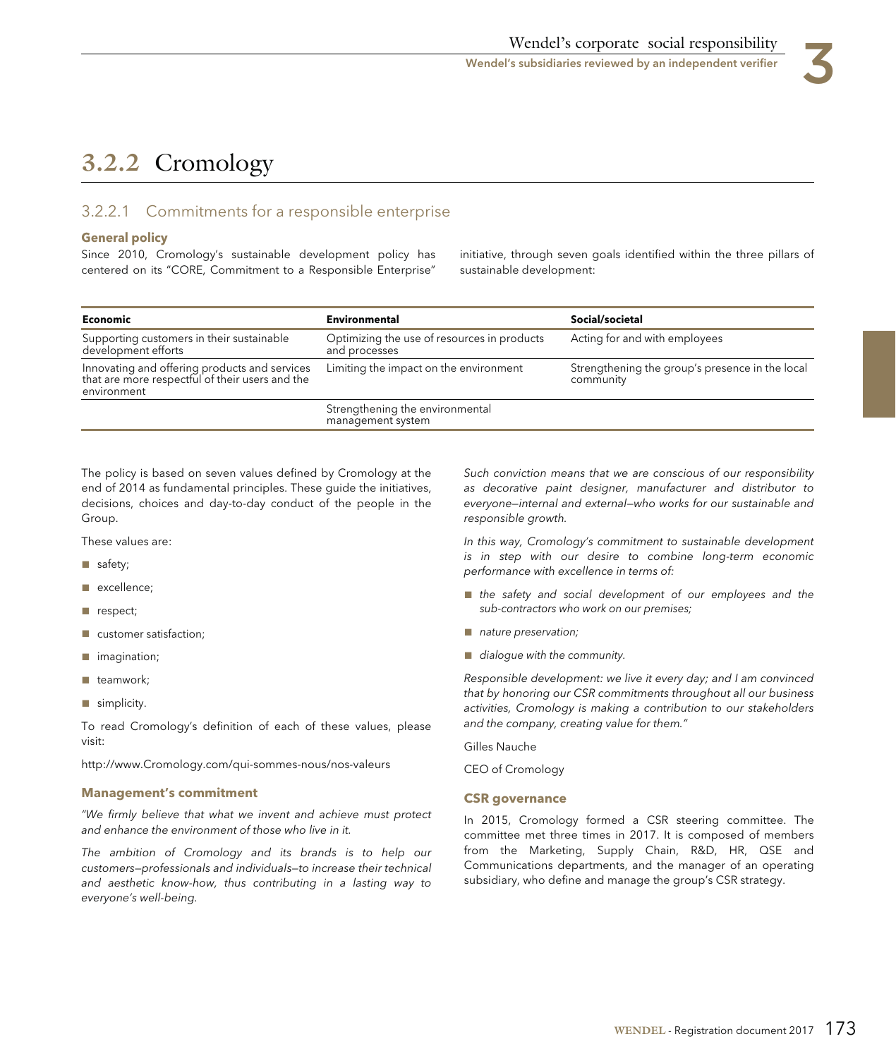## 3.2.2 Cromology

### 3.2.2.1 Commitments for a responsible enterprise

#### General policy

Since 2010, Cromology's sustainable development policy has centered on its "CORE, Commitment to a Responsible Enterprise" initiative, through seven goals identified within the three pillars of sustainable development:

| Economic | Environmental | Social/societal |
|---|---|---|
| Supporting customers in their sustainable development efforts | Optimizing the use of resources in products and processes | Acting for and with employees |
| Innovating and offering products and services that are more respectful of their users and the environment | Limiting the impact on the environment | Strengthening the group's presence in the local community |
| | Strengthening the environmental management system | |

The policy is based on seven values defined by Cromology at the end of 2014 as fundamental principles. These guide the initiatives, decisions, choices and day-to-day conduct of the people in the Group.

These values are:

- safety;
- excellence;
- respect;
- customer satisfaction;
- imagination;
- teamwork;
- simplicity.

To read Cromology's definition of each of these values, please visit:

http://www.Cromology.com/qui-sommes-nous/nos-valeurs

#### Management's commitment

*"We firmly believe that what we invent and achieve must protect and enhance the environment of those who live in it.*

*The ambition of Cromology and its brands is to help our customers—professionals and individuals—to increase their technical and aesthetic know-how, thus contributing in a lasting way to everyone's well-being.*

*Such conviction means that we are conscious of our responsibility as decorative paint designer, manufacturer and distributor to everyone—internal and external—who works for our sustainable and responsible growth.*

*In this way, Cromology's commitment to sustainable development is in step with our desire to combine long-term economic performance with excellence in terms of:*

- *the safety and social development of our employees and the sub-contractors who work on our premises;*
- *nature preservation;*
- *dialogue with the community.*

*Responsible development: we live it every day; and I am convinced that by honoring our CSR commitments throughout all our business activities, Cromology is making a contribution to our stakeholders and the company, creating value for them."*

Gilles Nauche

CEO of Cromology

#### CSR governance

In 2015, Cromology formed a CSR steering committee. The committee met three times in 2017. It is composed of members from the Marketing, Supply Chain, R&D, HR, QSE and Communications departments, and the manager of an operating subsidiary, who define and manage the group's CSR strategy.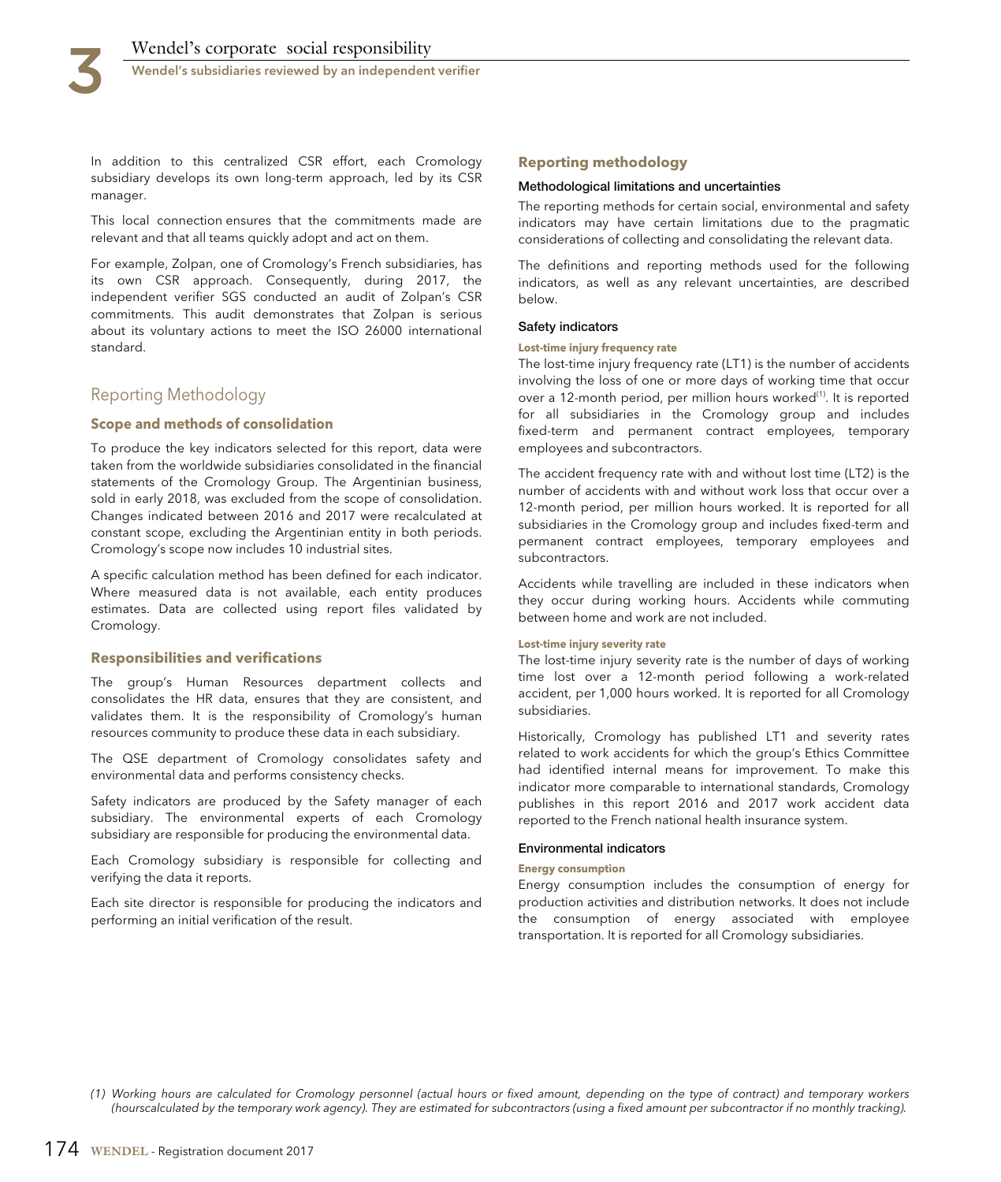In addition to this centralized CSR effort, each Cromology subsidiary develops its own long-term approach, led by its CSR manager.

This local connection ensures that the commitments made are relevant and that all teams quickly adopt and act on them.

For example, Zolpan, one of Cromology's French subsidiaries, has its own CSR approach. Consequently, during 2017, the independent verifier SGS conducted an audit of Zolpan's CSR commitments. This audit demonstrates that Zolpan is serious about its voluntary actions to meet the ISO 26000 international standard.

## Reporting Methodology

### Scope and methods of consolidation

To produce the key indicators selected for this report, data were taken from the worldwide subsidiaries consolidated in the financial statements of the Cromology Group. The Argentinian business, sold in early 2018, was excluded from the scope of consolidation. Changes indicated between 2016 and 2017 were recalculated at constant scope, excluding the Argentinian entity in both periods. Cromology's scope now includes 10 industrial sites.

A specific calculation method has been defined for each indicator. Where measured data is not available, each entity produces estimates. Data are collected using report files validated by Cromology.

### Responsibilities and verifications

The group's Human Resources department collects and consolidates the HR data, ensures that they are consistent, and validates them. It is the responsibility of Cromology's human resources community to produce these data in each subsidiary.

The QSE department of Cromology consolidates safety and environmental data and performs consistency checks.

Safety indicators are produced by the Safety manager of each subsidiary. The environmental experts of each Cromology subsidiary are responsible for producing the environmental data.

Each Cromology subsidiary is responsible for collecting and verifying the data it reports.

Each site director is responsible for producing the indicators and performing an initial verification of the result.

### Reporting methodology

#### Methodological limitations and uncertainties

The reporting methods for certain social, environmental and safety indicators may have certain limitations due to the pragmatic considerations of collecting and consolidating the relevant data.

The definitions and reporting methods used for the following indicators, as well as any relevant uncertainties, are described below.

#### Safety indicators

**Lost-time injury frequency rate**

The lost-time injury frequency rate (LT1) is the number of accidents involving the loss of one or more days of working time that occur over a 12-month period, per million hours worked[1]. It is reported for all subsidiaries in the Cromology group and includes fixed-term and permanent contract employees, temporary employees and subcontractors.

The accident frequency rate with and without lost time (LT2) is the number of accidents with and without work loss that occur over a 12-month period, per million hours worked. It is reported for all subsidiaries in the Cromology group and includes fixed-term and permanent contract employees, temporary employees and subcontractors.

Accidents while travelling are included in these indicators when they occur during working hours. Accidents while commuting between home and work are not included.

**Lost-time injury severity rate**

The lost-time injury severity rate is the number of days of working time lost over a 12-month period following a work-related accident, per 1,000 hours worked. It is reported for all Cromology subsidiaries.

Historically, Cromology has published LT1 and severity rates related to work accidents for which the group's Ethics Committee had identified internal means for improvement. To make this indicator more comparable to international standards, Cromology publishes in this report 2016 and 2017 work accident data reported to the French national health insurance system.

#### Environmental indicators

**Energy consumption**

Energy consumption includes the consumption of energy for production activities and distribution networks. It does not include the consumption of energy associated with employee transportation. It is reported for all Cromology subsidiaries.

*(1) Working hours are calculated for Cromology personnel (actual hours or fixed amount, depending on the type of contract) and temporary workers (hourscalculated by the temporary work agency). They are estimated for subcontractors (using a fixed amount per subcontractor if no monthly tracking).*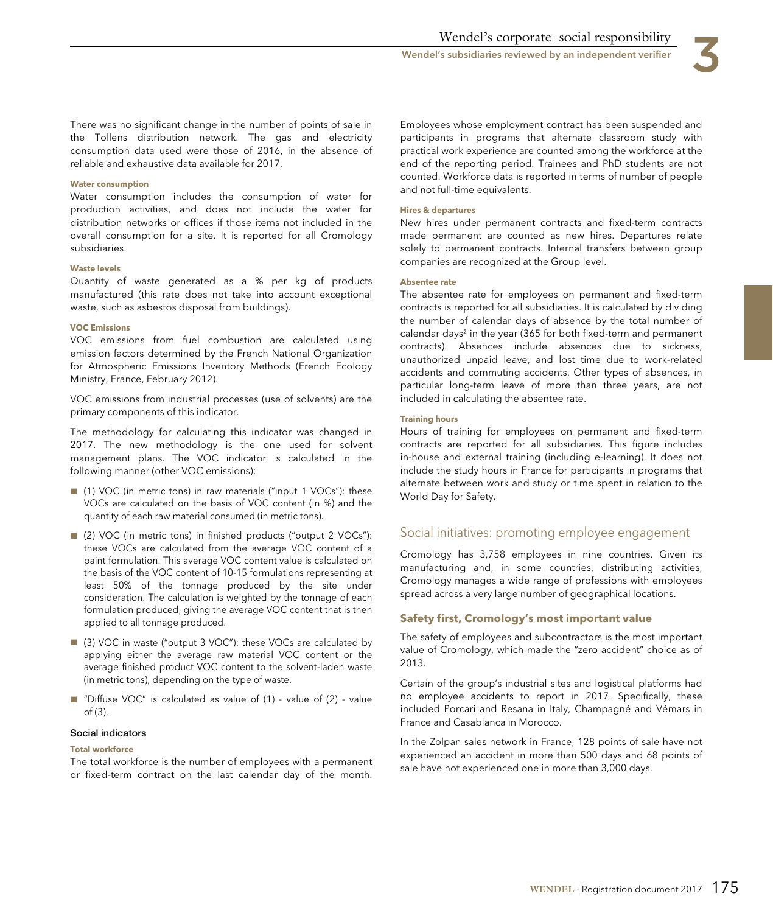There was no significant change in the number of points of sale in the Tollens distribution network. The gas and electricity consumption data used were those of 2016, in the absence of reliable and exhaustive data available for 2017.

#### Water consumption

Water consumption includes the consumption of water for production activities, and does not include the water for distribution networks or offices if those items not included in the overall consumption for a site. It is reported for all Cromology subsidiaries.

#### Waste levels

Quantity of waste generated as a % per kg of products manufactured (this rate does not take into account exceptional waste, such as asbestos disposal from buildings).

#### VOC Emissions

VOC emissions from fuel combustion are calculated using emission factors determined by the French National Organization for Atmospheric Emissions Inventory Methods (French Ecology Ministry, France, February 2012).

VOC emissions from industrial processes (use of solvents) are the primary components of this indicator.

The methodology for calculating this indicator was changed in 2017. The new methodology is the one used for solvent management plans. The VOC indicator is calculated in the following manner (other VOC emissions):

- (1) VOC (in metric tons) in raw materials ("input 1 VOCs"): these VOCs are calculated on the basis of VOC content (in %) and the quantity of each raw material consumed (in metric tons).
- (2) VOC (in metric tons) in finished products ("output 2 VOCs"): these VOCs are calculated from the average VOC content of a paint formulation. This average VOC content value is calculated on the basis of the VOC content of 10-15 formulations representing at least 50% of the tonnage produced by the site under consideration. The calculation is weighted by the tonnage of each formulation produced, giving the average VOC content that is then applied to all tonnage produced.
- (3) VOC in waste ("output 3 VOC"): these VOCs are calculated by applying either the average raw material VOC content or the average finished product VOC content to the solvent-laden waste (in metric tons), depending on the type of waste.
- "Diffuse VOC" is calculated as value of (1) - value of (2) - value of (3).

### Social indicators

#### Total workforce

The total workforce is the number of employees with a permanent or fixed-term contract on the last calendar day of the month. Employees whose employment contract has been suspended and participants in programs that alternate classroom study with practical work experience are counted among the workforce at the end of the reporting period. Trainees and PhD students are not counted. Workforce data is reported in terms of number of people and not full-time equivalents.

#### Hires & departures

New hires under permanent contracts and fixed-term contracts made permanent are counted as new hires. Departures relate solely to permanent contracts. Internal transfers between group companies are recognized at the Group level.

#### Absentee rate

The absentee rate for employees on permanent and fixed-term contracts is reported for all subsidiaries. It is calculated by dividing the number of calendar days of absence by the total number of calendar days[2] in the year (365 for both fixed-term and permanent contracts). Absences include absences due to sickness, unauthorized unpaid leave, and lost time due to work-related accidents and commuting accidents. Other types of absences, in particular long-term leave of more than three years, are not included in calculating the absentee rate.

#### Training hours

Hours of training for employees on permanent and fixed-term contracts are reported for all subsidiaries. This figure includes in-house and external training (including e-learning). It does not include the study hours in France for participants in programs that alternate between work and study or time spent in relation to the World Day for Safety.

## Social initiatives: promoting employee engagement

Cromology has 3,758 employees in nine countries. Given its manufacturing and, in some countries, distributing activities, Cromology manages a wide range of professions with employees spread across a very large number of geographical locations.

### Safety first, Cromology's most important value

The safety of employees and subcontractors is the most important value of Cromology, which made the "zero accident" choice as of 2013.

Certain of the group's industrial sites and logistical platforms had no employee accidents to report in 2017. Specifically, these included Porcari and Resana in Italy, Champagné and Vémars in France and Casablanca in Morocco.

In the Zolpan sales network in France, 128 points of sale have not experienced an accident in more than 500 days and 68 points of sale have not experienced one in more than 3,000 days.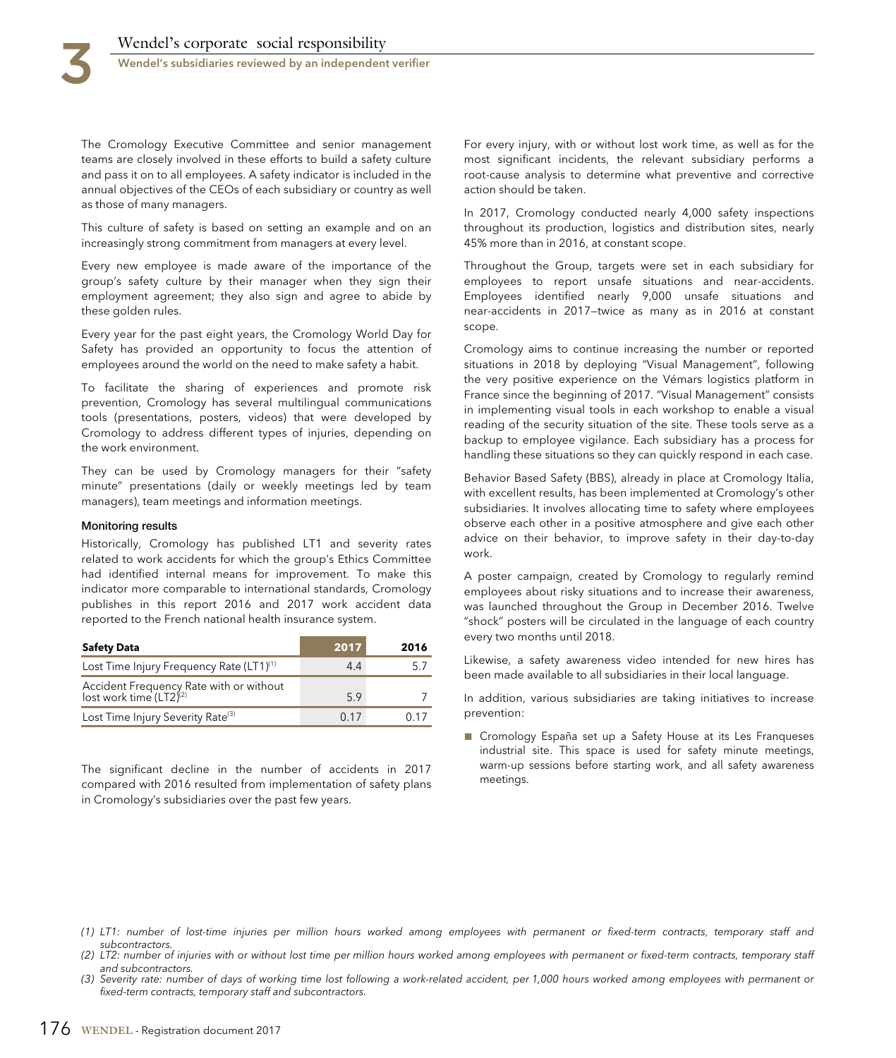The Cromology Executive Committee and senior management teams are closely involved in these efforts to build a safety culture and pass it on to all employees. A safety indicator is included in the annual objectives of the CEOs of each subsidiary or country as well as those of many managers.

This culture of safety is based on setting an example and on an increasingly strong commitment from managers at every level.

Every new employee is made aware of the importance of the group's safety culture by their manager when they sign their employment agreement; they also sign and agree to abide by these golden rules.

Every year for the past eight years, the Cromology World Day for Safety has provided an opportunity to focus the attention of employees around the world on the need to make safety a habit.

To facilitate the sharing of experiences and promote risk prevention, Cromology has several multilingual communications tools (presentations, posters, videos) that were developed by Cromology to address different types of injuries, depending on the work environment.

They can be used by Cromology managers for their "safety minute" presentations (daily or weekly meetings led by team managers), team meetings and information meetings.

#### Monitoring results

Historically, Cromology has published LT1 and severity rates related to work accidents for which the group's Ethics Committee had identified internal means for improvement. To make this indicator more comparable to international standards, Cromology publishes in this report 2016 and 2017 work accident data reported to the French national health insurance system.

| Safety Data | 2017 | 2016 |
|---|---|---|
| Lost Time Injury Frequency Rate (LT1)[1] | 4.4 | 5.7 |
| Accident Frequency Rate with or without lost work time (LT2)[2] | 5.9 | 7 |
| Lost Time Injury Severity Rate[3] | 0.17 | 0.17 |

The significant decline in the number of accidents in 2017 compared with 2016 resulted from implementation of safety plans in Cromology's subsidiaries over the past few years.

For every injury, with or without lost work time, as well as for the most significant incidents, the relevant subsidiary performs a root-cause analysis to determine what preventive and corrective action should be taken.

In 2017, Cromology conducted nearly 4,000 safety inspections throughout its production, logistics and distribution sites, nearly 45% more than in 2016, at constant scope.

Throughout the Group, targets were set in each subsidiary for employees to report unsafe situations and near-accidents. Employees identified nearly 9,000 unsafe situations and near-accidents in 2017—twice as many as in 2016 at constant scope.

Cromology aims to continue increasing the number or reported situations in 2018 by deploying "Visual Management", following the very positive experience on the Vémars logistics platform in France since the beginning of 2017. "Visual Management" consists in implementing visual tools in each workshop to enable a visual reading of the security situation of the site. These tools serve as a backup to employee vigilance. Each subsidiary has a process for handling these situations so they can quickly respond in each case.

Behavior Based Safety (BBS), already in place at Cromology Italia, with excellent results, has been implemented at Cromology's other subsidiaries. It involves allocating time to safety where employees observe each other in a positive atmosphere and give each other advice on their behavior, to improve safety in their day-to-day work.

A poster campaign, created by Cromology to regularly remind employees about risky situations and to increase their awareness, was launched throughout the Group in December 2016. Twelve "shock" posters will be circulated in the language of each country every two months until 2018.

Likewise, a safety awareness video intended for new hires has been made available to all subsidiaries in their local language.

In addition, various subsidiaries are taking initiatives to increase prevention:

- Cromology España set up a Safety House at its Les Franqueses industrial site. This space is used for safety minute meetings, warm-up sessions before starting work, and all safety awareness meetings.

*(1) LT1: number of lost-time injuries per million hours worked among employees with permanent or fixed-term contracts, temporary staff and subcontractors.*
*(2) LT2: number of injuries with or without lost time per million hours worked among employees with permanent or fixed-term contracts, temporary staff and subcontractors.*
*(3) Severity rate: number of days of working time lost following a work-related accident, per 1,000 hours worked among employees with permanent or fixed-term contracts, temporary staff and subcontractors.*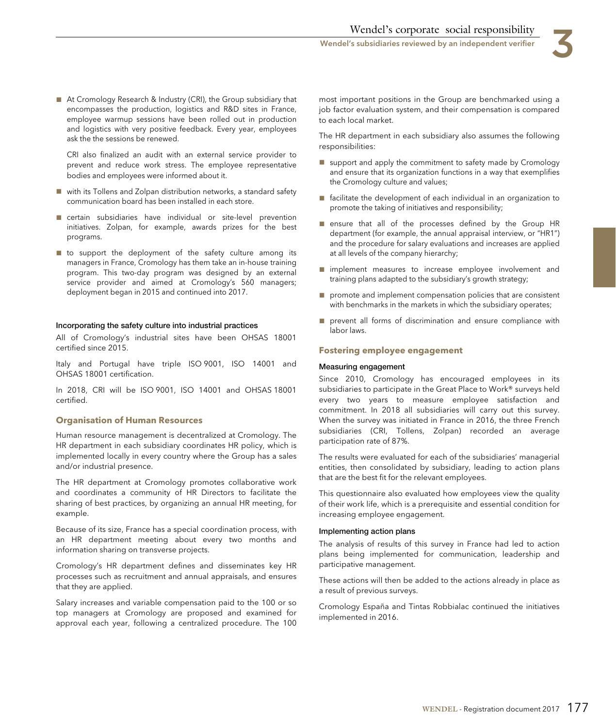- At Cromology Research & Industry (CRI), the Group subsidiary that encompasses the production, logistics and R&D sites in France, employee warmup sessions have been rolled out in production and logistics with very positive feedback. Every year, employees ask the the sessions be renewed.

  CRI also finalized an audit with an external service provider to prevent and reduce work stress. The employee representative bodies and employees were informed about it.

- with its Tollens and Zolpan distribution networks, a standard safety communication board has been installed in each store.
- certain subsidiaries have individual or site-level prevention initiatives. Zolpan, for example, awards prizes for the best programs.
- to support the deployment of the safety culture among its managers in France, Cromology has them take an in-house training program. This two-day program was designed by an external service provider and aimed at Cromology's 560 managers; deployment began in 2015 and continued into 2017.

#### Incorporating the safety culture into industrial practices

All of Cromology's industrial sites have been OHSAS 18001 certified since 2015.

Italy and Portugal have triple ISO 9001, ISO 14001 and OHSAS 18001 certification.

In 2018, CRI will be ISO 9001, ISO 14001 and OHSAS 18001 certified.

### Organisation of Human Resources

Human resource management is decentralized at Cromology. The HR department in each subsidiary coordinates HR policy, which is implemented locally in every country where the Group has a sales and/or industrial presence.

The HR department at Cromology promotes collaborative work and coordinates a community of HR Directors to facilitate the sharing of best practices, by organizing an annual HR meeting, for example.

Because of its size, France has a special coordination process, with an HR department meeting about every two months and information sharing on transverse projects.

Cromology's HR department defines and disseminates key HR processes such as recruitment and annual appraisals, and ensures that they are applied.

Salary increases and variable compensation paid to the 100 or so top managers at Cromology are proposed and examined for approval each year, following a centralized procedure. The 100 most important positions in the Group are benchmarked using a job factor evaluation system, and their compensation is compared to each local market.

The HR department in each subsidiary also assumes the following responsibilities:

- support and apply the commitment to safety made by Cromology and ensure that its organization functions in a way that exemplifies the Cromology culture and values;
- facilitate the development of each individual in an organization to promote the taking of initiatives and responsibility;
- ensure that all of the processes defined by the Group HR department (for example, the annual appraisal interview, or "HR1") and the procedure for salary evaluations and increases are applied at all levels of the company hierarchy;
- implement measures to increase employee involvement and training plans adapted to the subsidiary's growth strategy;
- promote and implement compensation policies that are consistent with benchmarks in the markets in which the subsidiary operates;
- prevent all forms of discrimination and ensure compliance with labor laws.

### Fostering employee engagement

#### Measuring engagement

Since 2010, Cromology has encouraged employees in its subsidiaries to participate in the Great Place to Work® surveys held every two years to measure employee satisfaction and commitment. In 2018 all subsidiaries will carry out this survey. When the survey was initiated in France in 2016, the three French subsidiaries (CRI, Tollens, Zolpan) recorded an average participation rate of 87%.

The results were evaluated for each of the subsidiaries' managerial entities, then consolidated by subsidiary, leading to action plans that are the best fit for the relevant employees.

This questionnaire also evaluated how employees view the quality of their work life, which is a prerequisite and essential condition for increasing employee engagement.

#### Implementing action plans

The analysis of results of this survey in France had led to action plans being implemented for communication, leadership and participative management.

These actions will then be added to the actions already in place as a result of previous surveys.

Cromology España and Tintas Robbialac continued the initiatives implemented in 2016.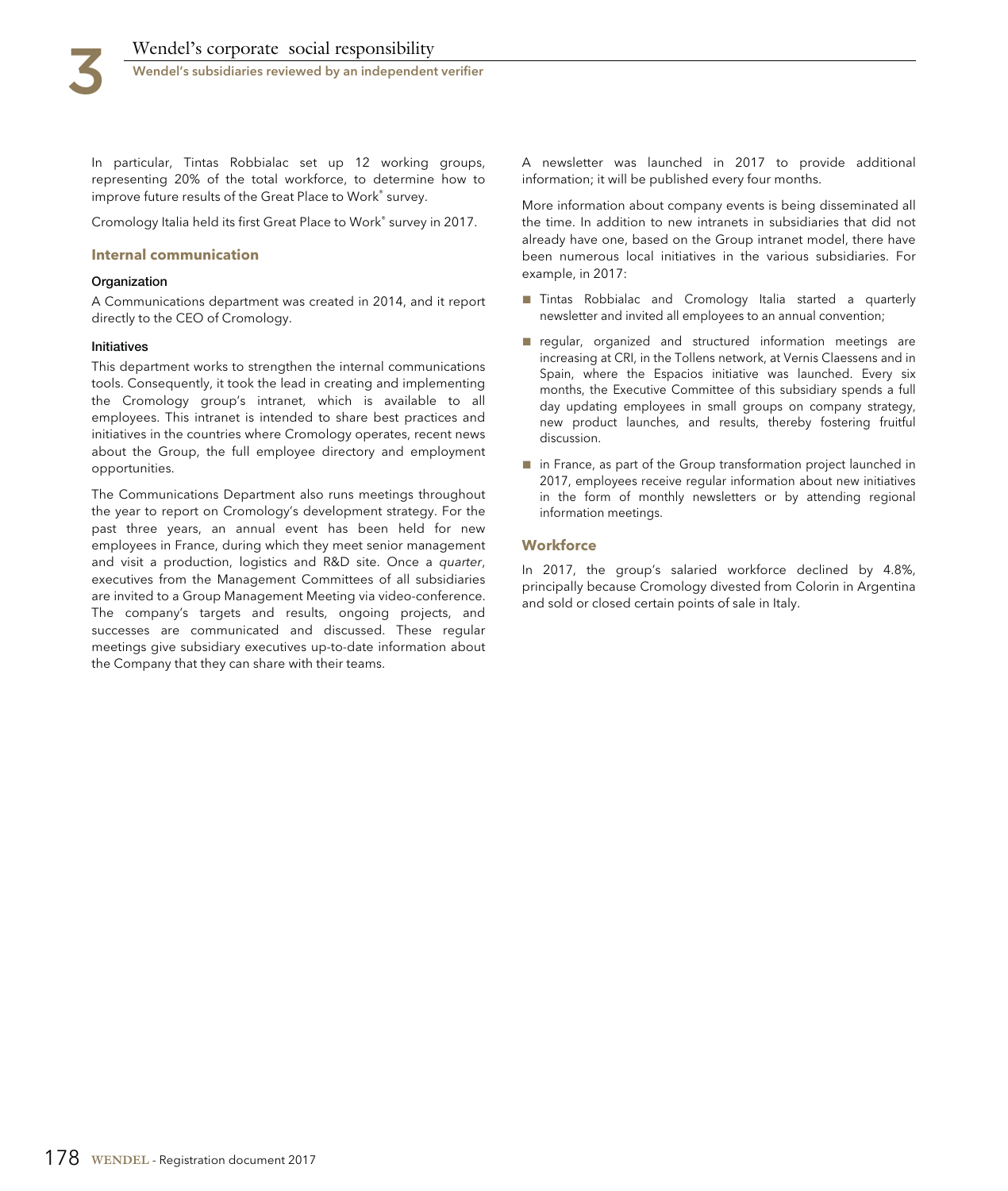In particular, Tintas Robbialac set up 12 working groups, representing 20% of the total workforce, to determine how to improve future results of the Great Place to Work® survey.

Cromology Italia held its first Great Place to Work® survey in 2017.

### Internal communication

#### Organization

A Communications department was created in 2014, and it report directly to the CEO of Cromology.

#### Initiatives

This department works to strengthen the internal communications tools. Consequently, it took the lead in creating and implementing the Cromology group's intranet, which is available to all employees. This intranet is intended to share best practices and initiatives in the countries where Cromology operates, recent news about the Group, the full employee directory and employment opportunities.

The Communications Department also runs meetings throughout the year to report on Cromology's development strategy. For the past three years, an annual event has been held for new employees in France, during which they meet senior management and visit a production, logistics and R&D site. Once a *quarter*, executives from the Management Committees of all subsidiaries are invited to a Group Management Meeting via video-conference. The company's targets and results, ongoing projects, and successes are communicated and discussed. These regular meetings give subsidiary executives up-to-date information about the Company that they can share with their teams.

A newsletter was launched in 2017 to provide additional information; it will be published every four months.

More information about company events is being disseminated all the time. In addition to new intranets in subsidiaries that did not already have one, based on the Group intranet model, there have been numerous local initiatives in the various subsidiaries. For example, in 2017:

- Tintas Robbialac and Cromology Italia started a quarterly newsletter and invited all employees to an annual convention;
- regular, organized and structured information meetings are increasing at CRI, in the Tollens network, at Vernis Claessens and in Spain, where the Espacios initiative was launched. Every six months, the Executive Committee of this subsidiary spends a full day updating employees in small groups on company strategy, new product launches, and results, thereby fostering fruitful discussion.
- in France, as part of the Group transformation project launched in 2017, employees receive regular information about new initiatives in the form of monthly newsletters or by attending regional information meetings.

### Workforce

In 2017, the group's salaried workforce declined by 4.8%, principally because Cromology divested from Colorin in Argentina and sold or closed certain points of sale in Italy.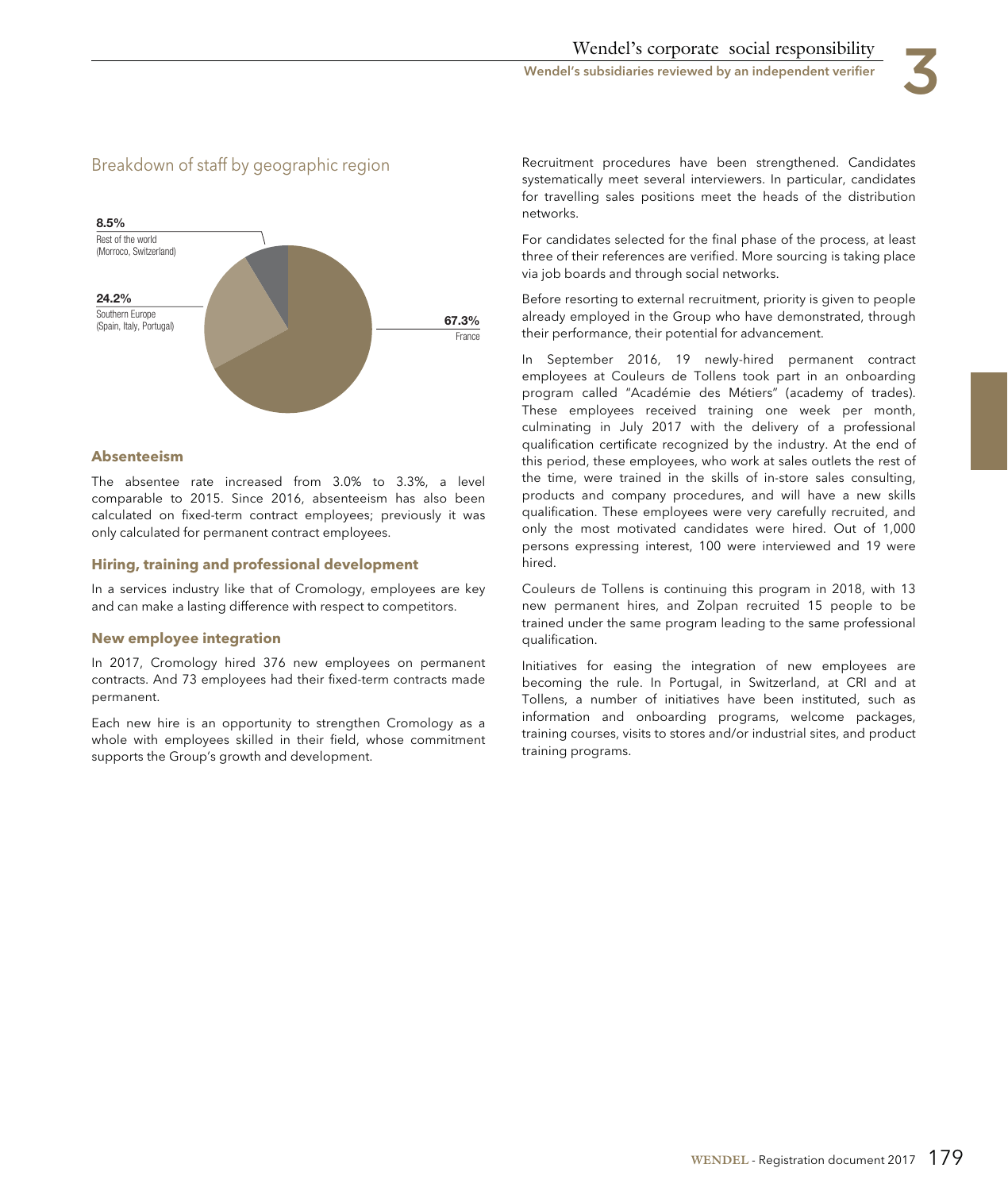## Breakdown of staff by geographic region

8.5%
Rest of the world
(Morroco, Switzerland)

24.2%
Southern Europe
(Spain, Italy, Portugal)

67.3%
France

### Absenteeism

The absentee rate increased from 3.0% to 3.3%, a level comparable to 2015. Since 2016, absenteeism has also been calculated on fixed-term contract employees; previously it was only calculated for permanent contract employees.

### Hiring, training and professional development

In a services industry like that of Cromology, employees are key and can make a lasting difference with respect to competitors.

### New employee integration

In 2017, Cromology hired 376 new employees on permanent contracts. And 73 employees had their fixed-term contracts made permanent.

Each new hire is an opportunity to strengthen Cromology as a whole with employees skilled in their field, whose commitment supports the Group's growth and development.

Recruitment procedures have been strengthened. Candidates systematically meet several interviewers. In particular, candidates for travelling sales positions meet the heads of the distribution networks.

For candidates selected for the final phase of the process, at least three of their references are verified. More sourcing is taking place via job boards and through social networks.

Before resorting to external recruitment, priority is given to people already employed in the Group who have demonstrated, through their performance, their potential for advancement.

In September 2016, 19 newly-hired permanent contract employees at Couleurs de Tollens took part in an onboarding program called "Académie des Métiers" (academy of trades). These employees received training one week per month, culminating in July 2017 with the delivery of a professional qualification certificate recognized by the industry. At the end of this period, these employees, who work at sales outlets the rest of the time, were trained in the skills of in-store sales consulting, products and company procedures, and will have a new skills qualification. These employees were very carefully recruited, and only the most motivated candidates were hired. Out of 1,000 persons expressing interest, 100 were interviewed and 19 were hired.

Couleurs de Tollens is continuing this program in 2018, with 13 new permanent hires, and Zolpan recruited 15 people to be trained under the same program leading to the same professional qualification.

Initiatives for easing the integration of new employees are becoming the rule. In Portugal, in Switzerland, at CRI and at Tollens, a number of initiatives have been instituted, such as information and onboarding programs, welcome packages, training courses, visits to stores and/or industrial sites, and product training programs.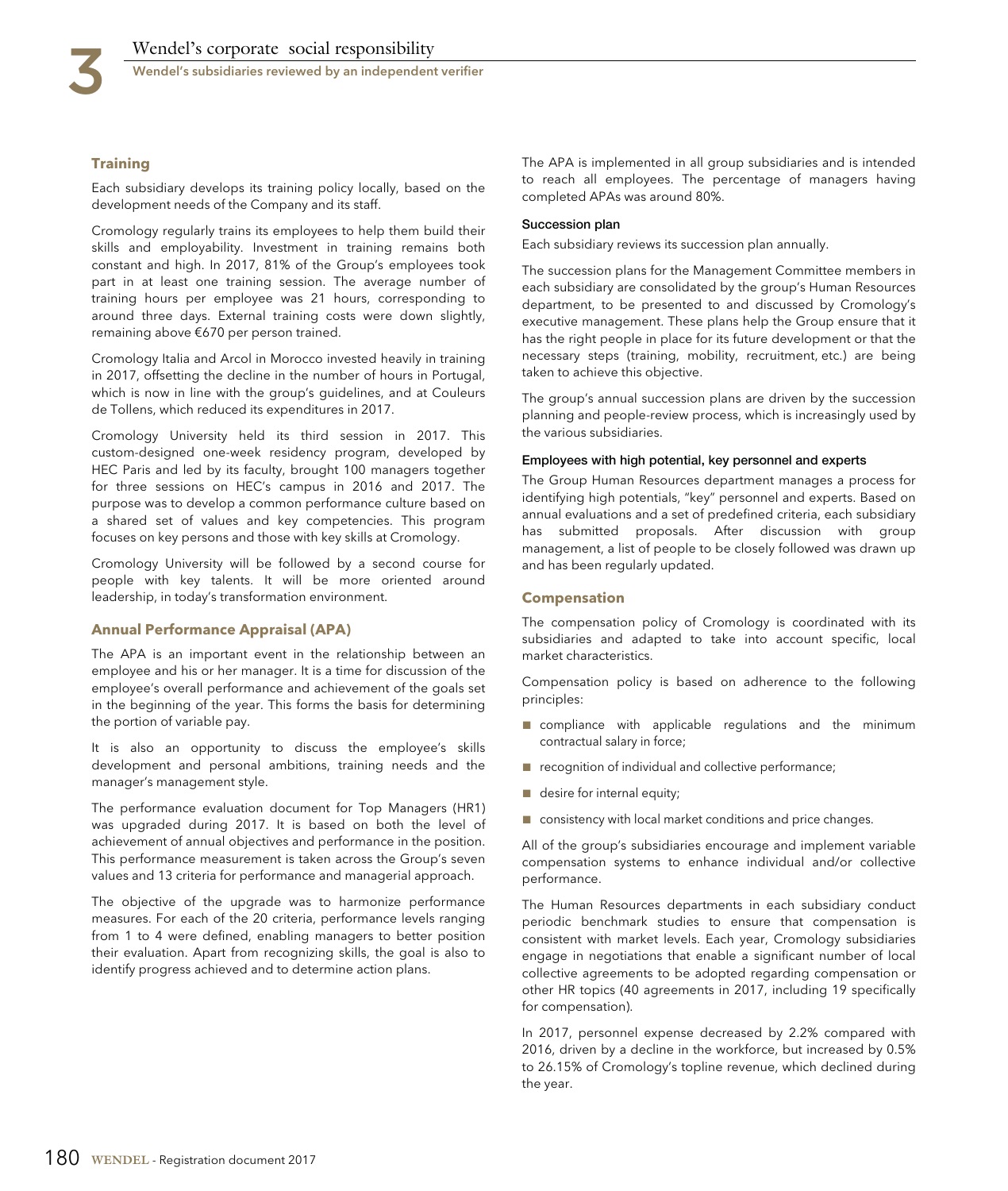### Training

Each subsidiary develops its training policy locally, based on the development needs of the Company and its staff.

Cromology regularly trains its employees to help them build their skills and employability. Investment in training remains both constant and high. In 2017, 81% of the Group's employees took part in at least one training session. The average number of training hours per employee was 21 hours, corresponding to around three days. External training costs were down slightly, remaining above €670 per person trained.

Cromology Italia and Arcol in Morocco invested heavily in training in 2017, offsetting the decline in the number of hours in Portugal, which is now in line with the group's guidelines, and at Couleurs de Tollens, which reduced its expenditures in 2017.

Cromology University held its third session in 2017. This custom-designed one-week residency program, developed by HEC Paris and led by its faculty, brought 100 managers together for three sessions on HEC's campus in 2016 and 2017. The purpose was to develop a common performance culture based on a shared set of values and key competencies. This program focuses on key persons and those with key skills at Cromology.

Cromology University will be followed by a second course for people with key talents. It will be more oriented around leadership, in today's transformation environment.

### Annual Performance Appraisal (APA)

The APA is an important event in the relationship between an employee and his or her manager. It is a time for discussion of the employee's overall performance and achievement of the goals set in the beginning of the year. This forms the basis for determining the portion of variable pay.

It is also an opportunity to discuss the employee's skills development and personal ambitions, training needs and the manager's management style.

The performance evaluation document for Top Managers (HR1) was upgraded during 2017. It is based on both the level of achievement of annual objectives and performance in the position. This performance measurement is taken across the Group's seven values and 13 criteria for performance and managerial approach.

The objective of the upgrade was to harmonize performance measures. For each of the 20 criteria, performance levels ranging from 1 to 4 were defined, enabling managers to better position their evaluation. Apart from recognizing skills, the goal is also to identify progress achieved and to determine action plans.

The APA is implemented in all group subsidiaries and is intended to reach all employees. The percentage of managers having completed APAs was around 80%.

#### Succession plan

Each subsidiary reviews its succession plan annually.

The succession plans for the Management Committee members in each subsidiary are consolidated by the group's Human Resources department, to be presented to and discussed by Cromology's executive management. These plans help the Group ensure that it has the right people in place for its future development or that the necessary steps (training, mobility, recruitment, etc.) are being taken to achieve this objective.

The group's annual succession plans are driven by the succession planning and people-review process, which is increasingly used by the various subsidiaries.

#### Employees with high potential, key personnel and experts

The Group Human Resources department manages a process for identifying high potentials, "key" personnel and experts. Based on annual evaluations and a set of predefined criteria, each subsidiary has submitted proposals. After discussion with group management, a list of people to be closely followed was drawn up and has been regularly updated.

### Compensation

The compensation policy of Cromology is coordinated with its subsidiaries and adapted to take into account specific, local market characteristics.

Compensation policy is based on adherence to the following principles:

- compliance with applicable regulations and the minimum contractual salary in force;
- recognition of individual and collective performance;
- desire for internal equity;
- consistency with local market conditions and price changes.

All of the group's subsidiaries encourage and implement variable compensation systems to enhance individual and/or collective performance.

The Human Resources departments in each subsidiary conduct periodic benchmark studies to ensure that compensation is consistent with market levels. Each year, Cromology subsidiaries engage in negotiations that enable a significant number of local collective agreements to be adopted regarding compensation or other HR topics (40 agreements in 2017, including 19 specifically for compensation).

In 2017, personnel expense decreased by 2.2% compared with 2016, driven by a decline in the workforce, but increased by 0.5% to 26.15% of Cromology's topline revenue, which declined during the year.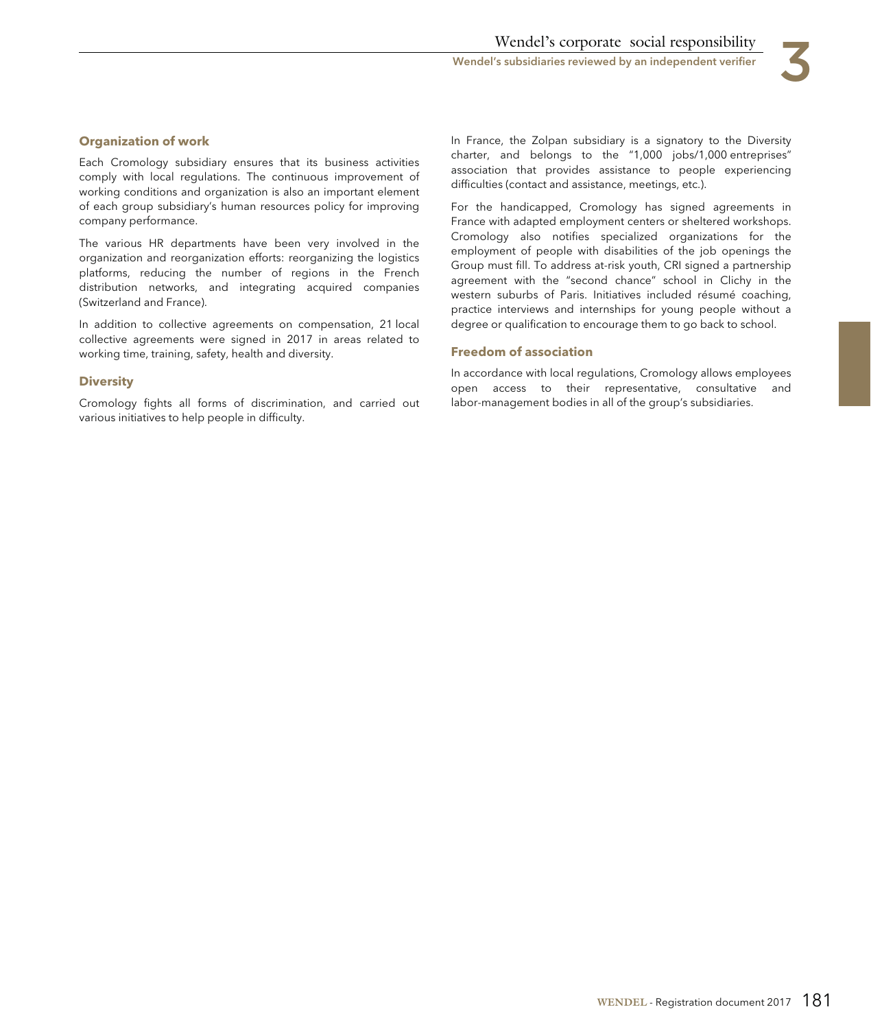#### Organization of work

Each Cromology subsidiary ensures that its business activities comply with local regulations. The continuous improvement of working conditions and organization is also an important element of each group subsidiary's human resources policy for improving company performance.

The various HR departments have been very involved in the organization and reorganization efforts: reorganizing the logistics platforms, reducing the number of regions in the French distribution networks, and integrating acquired companies (Switzerland and France).

In addition to collective agreements on compensation, 21 local collective agreements were signed in 2017 in areas related to working time, training, safety, health and diversity.

#### Diversity

Cromology fights all forms of discrimination, and carried out various initiatives to help people in difficulty.

In France, the Zolpan subsidiary is a signatory to the Diversity charter, and belongs to the "1,000 jobs/1,000 entreprises" association that provides assistance to people experiencing difficulties (contact and assistance, meetings, etc.).

For the handicapped, Cromology has signed agreements in France with adapted employment centers or sheltered workshops. Cromology also notifies specialized organizations for the employment of people with disabilities of the job openings the Group must fill. To address at-risk youth, CRI signed a partnership agreement with the "second chance" school in Clichy in the western suburbs of Paris. Initiatives included résumé coaching, practice interviews and internships for young people without a degree or qualification to encourage them to go back to school.

#### Freedom of association

In accordance with local regulations, Cromology allows employees open access to their representative, consultative and labor-management bodies in all of the group's subsidiaries.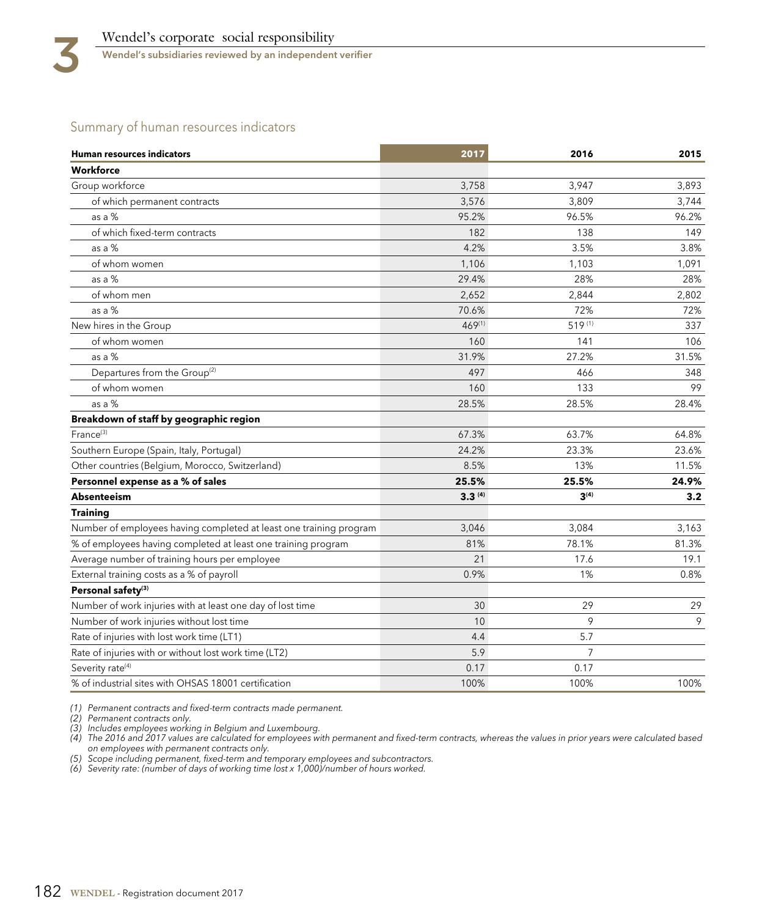## Summary of human resources indicators

| Human resources indicators | 2017 | 2016 | 2015 |
|---|---|---|---|
| **Workforce** | | | |
| Group workforce | 3,758 | 3,947 | 3,893 |
| of which permanent contracts | 3,576 | 3,809 | 3,744 |
| as a % | 95.2% | 96.5% | 96.2% |
| of which fixed-term contracts | 182 | 138 | 149 |
| as a % | 4.2% | 3.5% | 3.8% |
| of whom women | 1,106 | 1,103 | 1,091 |
| as a % | 29.4% | 28% | 28% |
| of whom men | 2,652 | 2,844 | 2,802 |
| as a % | 70.6% | 72% | 72% |
| New hires in the Group | 469[1] | 519[1] | 337 |
| of whom women | 160 | 141 | 106 |
| as a % | 31.9% | 27.2% | 31.5% |
| Departures from the Group[2] | 497 | 466 | 348 |
| of whom women | 160 | 133 | 99 |
| as a % | 28.5% | 28.5% | 28.4% |
| **Breakdown of staff by geographic region** | | | |
| France[3] | 67.3% | 63.7% | 64.8% |
| Southern Europe (Spain, Italy, Portugal) | 24.2% | 23.3% | 23.6% |
| Other countries (Belgium, Morocco, Switzerland) | 8.5% | 13% | 11.5% |
| **Personnel expense as a % of sales** | **25.5%** | **25.5%** | **24.9%** |
| **Absenteeism** | **3.3** [4] | **3**[4] | **3.2** |
| **Training** | | | |
| Number of employees having completed at least one training program | 3,046 | 3,084 | 3,163 |
| % of employees having completed at least one training program | 81% | 78.1% | 81.3% |
| Average number of training hours per employee | 21 | 17.6 | 19.1 |
| External training costs as a % of payroll | 0.9% | 1% | 0.8% |
| **Personal safety**[3] | | | |
| Number of work injuries with at least one day of lost time | 30 | 29 | 29 |
| Number of work injuries without lost time | 10 | 9 | 9 |
| Rate of injuries with lost work time (LT1) | 4.4 | 5.7 | |
| Rate of injuries with or without lost work time (LT2) | 5.9 | 7 | |
| Severity rate[4] | 0.17 | 0.17 | |
| % of industrial sites with OHSAS 18001 certification | 100% | 100% | 100% |

*(1) Permanent contracts and fixed-term contracts made permanent.*
*(2) Permanent contracts only.*
*(3) Includes employees working in Belgium and Luxembourg.*
*(4) The 2016 and 2017 values are calculated for employees with permanent and fixed-term contracts, whereas the values in prior years were calculated based on employees with permanent contracts only.*
*(5) Scope including permanent, fixed-term and temporary employees and subcontractors.*
*(6) Severity rate: (number of days of working time lost x 1,000)/number of hours worked.*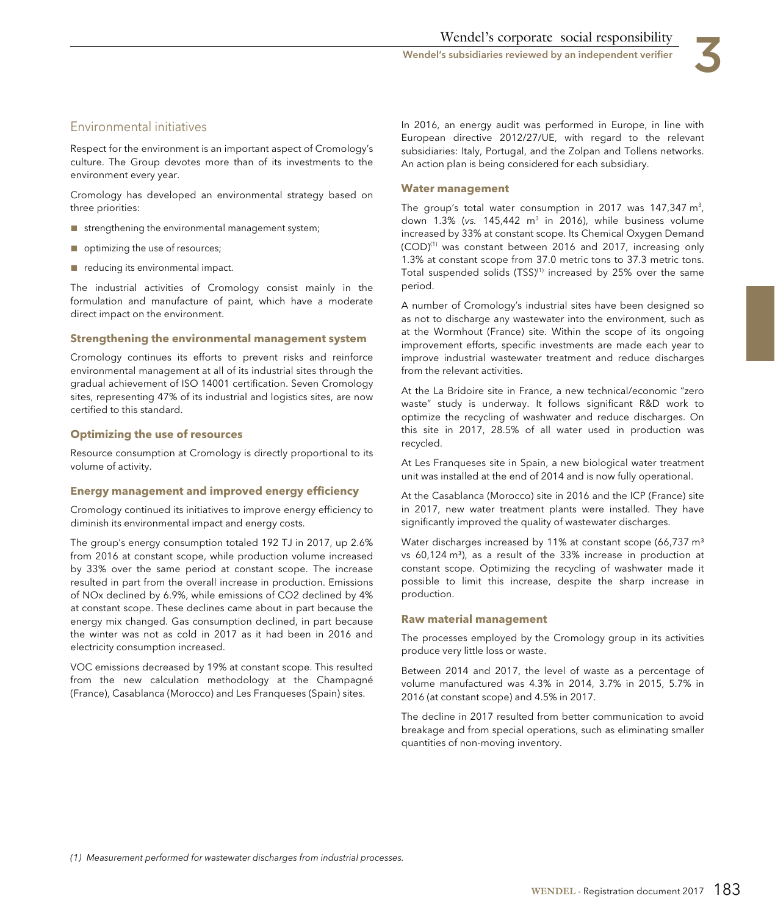## Environmental initiatives

Respect for the environment is an important aspect of Cromology's culture. The Group devotes more than of its investments to the environment every year.

Cromology has developed an environmental strategy based on three priorities:

- strengthening the environmental management system;
- optimizing the use of resources;
- reducing its environmental impact.

The industrial activities of Cromology consist mainly in the formulation and manufacture of paint, which have a moderate direct impact on the environment.

### Strengthening the environmental management system

Cromology continues its efforts to prevent risks and reinforce environmental management at all of its industrial sites through the gradual achievement of ISO 14001 certification. Seven Cromology sites, representing 47% of its industrial and logistics sites, are now certified to this standard.

### Optimizing the use of resources

Resource consumption at Cromology is directly proportional to its volume of activity.

### Energy management and improved energy efficiency

Cromology continued its initiatives to improve energy efficiency to diminish its environmental impact and energy costs.

The group's energy consumption totaled 192 TJ in 2017, up 2.6% from 2016 at constant scope, while production volume increased by 33% over the same period at constant scope. The increase resulted in part from the overall increase in production. Emissions of NOx declined by 6.9%, while emissions of CO2 declined by 4% at constant scope. These declines came about in part because the energy mix changed. Gas consumption declined, in part because the winter was not as cold in 2017 as it had been in 2016 and electricity consumption increased.

VOC emissions decreased by 19% at constant scope. This resulted from the new calculation methodology at the Champagné (France), Casablanca (Morocco) and Les Franqueses (Spain) sites.

In 2016, an energy audit was performed in Europe, in line with European directive 2012/27/UE, with regard to the relevant subsidiaries: Italy, Portugal, and the Zolpan and Tollens networks. An action plan is being considered for each subsidiary.

### Water management

The group's total water consumption in 2017 was 147,347 $m^3$, down 1.3% (*vs.* 145,442 $m^3$ in 2016), while business volume increased by 33% at constant scope. Its Chemical Oxygen Demand (COD)[1] was constant between 2016 and 2017, increasing only 1.3% at constant scope from 37.0 metric tons to 37.3 metric tons. Total suspended solids (TSS)[1] increased by 25% over the same period.

A number of Cromology's industrial sites have been designed so as not to discharge any wastewater into the environment, such as at the Wormhout (France) site. Within the scope of its ongoing improvement efforts, specific investments are made each year to improve industrial wastewater treatment and reduce discharges from the relevant activities.

At the La Bridoire site in France, a new technical/economic "zero waste" study is underway. It follows significant R&D work to optimize the recycling of washwater and reduce discharges. On this site in 2017, 28.5% of all water used in production was recycled.

At Les Franqueses site in Spain, a new biological water treatment unit was installed at the end of 2014 and is now fully operational.

At the Casablanca (Morocco) site in 2016 and the ICP (France) site in 2017, new water treatment plants were installed. They have significantly improved the quality of wastewater discharges.

Water discharges increased by 11% at constant scope (66,737 $m^3$ vs 60,124 $m^3$), as a result of the 33% increase in production at constant scope. Optimizing the recycling of washwater made it possible to limit this increase, despite the sharp increase in production.

### Raw material management

The processes employed by the Cromology group in its activities produce very little loss or waste.

Between 2014 and 2017, the level of waste as a percentage of volume manufactured was 4.3% in 2014, 3.7% in 2015, 5.7% in 2016 (at constant scope) and 4.5% in 2017.

The decline in 2017 resulted from better communication to avoid breakage and from special operations, such as eliminating smaller quantities of non-moving inventory.

*(1) Measurement performed for wastewater discharges from industrial processes.*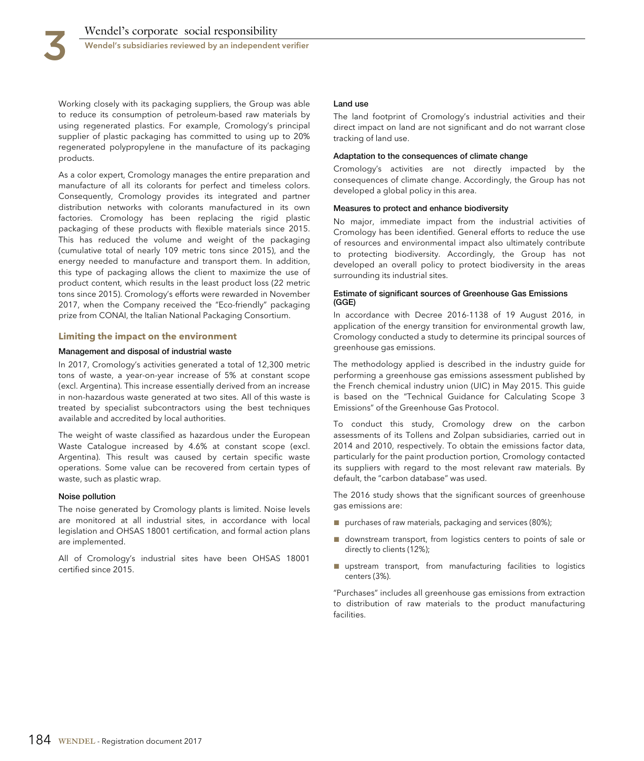Working closely with its packaging suppliers, the Group was able to reduce its consumption of petroleum-based raw materials by using regenerated plastics. For example, Cromology's principal supplier of plastic packaging has committed to using up to 20% regenerated polypropylene in the manufacture of its packaging products.

As a color expert, Cromology manages the entire preparation and manufacture of all its colorants for perfect and timeless colors. Consequently, Cromology provides its integrated and partner distribution networks with colorants manufactured in its own factories. Cromology has been replacing the rigid plastic packaging of these products with flexible materials since 2015. This has reduced the volume and weight of the packaging (cumulative total of nearly 109 metric tons since 2015), and the energy needed to manufacture and transport them. In addition, this type of packaging allows the client to maximize the use of product content, which results in the least product loss (22 metric tons since 2015). Cromology's efforts were rewarded in November 2017, when the Company received the "Eco-friendly" packaging prize from CONAI, the Italian National Packaging Consortium.

### Limiting the impact on the environment

#### Management and disposal of industrial waste

In 2017, Cromology's activities generated a total of 12,300 metric tons of waste, a year-on-year increase of 5% at constant scope (excl. Argentina). This increase essentially derived from an increase in non-hazardous waste generated at two sites. All of this waste is treated by specialist subcontractors using the best techniques available and accredited by local authorities.

The weight of waste classified as hazardous under the European Waste Catalogue increased by 4.6% at constant scope (excl. Argentina). This result was caused by certain specific waste operations. Some value can be recovered from certain types of waste, such as plastic wrap.

#### Noise pollution

The noise generated by Cromology plants is limited. Noise levels are monitored at all industrial sites, in accordance with local legislation and OHSAS 18001 certification, and formal action plans are implemented.

All of Cromology's industrial sites have been OHSAS 18001 certified since 2015.

#### Land use

The land footprint of Cromology's industrial activities and their direct impact on land are not significant and do not warrant close tracking of land use.

#### Adaptation to the consequences of climate change

Cromology's activities are not directly impacted by the consequences of climate change. Accordingly, the Group has not developed a global policy in this area.

#### Measures to protect and enhance biodiversity

No major, immediate impact from the industrial activities of Cromology has been identified. General efforts to reduce the use of resources and environmental impact also ultimately contribute to protecting biodiversity. Accordingly, the Group has not developed an overall policy to protect biodiversity in the areas surrounding its industrial sites.

#### Estimate of significant sources of Greenhouse Gas Emissions (GGE)

In accordance with Decree 2016-1138 of 19 August 2016, in application of the energy transition for environmental growth law, Cromology conducted a study to determine its principal sources of greenhouse gas emissions.

The methodology applied is described in the industry guide for performing a greenhouse gas emissions assessment published by the French chemical industry union (UIC) in May 2015. This guide is based on the "Technical Guidance for Calculating Scope 3 Emissions" of the Greenhouse Gas Protocol.

To conduct this study, Cromology drew on the carbon assessments of its Tollens and Zolpan subsidiaries, carried out in 2014 and 2010, respectively. To obtain the emissions factor data, particularly for the paint production portion, Cromology contacted its suppliers with regard to the most relevant raw materials. By default, the "carbon database" was used.

The 2016 study shows that the significant sources of greenhouse gas emissions are:

- purchases of raw materials, packaging and services (80%);
- downstream transport, from logistics centers to points of sale or directly to clients (12%);
- upstream transport, from manufacturing facilities to logistics centers (3%).

"Purchases" includes all greenhouse gas emissions from extraction to distribution of raw materials to the product manufacturing facilities.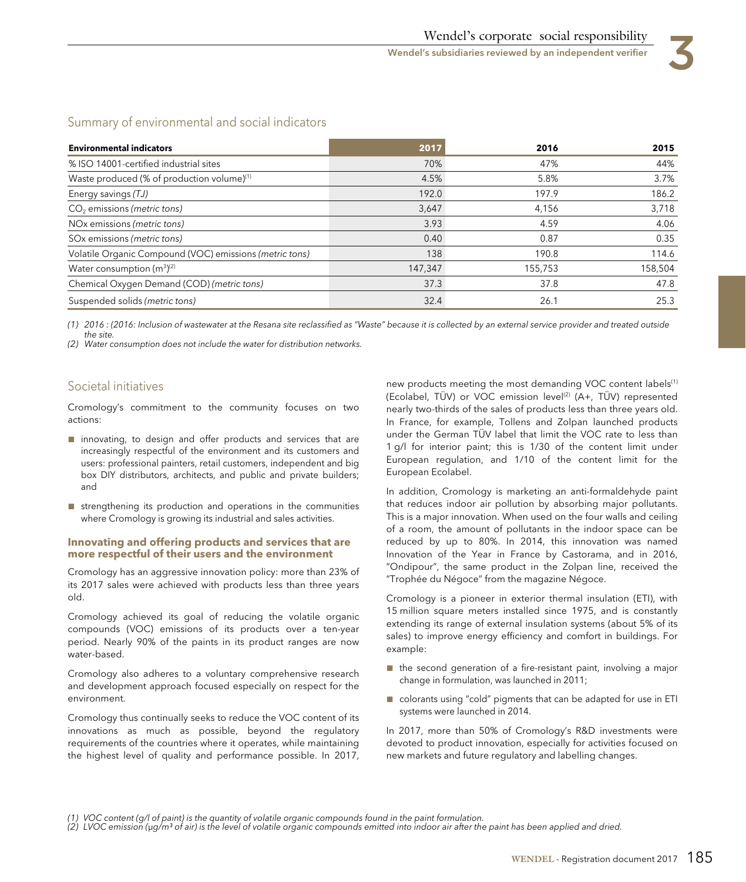## Summary of environmental and social indicators

| Environmental indicators | 2017 | 2016 | 2015 |
|---|---|---|---|
| % ISO 14001-certified industrial sites | 70% | 47% | 44% |
| Waste produced (% of production volume)[1] | 4.5% | 5.8% | 3.7% |
| Energy savings *(TJ)* | 192.0 | 197.9 | 186.2 |
| $CO_2$ emissions *(metric tons)* | 3,647 | 4,156 | 3,718 |
| NOx emissions *(metric tons)* | 3.93 | 4.59 | 4.06 |
| SOx emissions *(metric tons)* | 0.40 | 0.87 | 0.35 |
| Volatile Organic Compound (VOC) emissions *(metric tons)* | 138 | 190.8 | 114.6 |
| Water consumption ($m^3$)[2] | 147,347 | 155,753 | 158,504 |
| Chemical Oxygen Demand (COD) *(metric tons)* | 37.3 | 37.8 | 47.8 |
| Suspended solids *(metric tons)* | 32.4 | 26.1 | 25.3 |

*(1) 2016 : (2016: Inclusion of wastewater at the Resana site reclassified as "Waste" because it is collected by an external service provider and treated outside the site.*

*(2) Water consumption does not include the water for distribution networks.*

## Societal initiatives

Cromology's commitment to the community focuses on two actions:

- innovating, to design and offer products and services that are increasingly respectful of the environment and its customers and users: professional painters, retail customers, independent and big box DIY distributors, architects, and public and private builders; and
- strengthening its production and operations in the communities where Cromology is growing its industrial and sales activities.

### Innovating and offering products and services that are more respectful of their users and the environment

Cromology has an aggressive innovation policy: more than 23% of its 2017 sales were achieved with products less than three years old.

Cromology achieved its goal of reducing the volatile organic compounds (VOC) emissions of its products over a ten-year period. Nearly 90% of the paints in its product ranges are now water-based.

Cromology also adheres to a voluntary comprehensive research and development approach focused especially on respect for the environment.

Cromology thus continually seeks to reduce the VOC content of its innovations as much as possible, beyond the regulatory requirements of the countries where it operates, while maintaining the highest level of quality and performance possible. In 2017, new products meeting the most demanding VOC content labels[1] (Ecolabel, TÜV) or VOC emission level[2] (A+, TÜV) represented nearly two-thirds of the sales of products less than three years old. In France, for example, Tollens and Zolpan launched products under the German TÜV label that limit the VOC rate to less than 1 g/l for interior paint; this is 1/30 of the content limit under European regulation, and 1/10 of the content limit for the European Ecolabel.

In addition, Cromology is marketing an anti-formaldehyde paint that reduces indoor air pollution by absorbing major pollutants. This is a major innovation. When used on the four walls and ceiling of a room, the amount of pollutants in the indoor space can be reduced by up to 80%. In 2014, this innovation was named Innovation of the Year in France by Castorama, and in 2016, "Ondipour", the same product in the Zolpan line, received the "Trophée du Négoce" from the magazine Négoce.

Cromology is a pioneer in exterior thermal insulation (ETI), with 15 million square meters installed since 1975, and is constantly extending its range of external insulation systems (about 5% of its sales) to improve energy efficiency and comfort in buildings. For example:

- the second generation of a fire-resistant paint, involving a major change in formulation, was launched in 2011;
- colorants using "cold" pigments that can be adapted for use in ETI systems were launched in 2014.

In 2017, more than 50% of Cromology's R&D investments were devoted to product innovation, especially for activities focused on new markets and future regulatory and labelling changes.

*(1) VOC content (g/l of paint) is the quantity of volatile organic compounds found in the paint formulation.*

*(2) LVOC emission (µg/m³ of air) is the level of volatile organic compounds emitted into indoor air after the paint has been applied and dried.*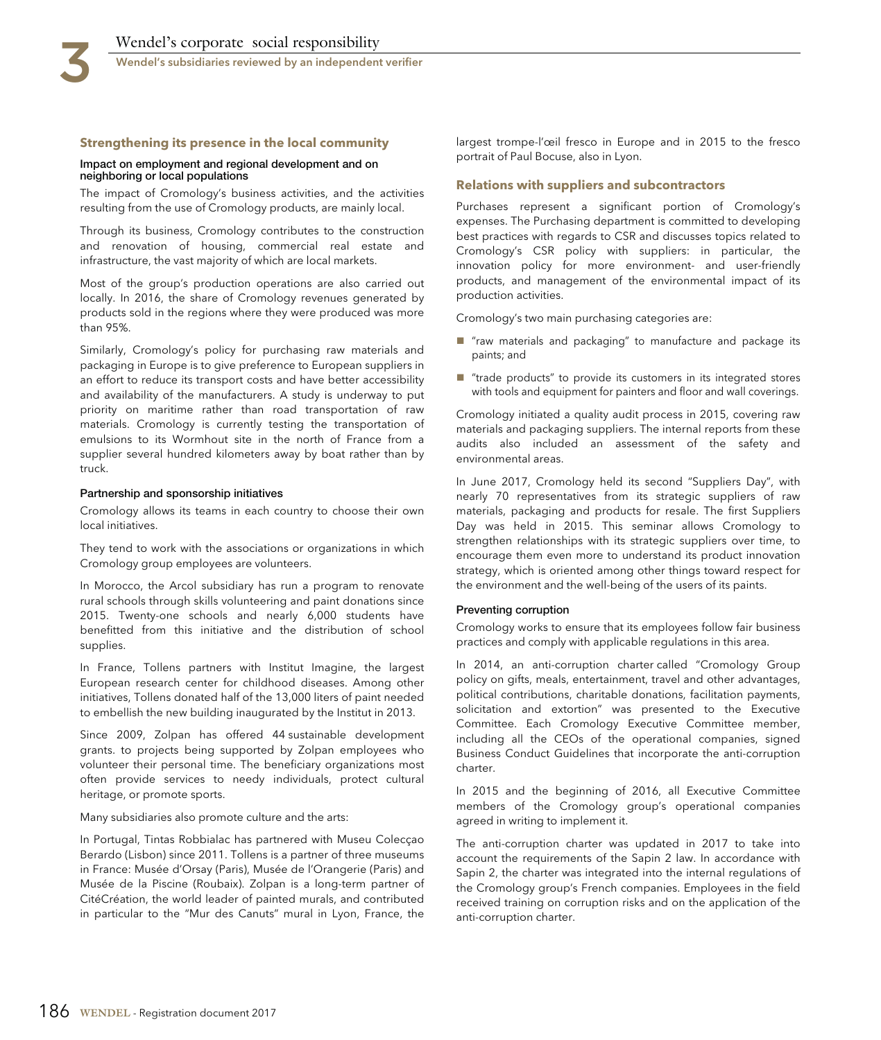### Strengthening its presence in the local community

#### Impact on employment and regional development and on neighboring or local populations

The impact of Cromology's business activities, and the activities resulting from the use of Cromology products, are mainly local.

Through its business, Cromology contributes to the construction and renovation of housing, commercial real estate and infrastructure, the vast majority of which are local markets.

Most of the group's production operations are also carried out locally. In 2016, the share of Cromology revenues generated by products sold in the regions where they were produced was more than 95%.

Similarly, Cromology's policy for purchasing raw materials and packaging in Europe is to give preference to European suppliers in an effort to reduce its transport costs and have better accessibility and availability of the manufacturers. A study is underway to put priority on maritime rather than road transportation of raw materials. Cromology is currently testing the transportation of emulsions to its Wormhout site in the north of France from a supplier several hundred kilometers away by boat rather than by truck.

#### Partnership and sponsorship initiatives

Cromology allows its teams in each country to choose their own local initiatives.

They tend to work with the associations or organizations in which Cromology group employees are volunteers.

In Morocco, the Arcol subsidiary has run a program to renovate rural schools through skills volunteering and paint donations since 2015. Twenty-one schools and nearly 6,000 students have benefitted from this initiative and the distribution of school supplies.

In France, Tollens partners with Institut Imagine, the largest European research center for childhood diseases. Among other initiatives, Tollens donated half of the 13,000 liters of paint needed to embellish the new building inaugurated by the Institut in 2013.

Since 2009, Zolpan has offered 44 sustainable development grants. to projects being supported by Zolpan employees who volunteer their personal time. The beneficiary organizations most often provide services to needy individuals, protect cultural heritage, or promote sports.

Many subsidiaries also promote culture and the arts:

In Portugal, Tintas Robbialac has partnered with Museu Colecçao Berardo (Lisbon) since 2011. Tollens is a partner of three museums in France: Musée d'Orsay (Paris), Musée de l'Orangerie (Paris) and Musée de la Piscine (Roubaix). Zolpan is a long-term partner of CitéCréation, the world leader of painted murals, and contributed in particular to the "Mur des Canuts" mural in Lyon, France, the largest trompe-l'œil fresco in Europe and in 2015 to the fresco portrait of Paul Bocuse, also in Lyon.

### Relations with suppliers and subcontractors

Purchases represent a significant portion of Cromology's expenses. The Purchasing department is committed to developing best practices with regards to CSR and discusses topics related to Cromology's CSR policy with suppliers: in particular, the innovation policy for more environment- and user-friendly products, and management of the environmental impact of its production activities.

Cromology's two main purchasing categories are:

- "raw materials and packaging" to manufacture and package its paints; and
- "trade products" to provide its customers in its integrated stores with tools and equipment for painters and floor and wall coverings.

Cromology initiated a quality audit process in 2015, covering raw materials and packaging suppliers. The internal reports from these audits also included an assessment of the safety and environmental areas.

In June 2017, Cromology held its second "Suppliers Day", with nearly 70 representatives from its strategic suppliers of raw materials, packaging and products for resale. The first Suppliers Day was held in 2015. This seminar allows Cromology to strengthen relationships with its strategic suppliers over time, to encourage them even more to understand its product innovation strategy, which is oriented among other things toward respect for the environment and the well-being of the users of its paints.

#### Preventing corruption

Cromology works to ensure that its employees follow fair business practices and comply with applicable regulations in this area.

In 2014, an anti-corruption charter called "Cromology Group policy on gifts, meals, entertainment, travel and other advantages, political contributions, charitable donations, facilitation payments, solicitation and extortion" was presented to the Executive Committee. Each Cromology Executive Committee member, including all the CEOs of the operational companies, signed Business Conduct Guidelines that incorporate the anti-corruption charter.

In 2015 and the beginning of 2016, all Executive Committee members of the Cromology group's operational companies agreed in writing to implement it.

The anti-corruption charter was updated in 2017 to take into account the requirements of the Sapin 2 law. In accordance with Sapin 2, the charter was integrated into the internal regulations of the Cromology group's French companies. Employees in the field received training on corruption risks and on the application of the anti-corruption charter.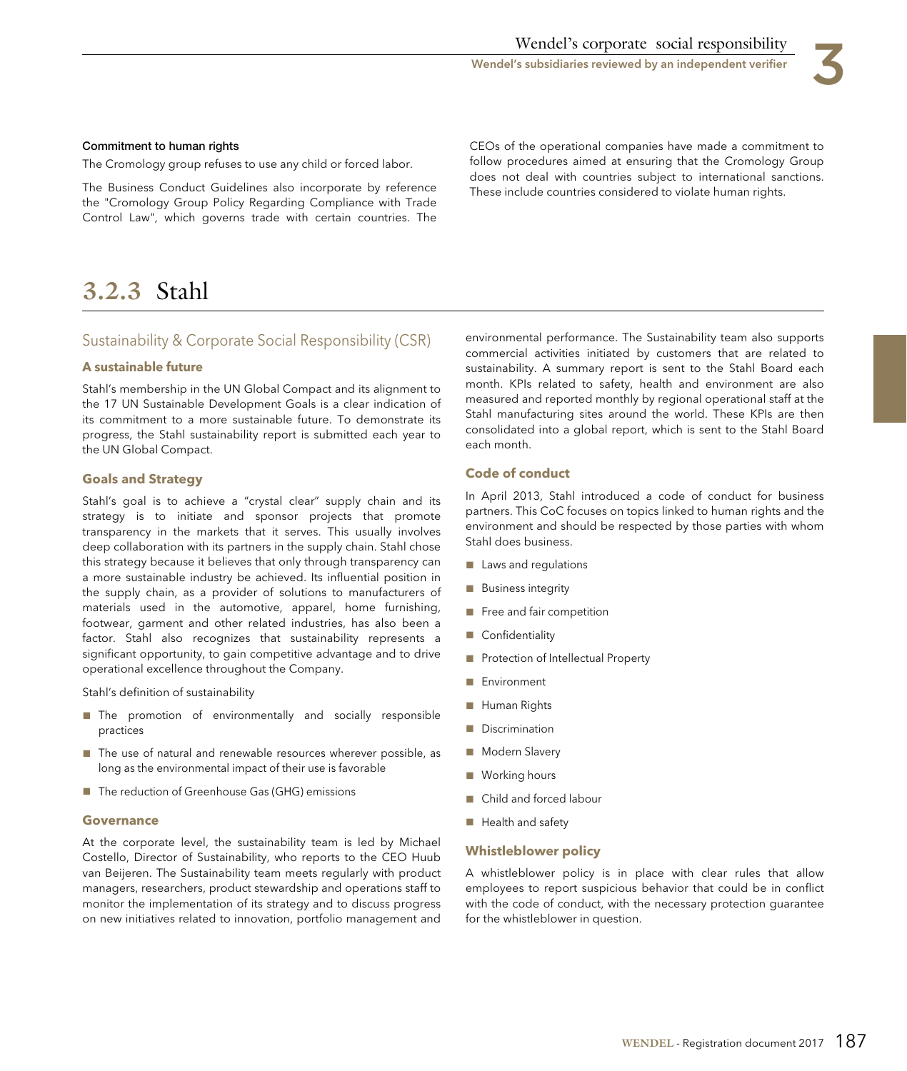#### Commitment to human rights

The Cromology group refuses to use any child or forced labor.

The Business Conduct Guidelines also incorporate by reference the "Cromology Group Policy Regarding Compliance with Trade Control Law", which governs trade with certain countries. The CEOs of the operational companies have made a commitment to follow procedures aimed at ensuring that the Cromology Group does not deal with countries subject to international sanctions. These include countries considered to violate human rights.

## 3.2.3 Stahl

### Sustainability & Corporate Social Responsibility (CSR)

#### A sustainable future

Stahl's membership in the UN Global Compact and its alignment to the 17 UN Sustainable Development Goals is a clear indication of its commitment to a more sustainable future. To demonstrate its progress, the Stahl sustainability report is submitted each year to the UN Global Compact.

#### Goals and Strategy

Stahl's goal is to achieve a "crystal clear" supply chain and its strategy is to initiate and sponsor projects that promote transparency in the markets that it serves. This usually involves deep collaboration with its partners in the supply chain. Stahl chose this strategy because it believes that only through transparency can a more sustainable industry be achieved. Its influential position in the supply chain, as a provider of solutions to manufacturers of materials used in the automotive, apparel, home furnishing, footwear, garment and other related industries, has also been a factor. Stahl also recognizes that sustainability represents a significant opportunity, to gain competitive advantage and to drive operational excellence throughout the Company.

Stahl's definition of sustainability

- The promotion of environmentally and socially responsible practices
- The use of natural and renewable resources wherever possible, as long as the environmental impact of their use is favorable
- The reduction of Greenhouse Gas (GHG) emissions

#### Governance

At the corporate level, the sustainability team is led by Michael Costello, Director of Sustainability, who reports to the CEO Huub van Beijeren. The Sustainability team meets regularly with product managers, researchers, product stewardship and operations staff to monitor the implementation of its strategy and to discuss progress on new initiatives related to innovation, portfolio management and environmental performance. The Sustainability team also supports commercial activities initiated by customers that are related to sustainability. A summary report is sent to the Stahl Board each month. KPIs related to safety, health and environment are also measured and reported monthly by regional operational staff at the Stahl manufacturing sites around the world. These KPIs are then consolidated into a global report, which is sent to the Stahl Board each month.

#### Code of conduct

In April 2013, Stahl introduced a code of conduct for business partners. This CoC focuses on topics linked to human rights and the environment and should be respected by those parties with whom Stahl does business.

- Laws and regulations
- Business integrity
- Free and fair competition
- Confidentiality
- Protection of Intellectual Property
- Environment
- Human Rights
- Discrimination
- Modern Slavery
- Working hours
- Child and forced labour
- Health and safety

#### Whistleblower policy

A whistleblower policy is in place with clear rules that allow employees to report suspicious behavior that could be in conflict with the code of conduct, with the necessary protection guarantee for the whistleblower in question.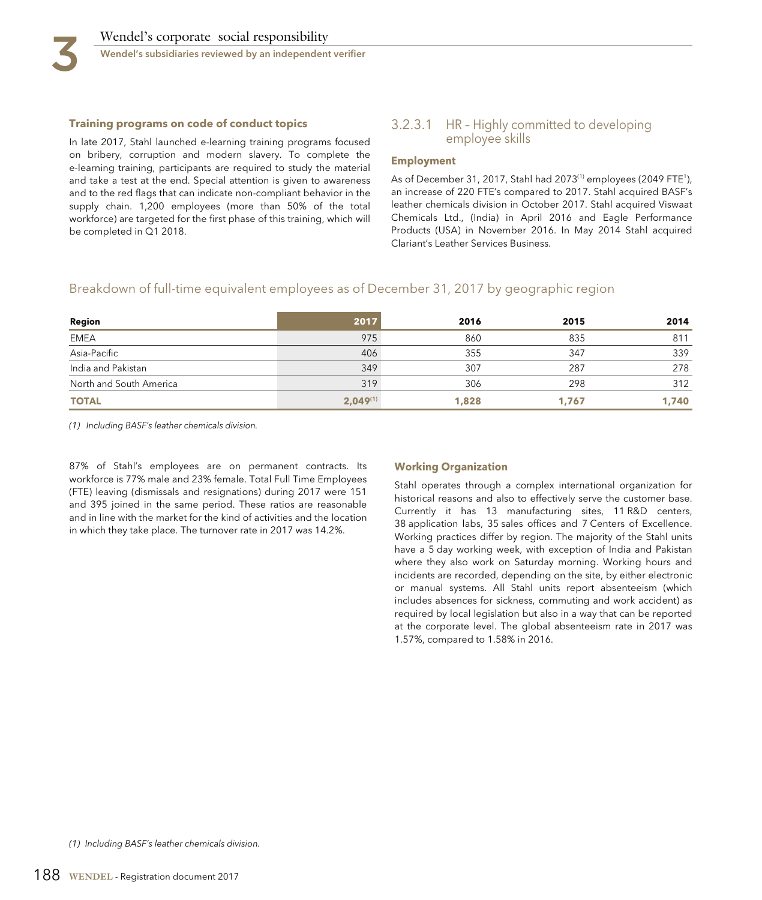### Training programs on code of conduct topics

In late 2017, Stahl launched e-learning training programs focused on bribery, corruption and modern slavery. To complete the e-learning training, participants are required to study the material and take a test at the end. Special attention is given to awareness and to the red flags that can indicate non-compliant behavior in the supply chain. 1,200 employees (more than 50% of the total workforce) are targeted for the first phase of this training, which will be completed in Q1 2018.

## 3.2.3.1 HR – Highly committed to developing employee skills

### Employment

As of December 31, 2017, Stahl had 2073[(1)] employees (2049 FTE[1]), an increase of 220 FTE's compared to 2017. Stahl acquired BASF's leather chemicals division in October 2017. Stahl acquired Viswaat Chemicals Ltd., (India) in April 2016 and Eagle Performance Products (USA) in November 2016. In May 2014 Stahl acquired Clariant's Leather Services Business.

## Breakdown of full-time equivalent employees as of December 31, 2017 by geographic region

| Region | 2017 | 2016 | 2015 | 2014 |
|---|---|---|---|---|
| EMEA | 975 | 860 | 835 | 811 |
| Asia-Pacific | 406 | 355 | 347 | 339 |
| India and Pakistan | 349 | 307 | 287 | 278 |
| North and South America | 319 | 306 | 298 | 312 |
| **TOTAL** | **2,049[(1)]** | **1,828** | **1,767** | **1,740** |

*(1) Including BASF's leather chemicals division.*

87% of Stahl's employees are on permanent contracts. Its workforce is 77% male and 23% female. Total Full Time Employees (FTE) leaving (dismissals and resignations) during 2017 were 151 and 395 joined in the same period. These ratios are reasonable and in line with the market for the kind of activities and the location in which they take place. The turnover rate in 2017 was 14.2%.

### Working Organization

Stahl operates through a complex international organization for historical reasons and also to effectively serve the customer base. Currently it has 13 manufacturing sites, 11 R&D centers, 38 application labs, 35 sales offices and 7 Centers of Excellence. Working practices differ by region. The majority of the Stahl units have a 5 day working week, with exception of India and Pakistan where they also work on Saturday morning. Working hours and incidents are recorded, depending on the site, by either electronic or manual systems. All Stahl units report absenteeism (which includes absences for sickness, commuting and work accident) as required by local legislation but also in a way that can be reported at the corporate level. The global absenteeism rate in 2017 was 1.57%, compared to 1.58% in 2016.

*(1) Including BASF's leather chemicals division.*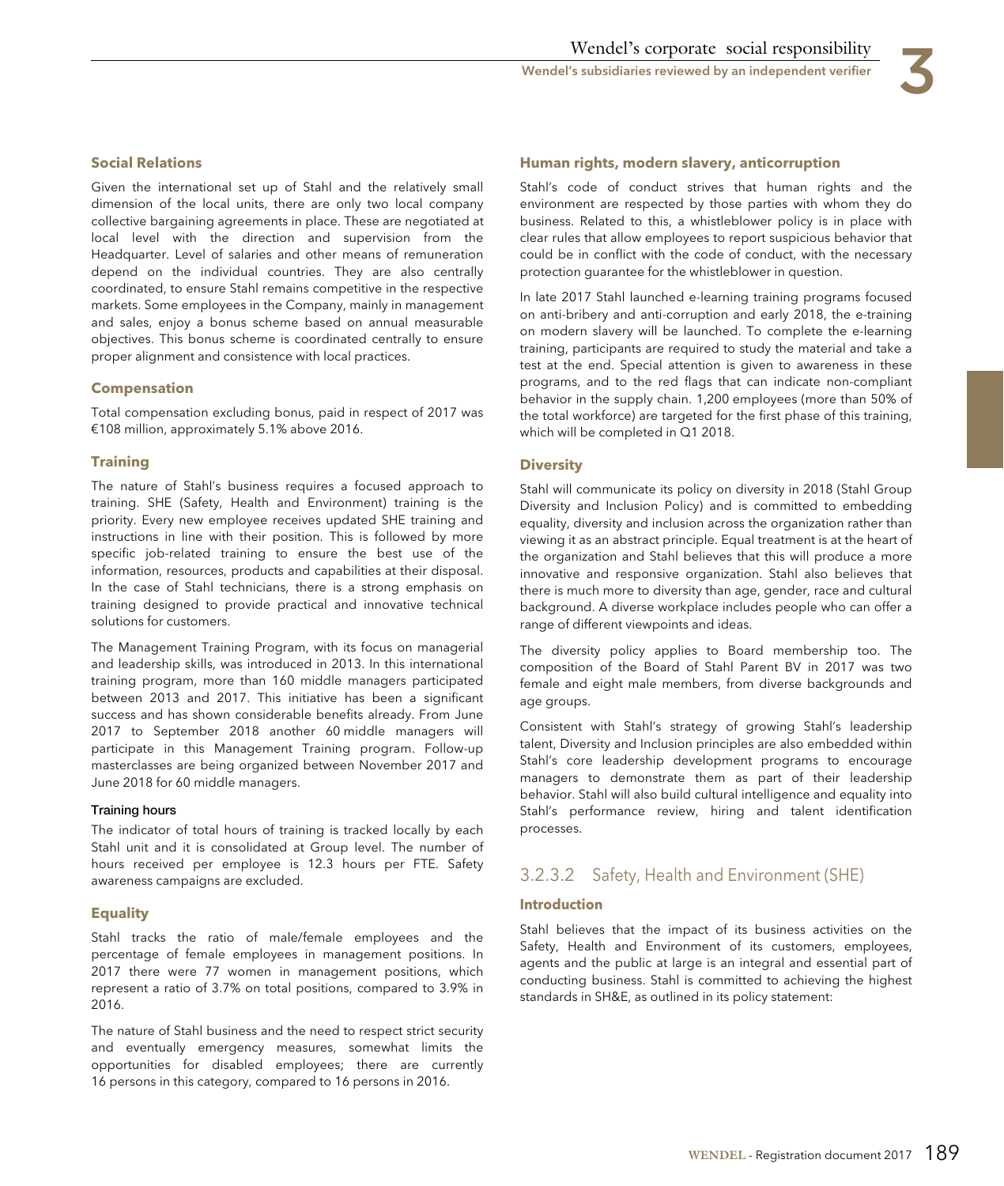### Social Relations

Given the international set up of Stahl and the relatively small dimension of the local units, there are only two local company collective bargaining agreements in place. These are negotiated at local level with the direction and supervision from the Headquarter. Level of salaries and other means of remuneration depend on the individual countries. They are also centrally coordinated, to ensure Stahl remains competitive in the respective markets. Some employees in the Company, mainly in management and sales, enjoy a bonus scheme based on annual measurable objectives. This bonus scheme is coordinated centrally to ensure proper alignment and consistence with local practices.

### Compensation

Total compensation excluding bonus, paid in respect of 2017 was €108 million, approximately 5.1% above 2016.

### Training

The nature of Stahl's business requires a focused approach to training. SHE (Safety, Health and Environment) training is the priority. Every new employee receives updated SHE training and instructions in line with their position. This is followed by more specific job-related training to ensure the best use of the information, resources, products and capabilities at their disposal. In the case of Stahl technicians, there is a strong emphasis on training designed to provide practical and innovative technical solutions for customers.

The Management Training Program, with its focus on managerial and leadership skills, was introduced in 2013. In this international training program, more than 160 middle managers participated between 2013 and 2017. This initiative has been a significant success and has shown considerable benefits already. From June 2017 to September 2018 another 60 middle managers will participate in this Management Training program. Follow-up masterclasses are being organized between November 2017 and June 2018 for 60 middle managers.

#### Training hours

The indicator of total hours of training is tracked locally by each Stahl unit and it is consolidated at Group level. The number of hours received per employee is 12.3 hours per FTE. Safety awareness campaigns are excluded.

### Equality

Stahl tracks the ratio of male/female employees and the percentage of female employees in management positions. In 2017 there were 77 women in management positions, which represent a ratio of 3.7% on total positions, compared to 3.9% in 2016.

The nature of Stahl business and the need to respect strict security and eventually emergency measures, somewhat limits the opportunities for disabled employees; there are currently 16 persons in this category, compared to 16 persons in 2016.

### Human rights, modern slavery, anticorruption

Stahl's code of conduct strives that human rights and the environment are respected by those parties with whom they do business. Related to this, a whistleblower policy is in place with clear rules that allow employees to report suspicious behavior that could be in conflict with the code of conduct, with the necessary protection guarantee for the whistleblower in question.

In late 2017 Stahl launched e-learning training programs focused on anti-bribery and anti-corruption and early 2018, the e-training on modern slavery will be launched. To complete the e-learning training, participants are required to study the material and take a test at the end. Special attention is given to awareness in these programs, and to the red flags that can indicate non-compliant behavior in the supply chain. 1,200 employees (more than 50% of the total workforce) are targeted for the first phase of this training, which will be completed in Q1 2018.

### Diversity

Stahl will communicate its policy on diversity in 2018 (Stahl Group Diversity and Inclusion Policy) and is committed to embedding equality, diversity and inclusion across the organization rather than viewing it as an abstract principle. Equal treatment is at the heart of the organization and Stahl believes that this will produce a more innovative and responsive organization. Stahl also believes that there is much more to diversity than age, gender, race and cultural background. A diverse workplace includes people who can offer a range of different viewpoints and ideas.

The diversity policy applies to Board membership too. The composition of the Board of Stahl Parent BV in 2017 was two female and eight male members, from diverse backgrounds and age groups.

Consistent with Stahl's strategy of growing Stahl's leadership talent, Diversity and Inclusion principles are also embedded within Stahl's core leadership development programs to encourage managers to demonstrate them as part of their leadership behavior. Stahl will also build cultural intelligence and equality into Stahl's performance review, hiring and talent identification processes.

## 3.2.3.2 Safety, Health and Environment (SHE)

### Introduction

Stahl believes that the impact of its business activities on the Safety, Health and Environment of its customers, employees, agents and the public at large is an integral and essential part of conducting business. Stahl is committed to achieving the highest standards in SH&E, as outlined in its policy statement: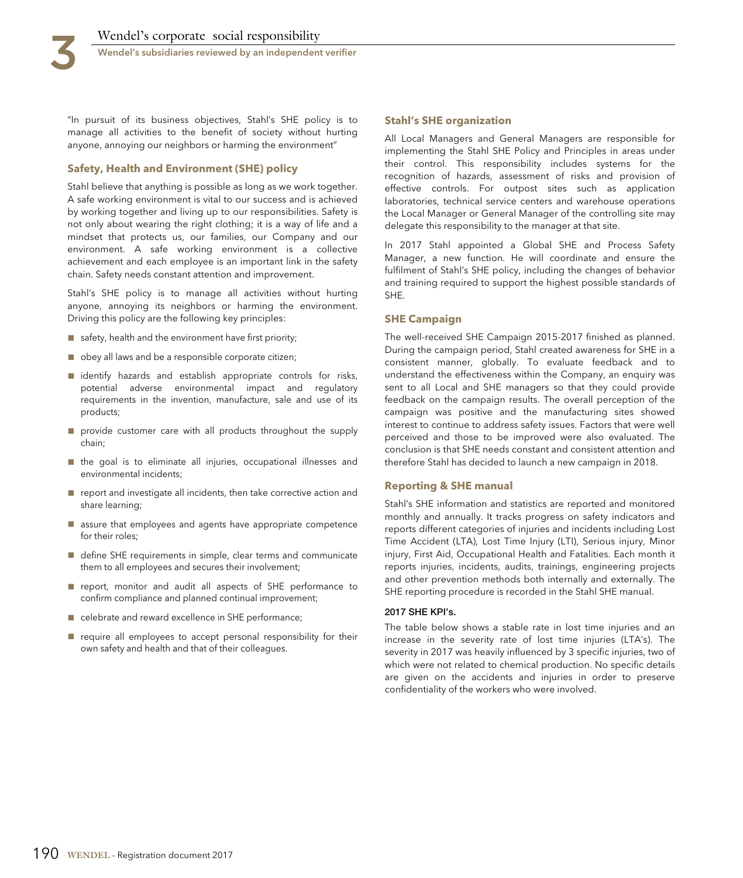"In pursuit of its business objectives, Stahl's SHE policy is to manage all activities to the benefit of society without hurting anyone, annoying our neighbors or harming the environment"

### Safety, Health and Environment (SHE) policy

Stahl believe that anything is possible as long as we work together. A safe working environment is vital to our success and is achieved by working together and living up to our responsibilities. Safety is not only about wearing the right clothing; it is a way of life and a mindset that protects us, our families, our Company and our environment. A safe working environment is a collective achievement and each employee is an important link in the safety chain. Safety needs constant attention and improvement.

Stahl's SHE policy is to manage all activities without hurting anyone, annoying its neighbors or harming the environment. Driving this policy are the following key principles:

- safety, health and the environment have first priority;
- obey all laws and be a responsible corporate citizen;
- identify hazards and establish appropriate controls for risks, potential adverse environmental impact and regulatory requirements in the invention, manufacture, sale and use of its products;
- provide customer care with all products throughout the supply chain;
- the goal is to eliminate all injuries, occupational illnesses and environmental incidents;
- report and investigate all incidents, then take corrective action and share learning;
- assure that employees and agents have appropriate competence for their roles;
- define SHE requirements in simple, clear terms and communicate them to all employees and secures their involvement;
- report, monitor and audit all aspects of SHE performance to confirm compliance and planned continual improvement;
- celebrate and reward excellence in SHE performance;
- require all employees to accept personal responsibility for their own safety and health and that of their colleagues.

### Stahl's SHE organization

All Local Managers and General Managers are responsible for implementing the Stahl SHE Policy and Principles in areas under their control. This responsibility includes systems for the recognition of hazards, assessment of risks and provision of effective controls. For outpost sites such as application laboratories, technical service centers and warehouse operations the Local Manager or General Manager of the controlling site may delegate this responsibility to the manager at that site.

In 2017 Stahl appointed a Global SHE and Process Safety Manager, a new function. He will coordinate and ensure the fulfilment of Stahl's SHE policy, including the changes of behavior and training required to support the highest possible standards of SHE.

### SHE Campaign

The well-received SHE Campaign 2015-2017 finished as planned. During the campaign period, Stahl created awareness for SHE in a consistent manner, globally. To evaluate feedback and to understand the effectiveness within the Company, an enquiry was sent to all Local and SHE managers so that they could provide feedback on the campaign results. The overall perception of the campaign was positive and the manufacturing sites showed interest to continue to address safety issues. Factors that were well perceived and those to be improved were also evaluated. The conclusion is that SHE needs constant and consistent attention and therefore Stahl has decided to launch a new campaign in 2018.

### Reporting & SHE manual

Stahl's SHE information and statistics are reported and monitored monthly and annually. It tracks progress on safety indicators and reports different categories of injuries and incidents including Lost Time Accident (LTA), Lost Time Injury (LTI), Serious injury, Minor injury, First Aid, Occupational Health and Fatalities. Each month it reports injuries, incidents, audits, trainings, engineering projects and other prevention methods both internally and externally. The SHE reporting procedure is recorded in the Stahl SHE manual.

#### 2017 SHE KPI's.

The table below shows a stable rate in lost time injuries and an increase in the severity rate of lost time injuries (LTA's). The severity in 2017 was heavily influenced by 3 specific injuries, two of which were not related to chemical production. No specific details are given on the accidents and injuries in order to preserve confidentiality of the workers who were involved.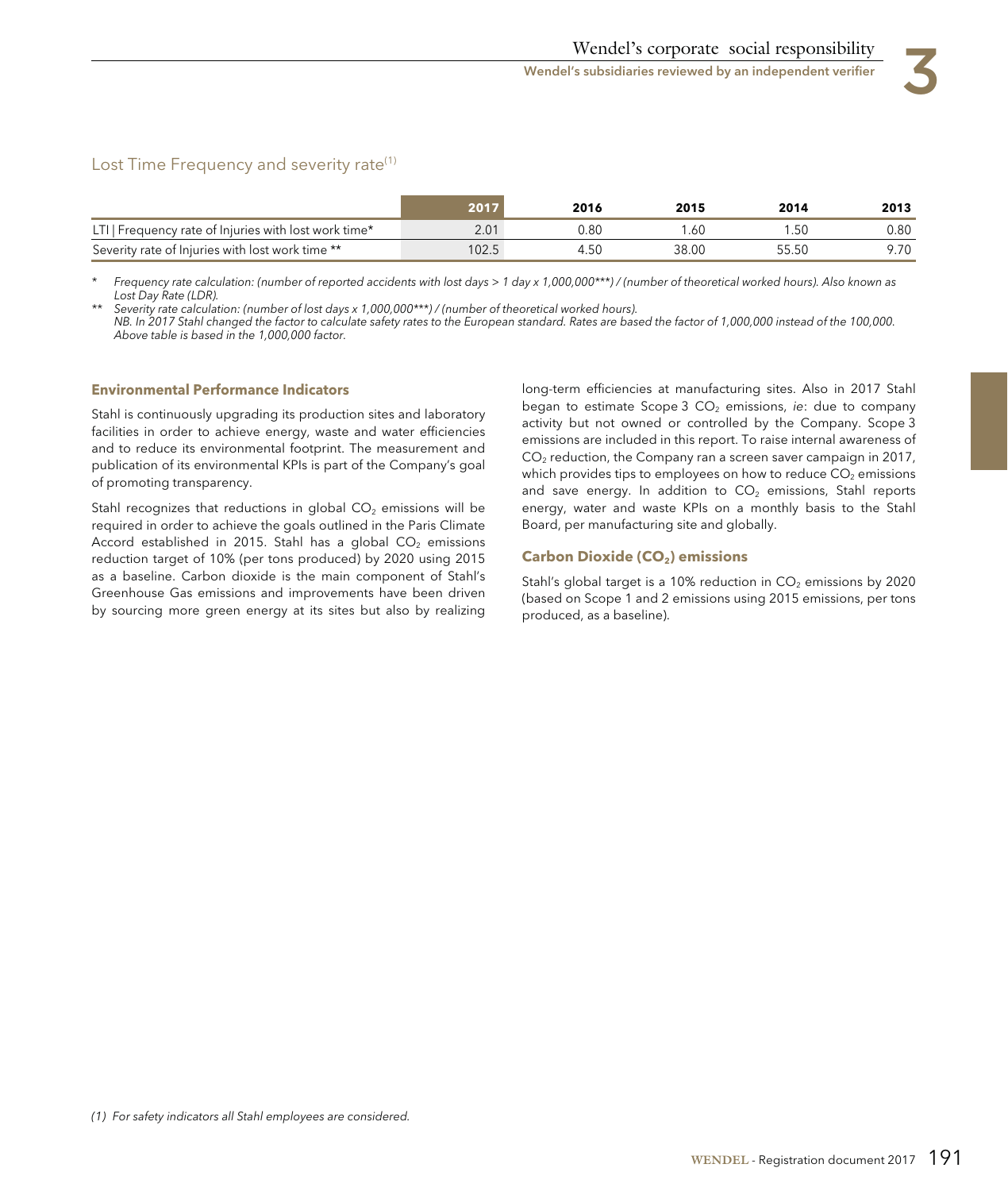## Lost Time Frequency and severity rate[1]

| | 2017 | 2016 | 2015 | 2014 | 2013 |
|---|---|---|---|---|---|
| LTI \| Frequency rate of Injuries with lost work time* | 2.01 | 0.80 | 1.60 | 1.50 | 0.80 |
| Severity rate of Injuries with lost work time ** | 102.5 | 4.50 | 38.00 | 55.50 | 9.70 |

\* *Frequency rate calculation: (number of reported accidents with lost days > 1 day x 1,000,000***) / (number of theoretical worked hours). Also known as Lost Day Rate (LDR).*

\*\* *Severity rate calculation: (number of lost days x 1,000,000***) / (number of theoretical worked hours).*
*NB. In 2017 Stahl changed the factor to calculate safety rates to the European standard. Rates are based the factor of 1,000,000 instead of the 100,000. Above table is based in the 1,000,000 factor.*

### Environmental Performance Indicators

Stahl is continuously upgrading its production sites and laboratory facilities in order to achieve energy, waste and water efficiencies and to reduce its environmental footprint. The measurement and publication of its environmental KPIs is part of the Company's goal of promoting transparency.

Stahl recognizes that reductions in global $CO_2$ emissions will be required in order to achieve the goals outlined in the Paris Climate Accord established in 2015. Stahl has a global $CO_2$ emissions reduction target of 10% (per tons produced) by 2020 using 2015 as a baseline. Carbon dioxide is the main component of Stahl's Greenhouse Gas emissions and improvements have been driven by sourcing more green energy at its sites but also by realizing long-term efficiencies at manufacturing sites. Also in 2017 Stahl began to estimate Scope 3 $CO_2$ emissions, *ie*: due to company activity but not owned or controlled by the Company. Scope 3 emissions are included in this report. To raise internal awareness of $CO_2$ reduction, the Company ran a screen saver campaign in 2017, which provides tips to employees on how to reduce $CO_2$ emissions and save energy. In addition to $CO_2$ emissions, Stahl reports energy, water and waste KPIs on a monthly basis to the Stahl Board, per manufacturing site and globally.

### Carbon Dioxide ($CO_2$) emissions

Stahl's global target is a 10% reduction in $CO_2$ emissions by 2020 (based on Scope 1 and 2 emissions using 2015 emissions, per tons produced, as a baseline).

*(1) For safety indicators all Stahl employees are considered.*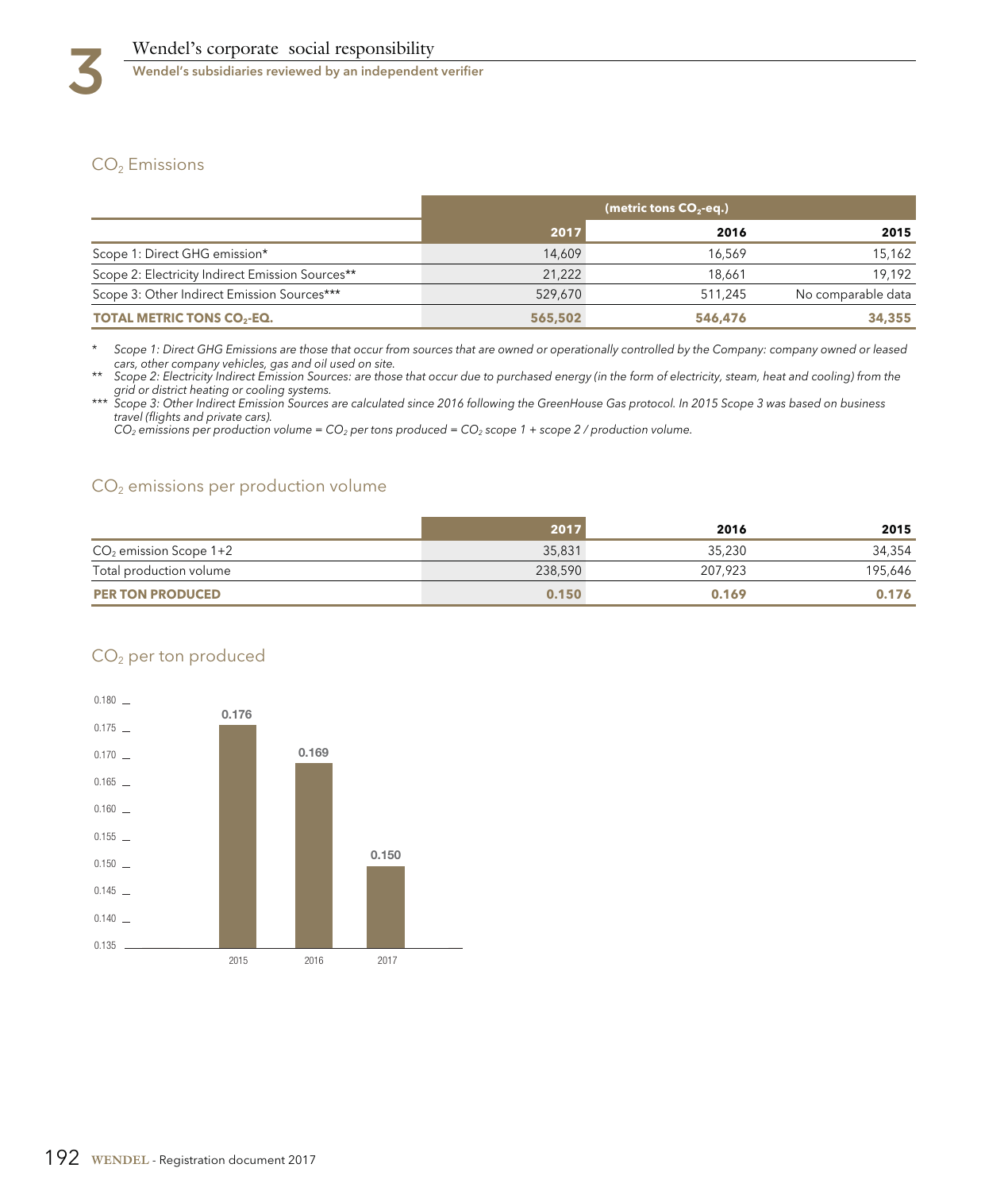## $CO_2$ Emissions

| | (metric tons $CO_2$-eq.) | | |
|---|---|---|---|
| | 2017 | 2016 | 2015 |
| Scope 1: Direct GHG emission* | 14,609 | 16,569 | 15,162 |
| Scope 2: Electricity Indirect Emission Sources** | 21,222 | 18,661 | 19,192 |
| Scope 3: Other Indirect Emission Sources*** | 529,670 | 511,245 | No comparable data |
| **TOTAL METRIC TONS $CO_2$-EQ.** | **565,502** | **546,476** | **34,355** |

\* *Scope 1: Direct GHG Emissions are those that occur from sources that are owned or operationally controlled by the Company: company owned or leased cars, other company vehicles, gas and oil used on site.*

\*\* *Scope 2: Electricity Indirect Emission Sources: are those that occur due to purchased energy (in the form of electricity, steam, heat and cooling) from the grid or district heating or cooling systems.*

\*\*\* *Scope 3: Other Indirect Emission Sources are calculated since 2016 following the GreenHouse Gas protocol. In 2015 Scope 3 was based on business travel (flights and private cars).*

*$CO_2$ emissions per production volume = $CO_2$ per tons produced = $CO_2$ scope 1 + scope 2 / production volume.*

## $CO_2$ emissions per production volume

| | 2017 | 2016 | 2015 |
|---|---|---|---|
| $CO_2$ emission Scope 1+2 | 35,831 | 35,230 | 34,354 |
| Total production volume | 238,590 | 207,923 | 195,646 |
| **PER TON PRODUCED** | **0.150** | **0.169** | **0.176** |

## $CO_2$ per ton produced

| Year | $CO_2$ per ton produced |
|---|---|
| 2015 | 0.176 |
| 2016 | 0.169 |
| 2017 | 0.150 |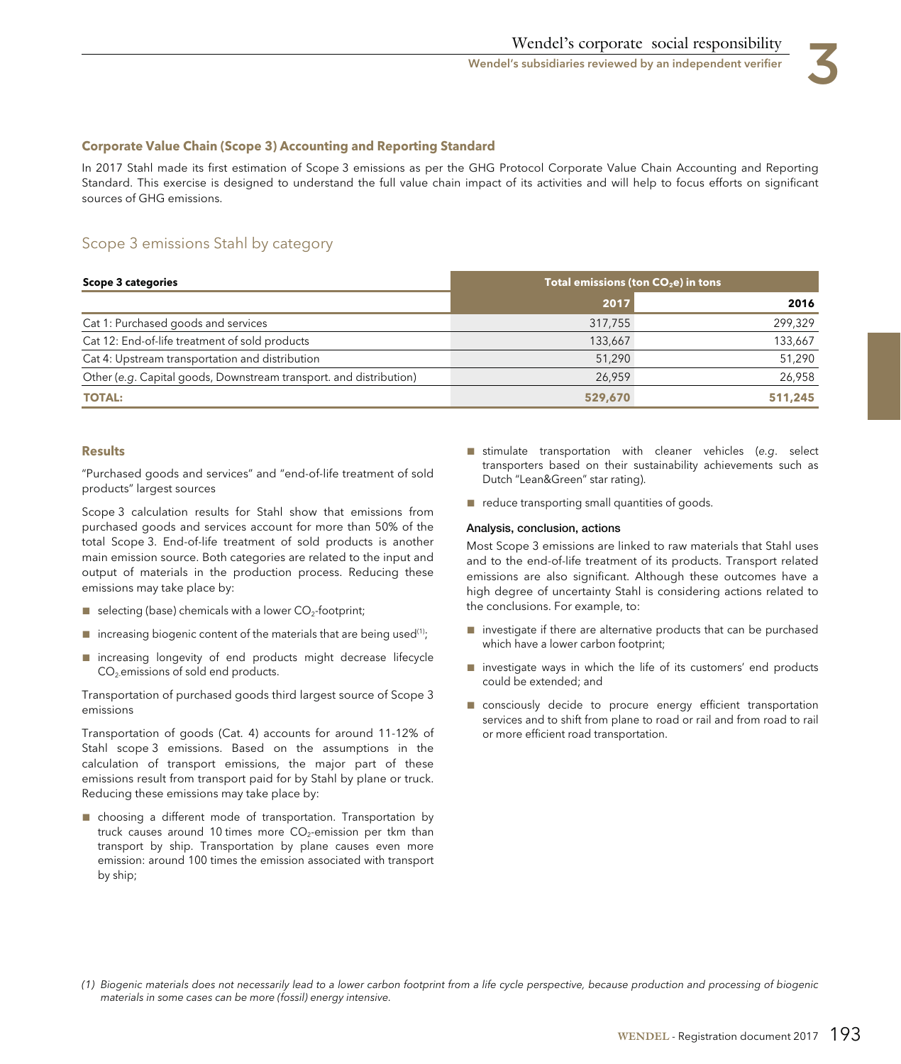### Corporate Value Chain (Scope 3) Accounting and Reporting Standard

In 2017 Stahl made its first estimation of Scope 3 emissions as per the GHG Protocol Corporate Value Chain Accounting and Reporting Standard. This exercise is designed to understand the full value chain impact of its activities and will help to focus efforts on significant sources of GHG emissions.

## Scope 3 emissions Stahl by category

| Scope 3 categories | Total emissions (ton $CO_2$e) in tons | |
|---|---|---|
| | **2017** | **2016** |
| Cat 1: Purchased goods and services | 317,755 | 299,329 |
| Cat 12: End-of-life treatment of sold products | 133,667 | 133,667 |
| Cat 4: Upstream transportation and distribution | 51,290 | 51,290 |
| Other (*e.g.* Capital goods, Downstream transport. and distribution) | 26,959 | 26,958 |
| **TOTAL:** | **529,670** | **511,245** |

### Results

"Purchased goods and services" and "end-of-life treatment of sold products" largest sources

Scope 3 calculation results for Stahl show that emissions from purchased goods and services account for more than 50% of the total Scope 3. End-of-life treatment of sold products is another main emission source. Both categories are related to the input and output of materials in the production process. Reducing these emissions may take place by:

- selecting (base) chemicals with a lower $CO_2$-footprint;
- increasing biogenic content of the materials that are being used[1];
- increasing longevity of end products might decrease lifecycle $CO_2$ emissions of sold end products.

Transportation of purchased goods third largest source of Scope 3 emissions

Transportation of goods (Cat. 4) accounts for around 11-12% of Stahl scope 3 emissions. Based on the assumptions in the calculation of transport emissions, the major part of these emissions result from transport paid for by Stahl by plane or truck. Reducing these emissions may take place by:

- choosing a different mode of transportation. Transportation by truck causes around 10 times more $CO_2$-emission per tkm than transport by ship. Transportation by plane causes even more emission: around 100 times the emission associated with transport by ship;
- stimulate transportation with cleaner vehicles (*e.g.* select transporters based on their sustainability achievements such as Dutch "Lean&Green" star rating).
- reduce transporting small quantities of goods.

#### Analysis, conclusion, actions

Most Scope 3 emissions are linked to raw materials that Stahl uses and to the end-of-life treatment of its products. Transport related emissions are also significant. Although these outcomes have a high degree of uncertainty Stahl is considering actions related to the conclusions. For example, to:

- investigate if there are alternative products that can be purchased which have a lower carbon footprint;
- investigate ways in which the life of its customers' end products could be extended; and
- consciously decide to procure energy efficient transportation services and to shift from plane to road or rail and from road to rail or more efficient road transportation.

*(1) Biogenic materials does not necessarily lead to a lower carbon footprint from a life cycle perspective, because production and processing of biogenic materials in some cases can be more (fossil) energy intensive.*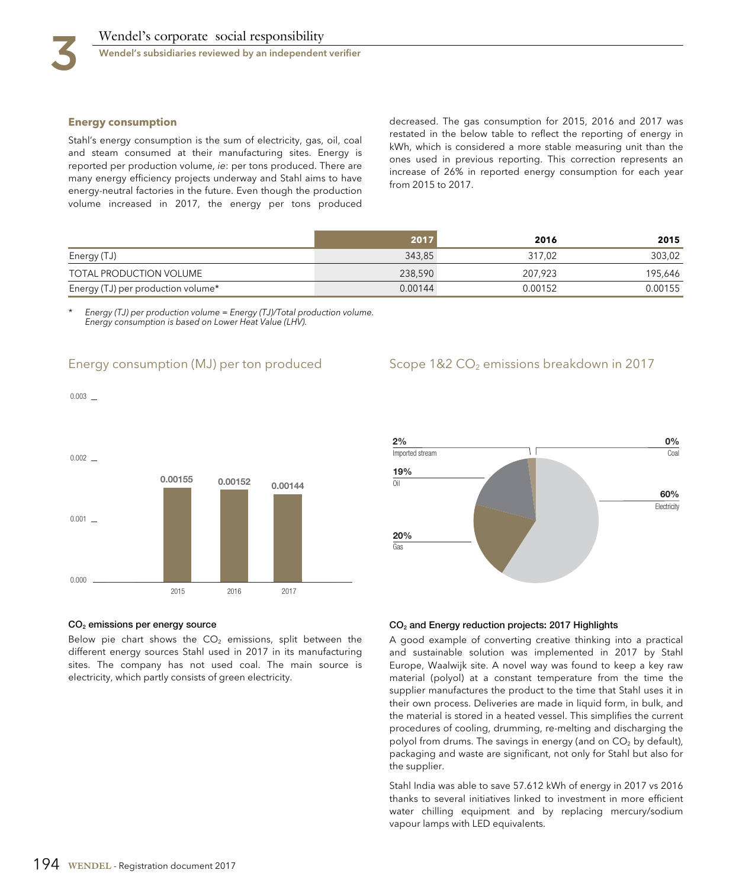### Energy consumption

Stahl's energy consumption is the sum of electricity, gas, oil, coal and steam consumed at their manufacturing sites. Energy is reported per production volume, *ie*: per tons produced. There are many energy efficiency projects underway and Stahl aims to have energy-neutral factories in the future. Even though the production volume increased in 2017, the energy per tons produced decreased. The gas consumption for 2015, 2016 and 2017 was restated in the below table to reflect the reporting of energy in kWh, which is considered a more stable measuring unit than the ones used in previous reporting. This correction represents an increase of 26% in reported energy consumption for each year from 2015 to 2017.

| | 2017 | 2016 | 2015 |
|---|---|---|---|
| Energy (TJ) | 343,85 | 317,02 | 303,02 |
| TOTAL PRODUCTION VOLUME | 238,590 | 207,923 | 195,646 |
| Energy (TJ) per production volume* | 0.00144 | 0.00152 | 0.00155 |

\* *Energy (TJ) per production volume = Energy (TJ)/Total production volume.*
*Energy consumption is based on Lower Heat Value (LHV).*

#### Energy consumption (MJ) per ton produced

| | 2015 | 2016 | 2017 |
|---|---|---|---|
| Energy consumption (MJ) per ton produced | 0.00155 | 0.00152 | 0.00144 |

#### Scope 1&2 $CO_2$ emissions breakdown in 2017

| Source | Share |
|---|---|
| Imported stream | 2% |
| Coal | 0% |
| Oil | 19% |
| Electricity | 60% |
| Gas | 20% |

#### $CO_2$ emissions per energy source

Below pie chart shows the $CO_2$ emissions, split between the different energy sources Stahl used in 2017 in its manufacturing sites. The company has not used coal. The main source is electricity, which partly consists of green electricity.

#### $CO_2$ and Energy reduction projects: 2017 Highlights

A good example of converting creative thinking into a practical and sustainable solution was implemented in 2017 by Stahl Europe, Waalwijk site. A novel way was found to keep a key raw material (polyol) at a constant temperature from the time the supplier manufactures the product to the time that Stahl uses it in their own process. Deliveries are made in liquid form, in bulk, and the material is stored in a heated vessel. This simplifies the current procedures of cooling, drumming, re-melting and discharging the polyol from drums. The savings in energy (and on $CO_2$ by default), packaging and waste are significant, not only for Stahl but also for the supplier.

Stahl India was able to save 57.612 kWh of energy in 2017 vs 2016 thanks to several initiatives linked to investment in more efficient water chilling equipment and by replacing mercury/sodium vapour lamps with LED equivalents.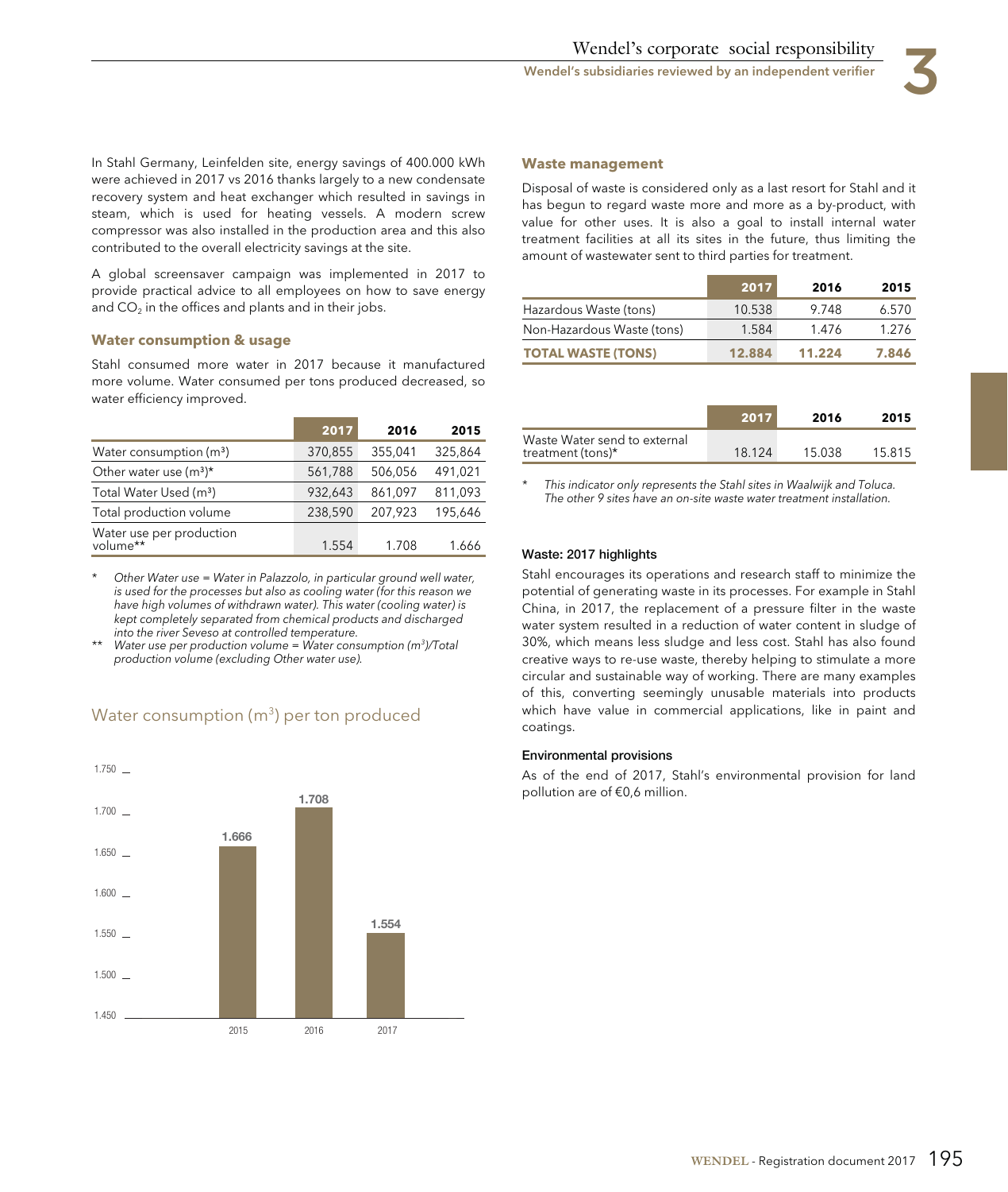In Stahl Germany, Leinfelden site, energy savings of 400.000 kWh were achieved in 2017 vs 2016 thanks largely to a new condensate recovery system and heat exchanger which resulted in savings in steam, which is used for heating vessels. A modern screw compressor was also installed in the production area and this also contributed to the overall electricity savings at the site.

A global screensaver campaign was implemented in 2017 to provide practical advice to all employees on how to save energy and $CO_2$ in the offices and plants and in their jobs.

### Water consumption & usage

Stahl consumed more water in 2017 because it manufactured more volume. Water consumed per tons produced decreased, so water efficiency improved.

| | 2017 | 2016 | 2015 |
|---|---|---|---|
| Water consumption ($m^3$) | 370,855 | 355,041 | 325,864 |
| Other water use ($m^3$)* | 561,788 | 506,056 | 491,021 |
| Total Water Used ($m^3$) | 932,643 | 861,097 | 811,093 |
| Total production volume | 238,590 | 207,923 | 195,646 |
| Water use per production volume** | 1.554 | 1.708 | 1.666 |

\* *Other Water use = Water in Palazzolo, in particular ground well water, is used for the processes but also as cooling water (for this reason we have high volumes of withdrawn water). This water (cooling water) is kept completely separated from chemical products and discharged into the river Seveso at controlled temperature.*

\*\* *Water use per production volume = Water consumption ($m^3$)/Total production volume (excluding Other water use).*

#### Water consumption ($m^3$) per ton produced

| Year | Water consumption ($m^3$) per ton produced |
|---|---|
| 2015 | 1.666 |
| 2016 | 1.708 |
| 2017 | 1.554 |

### Waste management

Disposal of waste is considered only as a last resort for Stahl and it has begun to regard waste more and more as a by-product, with value for other uses. It is also a goal to install internal water treatment facilities at all its sites in the future, thus limiting the amount of wastewater sent to third parties for treatment.

| | 2017 | 2016 | 2015 |
|---|---|---|---|
| Hazardous Waste (tons) | 10.538 | 9.748 | 6.570 |
| Non-Hazardous Waste (tons) | 1.584 | 1.476 | 1.276 |
| **TOTAL WASTE (TONS)** | **12.884** | **11.224** | **7.846** |

| | 2017 | 2016 | 2015 |
|---|---|---|---|
| Waste Water send to external treatment (tons)* | 18.124 | 15.038 | 15.815 |

\* *This indicator only represents the Stahl sites in Waalwijk and Toluca. The other 9 sites have an on-site waste water treatment installation.*

#### Waste: 2017 highlights

Stahl encourages its operations and research staff to minimize the potential of generating waste in its processes. For example in Stahl China, in 2017, the replacement of a pressure filter in the waste water system resulted in a reduction of water content in sludge of 30%, which means less sludge and less cost. Stahl has also found creative ways to re-use waste, thereby helping to stimulate a more circular and sustainable way of working. There are many examples of this, converting seemingly unusable materials into products which have value in commercial applications, like in paint and coatings.

#### Environmental provisions

As of the end of 2017, Stahl's environmental provision for land pollution are of €0,6 million.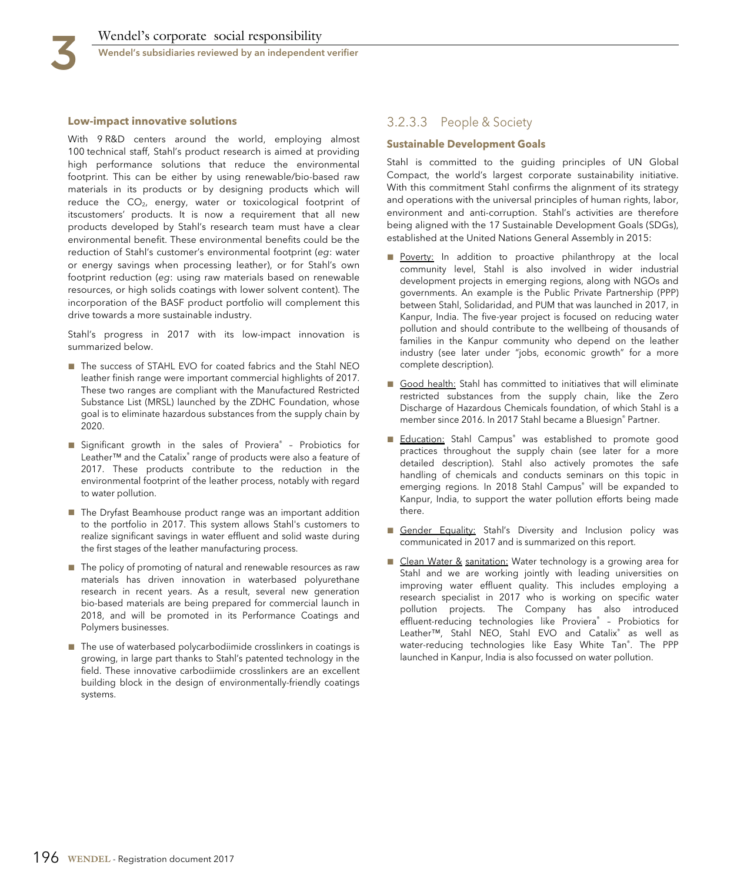**Low-impact innovative solutions**

With 9 R&D centers around the world, employing almost 100 technical staff, Stahl's product research is aimed at providing high performance solutions that reduce the environmental footprint. This can be either by using renewable/bio-based raw materials in its products or by designing products which will reduce the $CO_2$, energy, water or toxicological footprint of itscustomers' products. It is now a requirement that all new products developed by Stahl's research team must have a clear environmental benefit. These environmental benefits could be the reduction of Stahl's customer's environmental footprint (*eg*: water or energy savings when processing leather), or for Stahl's own footprint reduction (*eg*: using raw materials based on renewable resources, or high solids coatings with lower solvent content). The incorporation of the BASF product portfolio will complement this drive towards a more sustainable industry.

Stahl's progress in 2017 with its low-impact innovation is summarized below.

- The success of STAHL EVO for coated fabrics and the Stahl NEO leather finish range were important commercial highlights of 2017. These two ranges are compliant with the Manufactured Restricted Substance List (MRSL) launched by the ZDHC Foundation, whose goal is to eliminate hazardous substances from the supply chain by 2020.
- Significant growth in the sales of Proviera® – Probiotics for Leather™ and the Catalix® range of products were also a feature of 2017. These products contribute to the reduction in the environmental footprint of the leather process, notably with regard to water pollution.
- The Dryfast Beamhouse product range was an important addition to the portfolio in 2017. This system allows Stahl's customers to realize significant savings in water effluent and solid waste during the first stages of the leather manufacturing process.
- The policy of promoting of natural and renewable resources as raw materials has driven innovation in waterbased polyurethane research in recent years. As a result, several new generation bio-based materials are being prepared for commercial launch in 2018, and will be promoted in its Performance Coatings and Polymers businesses.
- The use of waterbased polycarbodiimide crosslinkers in coatings is growing, in large part thanks to Stahl's patented technology in the field. These innovative carbodiimide crosslinkers are an excellent building block in the design of environmentally-friendly coatings systems.

## 3.2.3.3 People & Society

**Sustainable Development Goals**

Stahl is committed to the guiding principles of UN Global Compact, the world's largest corporate sustainability initiative. With this commitment Stahl confirms the alignment of its strategy and operations with the universal principles of human rights, labor, environment and anti-corruption. Stahl's activities are therefore being aligned with the 17 Sustainable Development Goals (SDGs), established at the United Nations General Assembly in 2015:

- Poverty: In addition to proactive philanthropy at the local community level, Stahl is also involved in wider industrial development projects in emerging regions, along with NGOs and governments. An example is the Public Private Partnership (PPP) between Stahl, Solidaridad, and PUM that was launched in 2017, in Kanpur, India. The five-year project is focused on reducing water pollution and should contribute to the wellbeing of thousands of families in the Kanpur community who depend on the leather industry (see later under "jobs, economic growth" for a more complete description).
- Good health: Stahl has committed to initiatives that will eliminate restricted substances from the supply chain, like the Zero Discharge of Hazardous Chemicals foundation, of which Stahl is a member since 2016. In 2017 Stahl became a Bluesign® Partner.
- Education: Stahl Campus® was established to promote good practices throughout the supply chain (see later for a more detailed description). Stahl also actively promotes the safe handling of chemicals and conducts seminars on this topic in emerging regions. In 2018 Stahl Campus® will be expanded to Kanpur, India, to support the water pollution efforts being made there.
- Gender Equality: Stahl's Diversity and Inclusion policy was communicated in 2017 and is summarized on this report.
- Clean Water & sanitation: Water technology is a growing area for Stahl and we are working jointly with leading universities on improving water effluent quality. This includes employing a research specialist in 2017 who is working on specific water pollution projects. The Company has also introduced effluent-reducing technologies like Proviera® – Probiotics for Leather™, Stahl NEO, Stahl EVO and Catalix® as well as water-reducing technologies like Easy White Tan®. The PPP launched in Kanpur, India is also focussed on water pollution.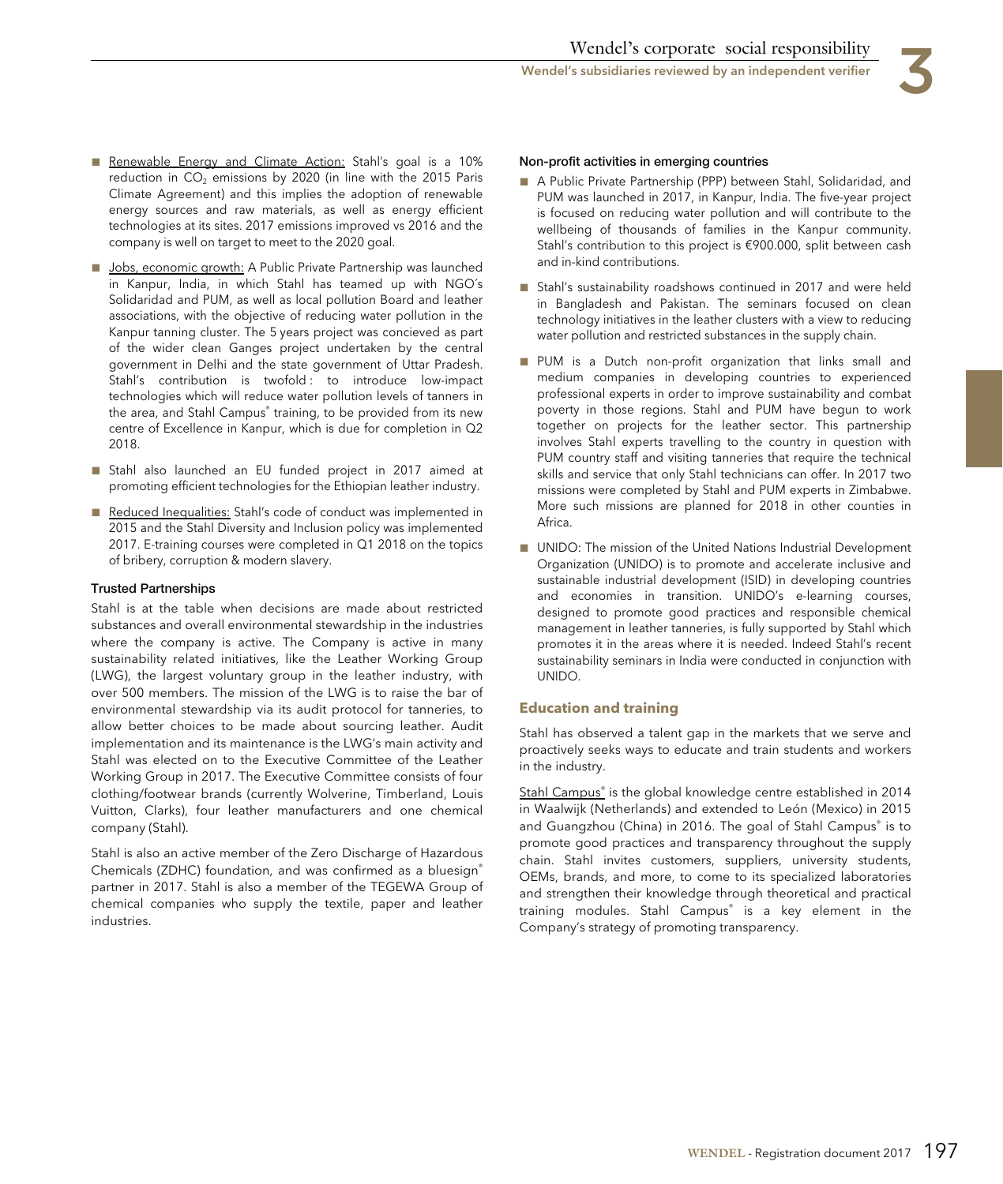- Renewable Energy and Climate Action: Stahl's goal is a 10% reduction in $CO_2$ emissions by 2020 (in line with the 2015 Paris Climate Agreement) and this implies the adoption of renewable energy sources and raw materials, as well as energy efficient technologies at its sites. 2017 emissions improved vs 2016 and the company is well on target to meet to the 2020 goal.
- Jobs, economic growth: A Public Private Partnership was launched in Kanpur, India, in which Stahl has teamed up with NGO´s Solidaridad and PUM, as well as local pollution Board and leather associations, with the objective of reducing water pollution in the Kanpur tanning cluster. The 5 years project was concieved as part of the wider clean Ganges project undertaken by the central government in Delhi and the state government of Uttar Pradesh. Stahl's contribution is twofold : to introduce low-impact technologies which will reduce water pollution levels of tanners in the area, and Stahl Campus® training, to be provided from its new centre of Excellence in Kanpur, which is due for completion in Q2 2018.
- Stahl also launched an EU funded project in 2017 aimed at promoting efficient technologies for the Ethiopian leather industry.
- Reduced Inequalities: Stahl's code of conduct was implemented in 2015 and the Stahl Diversity and Inclusion policy was implemented 2017. E-training courses were completed in Q1 2018 on the topics of bribery, corruption & modern slavery.

#### Trusted Partnerships

Stahl is at the table when decisions are made about restricted substances and overall environmental stewardship in the industries where the company is active. The Company is active in many sustainability related initiatives, like the Leather Working Group (LWG), the largest voluntary group in the leather industry, with over 500 members. The mission of the LWG is to raise the bar of environmental stewardship via its audit protocol for tanneries, to allow better choices to be made about sourcing leather. Audit implementation and its maintenance is the LWG's main activity and Stahl was elected on to the Executive Committee of the Leather Working Group in 2017. The Executive Committee consists of four clothing/footwear brands (currently Wolverine, Timberland, Louis Vuitton, Clarks), four leather manufacturers and one chemical company (Stahl).

Stahl is also an active member of the Zero Discharge of Hazardous Chemicals (ZDHC) foundation, and was confirmed as a bluesign® partner in 2017. Stahl is also a member of the TEGEWA Group of chemical companies who supply the textile, paper and leather industries.

#### Non-profit activities in emerging countries

- A Public Private Partnership (PPP) between Stahl, Solidaridad, and PUM was launched in 2017, in Kanpur, India. The five-year project is focused on reducing water pollution and will contribute to the wellbeing of thousands of families in the Kanpur community. Stahl's contribution to this project is €900.000, split between cash and in-kind contributions.
- Stahl's sustainability roadshows continued in 2017 and were held in Bangladesh and Pakistan. The seminars focused on clean technology initiatives in the leather clusters with a view to reducing water pollution and restricted substances in the supply chain.
- PUM is a Dutch non-profit organization that links small and medium companies in developing countries to experienced professional experts in order to improve sustainability and combat poverty in those regions. Stahl and PUM have begun to work together on projects for the leather sector. This partnership involves Stahl experts travelling to the country in question with PUM country staff and visiting tanneries that require the technical skills and service that only Stahl technicians can offer. In 2017 two missions were completed by Stahl and PUM experts in Zimbabwe. More such missions are planned for 2018 in other counties in Africa.
- UNIDO: The mission of the United Nations Industrial Development Organization (UNIDO) is to promote and accelerate inclusive and sustainable industrial development (ISID) in developing countries and economies in transition. UNIDO's e-learning courses, designed to promote good practices and responsible chemical management in leather tanneries, is fully supported by Stahl which promotes it in the areas where it is needed. Indeed Stahl's recent sustainability seminars in India were conducted in conjunction with UNIDO.

### Education and training

Stahl has observed a talent gap in the markets that we serve and proactively seeks ways to educate and train students and workers in the industry.

Stahl Campus® is the global knowledge centre established in 2014 in Waalwijk (Netherlands) and extended to León (Mexico) in 2015 and Guangzhou (China) in 2016. The goal of Stahl Campus® is to promote good practices and transparency throughout the supply chain. Stahl invites customers, suppliers, university students, OEMs, brands, and more, to come to its specialized laboratories and strengthen their knowledge through theoretical and practical training modules. Stahl Campus® is a key element in the Company's strategy of promoting transparency.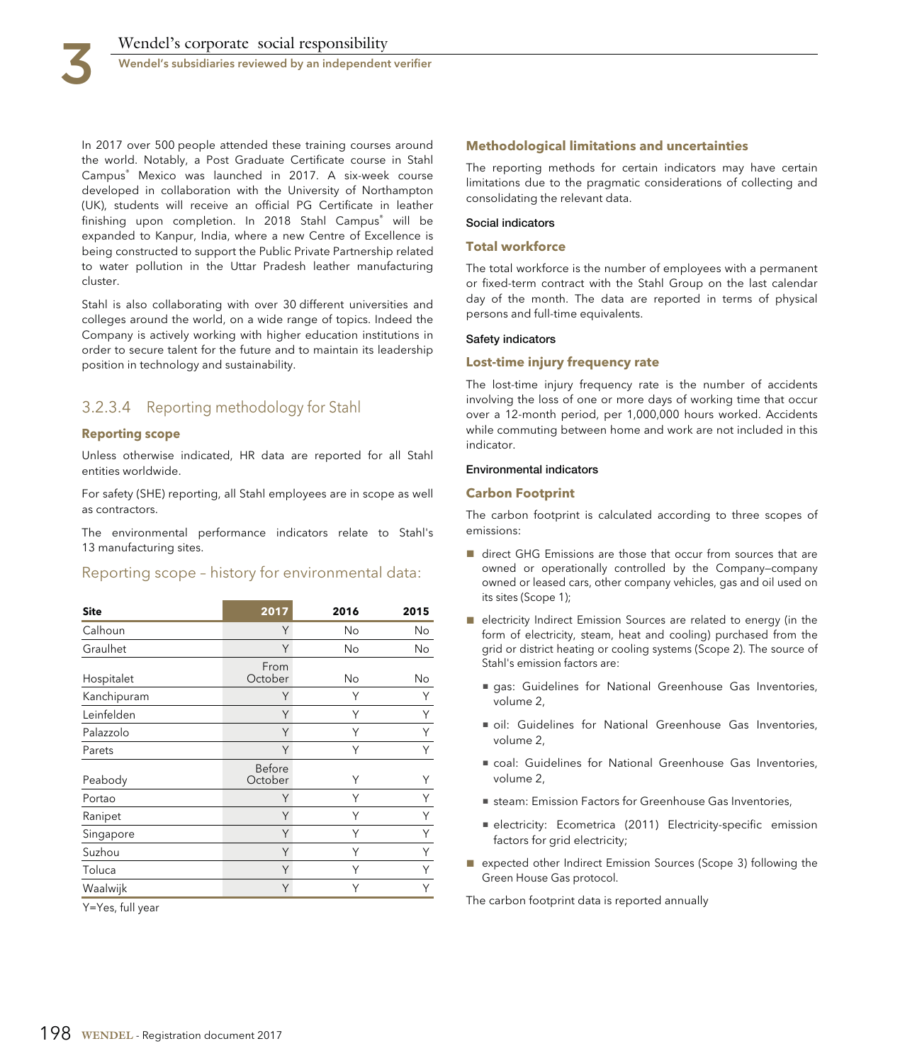In 2017 over 500 people attended these training courses around the world. Notably, a Post Graduate Certificate course in Stahl Campus® Mexico was launched in 2017. A six-week course developed in collaboration with the University of Northampton (UK), students will receive an official PG Certificate in leather finishing upon completion. In 2018 Stahl Campus® will be expanded to Kanpur, India, where a new Centre of Excellence is being constructed to support the Public Private Partnership related to water pollution in the Uttar Pradesh leather manufacturing cluster.

Stahl is also collaborating with over 30 different universities and colleges around the world, on a wide range of topics. Indeed the Company is actively working with higher education institutions in order to secure talent for the future and to maintain its leadership position in technology and sustainability.

### 3.2.3.4 Reporting methodology for Stahl

**Reporting scope**

Unless otherwise indicated, HR data are reported for all Stahl entities worldwide.

For safety (SHE) reporting, all Stahl employees are in scope as well as contractors.

The environmental performance indicators relate to Stahl's 13 manufacturing sites.

#### Reporting scope – history for environmental data:

| Site | 2017 | 2016 | 2015 |
|---|---|---|---|
| Calhoun | Y | No | No |
| Graulhet | Y | No | No |
| Hospitalet | From October | No | No |
| Kanchipuram | Y | Y | Y |
| Leinfelden | Y | Y | Y |
| Palazzolo | Y | Y | Y |
| Parets | Y | Y | Y |
| Peabody | Before October | Y | Y |
| Portao | Y | Y | Y |
| Ranipet | Y | Y | Y |
| Singapore | Y | Y | Y |
| Suzhou | Y | Y | Y |
| Toluca | Y | Y | Y |
| Waalwijk | Y | Y | Y |

Y=Yes, full year

**Methodological limitations and uncertainties**

The reporting methods for certain indicators may have certain limitations due to the pragmatic considerations of collecting and consolidating the relevant data.

Social indicators

**Total workforce**

The total workforce is the number of employees with a permanent or fixed-term contract with the Stahl Group on the last calendar day of the month. The data are reported in terms of physical persons and full-time equivalents.

Safety indicators

**Lost-time injury frequency rate**

The lost-time injury frequency rate is the number of accidents involving the loss of one or more days of working time that occur over a 12-month period, per 1,000,000 hours worked. Accidents while commuting between home and work are not included in this indicator.

Environmental indicators

**Carbon Footprint**

The carbon footprint is calculated according to three scopes of emissions:

- direct GHG Emissions are those that occur from sources that are owned or operationally controlled by the Company—company owned or leased cars, other company vehicles, gas and oil used on its sites (Scope 1);
- electricity Indirect Emission Sources are related to energy (in the form of electricity, steam, heat and cooling) purchased from the grid or district heating or cooling systems (Scope 2). The source of Stahl's emission factors are:
  - gas: Guidelines for National Greenhouse Gas Inventories, volume 2,
  - oil: Guidelines for National Greenhouse Gas Inventories, volume 2,
  - coal: Guidelines for National Greenhouse Gas Inventories, volume 2,
  - steam: Emission Factors for Greenhouse Gas Inventories,
  - electricity: Ecometrica (2011) Electricity-specific emission factors for grid electricity;
- expected other Indirect Emission Sources (Scope 3) following the Green House Gas protocol.

The carbon footprint data is reported annually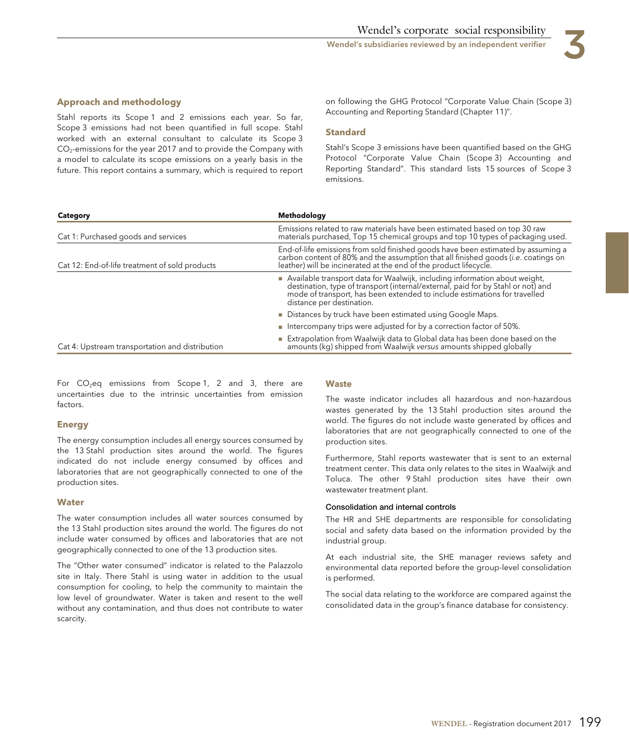#### Approach and methodology

Stahl reports its Scope 1 and 2 emissions each year. So far, Scope 3 emissions had not been quantified in full scope. Stahl worked with an external consultant to calculate its Scope 3 $CO_2$-emissions for the year 2017 and to provide the Company with a model to calculate its scope emissions on a yearly basis in the future. This report contains a summary, which is required to report on following the GHG Protocol "Corporate Value Chain (Scope 3) Accounting and Reporting Standard (Chapter 11)".

#### Standard

Stahl's Scope 3 emissions have been quantified based on the GHG Protocol "Corporate Value Chain (Scope 3) Accounting and Reporting Standard". This standard lists 15 sources of Scope 3 emissions.

| Category | Methodology |
|---|---|
| Cat 1: Purchased goods and services | Emissions related to raw materials have been estimated based on top 30 raw materials purchased, Top 15 chemical groups and top 10 types of packaging used. |
| Cat 12: End-of-life treatment of sold products | End-of-life emissions from sold finished goods have been estimated by assuming a carbon content of 80% and the assumption that all finished goods (*i.e.* coatings on leather) will be incinerated at the end of the product lifecycle. |
| Cat 4: Upstream transportation and distribution | ■ Available transport data for Waalwijk, including information about weight, destination, type of transport (internal/external, paid for by Stahl or not) and mode of transport, has been extended to include estimations for travelled distance per destination.<br>■ Distances by truck have been estimated using Google Maps.<br>■ Intercompany trips were adjusted for by a correction factor of 50%.<br>■ Extrapolation from Waalwijk data to Global data has been done based on the amounts (kg) shipped from Waalwijk *versus* amounts shipped globally |

For $CO_2$eq emissions from Scope 1, 2 and 3, there are uncertainties due to the intrinsic uncertainties from emission factors.

#### Energy

The energy consumption includes all energy sources consumed by the 13 Stahl production sites around the world. The figures indicated do not include energy consumed by offices and laboratories that are not geographically connected to one of the production sites.

#### Water

The water consumption includes all water sources consumed by the 13 Stahl production sites around the world. The figures do not include water consumed by offices and laboratories that are not geographically connected to one of the 13 production sites.

The "Other water consumed" indicator is related to the Palazzolo site in Italy. There Stahl is using water in addition to the usual consumption for cooling, to help the community to maintain the low level of groundwater. Water is taken and resent to the well without any contamination, and thus does not contribute to water scarcity.

#### Waste

The waste indicator includes all hazardous and non-hazardous wastes generated by the 13 Stahl production sites around the world. The figures do not include waste generated by offices and laboratories that are not geographically connected to one of the production sites.

Furthermore, Stahl reports wastewater that is sent to an external treatment center. This data only relates to the sites in Waalwijk and Toluca. The other 9 Stahl production sites have their own wastewater treatment plant.

##### Consolidation and internal controls

The HR and SHE departments are responsible for consolidating social and safety data based on the information provided by the industrial group.

At each industrial site, the SHE manager reviews safety and environmental data reported before the group-level consolidation is performed.

The social data relating to the workforce are compared against the consolidated data in the group's finance database for consistency.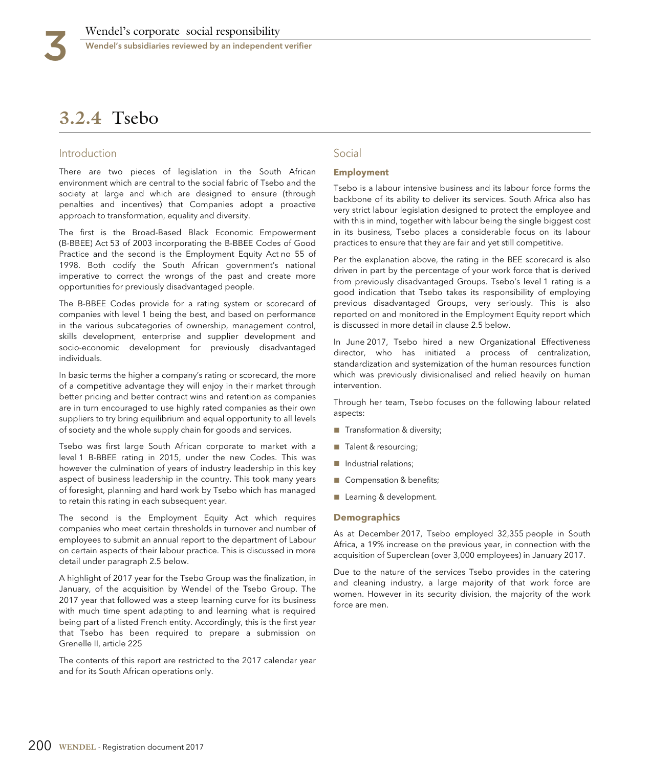## 3.2.4 Tsebo

### Introduction

There are two pieces of legislation in the South African environment which are central to the social fabric of Tsebo and the society at large and which are designed to ensure (through penalties and incentives) that Companies adopt a proactive approach to transformation, equality and diversity.

The first is the Broad-Based Black Economic Empowerment (B-BBEE) Act 53 of 2003 incorporating the B-BBEE Codes of Good Practice and the second is the Employment Equity Act no 55 of 1998. Both codify the South African government's national imperative to correct the wrongs of the past and create more opportunities for previously disadvantaged people.

The B-BBEE Codes provide for a rating system or scorecard of companies with level 1 being the best, and based on performance in the various subcategories of ownership, management control, skills development, enterprise and supplier development and socio-economic development for previously disadvantaged individuals.

In basic terms the higher a company's rating or scorecard, the more of a competitive advantage they will enjoy in their market through better pricing and better contract wins and retention as companies are in turn encouraged to use highly rated companies as their own suppliers to try bring equilibrium and equal opportunity to all levels of society and the whole supply chain for goods and services.

Tsebo was first large South African corporate to market with a level 1 B-BBEE rating in 2015, under the new Codes. This was however the culmination of years of industry leadership in this key aspect of business leadership in the country. This took many years of foresight, planning and hard work by Tsebo which has managed to retain this rating in each subsequent year.

The second is the Employment Equity Act which requires companies who meet certain thresholds in turnover and number of employees to submit an annual report to the department of Labour on certain aspects of their labour practice. This is discussed in more detail under paragraph 2.5 below.

A highlight of 2017 year for the Tsebo Group was the finalization, in January, of the acquisition by Wendel of the Tsebo Group. The 2017 year that followed was a steep learning curve for its business with much time spent adapting to and learning what is required being part of a listed French entity. Accordingly, this is the first year that Tsebo has been required to prepare a submission on Grenelle II, article 225

The contents of this report are restricted to the 2017 calendar year and for its South African operations only.

### Social

#### Employment

Tsebo is a labour intensive business and its labour force forms the backbone of its ability to deliver its services. South Africa also has very strict labour legislation designed to protect the employee and with this in mind, together with labour being the single biggest cost in its business, Tsebo places a considerable focus on its labour practices to ensure that they are fair and yet still competitive.

Per the explanation above, the rating in the BEE scorecard is also driven in part by the percentage of your work force that is derived from previously disadvantaged Groups. Tsebo's level 1 rating is a good indication that Tsebo takes its responsibility of employing previous disadvantaged Groups, very seriously. This is also reported on and monitored in the Employment Equity report which is discussed in more detail in clause 2.5 below.

In June 2017, Tsebo hired a new Organizational Effectiveness director, who has initiated a process of centralization, standardization and systemization of the human resources function which was previously divisionalised and relied heavily on human intervention.

Through her team, Tsebo focuses on the following labour related aspects:

- Transformation & diversity;
- Talent & resourcing;
- Industrial relations;
- Compensation & benefits;
- Learning & development.

#### Demographics

As at December 2017, Tsebo employed 32,355 people in South Africa, a 19% increase on the previous year, in connection with the acquisition of Superclean (over 3,000 employees) in January 2017.

Due to the nature of the services Tsebo provides in the catering and cleaning industry, a large majority of that work force are women. However in its security division, the majority of the work force are men.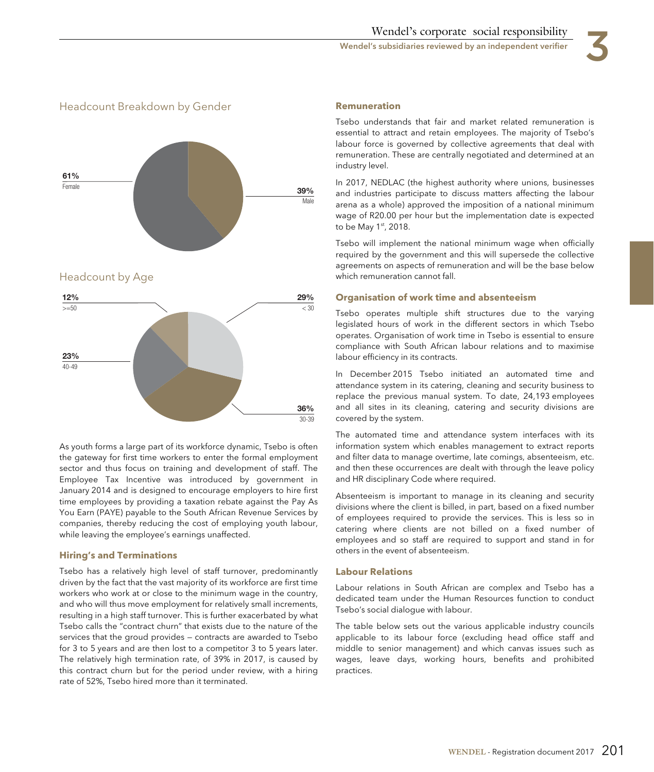## Headcount Breakdown by Gender

61% Female

39% Male

## Headcount by Age

12% >=50

29% < 30

23% 40-49

36% 30-39

As youth forms a large part of its workforce dynamic, Tsebo is often the gateway for first time workers to enter the formal employment sector and thus focus on training and development of staff. The Employee Tax Incentive was introduced by government in January 2014 and is designed to encourage employers to hire first time employees by providing a taxation rebate against the Pay As You Earn (PAYE) payable to the South African Revenue Services by companies, thereby reducing the cost of employing youth labour, while leaving the employee's earnings unaffected.

### Hiring's and Terminations

Tsebo has a relatively high level of staff turnover, predominantly driven by the fact that the vast majority of its workforce are first time workers who work at or close to the minimum wage in the country, and who will thus move employment for relatively small increments, resulting in a high staff turnover. This is further exacerbated by what Tsebo calls the "contract churn" that exists due to the nature of the services that the groud provides – contracts are awarded to Tsebo for 3 to 5 years and are then lost to a competitor 3 to 5 years later. The relatively high termination rate, of 39% in 2017, is caused by this contract churn but for the period under review, with a hiring rate of 52%, Tsebo hired more than it terminated.

### Remuneration

Tsebo understands that fair and market related remuneration is essential to attract and retain employees. The majority of Tsebo's labour force is governed by collective agreements that deal with remuneration. These are centrally negotiated and determined at an industry level.

In 2017, NEDLAC (the highest authority where unions, businesses and industries participate to discuss matters affecting the labour arena as a whole) approved the imposition of a national minimum wage of R20.00 per hour but the implementation date is expected to be May 1st, 2018.

Tsebo will implement the national minimum wage when officially required by the government and this will supersede the collective agreements on aspects of remuneration and will be the base below which remuneration cannot fall.

### Organisation of work time and absenteeism

Tsebo operates multiple shift structures due to the varying legislated hours of work in the different sectors in which Tsebo operates. Organisation of work time in Tsebo is essential to ensure compliance with South African labour relations and to maximise labour efficiency in its contracts.

In December 2015 Tsebo initiated an automated time and attendance system in its catering, cleaning and security business to replace the previous manual system. To date, 24,193 employees and all sites in its cleaning, catering and security divisions are covered by the system.

The automated time and attendance system interfaces with its information system which enables management to extract reports and filter data to manage overtime, late comings, absenteeism, etc. and then these occurrences are dealt with through the leave policy and HR disciplinary Code where required.

Absenteeism is important to manage in its cleaning and security divisions where the client is billed, in part, based on a fixed number of employees required to provide the services. This is less so in catering where clients are not billed on a fixed number of employees and so staff are required to support and stand in for others in the event of absenteeism.

### Labour Relations

Labour relations in South African are complex and Tsebo has a dedicated team under the Human Resources function to conduct Tsebo's social dialogue with labour.

The table below sets out the various applicable industry councils applicable to its labour force (excluding head office staff and middle to senior management) and which canvas issues such as wages, leave days, working hours, benefits and prohibited practices.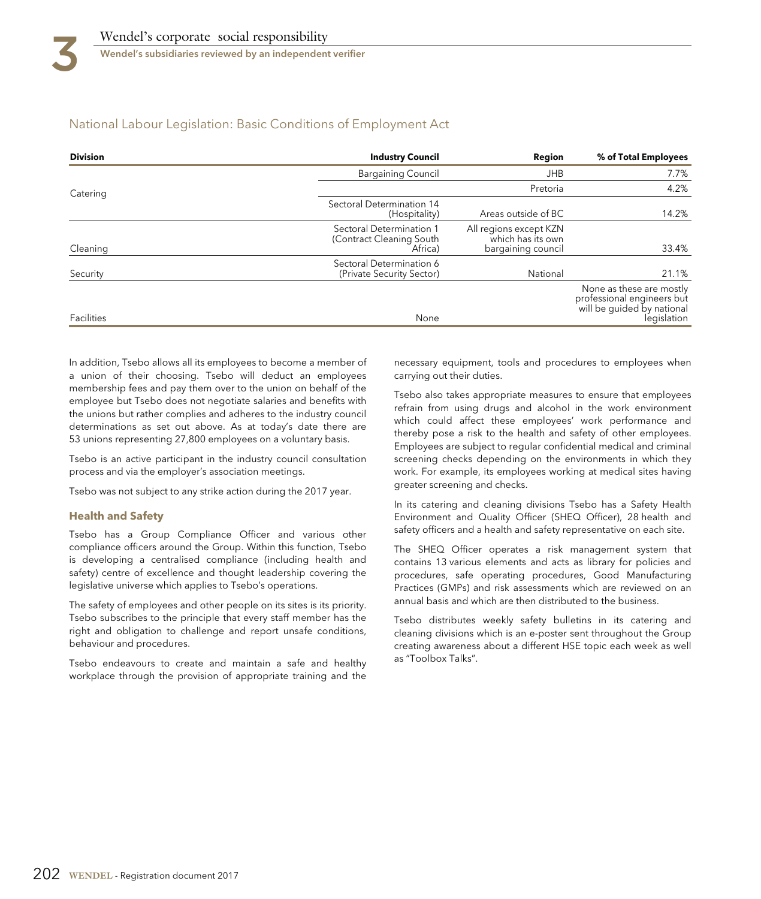## National Labour Legislation: Basic Conditions of Employment Act

| Division | Industry Council | Region | % of Total Employees |
|---|---|---|---|
| Catering | Bargaining Council | JHB | 7.7% |
| | | Pretoria | 4.2% |
| | Sectoral Determination 14 (Hospitality) | Areas outside of BC | 14.2% |
| Cleaning | Sectoral Determination 1 (Contract Cleaning South Africa) | All regions except KZN which has its own bargaining council | 33.4% |
| Security | Sectoral Determination 6 (Private Security Sector) | National | 21.1% |
| Facilities | None | | None as these are mostly professional engineers but will be guided by national legislation |

In addition, Tsebo allows all its employees to become a member of a union of their choosing. Tsebo will deduct an employees membership fees and pay them over to the union on behalf of the employee but Tsebo does not negotiate salaries and benefits with the unions but rather complies and adheres to the industry council determinations as set out above. As at today's date there are 53 unions representing 27,800 employees on a voluntary basis.

Tsebo is an active participant in the industry council consultation process and via the employer's association meetings.

Tsebo was not subject to any strike action during the 2017 year.

### Health and Safety

Tsebo has a Group Compliance Officer and various other compliance officers around the Group. Within this function, Tsebo is developing a centralised compliance (including health and safety) centre of excellence and thought leadership covering the legislative universe which applies to Tsebo's operations.

The safety of employees and other people on its sites is its priority. Tsebo subscribes to the principle that every staff member has the right and obligation to challenge and report unsafe conditions, behaviour and procedures.

Tsebo endeavours to create and maintain a safe and healthy workplace through the provision of appropriate training and the necessary equipment, tools and procedures to employees when carrying out their duties.

Tsebo also takes appropriate measures to ensure that employees refrain from using drugs and alcohol in the work environment which could affect these employees' work performance and thereby pose a risk to the health and safety of other employees. Employees are subject to regular confidential medical and criminal screening checks depending on the environments in which they work. For example, its employees working at medical sites having greater screening and checks.

In its catering and cleaning divisions Tsebo has a Safety Health Environment and Quality Officer (SHEQ Officer), 28 health and safety officers and a health and safety representative on each site.

The SHEQ Officer operates a risk management system that contains 13 various elements and acts as library for policies and procedures, safe operating procedures, Good Manufacturing Practices (GMPs) and risk assessments which are reviewed on an annual basis and which are then distributed to the business.

Tsebo distributes weekly safety bulletins in its catering and cleaning divisions which is an e-poster sent throughout the Group creating awareness about a different HSE topic each week as well as "Toolbox Talks".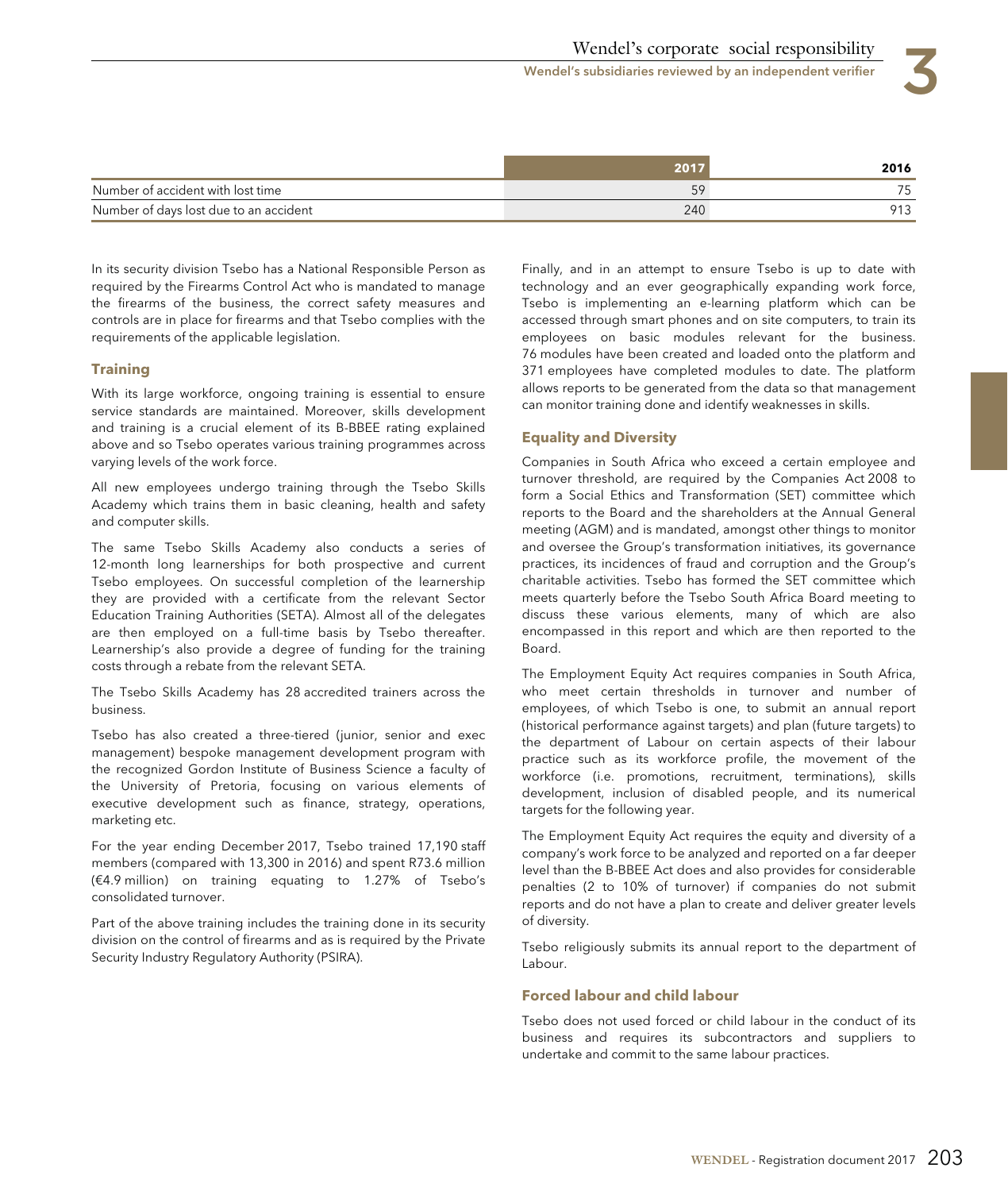| | 2017 | 2016 |
|---|---|---|
| Number of accident with lost time | 59 | 75 |
| Number of days lost due to an accident | 240 | 913 |

In its security division Tsebo has a National Responsible Person as required by the Firearms Control Act who is mandated to manage the firearms of the business, the correct safety measures and controls are in place for firearms and that Tsebo complies with the requirements of the applicable legislation.

### Training

With its large workforce, ongoing training is essential to ensure service standards are maintained. Moreover, skills development and training is a crucial element of its B-BBEE rating explained above and so Tsebo operates various training programmes across varying levels of the work force.

All new employees undergo training through the Tsebo Skills Academy which trains them in basic cleaning, health and safety and computer skills.

The same Tsebo Skills Academy also conducts a series of 12-month long learnerships for both prospective and current Tsebo employees. On successful completion of the learnership they are provided with a certificate from the relevant Sector Education Training Authorities (SETA). Almost all of the delegates are then employed on a full-time basis by Tsebo thereafter. Learnership's also provide a degree of funding for the training costs through a rebate from the relevant SETA.

The Tsebo Skills Academy has 28 accredited trainers across the business.

Tsebo has also created a three-tiered (junior, senior and exec management) bespoke management development program with the recognized Gordon Institute of Business Science a faculty of the University of Pretoria, focusing on various elements of executive development such as finance, strategy, operations, marketing etc.

For the year ending December 2017, Tsebo trained 17,190 staff members (compared with 13,300 in 2016) and spent R73.6 million (€4.9 million) on training equating to 1.27% of Tsebo's consolidated turnover.

Part of the above training includes the training done in its security division on the control of firearms and as is required by the Private Security Industry Regulatory Authority (PSIRA).

Finally, and in an attempt to ensure Tsebo is up to date with technology and an ever geographically expanding work force, Tsebo is implementing an e-learning platform which can be accessed through smart phones and on site computers, to train its employees on basic modules relevant for the business. 76 modules have been created and loaded onto the platform and 371 employees have completed modules to date. The platform allows reports to be generated from the data so that management can monitor training done and identify weaknesses in skills.

### Equality and Diversity

Companies in South Africa who exceed a certain employee and turnover threshold, are required by the Companies Act 2008 to form a Social Ethics and Transformation (SET) committee which reports to the Board and the shareholders at the Annual General meeting (AGM) and is mandated, amongst other things to monitor and oversee the Group's transformation initiatives, its governance practices, its incidences of fraud and corruption and the Group's charitable activities. Tsebo has formed the SET committee which meets quarterly before the Tsebo South Africa Board meeting to discuss these various elements, many of which are also encompassed in this report and which are then reported to the Board.

The Employment Equity Act requires companies in South Africa, who meet certain thresholds in turnover and number of employees, of which Tsebo is one, to submit an annual report (historical performance against targets) and plan (future targets) to the department of Labour on certain aspects of their labour practice such as its workforce profile, the movement of the workforce (i.e. promotions, recruitment, terminations), skills development, inclusion of disabled people, and its numerical targets for the following year.

The Employment Equity Act requires the equity and diversity of a company's work force to be analyzed and reported on a far deeper level than the B-BBEE Act does and also provides for considerable penalties (2 to 10% of turnover) if companies do not submit reports and do not have a plan to create and deliver greater levels of diversity.

Tsebo religiously submits its annual report to the department of Labour.

### Forced labour and child labour

Tsebo does not used forced or child labour in the conduct of its business and requires its subcontractors and suppliers to undertake and commit to the same labour practices.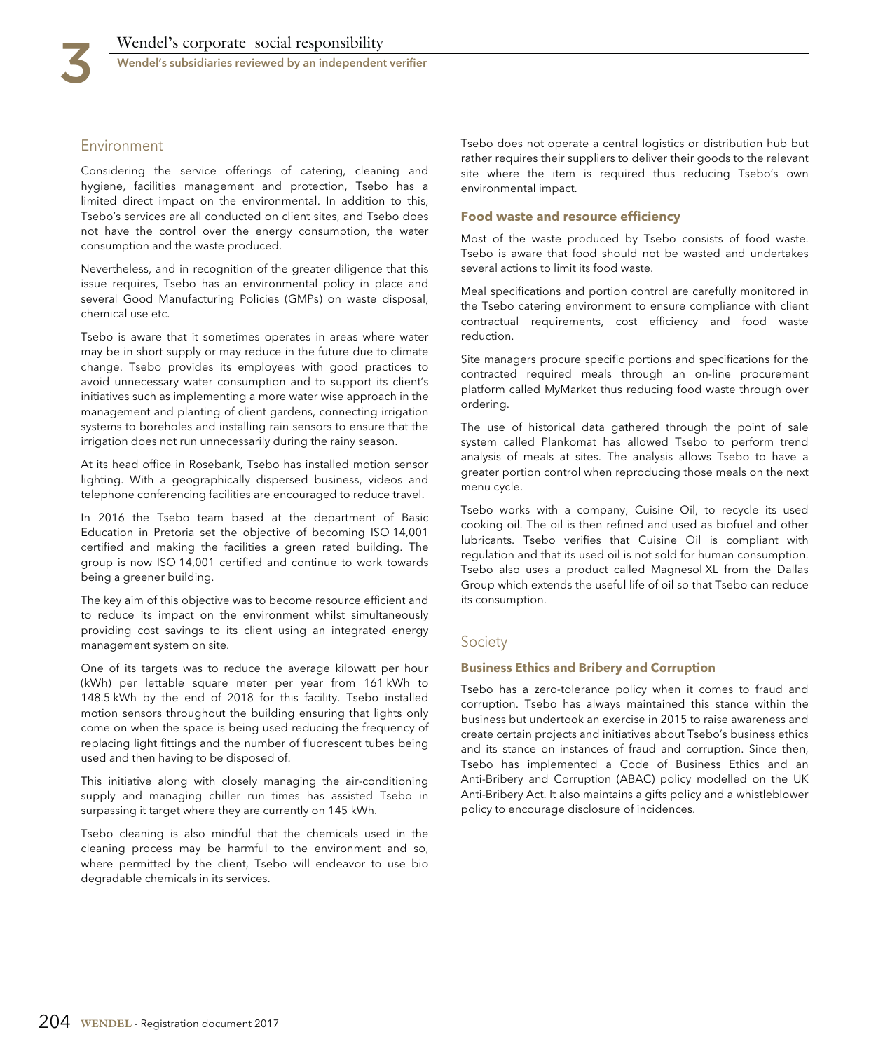## Environment

Considering the service offerings of catering, cleaning and hygiene, facilities management and protection, Tsebo has a limited direct impact on the environmental. In addition to this, Tsebo's services are all conducted on client sites, and Tsebo does not have the control over the energy consumption, the water consumption and the waste produced.

Nevertheless, and in recognition of the greater diligence that this issue requires, Tsebo has an environmental policy in place and several Good Manufacturing Policies (GMPs) on waste disposal, chemical use etc.

Tsebo is aware that it sometimes operates in areas where water may be in short supply or may reduce in the future due to climate change. Tsebo provides its employees with good practices to avoid unnecessary water consumption and to support its client's initiatives such as implementing a more water wise approach in the management and planting of client gardens, connecting irrigation systems to boreholes and installing rain sensors to ensure that the irrigation does not run unnecessarily during the rainy season.

At its head office in Rosebank, Tsebo has installed motion sensor lighting. With a geographically dispersed business, videos and telephone conferencing facilities are encouraged to reduce travel.

In 2016 the Tsebo team based at the department of Basic Education in Pretoria set the objective of becoming ISO 14,001 certified and making the facilities a green rated building. The group is now ISO 14,001 certified and continue to work towards being a greener building.

The key aim of this objective was to become resource efficient and to reduce its impact on the environment whilst simultaneously providing cost savings to its client using an integrated energy management system on site.

One of its targets was to reduce the average kilowatt per hour (kWh) per lettable square meter per year from 161 kWh to 148.5 kWh by the end of 2018 for this facility. Tsebo installed motion sensors throughout the building ensuring that lights only come on when the space is being used reducing the frequency of replacing light fittings and the number of fluorescent tubes being used and then having to be disposed of.

This initiative along with closely managing the air-conditioning supply and managing chiller run times has assisted Tsebo in surpassing it target where they are currently on 145 kWh.

Tsebo cleaning is also mindful that the chemicals used in the cleaning process may be harmful to the environment and so, where permitted by the client, Tsebo will endeavor to use bio degradable chemicals in its services.

Tsebo does not operate a central logistics or distribution hub but rather requires their suppliers to deliver their goods to the relevant site where the item is required thus reducing Tsebo's own environmental impact.

### Food waste and resource efficiency

Most of the waste produced by Tsebo consists of food waste. Tsebo is aware that food should not be wasted and undertakes several actions to limit its food waste.

Meal specifications and portion control are carefully monitored in the Tsebo catering environment to ensure compliance with client contractual requirements, cost efficiency and food waste reduction.

Site managers procure specific portions and specifications for the contracted required meals through an on-line procurement platform called MyMarket thus reducing food waste through over ordering.

The use of historical data gathered through the point of sale system called Plankomat has allowed Tsebo to perform trend analysis of meals at sites. The analysis allows Tsebo to have a greater portion control when reproducing those meals on the next menu cycle.

Tsebo works with a company, Cuisine Oil, to recycle its used cooking oil. The oil is then refined and used as biofuel and other lubricants. Tsebo verifies that Cuisine Oil is compliant with regulation and that its used oil is not sold for human consumption. Tsebo also uses a product called Magnesol XL from the Dallas Group which extends the useful life of oil so that Tsebo can reduce its consumption.

## Society

### Business Ethics and Bribery and Corruption

Tsebo has a zero-tolerance policy when it comes to fraud and corruption. Tsebo has always maintained this stance within the business but undertook an exercise in 2015 to raise awareness and create certain projects and initiatives about Tsebo's business ethics and its stance on instances of fraud and corruption. Since then, Tsebo has implemented a Code of Business Ethics and an Anti-Bribery and Corruption (ABAC) policy modelled on the UK Anti-Bribery Act. It also maintains a gifts policy and a whistleblower policy to encourage disclosure of incidences.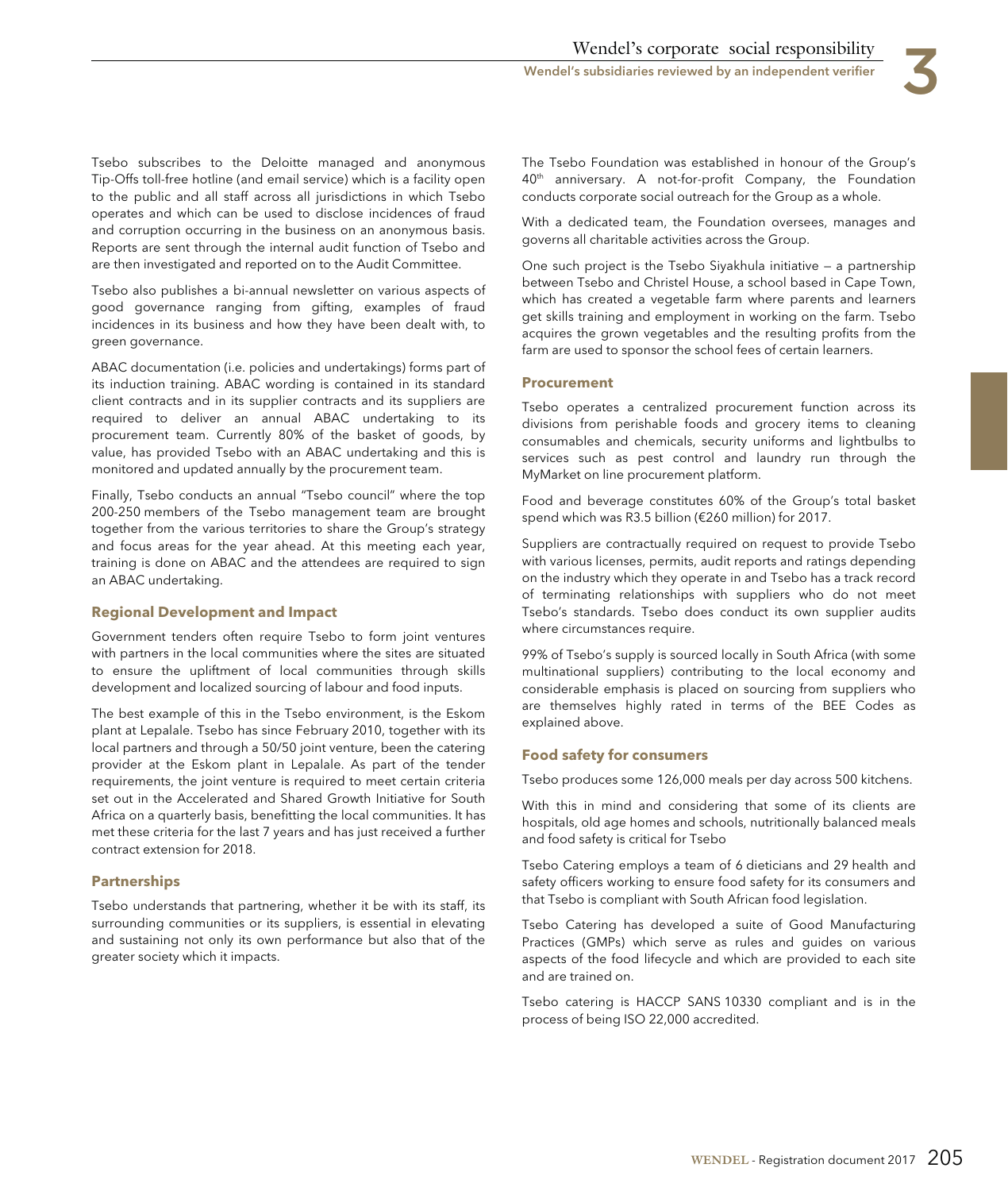Tsebo subscribes to the Deloitte managed and anonymous Tip-Offs toll-free hotline (and email service) which is a facility open to the public and all staff across all jurisdictions in which Tsebo operates and which can be used to disclose incidences of fraud and corruption occurring in the business on an anonymous basis. Reports are sent through the internal audit function of Tsebo and are then investigated and reported on to the Audit Committee.

Tsebo also publishes a bi-annual newsletter on various aspects of good governance ranging from gifting, examples of fraud incidences in its business and how they have been dealt with, to green governance.

ABAC documentation (i.e. policies and undertakings) forms part of its induction training. ABAC wording is contained in its standard client contracts and in its supplier contracts and its suppliers are required to deliver an annual ABAC undertaking to its procurement team. Currently 80% of the basket of goods, by value, has provided Tsebo with an ABAC undertaking and this is monitored and updated annually by the procurement team.

Finally, Tsebo conducts an annual "Tsebo council" where the top 200-250 members of the Tsebo management team are brought together from the various territories to share the Group's strategy and focus areas for the year ahead. At this meeting each year, training is done on ABAC and the attendees are required to sign an ABAC undertaking.

#### Regional Development and Impact

Government tenders often require Tsebo to form joint ventures with partners in the local communities where the sites are situated to ensure the upliftment of local communities through skills development and localized sourcing of labour and food inputs.

The best example of this in the Tsebo environment, is the Eskom plant at Lepalale. Tsebo has since February 2010, together with its local partners and through a 50/50 joint venture, been the catering provider at the Eskom plant in Lepalale. As part of the tender requirements, the joint venture is required to meet certain criteria set out in the Accelerated and Shared Growth Initiative for South Africa on a quarterly basis, benefitting the local communities. It has met these criteria for the last 7 years and has just received a further contract extension for 2018.

#### Partnerships

Tsebo understands that partnering, whether it be with its staff, its surrounding communities or its suppliers, is essential in elevating and sustaining not only its own performance but also that of the greater society which it impacts.

The Tsebo Foundation was established in honour of the Group's 40th anniversary. A not-for-profit Company, the Foundation conducts corporate social outreach for the Group as a whole.

With a dedicated team, the Foundation oversees, manages and governs all charitable activities across the Group.

One such project is the Tsebo Siyakhula initiative – a partnership between Tsebo and Christel House, a school based in Cape Town, which has created a vegetable farm where parents and learners get skills training and employment in working on the farm. Tsebo acquires the grown vegetables and the resulting profits from the farm are used to sponsor the school fees of certain learners.

#### Procurement

Tsebo operates a centralized procurement function across its divisions from perishable foods and grocery items to cleaning consumables and chemicals, security uniforms and lightbulbs to services such as pest control and laundry run through the MyMarket on line procurement platform.

Food and beverage constitutes 60% of the Group's total basket spend which was R3.5 billion (€260 million) for 2017.

Suppliers are contractually required on request to provide Tsebo with various licenses, permits, audit reports and ratings depending on the industry which they operate in and Tsebo has a track record of terminating relationships with suppliers who do not meet Tsebo's standards. Tsebo does conduct its own supplier audits where circumstances require.

99% of Tsebo's supply is sourced locally in South Africa (with some multinational suppliers) contributing to the local economy and considerable emphasis is placed on sourcing from suppliers who are themselves highly rated in terms of the BEE Codes as explained above.

#### Food safety for consumers

Tsebo produces some 126,000 meals per day across 500 kitchens.

With this in mind and considering that some of its clients are hospitals, old age homes and schools, nutritionally balanced meals and food safety is critical for Tsebo

Tsebo Catering employs a team of 6 dieticians and 29 health and safety officers working to ensure food safety for its consumers and that Tsebo is compliant with South African food legislation.

Tsebo Catering has developed a suite of Good Manufacturing Practices (GMPs) which serve as rules and guides on various aspects of the food lifecycle and which are provided to each site and are trained on.

Tsebo catering is HACCP SANS 10330 compliant and is in the process of being ISO 22,000 accredited.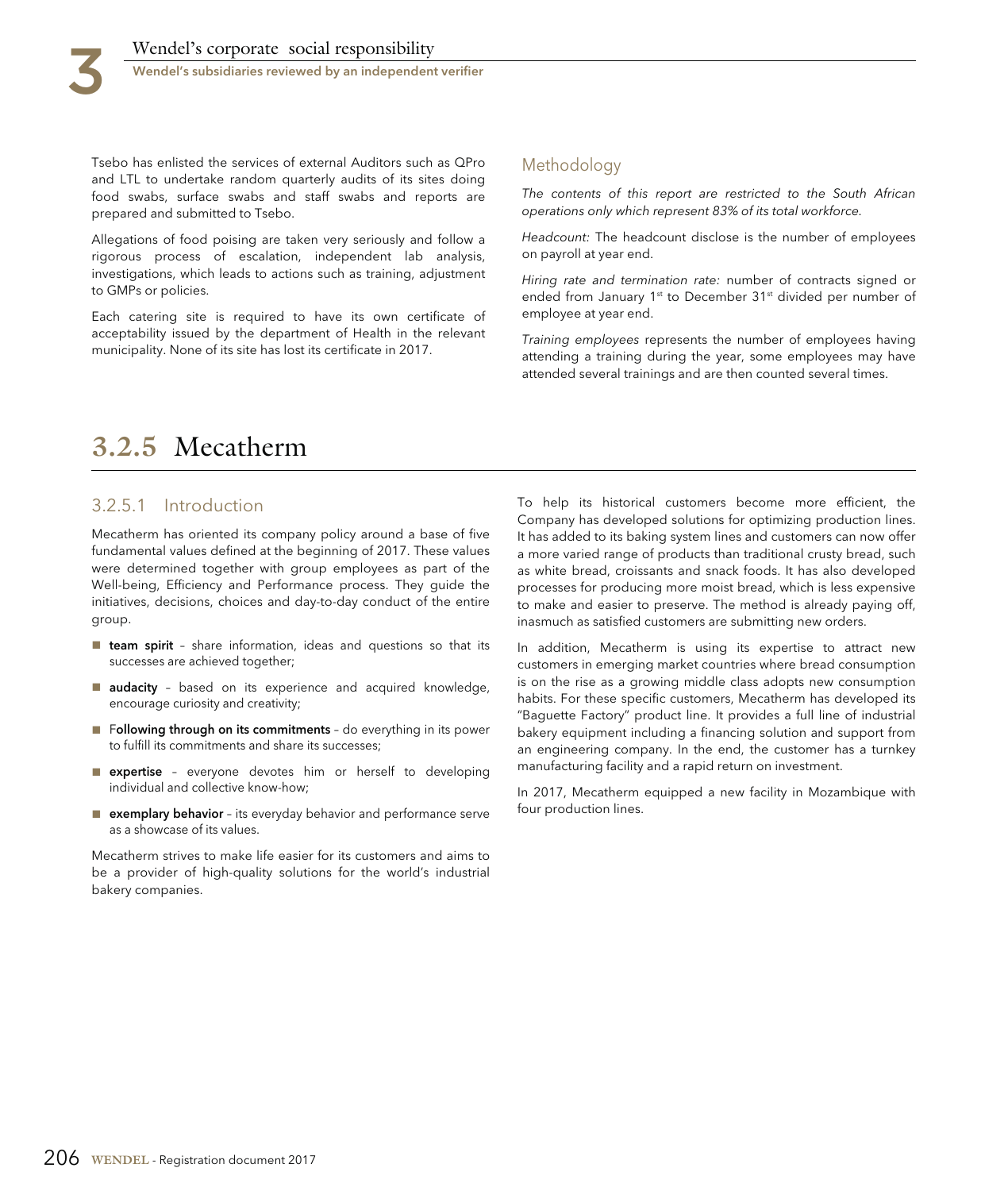Tsebo has enlisted the services of external Auditors such as QPro and LTL to undertake random quarterly audits of its sites doing food swabs, surface swabs and staff swabs and reports are prepared and submitted to Tsebo.

Allegations of food poising are taken very seriously and follow a rigorous process of escalation, independent lab analysis, investigations, which leads to actions such as training, adjustment to GMPs or policies.

Each catering site is required to have its own certificate of acceptability issued by the department of Health in the relevant municipality. None of its site has lost its certificate in 2017.

### Methodology

*The contents of this report are restricted to the South African operations only which represent 83% of its total workforce.*

*Headcount:* The headcount disclose is the number of employees on payroll at year end.

*Hiring rate and termination rate:* number of contracts signed or ended from January 1st to December 31st divided per number of employee at year end.

*Training employees* represents the number of employees having attending a training during the year, some employees may have attended several trainings and are then counted several times.

## 3.2.5 Mecatherm

### 3.2.5.1 Introduction

Mecatherm has oriented its company policy around a base of five fundamental values defined at the beginning of 2017. These values were determined together with group employees as part of the Well-being, Efficiency and Performance process. They guide the initiatives, decisions, choices and day-to-day conduct of the entire group.

- **team spirit** – share information, ideas and questions so that its successes are achieved together;
- **audacity** – based on its experience and acquired knowledge, encourage curiosity and creativity;
- F**ollowing through on its commitments** – do everything in its power to fulfill its commitments and share its successes;
- **expertise** – everyone devotes him or herself to developing individual and collective know-how;
- **exemplary behavior** – its everyday behavior and performance serve as a showcase of its values.

Mecatherm strives to make life easier for its customers and aims to be a provider of high-quality solutions for the world's industrial bakery companies.

To help its historical customers become more efficient, the Company has developed solutions for optimizing production lines. It has added to its baking system lines and customers can now offer a more varied range of products than traditional crusty bread, such as white bread, croissants and snack foods. It has also developed processes for producing more moist bread, which is less expensive to make and easier to preserve. The method is already paying off, inasmuch as satisfied customers are submitting new orders.

In addition, Mecatherm is using its expertise to attract new customers in emerging market countries where bread consumption is on the rise as a growing middle class adopts new consumption habits. For these specific customers, Mecatherm has developed its "Baguette Factory" product line. It provides a full line of industrial bakery equipment including a financing solution and support from an engineering company. In the end, the customer has a turnkey manufacturing facility and a rapid return on investment.

In 2017, Mecatherm equipped a new facility in Mozambique with four production lines.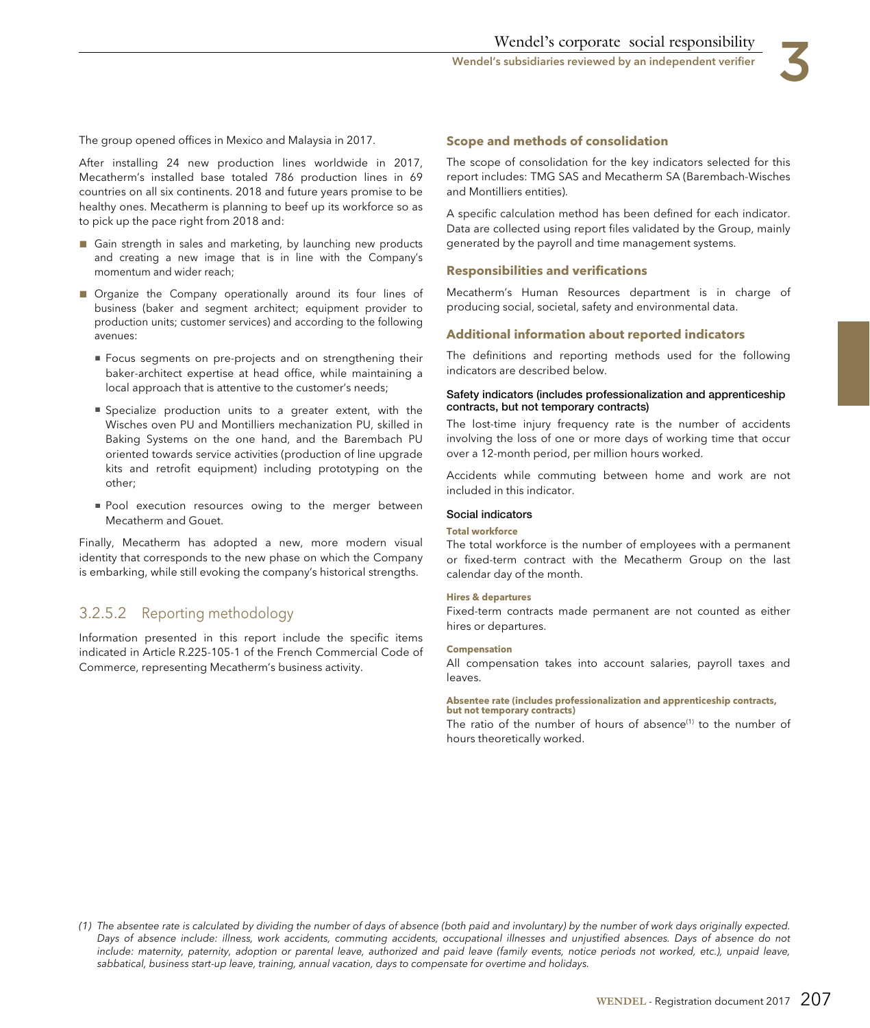The group opened offices in Mexico and Malaysia in 2017.

After installing 24 new production lines worldwide in 2017, Mecatherm's installed base totaled 786 production lines in 69 countries on all six continents. 2018 and future years promise to be healthy ones. Mecatherm is planning to beef up its workforce so as to pick up the pace right from 2018 and:

- Gain strength in sales and marketing, by launching new products and creating a new image that is in line with the Company's momentum and wider reach;
- Organize the Company operationally around its four lines of business (baker and segment architect; equipment provider to production units; customer services) and according to the following avenues:
  - Focus segments on pre-projects and on strengthening their baker-architect expertise at head office, while maintaining a local approach that is attentive to the customer's needs;
  - Specialize production units to a greater extent, with the Wisches oven PU and Montilliers mechanization PU, skilled in Baking Systems on the one hand, and the Barembach PU oriented towards service activities (production of line upgrade kits and retrofit equipment) including prototyping on the other;
  - Pool execution resources owing to the merger between Mecatherm and Gouet.

Finally, Mecatherm has adopted a new, more modern visual identity that corresponds to the new phase on which the Company is embarking, while still evoking the company's historical strengths.

## 3.2.5.2 Reporting methodology

Information presented in this report include the specific items indicated in Article R.225-105-1 of the French Commercial Code of Commerce, representing Mecatherm's business activity.

### Scope and methods of consolidation

The scope of consolidation for the key indicators selected for this report includes: TMG SAS and Mecatherm SA (Barembach-Wisches and Montilliers entities).

A specific calculation method has been defined for each indicator. Data are collected using report files validated by the Group, mainly generated by the payroll and time management systems.

### Responsibilities and verifications

Mecatherm's Human Resources department is in charge of producing social, societal, safety and environmental data.

### Additional information about reported indicators

The definitions and reporting methods used for the following indicators are described below.

#### Safety indicators (includes professionalization and apprenticeship contracts, but not temporary contracts)

The lost-time injury frequency rate is the number of accidents involving the loss of one or more days of working time that occur over a 12-month period, per million hours worked.

Accidents while commuting between home and work are not included in this indicator.

#### Social indicators

**Total workforce**

The total workforce is the number of employees with a permanent or fixed-term contract with the Mecatherm Group on the last calendar day of the month.

**Hires & departures**

Fixed-term contracts made permanent are not counted as either hires or departures.

**Compensation**

All compensation takes into account salaries, payroll taxes and leaves.

**Absentee rate (includes professionalization and apprenticeship contracts, but not temporary contracts)**

The ratio of the number of hours of absence[1] to the number of hours theoretically worked.

*(1) The absentee rate is calculated by dividing the number of days of absence (both paid and involuntary) by the number of work days originally expected. Days of absence include: illness, work accidents, commuting accidents, occupational illnesses and unjustified absences. Days of absence do not include: maternity, paternity, adoption or parental leave, authorized and paid leave (family events, notice periods not worked, etc.), unpaid leave, sabbatical, business start-up leave, training, annual vacation, days to compensate for overtime and holidays.*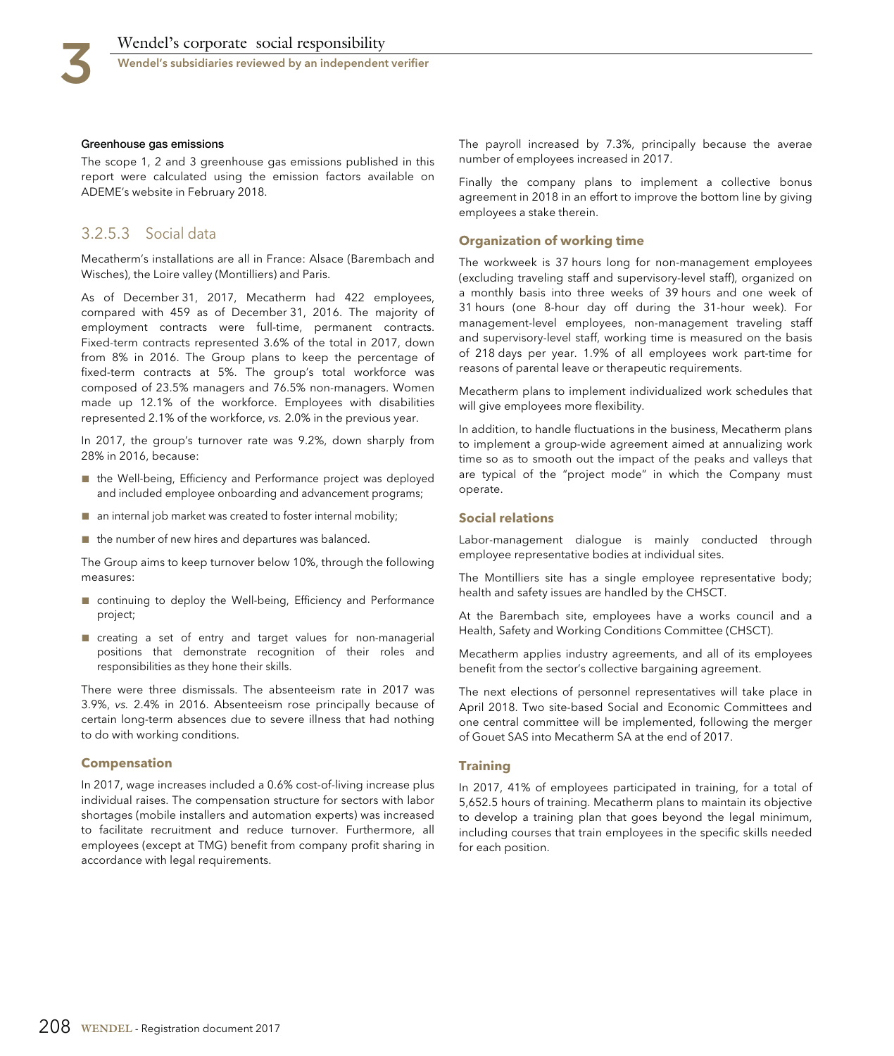#### Greenhouse gas emissions

The scope 1, 2 and 3 greenhouse gas emissions published in this report were calculated using the emission factors available on ADEME's website in February 2018.

### 3.2.5.3 Social data

Mecatherm's installations are all in France: Alsace (Barembach and Wisches), the Loire valley (Montilliers) and Paris.

As of December 31, 2017, Mecatherm had 422 employees, compared with 459 as of December 31, 2016. The majority of employment contracts were full-time, permanent contracts. Fixed-term contracts represented 3.6% of the total in 2017, down from 8% in 2016. The Group plans to keep the percentage of fixed-term contracts at 5%. The group's total workforce was composed of 23.5% managers and 76.5% non-managers. Women made up 12.1% of the workforce. Employees with disabilities represented 2.1% of the workforce, *vs.* 2.0% in the previous year.

In 2017, the group's turnover rate was 9.2%, down sharply from 28% in 2016, because:

- the Well-being, Efficiency and Performance project was deployed and included employee onboarding and advancement programs;
- an internal job market was created to foster internal mobility;
- the number of new hires and departures was balanced.

The Group aims to keep turnover below 10%, through the following measures:

- continuing to deploy the Well-being, Efficiency and Performance project;
- creating a set of entry and target values for non-managerial positions that demonstrate recognition of their roles and responsibilities as they hone their skills.

There were three dismissals. The absenteeism rate in 2017 was 3.9%, *vs.* 2.4% in 2016. Absenteeism rose principally because of certain long-term absences due to severe illness that had nothing to do with working conditions.

#### Compensation

In 2017, wage increases included a 0.6% cost-of-living increase plus individual raises. The compensation structure for sectors with labor shortages (mobile installers and automation experts) was increased to facilitate recruitment and reduce turnover. Furthermore, all employees (except at TMG) benefit from company profit sharing in accordance with legal requirements.

The payroll increased by 7.3%, principally because the averae number of employees increased in 2017.

Finally the company plans to implement a collective bonus agreement in 2018 in an effort to improve the bottom line by giving employees a stake therein.

#### Organization of working time

The workweek is 37 hours long for non-management employees (excluding traveling staff and supervisory-level staff), organized on a monthly basis into three weeks of 39 hours and one week of 31 hours (one 8-hour day off during the 31-hour week). For management-level employees, non-management traveling staff and supervisory-level staff, working time is measured on the basis of 218 days per year. 1.9% of all employees work part-time for reasons of parental leave or therapeutic requirements.

Mecatherm plans to implement individualized work schedules that will give employees more flexibility.

In addition, to handle fluctuations in the business, Mecatherm plans to implement a group-wide agreement aimed at annualizing work time so as to smooth out the impact of the peaks and valleys that are typical of the "project mode" in which the Company must operate.

#### Social relations

Labor-management dialogue is mainly conducted through employee representative bodies at individual sites.

The Montilliers site has a single employee representative body; health and safety issues are handled by the CHSCT.

At the Barembach site, employees have a works council and a Health, Safety and Working Conditions Committee (CHSCT).

Mecatherm applies industry agreements, and all of its employees benefit from the sector's collective bargaining agreement.

The next elections of personnel representatives will take place in April 2018. Two site-based Social and Economic Committees and one central committee will be implemented, following the merger of Gouet SAS into Mecatherm SA at the end of 2017.

#### Training

In 2017, 41% of employees participated in training, for a total of 5,652.5 hours of training. Mecatherm plans to maintain its objective to develop a training plan that goes beyond the legal minimum, including courses that train employees in the specific skills needed for each position.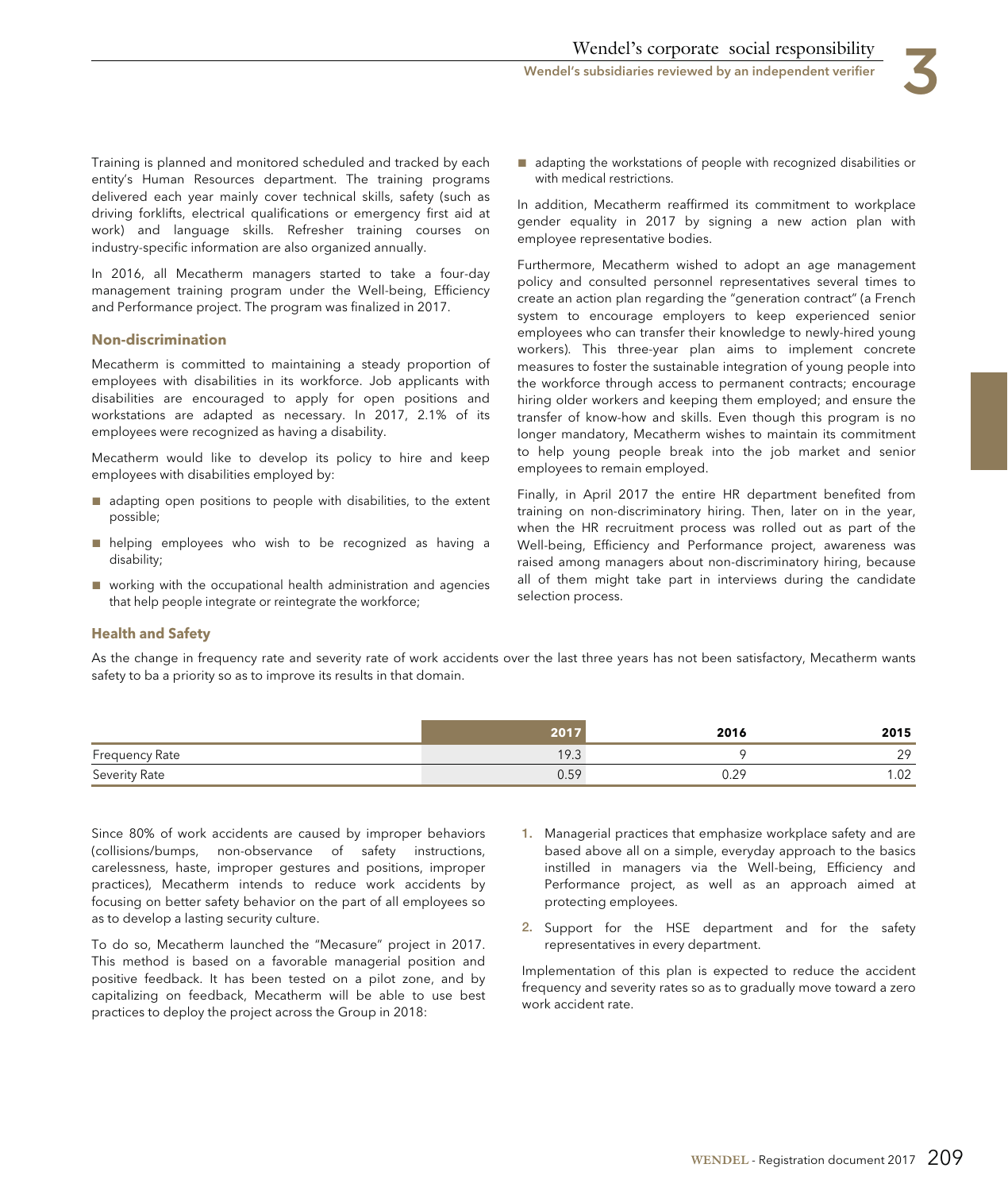Training is planned and monitored scheduled and tracked by each entity's Human Resources department. The training programs delivered each year mainly cover technical skills, safety (such as driving forklifts, electrical qualifications or emergency first aid at work) and language skills. Refresher training courses on industry-specific information are also organized annually.

In 2016, all Mecatherm managers started to take a four-day management training program under the Well-being, Efficiency and Performance project. The program was finalized in 2017.

### Non-discrimination

Mecatherm is committed to maintaining a steady proportion of employees with disabilities in its workforce. Job applicants with disabilities are encouraged to apply for open positions and workstations are adapted as necessary. In 2017, 2.1% of its employees were recognized as having a disability.

Mecatherm would like to develop its policy to hire and keep employees with disabilities employed by:

- adapting open positions to people with disabilities, to the extent possible;
- helping employees who wish to be recognized as having a disability;
- working with the occupational health administration and agencies that help people integrate or reintegrate the workforce;
- adapting the workstations of people with recognized disabilities or with medical restrictions.

In addition, Mecatherm reaffirmed its commitment to workplace gender equality in 2017 by signing a new action plan with employee representative bodies.

Furthermore, Mecatherm wished to adopt an age management policy and consulted personnel representatives several times to create an action plan regarding the "generation contract" (a French system to encourage employers to keep experienced senior employees who can transfer their knowledge to newly-hired young workers). This three-year plan aims to implement concrete measures to foster the sustainable integration of young people into the workforce through access to permanent contracts; encourage hiring older workers and keeping them employed; and ensure the transfer of know-how and skills. Even though this program is no longer mandatory, Mecatherm wishes to maintain its commitment to help young people break into the job market and senior employees to remain employed.

Finally, in April 2017 the entire HR department benefited from training on non-discriminatory hiring. Then, later on in the year, when the HR recruitment process was rolled out as part of the Well-being, Efficiency and Performance project, awareness was raised among managers about non-discriminatory hiring, because all of them might take part in interviews during the candidate selection process.

### Health and Safety

As the change in frequency rate and severity rate of work accidents over the last three years has not been satisfactory, Mecatherm wants safety to ba a priority so as to improve its results in that domain.

| | 2017 | 2016 | 2015 |
|---|---|---|---|
| Frequency Rate | 19.3 | 9 | 29 |
| Severity Rate | 0.59 | 0.29 | 1.02 |

Since 80% of work accidents are caused by improper behaviors (collisions/bumps, non-observance of safety instructions, carelessness, haste, improper gestures and positions, improper practices), Mecatherm intends to reduce work accidents by focusing on better safety behavior on the part of all employees so as to develop a lasting security culture.

To do so, Mecatherm launched the "Mecasure" project in 2017. This method is based on a favorable managerial position and positive feedback. It has been tested on a pilot zone, and by capitalizing on feedback, Mecatherm will be able to use best practices to deploy the project across the Group in 2018:

1. Managerial practices that emphasize workplace safety and are based above all on a simple, everyday approach to the basics instilled in managers via the Well-being, Efficiency and Performance project, as well as an approach aimed at protecting employees.
2. Support for the HSE department and for the safety representatives in every department.

Implementation of this plan is expected to reduce the accident frequency and severity rates so as to gradually move toward a zero work accident rate.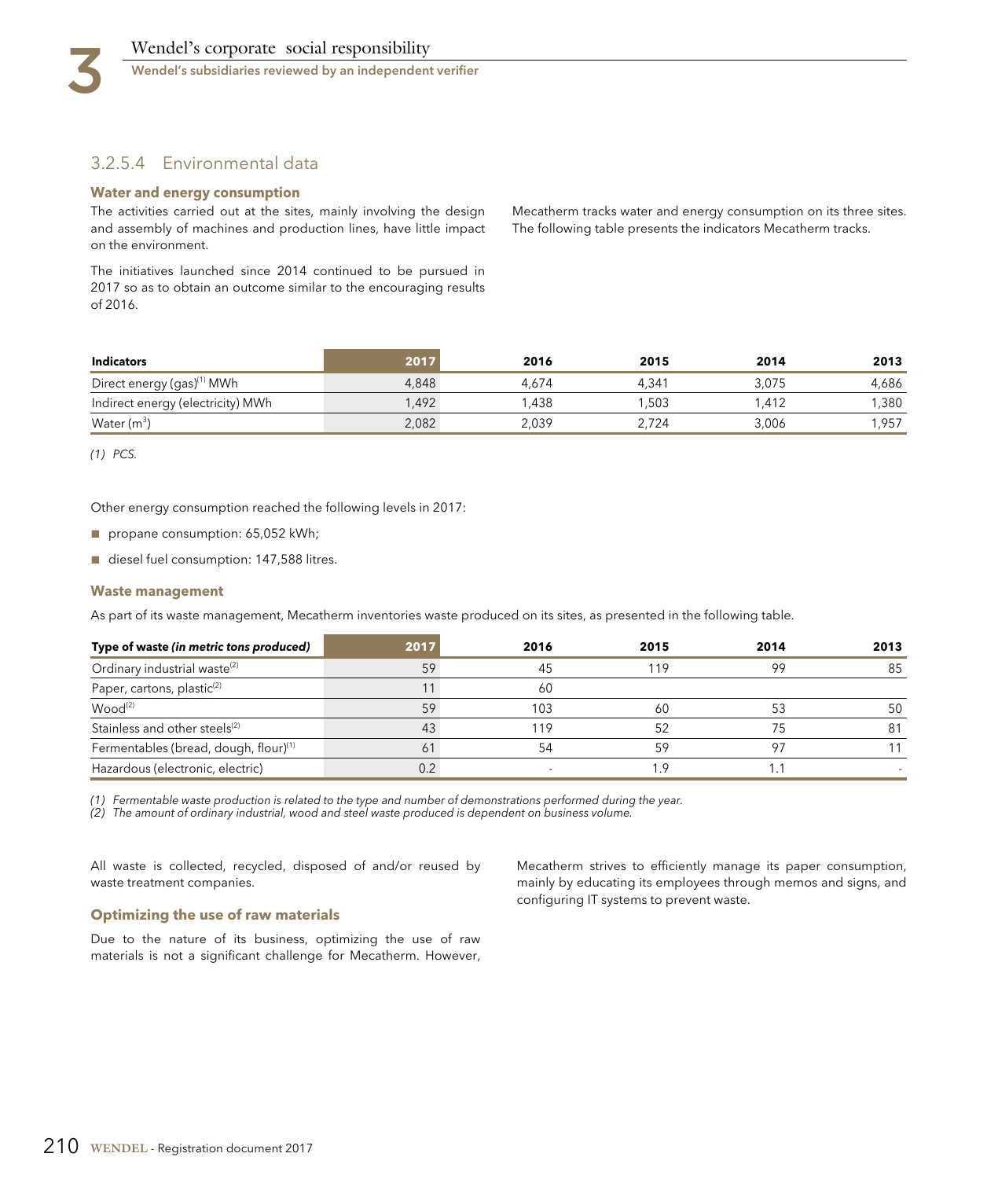### 3.2.5.4 Environmental data

#### Water and energy consumption

The activities carried out at the sites, mainly involving the design and assembly of machines and production lines, have little impact on the environment.

The initiatives launched since 2014 continued to be pursued in 2017 so as to obtain an outcome similar to the encouraging results of 2016.

Mecatherm tracks water and energy consumption on its three sites. The following table presents the indicators Mecatherm tracks.

| Indicators | 2017 | 2016 | 2015 | 2014 | 2013 |
|---|---|---|---|---|---|
| Direct energy (gas)(1) MWh | 4,848 | 4,674 | 4,341 | 3,075 | 4,686 |
| Indirect energy (electricity) MWh | 1,492 | 1,438 | 1,503 | 1,412 | 1,380 |
| Water ($m^3$) | 2,082 | 2,039 | 2,724 | 3,006 | 1,957 |

*(1) PCS.*

Other energy consumption reached the following levels in 2017:

- propane consumption: 65,052 kWh;
- diesel fuel consumption: 147,588 litres.

#### Waste management

As part of its waste management, Mecatherm inventories waste produced on its sites, as presented in the following table.

| Type of waste *(in metric tons produced)* | 2017 | 2016 | 2015 | 2014 | 2013 |
|---|---|---|---|---|---|
| Ordinary industrial waste(2) | 59 | 45 | 119 | 99 | 85 |
| Paper, cartons, plastic(2) | 11 | 60 | | | |
| Wood(2) | 59 | 103 | 60 | 53 | 50 |
| Stainless and other steels(2) | 43 | 119 | 52 | 75 | 81 |
| Fermentables (bread, dough, flour)(1) | 61 | 54 | 59 | 97 | 11 |
| Hazardous (electronic, electric) | 0.2 | - | 1.9 | 1.1 | - |

*(1) Fermentable waste production is related to the type and number of demonstrations performed during the year.*
*(2) The amount of ordinary industrial, wood and steel waste produced is dependent on business volume.*

All waste is collected, recycled, disposed of and/or reused by waste treatment companies.

#### Optimizing the use of raw materials

Due to the nature of its business, optimizing the use of raw materials is not a significant challenge for Mecatherm. However, Mecatherm strives to efficiently manage its paper consumption, mainly by educating its employees through memos and signs, and configuring IT systems to prevent waste.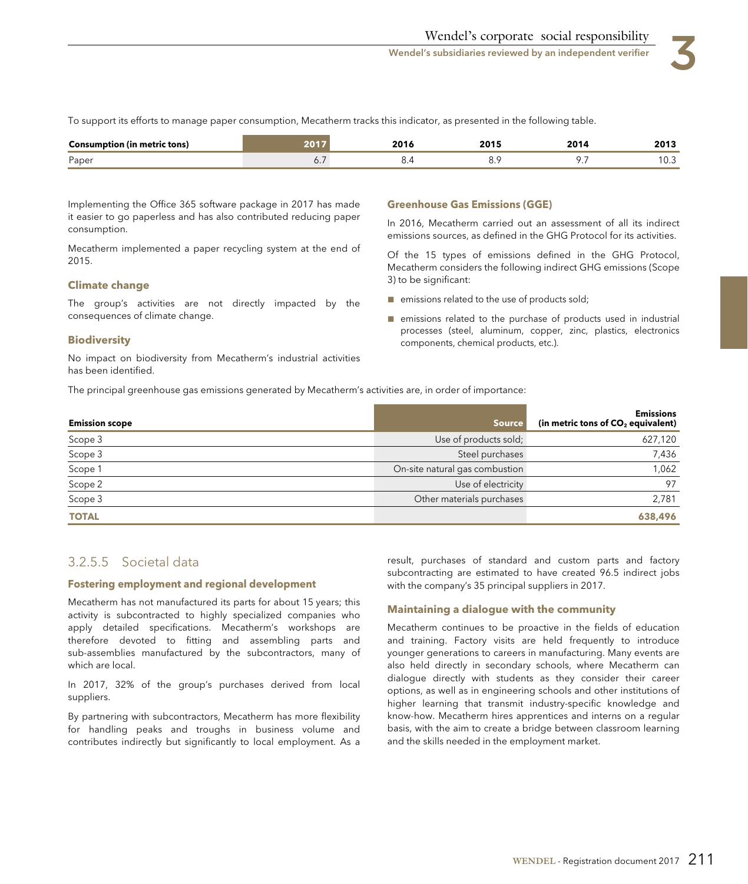To support its efforts to manage paper consumption, Mecatherm tracks this indicator, as presented in the following table.

| Consumption (in metric tons) | 2017 | 2016 | 2015 | 2014 | 2013 |
|---|---|---|---|---|---|
| Paper | 6.7 | 8.4 | 8.9 | 9.7 | 10.3 |

Implementing the Office 365 software package in 2017 has made it easier to go paperless and has also contributed reducing paper consumption.

Mecatherm implemented a paper recycling system at the end of 2015.

#### Climate change

The group's activities are not directly impacted by the consequences of climate change.

#### Biodiversity

No impact on biodiversity from Mecatherm's industrial activities has been identified.

#### Greenhouse Gas Emissions (GGE)

In 2016, Mecatherm carried out an assessment of all its indirect emissions sources, as defined in the GHG Protocol for its activities.

Of the 15 types of emissions defined in the GHG Protocol, Mecatherm considers the following indirect GHG emissions (Scope 3) to be significant:

- emissions related to the use of products sold;
- emissions related to the purchase of products used in industrial processes (steel, aluminum, copper, zinc, plastics, electronics components, chemical products, etc.).

The principal greenhouse gas emissions generated by Mecatherm's activities are, in order of importance:

| Emission scope | Source | Emissions (in metric tons of $CO_2$ equivalent) |
|---|---|---|
| Scope 3 | Use of products sold; | 627,120 |
| Scope 3 | Steel purchases | 7,436 |
| Scope 1 | On-site natural gas combustion | 1,062 |
| Scope 2 | Use of electricity | 97 |
| Scope 3 | Other materials purchases | 2,781 |
| **TOTAL** | | **638,496** |

### 3.2.5.5 Societal data

#### Fostering employment and regional development

Mecatherm has not manufactured its parts for about 15 years; this activity is subcontracted to highly specialized companies who apply detailed specifications. Mecatherm's workshops are therefore devoted to fitting and assembling parts and sub-assemblies manufactured by the subcontractors, many of which are local.

In 2017, 32% of the group's purchases derived from local suppliers.

By partnering with subcontractors, Mecatherm has more flexibility for handling peaks and troughs in business volume and contributes indirectly but significantly to local employment. As a result, purchases of standard and custom parts and factory subcontracting are estimated to have created 96.5 indirect jobs with the company's 35 principal suppliers in 2017.

#### Maintaining a dialogue with the community

Mecatherm continues to be proactive in the fields of education and training. Factory visits are held frequently to introduce younger generations to careers in manufacturing. Many events are also held directly in secondary schools, where Mecatherm can dialogue directly with students as they consider their career options, as well as in engineering schools and other institutions of higher learning that transmit industry-specific knowledge and know-how. Mecatherm hires apprentices and interns on a regular basis, with the aim to create a bridge between classroom learning and the skills needed in the employment market.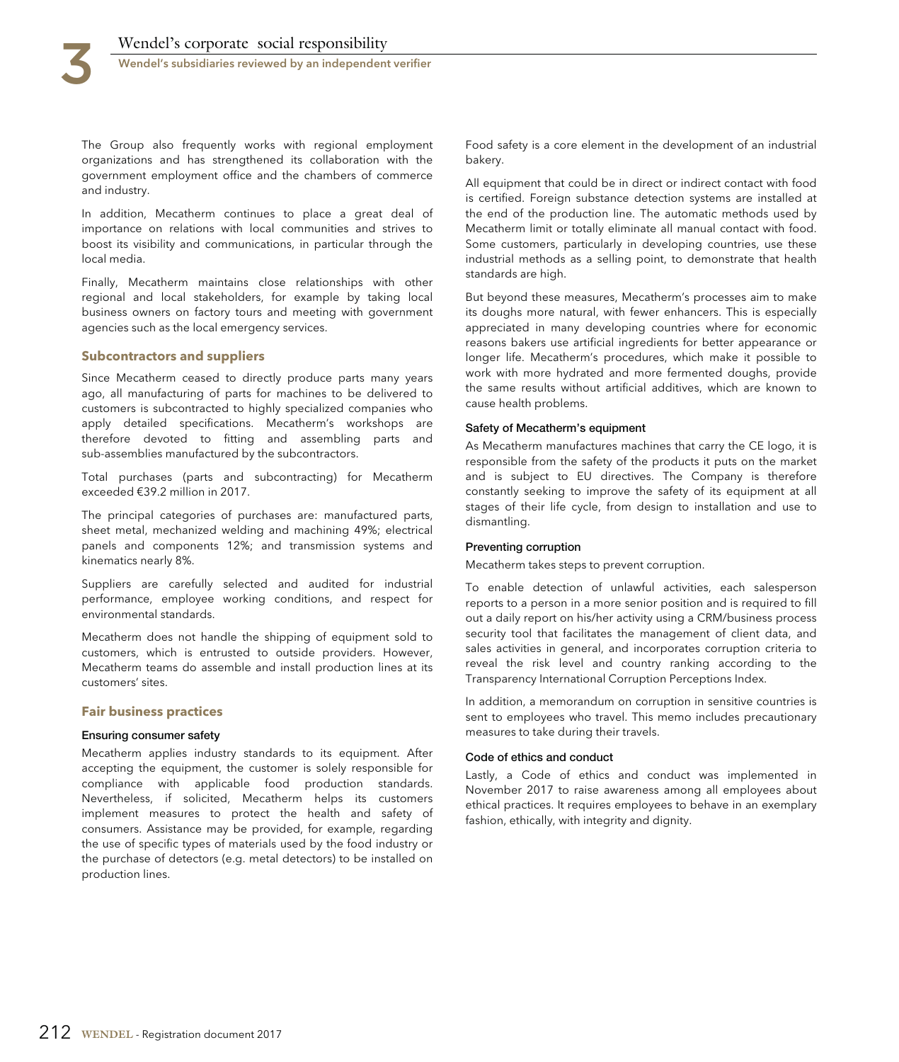The Group also frequently works with regional employment organizations and has strengthened its collaboration with the government employment office and the chambers of commerce and industry.

In addition, Mecatherm continues to place a great deal of importance on relations with local communities and strives to boost its visibility and communications, in particular through the local media.

Finally, Mecatherm maintains close relationships with other regional and local stakeholders, for example by taking local business owners on factory tours and meeting with government agencies such as the local emergency services.

### Subcontractors and suppliers

Since Mecatherm ceased to directly produce parts many years ago, all manufacturing of parts for machines to be delivered to customers is subcontracted to highly specialized companies who apply detailed specifications. Mecatherm's workshops are therefore devoted to fitting and assembling parts and sub-assemblies manufactured by the subcontractors.

Total purchases (parts and subcontracting) for Mecatherm exceeded €39.2 million in 2017.

The principal categories of purchases are: manufactured parts, sheet metal, mechanized welding and machining 49%; electrical panels and components 12%; and transmission systems and kinematics nearly 8%.

Suppliers are carefully selected and audited for industrial performance, employee working conditions, and respect for environmental standards.

Mecatherm does not handle the shipping of equipment sold to customers, which is entrusted to outside providers. However, Mecatherm teams do assemble and install production lines at its customers' sites.

### Fair business practices

#### Ensuring consumer safety

Mecatherm applies industry standards to its equipment. After accepting the equipment, the customer is solely responsible for compliance with applicable food production standards. Nevertheless, if solicited, Mecatherm helps its customers implement measures to protect the health and safety of consumers. Assistance may be provided, for example, regarding the use of specific types of materials used by the food industry or the purchase of detectors (e.g. metal detectors) to be installed on production lines.

Food safety is a core element in the development of an industrial bakery.

All equipment that could be in direct or indirect contact with food is certified. Foreign substance detection systems are installed at the end of the production line. The automatic methods used by Mecatherm limit or totally eliminate all manual contact with food. Some customers, particularly in developing countries, use these industrial methods as a selling point, to demonstrate that health standards are high.

But beyond these measures, Mecatherm's processes aim to make its doughs more natural, with fewer enhancers. This is especially appreciated in many developing countries where for economic reasons bakers use artificial ingredients for better appearance or longer life. Mecatherm's procedures, which make it possible to work with more hydrated and more fermented doughs, provide the same results without artificial additives, which are known to cause health problems.

#### Safety of Mecatherm's equipment

As Mecatherm manufactures machines that carry the CE logo, it is responsible from the safety of the products it puts on the market and is subject to EU directives. The Company is therefore constantly seeking to improve the safety of its equipment at all stages of their life cycle, from design to installation and use to dismantling.

#### Preventing corruption

Mecatherm takes steps to prevent corruption.

To enable detection of unlawful activities, each salesperson reports to a person in a more senior position and is required to fill out a daily report on his/her activity using a CRM/business process security tool that facilitates the management of client data, and sales activities in general, and incorporates corruption criteria to reveal the risk level and country ranking according to the Transparency International Corruption Perceptions Index.

In addition, a memorandum on corruption in sensitive countries is sent to employees who travel. This memo includes precautionary measures to take during their travels.

#### Code of ethics and conduct

Lastly, a Code of ethics and conduct was implemented in November 2017 to raise awareness among all employees about ethical practices. It requires employees to behave in an exemplary fashion, ethically, with integrity and dignity.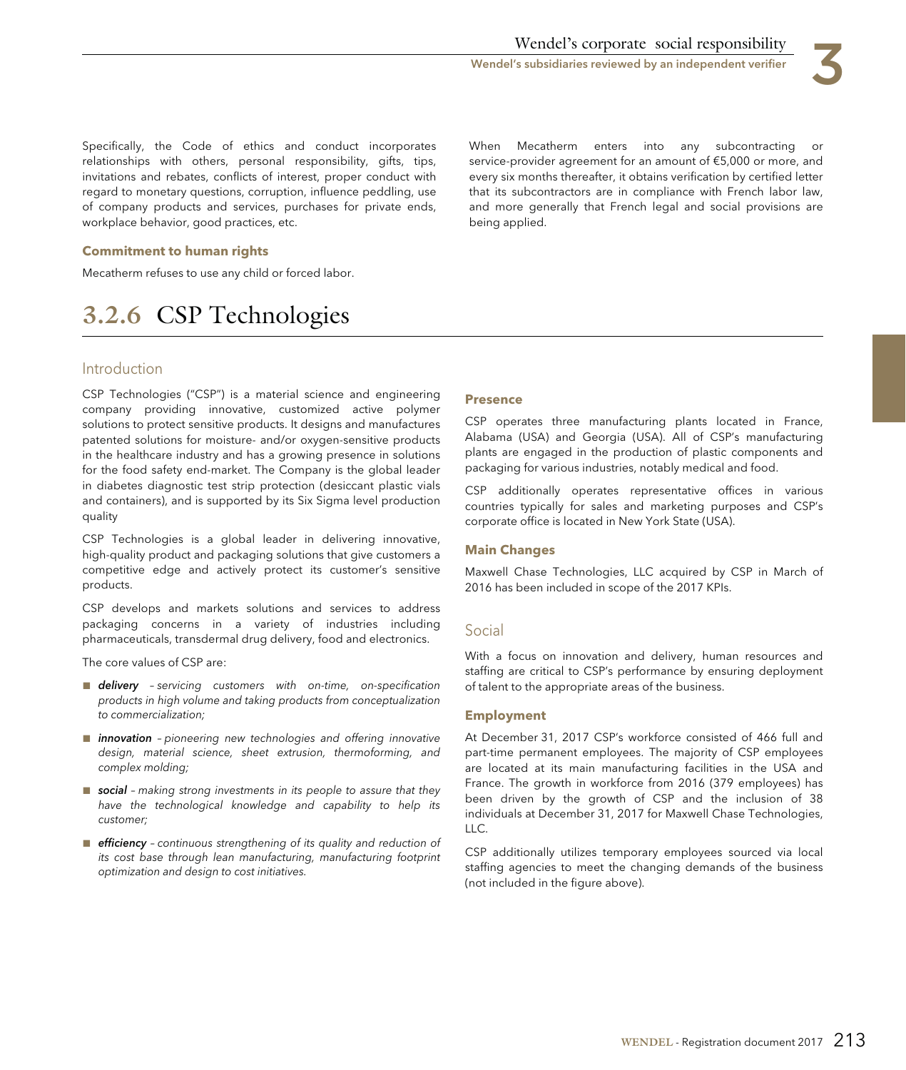Specifically, the Code of ethics and conduct incorporates relationships with others, personal responsibility, gifts, tips, invitations and rebates, conflicts of interest, proper conduct with regard to monetary questions, corruption, influence peddling, use of company products and services, purchases for private ends, workplace behavior, good practices, etc.

**Commitment to human rights**

Mecatherm refuses to use any child or forced labor.

When Mecatherm enters into any subcontracting or service-provider agreement for an amount of €5,000 or more, and every six months thereafter, it obtains verification by certified letter that its subcontractors are in compliance with French labor law, and more generally that French legal and social provisions are being applied.

## 3.2.6 CSP Technologies

### Introduction

CSP Technologies ("CSP") is a material science and engineering company providing innovative, customized active polymer solutions to protect sensitive products. It designs and manufactures patented solutions for moisture- and/or oxygen-sensitive products in the healthcare industry and has a growing presence in solutions for the food safety end-market. The Company is the global leader in diabetes diagnostic test strip protection (desiccant plastic vials and containers), and is supported by its Six Sigma level production quality

CSP Technologies is a global leader in delivering innovative, high-quality product and packaging solutions that give customers a competitive edge and actively protect its customer's sensitive products.

CSP develops and markets solutions and services to address packaging concerns in a variety of industries including pharmaceuticals, transdermal drug delivery, food and electronics.

The core values of CSP are:

- ***delivery*** *– servicing customers with on-time, on-specification products in high volume and taking products from conceptualization to commercialization;*
- ***innovation*** *– pioneering new technologies and offering innovative design, material science, sheet extrusion, thermoforming, and complex molding;*
- ***social*** *– making strong investments in its people to assure that they have the technological knowledge and capability to help its customer;*
- ***efficiency*** *– continuous strengthening of its quality and reduction of its cost base through lean manufacturing, manufacturing footprint optimization and design to cost initiatives.*

**Presence**

CSP operates three manufacturing plants located in France, Alabama (USA) and Georgia (USA). All of CSP's manufacturing plants are engaged in the production of plastic components and packaging for various industries, notably medical and food.

CSP additionally operates representative offices in various countries typically for sales and marketing purposes and CSP's corporate office is located in New York State (USA).

**Main Changes**

Maxwell Chase Technologies, LLC acquired by CSP in March of 2016 has been included in scope of the 2017 KPIs.

### Social

With a focus on innovation and delivery, human resources and staffing are critical to CSP's performance by ensuring deployment of talent to the appropriate areas of the business.

**Employment**

At December 31, 2017 CSP's workforce consisted of 466 full and part-time permanent employees. The majority of CSP employees are located at its main manufacturing facilities in the USA and France. The growth in workforce from 2016 (379 employees) has been driven by the growth of CSP and the inclusion of 38 individuals at December 31, 2017 for Maxwell Chase Technologies, LLC.

CSP additionally utilizes temporary employees sourced via local staffing agencies to meet the changing demands of the business (not included in the figure above).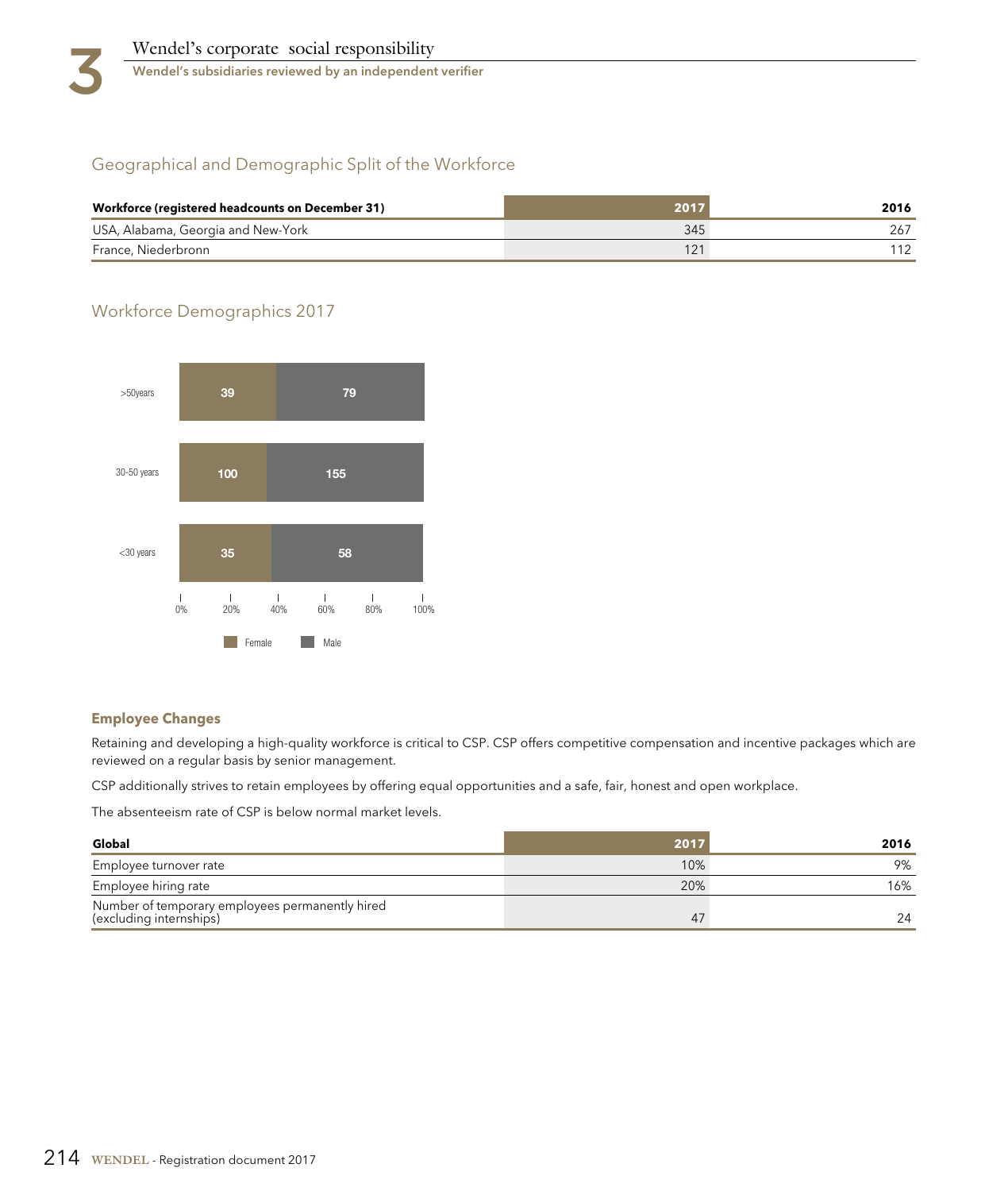## Geographical and Demographic Split of the Workforce

| Workforce (registered headcounts on December 31) | 2017 | 2016 |
|---|---|---|
| USA, Alabama, Georgia and New-York | 345 | 267 |
| France, Niederbronn | 121 | 112 |

## Workforce Demographics 2017

| | Female | Male |
|---|---|---|
| >50years | 39 | 79 |
| 30-50 years | 100 | 155 |
| <30 years | 35 | 58 |

### Employee Changes

Retaining and developing a high-quality workforce is critical to CSP. CSP offers competitive compensation and incentive packages which are reviewed on a regular basis by senior management.

CSP additionally strives to retain employees by offering equal opportunities and a safe, fair, honest and open workplace.

The absenteeism rate of CSP is below normal market levels.

| Global | 2017 | 2016 |
|---|---|---|
| Employee turnover rate | 10% | 9% |
| Employee hiring rate | 20% | 16% |
| Number of temporary employees permanently hired (excluding internships) | 47 | 24 |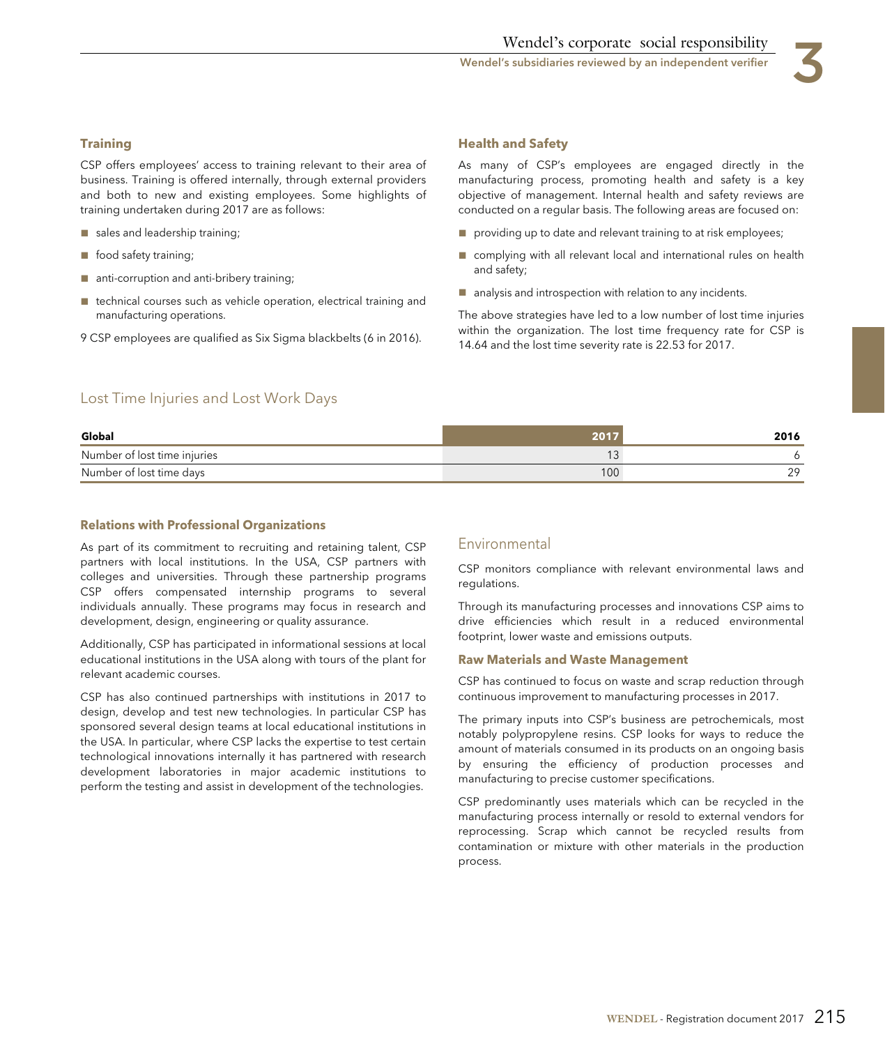#### Training

CSP offers employees' access to training relevant to their area of business. Training is offered internally, through external providers and both to new and existing employees. Some highlights of training undertaken during 2017 are as follows:

- sales and leadership training;
- food safety training;
- anti-corruption and anti-bribery training;
- technical courses such as vehicle operation, electrical training and manufacturing operations.

9 CSP employees are qualified as Six Sigma blackbelts (6 in 2016).

#### Health and Safety

As many of CSP's employees are engaged directly in the manufacturing process, promoting health and safety is a key objective of management. Internal health and safety reviews are conducted on a regular basis. The following areas are focused on:

- providing up to date and relevant training to at risk employees;
- complying with all relevant local and international rules on health and safety;
- analysis and introspection with relation to any incidents.

The above strategies have led to a low number of lost time injuries within the organization. The lost time frequency rate for CSP is 14.64 and the lost time severity rate is 22.53 for 2017.

## Lost Time Injuries and Lost Work Days

| Global | 2017 | 2016 |
|---|---|---|
| Number of lost time injuries | 13 | 6 |
| Number of lost time days | 100 | 29 |

#### Relations with Professional Organizations

As part of its commitment to recruiting and retaining talent, CSP partners with local institutions. In the USA, CSP partners with colleges and universities. Through these partnership programs CSP offers compensated internship programs to several individuals annually. These programs may focus in research and development, design, engineering or quality assurance.

Additionally, CSP has participated in informational sessions at local educational institutions in the USA along with tours of the plant for relevant academic courses.

CSP has also continued partnerships with institutions in 2017 to design, develop and test new technologies. In particular CSP has sponsored several design teams at local educational institutions in the USA. In particular, where CSP lacks the expertise to test certain technological innovations internally it has partnered with research development laboratories in major academic institutions to perform the testing and assist in development of the technologies.

## Environmental

CSP monitors compliance with relevant environmental laws and regulations.

Through its manufacturing processes and innovations CSP aims to drive efficiencies which result in a reduced environmental footprint, lower waste and emissions outputs.

#### Raw Materials and Waste Management

CSP has continued to focus on waste and scrap reduction through continuous improvement to manufacturing processes in 2017.

The primary inputs into CSP's business are petrochemicals, most notably polypropylene resins. CSP looks for ways to reduce the amount of materials consumed in its products on an ongoing basis by ensuring the efficiency of production processes and manufacturing to precise customer specifications.

CSP predominantly uses materials which can be recycled in the manufacturing process internally or resold to external vendors for reprocessing. Scrap which cannot be recycled results from contamination or mixture with other materials in the production process.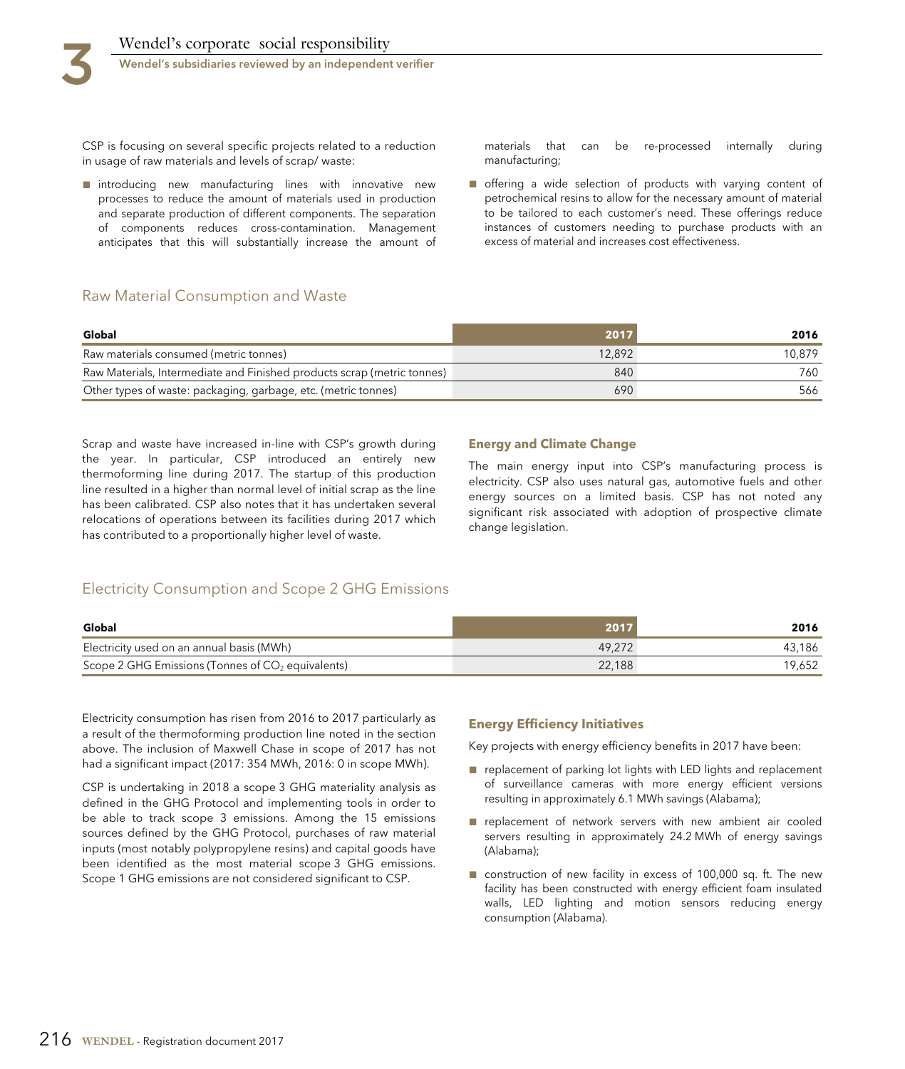CSP is focusing on several specific projects related to a reduction in usage of raw materials and levels of scrap/ waste:

- introducing new manufacturing lines with innovative new processes to reduce the amount of materials used in production and separate production of different components. The separation of components reduces cross-contamination. Management anticipates that this will substantially increase the amount of materials that can be re-processed internally during manufacturing;
- offering a wide selection of products with varying content of petrochemical resins to allow for the necessary amount of material to be tailored to each customer's need. These offerings reduce instances of customers needing to purchase products with an excess of material and increases cost effectiveness.

## Raw Material Consumption and Waste

| Global | 2017 | 2016 |
|---|---|---|
| Raw materials consumed (metric tonnes) | 12,892 | 10,879 |
| Raw Materials, Intermediate and Finished products scrap (metric tonnes) | 840 | 760 |
| Other types of waste: packaging, garbage, etc. (metric tonnes) | 690 | 566 |

Scrap and waste have increased in-line with CSP's growth during the year. In particular, CSP introduced an entirely new thermoforming line during 2017. The startup of this production line resulted in a higher than normal level of initial scrap as the line has been calibrated. CSP also notes that it has undertaken several relocations of operations between its facilities during 2017 which has contributed to a proportionally higher level of waste.

### Energy and Climate Change

The main energy input into CSP's manufacturing process is electricity. CSP also uses natural gas, automotive fuels and other energy sources on a limited basis. CSP has not noted any significant risk associated with adoption of prospective climate change legislation.

## Electricity Consumption and Scope 2 GHG Emissions

| Global | 2017 | 2016 |
|---|---|---|
| Electricity used on an annual basis (MWh) | 49,272 | 43,186 |
| Scope 2 GHG Emissions (Tonnes of $CO_2$ equivalents) | 22,188 | 19,652 |

Electricity consumption has risen from 2016 to 2017 particularly as a result of the thermoforming production line noted in the section above. The inclusion of Maxwell Chase in scope of 2017 has not had a significant impact (2017: 354 MWh, 2016: 0 in scope MWh).

CSP is undertaking in 2018 a scope 3 GHG materiality analysis as defined in the GHG Protocol and implementing tools in order to be able to track scope 3 emissions. Among the 15 emissions sources defined by the GHG Protocol, purchases of raw material inputs (most notably polypropylene resins) and capital goods have been identified as the most material scope 3 GHG emissions. Scope 1 GHG emissions are not considered significant to CSP.

### Energy Efficiency Initiatives

Key projects with energy efficiency benefits in 2017 have been:

- replacement of parking lot lights with LED lights and replacement of surveillance cameras with more energy efficient versions resulting in approximately 6.1 MWh savings (Alabama);
- replacement of network servers with new ambient air cooled servers resulting in approximately 24.2 MWh of energy savings (Alabama);
- construction of new facility in excess of 100,000 sq. ft. The new facility has been constructed with energy efficient foam insulated walls, LED lighting and motion sensors reducing energy consumption (Alabama).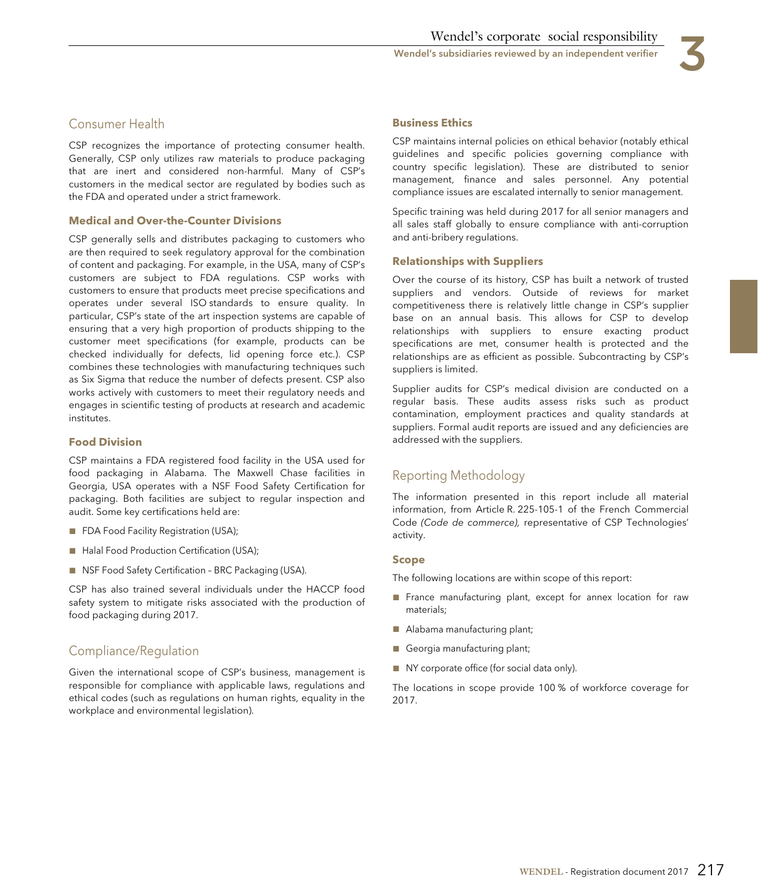## Consumer Health

CSP recognizes the importance of protecting consumer health. Generally, CSP only utilizes raw materials to produce packaging that are inert and considered non-harmful. Many of CSP's customers in the medical sector are regulated by bodies such as the FDA and operated under a strict framework.

### Medical and Over-the-Counter Divisions

CSP generally sells and distributes packaging to customers who are then required to seek regulatory approval for the combination of content and packaging. For example, in the USA, many of CSP's customers are subject to FDA regulations. CSP works with customers to ensure that products meet precise specifications and operates under several ISO standards to ensure quality. In particular, CSP's state of the art inspection systems are capable of ensuring that a very high proportion of products shipping to the customer meet specifications (for example, products can be checked individually for defects, lid opening force etc.). CSP combines these technologies with manufacturing techniques such as Six Sigma that reduce the number of defects present. CSP also works actively with customers to meet their regulatory needs and engages in scientific testing of products at research and academic institutes.

### Food Division

CSP maintains a FDA registered food facility in the USA used for food packaging in Alabama. The Maxwell Chase facilities in Georgia, USA operates with a NSF Food Safety Certification for packaging. Both facilities are subject to regular inspection and audit. Some key certifications held are:

- FDA Food Facility Registration (USA);
- Halal Food Production Certification (USA);
- NSF Food Safety Certification – BRC Packaging (USA).

CSP has also trained several individuals under the HACCP food safety system to mitigate risks associated with the production of food packaging during 2017.

## Compliance/Regulation

Given the international scope of CSP's business, management is responsible for compliance with applicable laws, regulations and ethical codes (such as regulations on human rights, equality in the workplace and environmental legislation).

### Business Ethics

CSP maintains internal policies on ethical behavior (notably ethical guidelines and specific policies governing compliance with country specific legislation). These are distributed to senior management, finance and sales personnel. Any potential compliance issues are escalated internally to senior management.

Specific training was held during 2017 for all senior managers and all sales staff globally to ensure compliance with anti-corruption and anti-bribery regulations.

### Relationships with Suppliers

Over the course of its history, CSP has built a network of trusted suppliers and vendors. Outside of reviews for market competitiveness there is relatively little change in CSP's supplier base on an annual basis. This allows for CSP to develop relationships with suppliers to ensure exacting product specifications are met, consumer health is protected and the relationships are as efficient as possible. Subcontracting by CSP's suppliers is limited.

Supplier audits for CSP's medical division are conducted on a regular basis. These audits assess risks such as product contamination, employment practices and quality standards at suppliers. Formal audit reports are issued and any deficiencies are addressed with the suppliers.

## Reporting Methodology

The information presented in this report include all material information, from Article R. 225-105-1 of the French Commercial Code *(Code de commerce),* representative of CSP Technologies' activity.

### Scope

The following locations are within scope of this report:

- France manufacturing plant, except for annex location for raw materials;
- Alabama manufacturing plant;
- Georgia manufacturing plant;
- NY corporate office (for social data only).

The locations in scope provide 100 % of workforce coverage for 2017.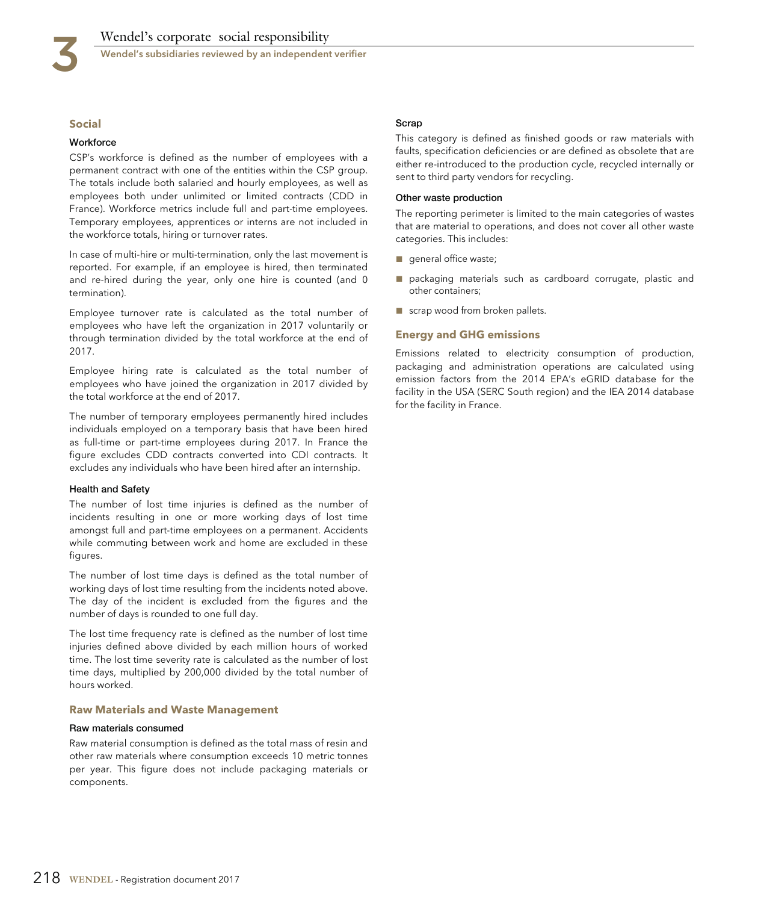## Social

### Workforce

CSP's workforce is defined as the number of employees with a permanent contract with one of the entities within the CSP group. The totals include both salaried and hourly employees, as well as employees both under unlimited or limited contracts (CDD in France). Workforce metrics include full and part-time employees. Temporary employees, apprentices or interns are not included in the workforce totals, hiring or turnover rates.

In case of multi-hire or multi-termination, only the last movement is reported. For example, if an employee is hired, then terminated and re-hired during the year, only one hire is counted (and 0 termination).

Employee turnover rate is calculated as the total number of employees who have left the organization in 2017 voluntarily or through termination divided by the total workforce at the end of 2017.

Employee hiring rate is calculated as the total number of employees who have joined the organization in 2017 divided by the total workforce at the end of 2017.

The number of temporary employees permanently hired includes individuals employed on a temporary basis that have been hired as full-time or part-time employees during 2017. In France the figure excludes CDD contracts converted into CDI contracts. It excludes any individuals who have been hired after an internship.

### Health and Safety

The number of lost time injuries is defined as the number of incidents resulting in one or more working days of lost time amongst full and part-time employees on a permanent. Accidents while commuting between work and home are excluded in these figures.

The number of lost time days is defined as the total number of working days of lost time resulting from the incidents noted above. The day of the incident is excluded from the figures and the number of days is rounded to one full day.

The lost time frequency rate is defined as the number of lost time injuries defined above divided by each million hours of worked time. The lost time severity rate is calculated as the number of lost time days, multiplied by 200,000 divided by the total number of hours worked.

## Raw Materials and Waste Management

### Raw materials consumed

Raw material consumption is defined as the total mass of resin and other raw materials where consumption exceeds 10 metric tonnes per year. This figure does not include packaging materials or components.

### Scrap

This category is defined as finished goods or raw materials with faults, specification deficiencies or are defined as obsolete that are either re-introduced to the production cycle, recycled internally or sent to third party vendors for recycling.

### Other waste production

The reporting perimeter is limited to the main categories of wastes that are material to operations, and does not cover all other waste categories. This includes:

- general office waste;
- packaging materials such as cardboard corrugate, plastic and other containers;
- scrap wood from broken pallets.

## Energy and GHG emissions

Emissions related to electricity consumption of production, packaging and administration operations are calculated using emission factors from the 2014 EPA's eGRID database for the facility in the USA (SERC South region) and the IEA 2014 database for the facility in France.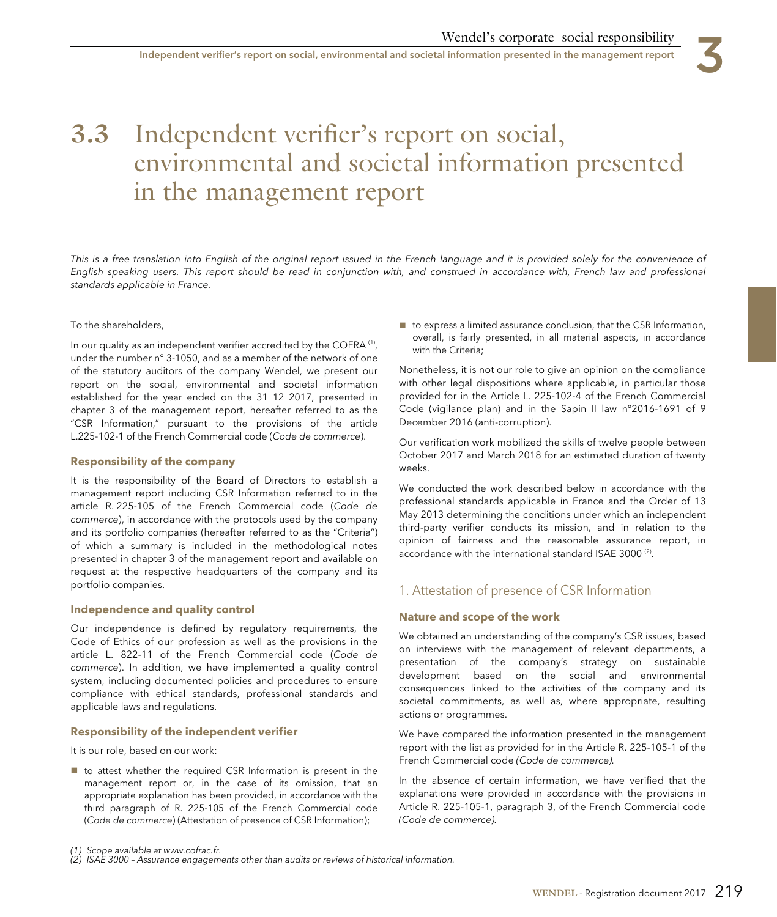# 3.3 Independent verifier's report on social, environmental and societal information presented in the management report

*This is a free translation into English of the original report issued in the French language and it is provided solely for the convenience of English speaking users. This report should be read in conjunction with, and construed in accordance with, French law and professional standards applicable in France.*

To the shareholders,

In our quality as an independent verifier accredited by the COFRA [1], under the number n° 3-1050, and as a member of the network of one of the statutory auditors of the company Wendel, we present our report on the social, environmental and societal information established for the year ended on the 31 12 2017, presented in chapter 3 of the management report, hereafter referred to as the "CSR Information," pursuant to the provisions of the article L.225-102-1 of the French Commercial code (*Code de commerce*).

### Responsibility of the company

It is the responsibility of the Board of Directors to establish a management report including CSR Information referred to in the article R. 225-105 of the French Commercial code (*Code de commerce*), in accordance with the protocols used by the company and its portfolio companies (hereafter referred to as the "Criteria") of which a summary is included in the methodological notes presented in chapter 3 of the management report and available on request at the respective headquarters of the company and its portfolio companies.

### Independence and quality control

Our independence is defined by regulatory requirements, the Code of Ethics of our profession as well as the provisions in the article L. 822-11 of the French Commercial code (*Code de commerce*). In addition, we have implemented a quality control system, including documented policies and procedures to ensure compliance with ethical standards, professional standards and applicable laws and regulations.

### Responsibility of the independent verifier

It is our role, based on our work:

- to attest whether the required CSR Information is present in the management report or, in the case of its omission, that an appropriate explanation has been provided, in accordance with the third paragraph of R. 225-105 of the French Commercial code (*Code de commerce*) (Attestation of presence of CSR Information);
- to express a limited assurance conclusion, that the CSR Information, overall, is fairly presented, in all material aspects, in accordance with the Criteria;

Nonetheless, it is not our role to give an opinion on the compliance with other legal dispositions where applicable, in particular those provided for in the Article L. 225-102-4 of the French Commercial Code (vigilance plan) and in the Sapin II law n°2016-1691 of 9 December 2016 (anti-corruption).

Our verification work mobilized the skills of twelve people between October 2017 and March 2018 for an estimated duration of twenty weeks.

We conducted the work described below in accordance with the professional standards applicable in France and the Order of 13 May 2013 determining the conditions under which an independent third-party verifier conducts its mission, and in relation to the opinion of fairness and the reasonable assurance report, in accordance with the international standard ISAE 3000 [2].

## 1. Attestation of presence of CSR Information

### Nature and scope of the work

We obtained an understanding of the company's CSR issues, based on interviews with the management of relevant departments, a presentation of the company's strategy on sustainable development based on the social and environmental consequences linked to the activities of the company and its societal commitments, as well as, where appropriate, resulting actions or programmes.

We have compared the information presented in the management report with the list as provided for in the Article R. 225-105-1 of the French Commercial code *(Code de commerce)*.

In the absence of certain information, we have verified that the explanations were provided in accordance with the provisions in Article R. 225-105-1, paragraph 3, of the French Commercial code *(Code de commerce)*.

*(1) Scope available at www.cofrac.fr.*
*(2) ISAE 3000 – Assurance engagements other than audits or reviews of historical information.*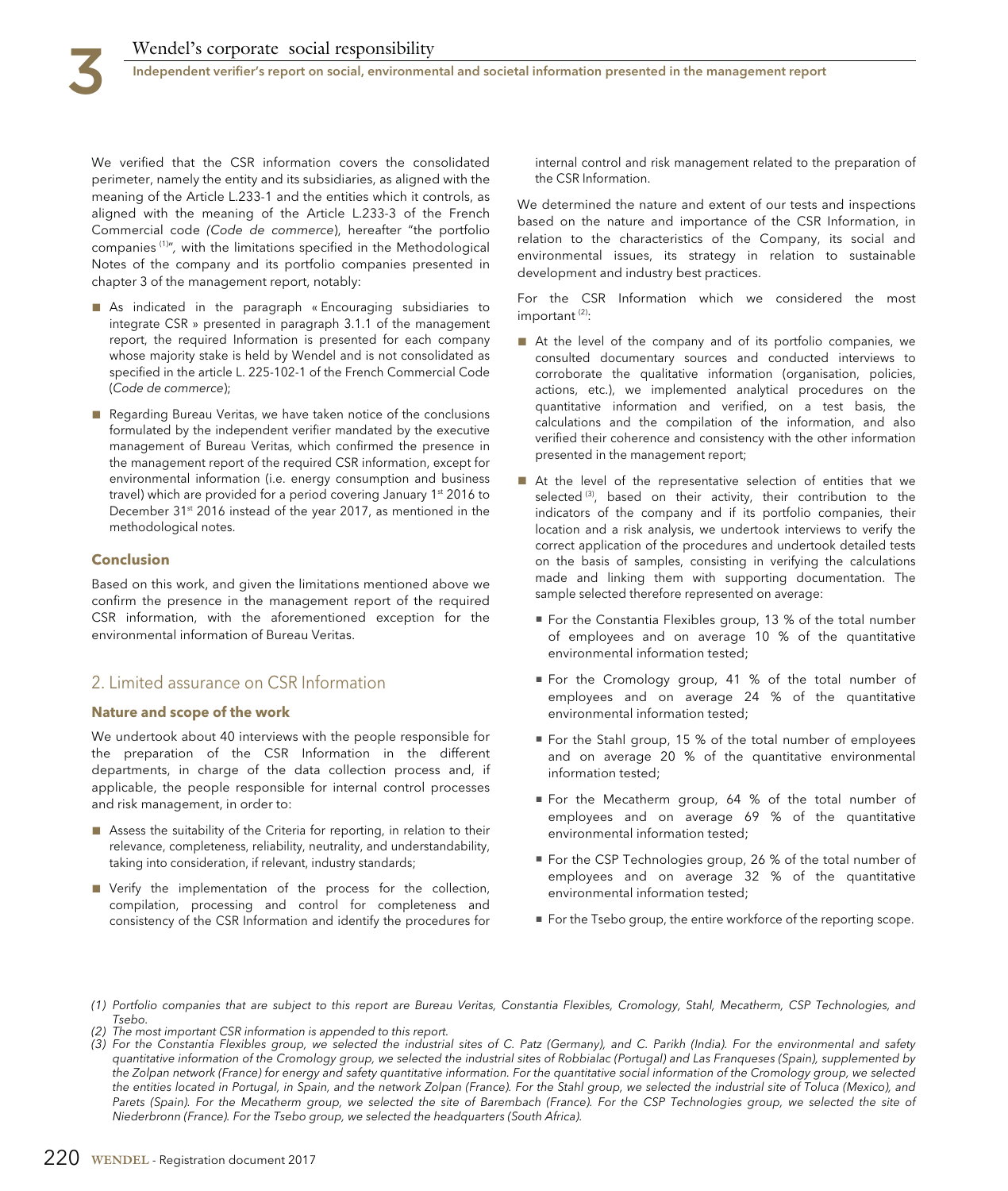We verified that the CSR information covers the consolidated perimeter, namely the entity and its subsidiaries, as aligned with the meaning of the Article L.233-1 and the entities which it controls, as aligned with the meaning of the Article L.233-3 of the French Commercial code *(Code de commerce)*, hereafter "the portfolio companies [(1)]", with the limitations specified in the Methodological Notes of the company and its portfolio companies presented in chapter 3 of the management report, notably:

- As indicated in the paragraph « Encouraging subsidiaries to integrate CSR » presented in paragraph 3.1.1 of the management report, the required Information is presented for each company whose majority stake is held by Wendel and is not consolidated as specified in the article L. 225-102-1 of the French Commercial Code (*Code de commerce*);
- Regarding Bureau Veritas, we have taken notice of the conclusions formulated by the independent verifier mandated by the executive management of Bureau Veritas, which confirmed the presence in the management report of the required CSR information, except for environmental information (i.e. energy consumption and business travel) which are provided for a period covering January 1st 2016 to December 31st 2016 instead of the year 2017, as mentioned in the methodological notes.

### Conclusion

Based on this work, and given the limitations mentioned above we confirm the presence in the management report of the required CSR information, with the aforementioned exception for the environmental information of Bureau Veritas.

## 2. Limited assurance on CSR Information

### Nature and scope of the work

We undertook about 40 interviews with the people responsible for the preparation of the CSR Information in the different departments, in charge of the data collection process and, if applicable, the people responsible for internal control processes and risk management, in order to:

- Assess the suitability of the Criteria for reporting, in relation to their relevance, completeness, reliability, neutrality, and understandability, taking into consideration, if relevant, industry standards;
- Verify the implementation of the process for the collection, compilation, processing and control for completeness and consistency of the CSR Information and identify the procedures for internal control and risk management related to the preparation of the CSR Information.

We determined the nature and extent of our tests and inspections based on the nature and importance of the CSR Information, in relation to the characteristics of the Company, its social and environmental issues, its strategy in relation to sustainable development and industry best practices.

For the CSR Information which we considered the most important [(2)]:

- At the level of the company and of its portfolio companies, we consulted documentary sources and conducted interviews to corroborate the qualitative information (organisation, policies, actions, etc.), we implemented analytical procedures on the quantitative information and verified, on a test basis, the calculations and the compilation of the information, and also verified their coherence and consistency with the other information presented in the management report;
- At the level of the representative selection of entities that we selected [(3)], based on their activity, their contribution to the indicators of the company and if its portfolio companies, their location and a risk analysis, we undertook interviews to verify the correct application of the procedures and undertook detailed tests on the basis of samples, consisting in verifying the calculations made and linking them with supporting documentation. The sample selected therefore represented on average:
  - For the Constantia Flexibles group, 13 % of the total number of employees and on average 10 % of the quantitative environmental information tested;
  - For the Cromology group, 41 % of the total number of employees and on average 24 % of the quantitative environmental information tested;
  - For the Stahl group, 15 % of the total number of employees and on average 20 % of the quantitative environmental information tested;
  - For the Mecatherm group, 64 % of the total number of employees and on average 69 % of the quantitative environmental information tested;
  - For the CSP Technologies group, 26 % of the total number of employees and on average 32 % of the quantitative environmental information tested;
  - For the Tsebo group, the entire workforce of the reporting scope.

*(1) Portfolio companies that are subject to this report are Bureau Veritas, Constantia Flexibles, Cromology, Stahl, Mecatherm, CSP Technologies, and Tsebo.*

*(2) The most important CSR information is appended to this report.*

*(3) For the Constantia Flexibles group, we selected the industrial sites of C. Patz (Germany), and C. Parikh (India). For the environmental and safety quantitative information of the Cromology group, we selected the industrial sites of Robbialac (Portugal) and Las Franqueses (Spain), supplemented by the Zolpan network (France) for energy and safety quantitative information. For the quantitative social information of the Cromology group, we selected the entities located in Portugal, in Spain, and the network Zolpan (France). For the Stahl group, we selected the industrial site of Toluca (Mexico), and Parets (Spain). For the Mecatherm group, we selected the site of Barembach (France). For the CSP Technologies group, we selected the site of Niederbronn (France). For the Tsebo group, we selected the headquarters (South Africa).*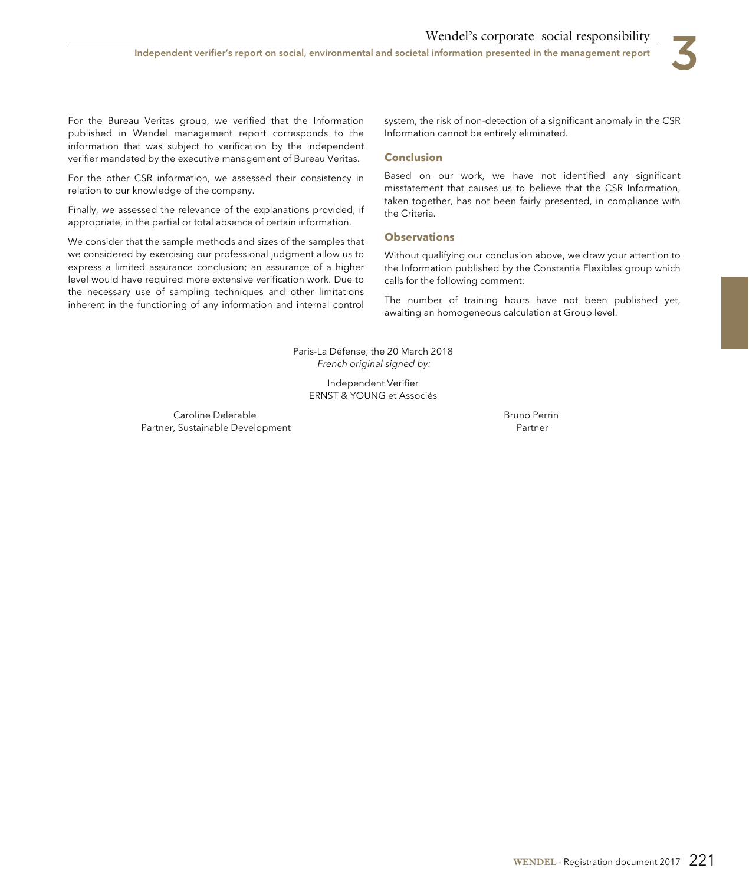For the Bureau Veritas group, we verified that the Information published in Wendel management report corresponds to the information that was subject to verification by the independent verifier mandated by the executive management of Bureau Veritas.

For the other CSR information, we assessed their consistency in relation to our knowledge of the company.

Finally, we assessed the relevance of the explanations provided, if appropriate, in the partial or total absence of certain information.

We consider that the sample methods and sizes of the samples that we considered by exercising our professional judgment allow us to express a limited assurance conclusion; an assurance of a higher level would have required more extensive verification work. Due to the necessary use of sampling techniques and other limitations inherent in the functioning of any information and internal control system, the risk of non-detection of a significant anomaly in the CSR Information cannot be entirely eliminated.

### Conclusion

Based on our work, we have not identified any significant misstatement that causes us to believe that the CSR Information, taken together, has not been fairly presented, in compliance with the Criteria.

### Observations

Without qualifying our conclusion above, we draw your attention to the Information published by the Constantia Flexibles group which calls for the following comment:

The number of training hours have not been published yet, awaiting an homogeneous calculation at Group level.

Paris-La Défense, the 20 March 2018
*French original signed by:*

Independent Verifier
ERNST & YOUNG et Associés

Caroline Delerable
Partner, Sustainable Development

Bruno Perrin
Partner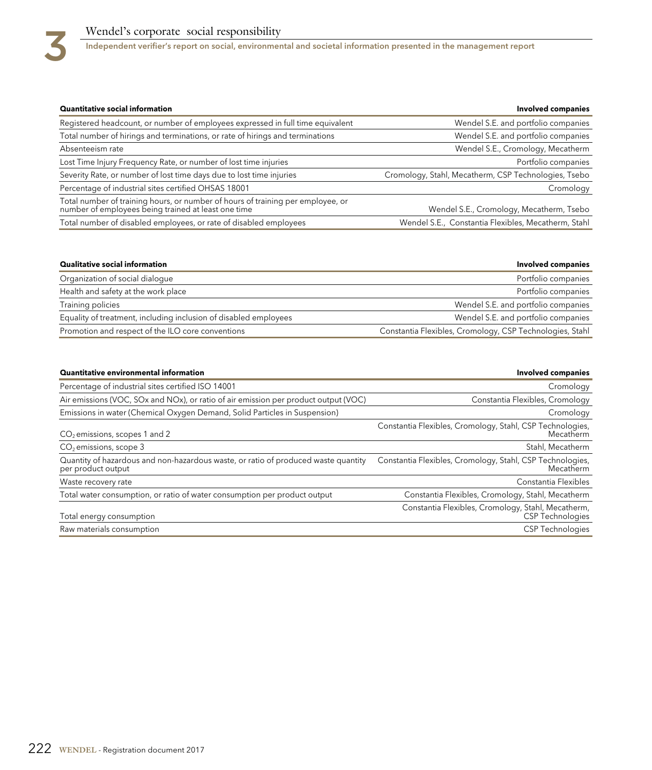| Quantitative social information | Involved companies |
|---|---|
| Registered headcount, or number of employees expressed in full time equivalent | Wendel S.E. and portfolio companies |
| Total number of hirings and terminations, or rate of hirings and terminations | Wendel S.E. and portfolio companies |
| Absenteeism rate | Wendel S.E., Cromology, Mecatherm |
| Lost Time Injury Frequency Rate, or number of lost time injuries | Portfolio companies |
| Severity Rate, or number of lost time days due to lost time injuries | Cromology, Stahl, Mecatherm, CSP Technologies, Tsebo |
| Percentage of industrial sites certified OHSAS 18001 | Cromology |
| Total number of training hours, or number of hours of training per employee, or number of employees being trained at least one time | Wendel S.E., Cromology, Mecatherm, Tsebo |
| Total number of disabled employees, or rate of disabled employees | Wendel S.E., Constantia Flexibles, Mecatherm, Stahl |

| Qualitative social information | Involved companies |
|---|---|
| Organization of social dialogue | Portfolio companies |
| Health and safety at the work place | Portfolio companies |
| Training policies | Wendel S.E. and portfolio companies |
| Equality of treatment, including inclusion of disabled employees | Wendel S.E. and portfolio companies |
| Promotion and respect of the ILO core conventions | Constantia Flexibles, Cromology, CSP Technologies, Stahl |

| Quantitative environmental information | Involved companies |
|---|---|
| Percentage of industrial sites certified ISO 14001 | Cromology |
| Air emissions (VOC, SOx and NOx), or ratio of air emission per product output (VOC) | Constantia Flexibles, Cromology |
| Emissions in water (Chemical Oxygen Demand, Solid Particles in Suspension) | Cromology |
| $CO_2$ emissions, scopes 1 and 2 | Constantia Flexibles, Cromology, Stahl, CSP Technologies, Mecatherm |
| $CO_2$ emissions, scope 3 | Stahl, Mecatherm |
| Quantity of hazardous and non-hazardous waste, or ratio of produced waste quantity per product output | Constantia Flexibles, Cromology, Stahl, CSP Technologies, Mecatherm |
| Waste recovery rate | Constantia Flexibles |
| Total water consumption, or ratio of water consumption per product output | Constantia Flexibles, Cromology, Stahl, Mecatherm |
| Total energy consumption | Constantia Flexibles, Cromology, Stahl, Mecatherm, CSP Technologies |
| Raw materials consumption | CSP Technologies |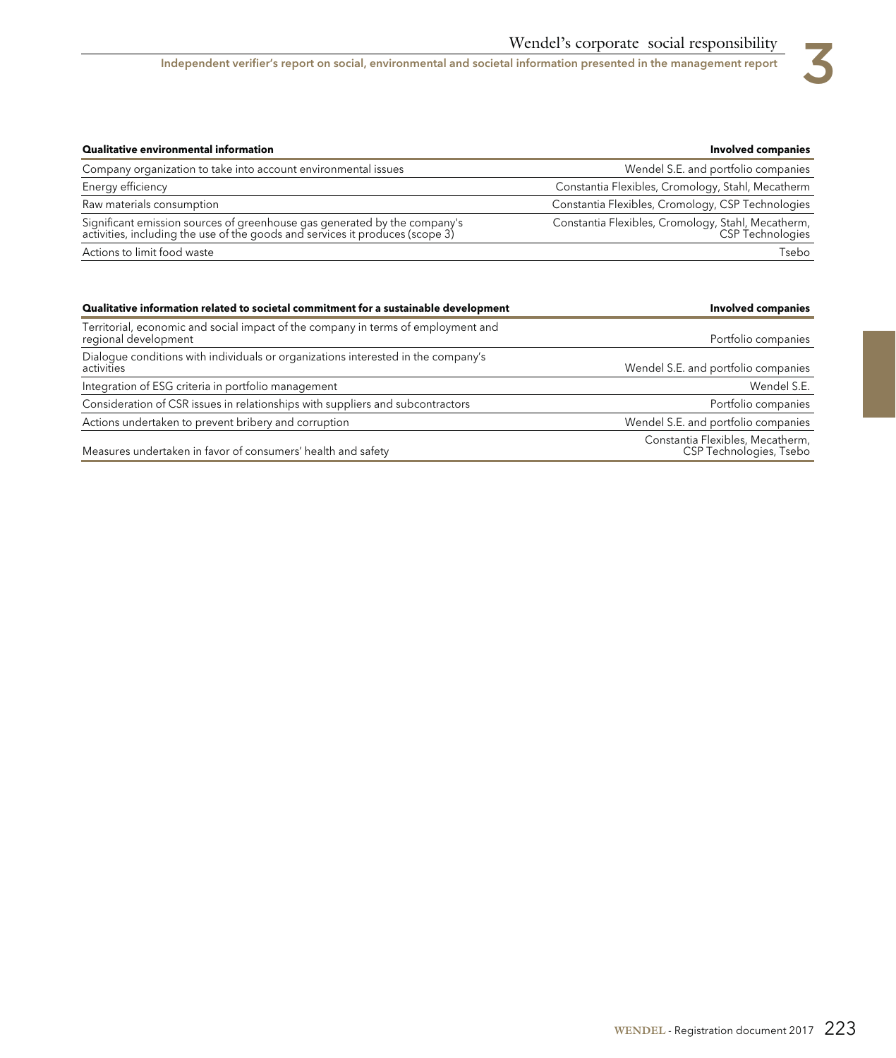| Qualitative environmental information | Involved companies |
|---|---|
| Company organization to take into account environmental issues | Wendel S.E. and portfolio companies |
| Energy efficiency | Constantia Flexibles, Cromology, Stahl, Mecatherm |
| Raw materials consumption | Constantia Flexibles, Cromology, CSP Technologies |
| Significant emission sources of greenhouse gas generated by the company's activities, including the use of the goods and services it produces (scope 3) | Constantia Flexibles, Cromology, Stahl, Mecatherm, CSP Technologies |
| Actions to limit food waste | Tsebo |

| Qualitative information related to societal commitment for a sustainable development | Involved companies |
|---|---|
| Territorial, economic and social impact of the company in terms of employment and regional development | Portfolio companies |
| Dialogue conditions with individuals or organizations interested in the company's activities | Wendel S.E. and portfolio companies |
| Integration of ESG criteria in portfolio management | Wendel S.E. |
| Consideration of CSR issues in relationships with suppliers and subcontractors | Portfolio companies |
| Actions undertaken to prevent bribery and corruption | Wendel S.E. and portfolio companies |
| Measures undertaken in favor of consumers' health and safety | Constantia Flexibles, Mecatherm, CSP Technologies, Tsebo |